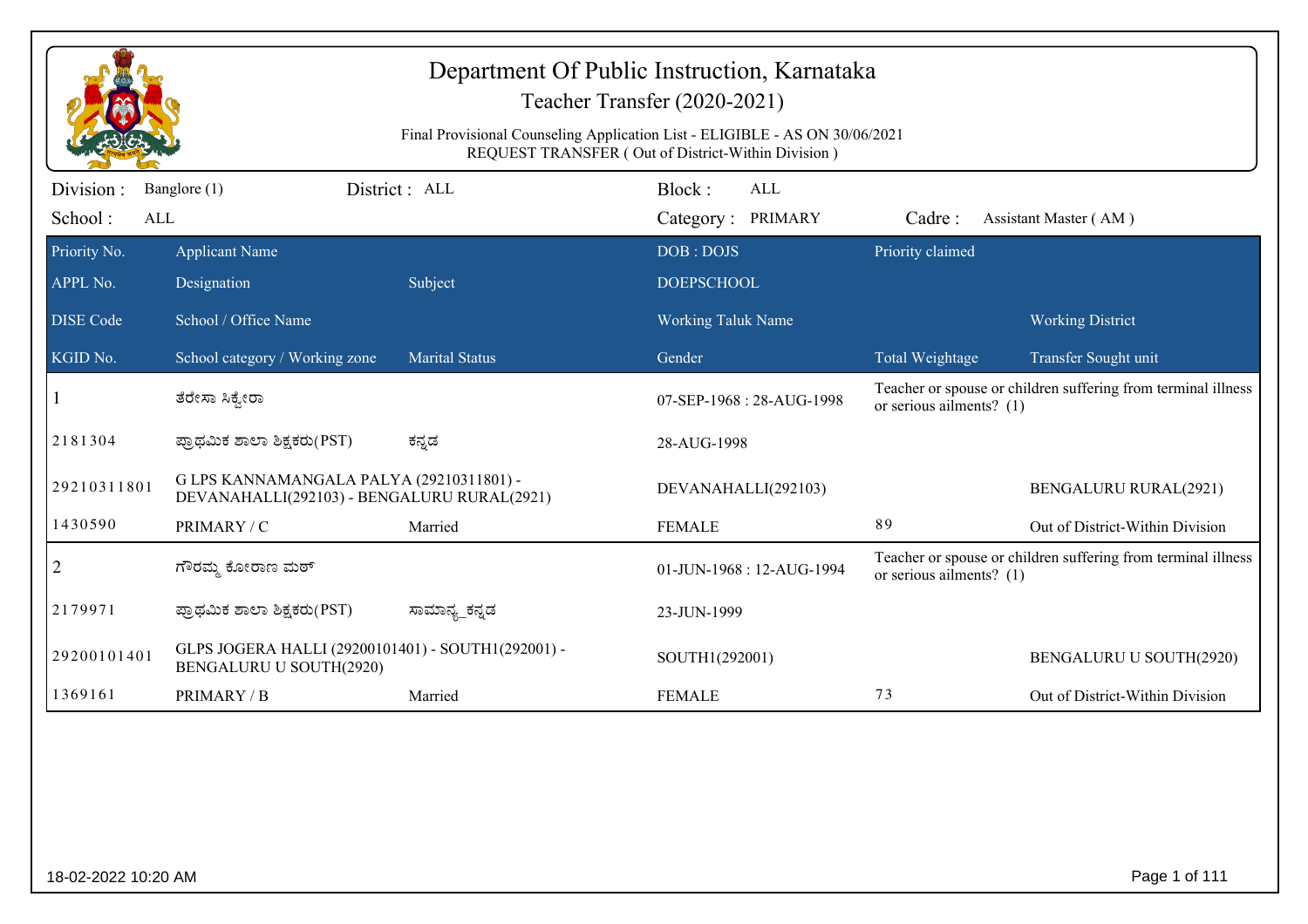# Department Of Public Instruction, Karnataka

## Teacher Transfer (2020-2021)

Final Provisional Counseling Application List - ELIGIBLE - AS ON 30/06/2021

REQUEST TRANSFER ( Out of District-Within Division )

Division : Banglore (1) District : ALL Block : ALL

School : ALL Category : PRIMARY Cadre : Assistant Master ( AM )

| Priority No. | Applicant Name | | DOB : DOJS | Priority claimed | |
|---|---|---|---|---|---|
| APPL No. | Designation | Subject | DOEPSCHOOL | | |
| DISE Code | School / Office Name | | Working Taluk Name | | Working District |
| KGID No. | School category / Working zone | Marital Status | Gender | Total Weightage | Transfer Sought unit |
| 1 | ತೆರೇಸಾ ಸಿಕ್ವೇರಾ | | 07-SEP-1968 : 28-AUG-1998 | Teacher or spouse or children suffering from terminal illness or serious ailments? (1) | |
| 2181304 | ಪ್ರಾಥಮಿಕ ಶಾಲಾ ಶಿಕ್ಷಕರು(PST) | ಕನ್ನಡ | 28-AUG-1998 | | |
| 29210311801 | G LPS KANNAMANGALA PALYA (29210311801) - DEVANAHALLI(292103) - BENGALURU RURAL(2921) | | DEVANAHALLI(292103) | | BENGALURU RURAL(2921) |
| 1430590 | PRIMARY / C | Married | FEMALE | 89 | Out of District-Within Division |
| 2 | ಗೌರಮ್ಮ ಕೋರಾಣ ಮಠ್ | | 01-JUN-1968 : 12-AUG-1994 | Teacher or spouse or children suffering from terminal illness or serious ailments? (1) | |
| 2179971 | ಪ್ರಾಥಮಿಕ ಶಾಲಾ ಶಿಕ್ಷಕರು(PST) | ಸಾಮಾನ್ಯ_ಕನ್ನಡ | 23-JUN-1999 | | |
| 29200101401 | GLPS JOGERA HALLI (29200101401) - SOUTH1(292001) - BENGALURU U SOUTH(2920) | | SOUTH1(292001) | | BENGALURU U SOUTH(2920) |
| 1369161 | PRIMARY / B | Married | FEMALE | 73 | Out of District-Within Division |

18-02-2022 10:20 AM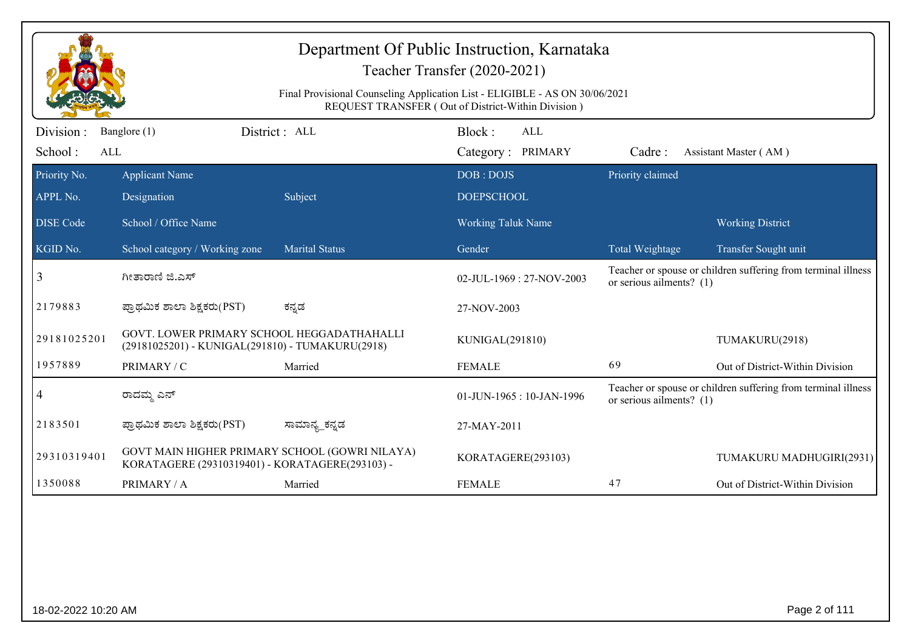# Department Of Public Instruction, Karnataka

## Teacher Transfer (2020-2021)

Final Provisional Counseling Application List - ELIGIBLE - AS ON 30/06/2021
REQUEST TRANSFER ( Out of District-Within Division )

| Division : | Banglore (1) | District : ALL | Block : | ALL | | |
|---|---|---|---|---|---|---|
| School : | ALL | | Category : | PRIMARY | Cadre : | Assistant Master ( AM ) |

| Priority No. / APPL No. / DISE Code / KGID No. | Applicant Name / Designation / School / Office Name / School category / Working zone | Subject / Marital Status | DOB : DOJS / DOEPSCHOOL / Working Taluk Name / Gender | Priority claimed / Total Weightage | Working District / Transfer Sought unit |
|---|---|---|---|---|---|
| 3 | ಗೀತಾರಾಣಿ ಜಿ.ಎಸ್ | | 02-JUL-1969 : 27-NOV-2003 | Teacher or spouse or children suffering from terminal illness or serious ailments? (1) | |
| 2179883 | ಪ್ರಾಥಮಿಕ ಶಾಲಾ ಶಿಕ್ಷಕರು(PST) | ಕನ್ನಡ | 27-NOV-2003 | | |
| 29181025201 | GOVT. LOWER PRIMARY SCHOOL HEGGADATHAHALLI (29181025201) - KUNIGAL(291810) - TUMAKURU(2918) | | KUNIGAL(291810) | | TUMAKURU(2918) |
| 1957889 | PRIMARY / C | Married | FEMALE | 69 | Out of District-Within Division |
| 4 | ರಾದಮ್ಮ ಎನ್ | | 01-JUN-1965 : 10-JAN-1996 | Teacher or spouse or children suffering from terminal illness or serious ailments? (1) | |
| 2183501 | ಪ್ರಾಥಮಿಕ ಶಾಲಾ ಶಿಕ್ಷಕರು(PST) | ಸಾಮಾನ್ಯ_ಕನ್ನಡ | 27-MAY-2011 | | |
| 29310319401 | GOVT MAIN HIGHER PRIMARY SCHOOL (GOWRI NILAYA) KORATAGERE (29310319401) - KORATAGERE(293103) - | | KORATAGERE(293103) | | TUMAKURU MADHUGIRI(2931) |
| 1350088 | PRIMARY / A | Married | FEMALE | 47 | Out of District-Within Division |

18-02-2022 10:20 AM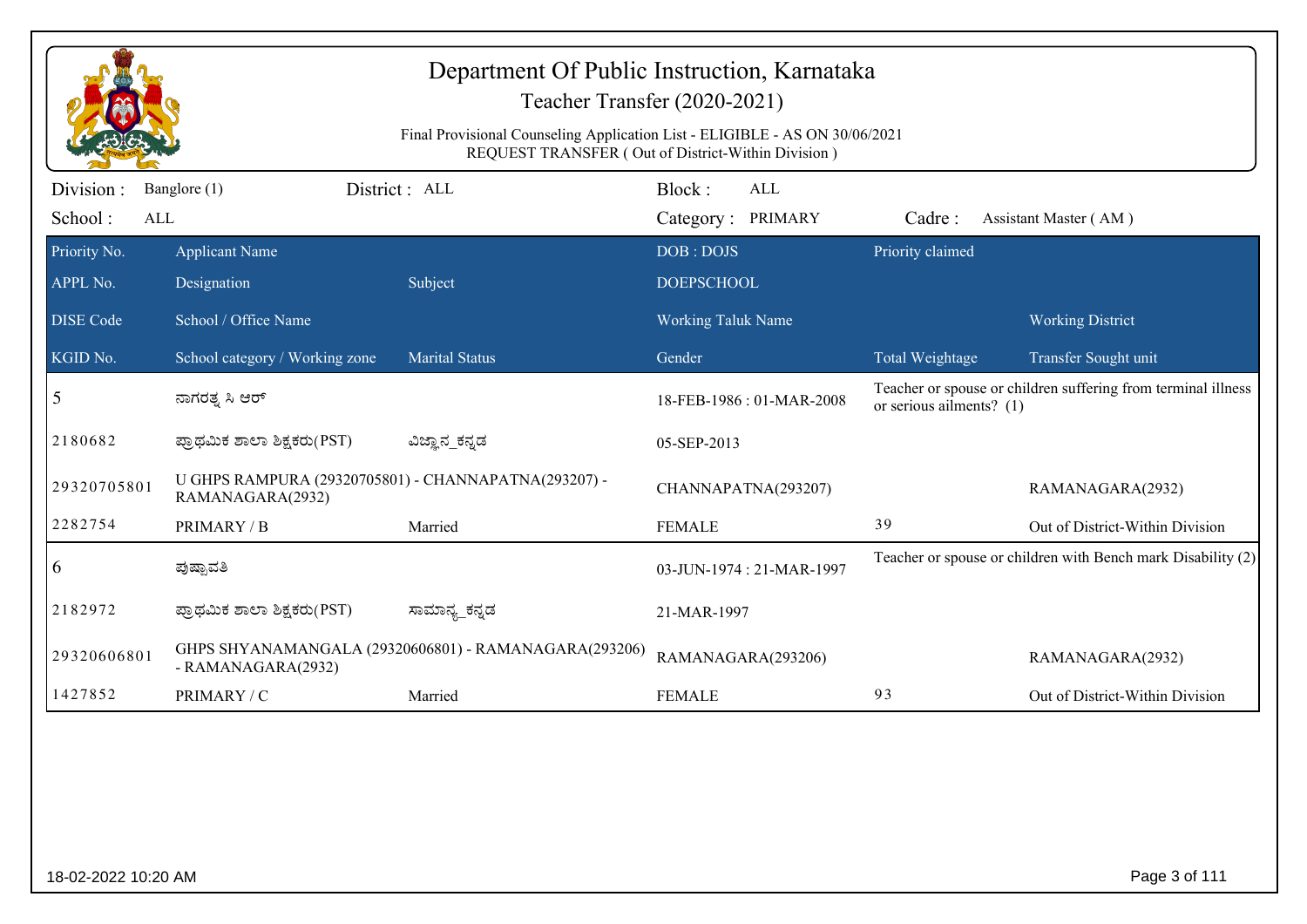# Department Of Public Instruction, Karnataka

## Teacher Transfer (2020-2021)

Final Provisional Counseling Application List - ELIGIBLE - AS ON 30/06/2021
REQUEST TRANSFER ( Out of District-Within Division )

| Division : | Banglore (1) | District : ALL | Block : ALL | | |
|---|---|---|---|---|---|
| School : | ALL | | Category : PRIMARY | Cadre : | Assistant Master ( AM ) |

| Priority No. | Applicant Name | | DOB : DOJS | Priority claimed | |
|---|---|---|---|---|---|
| APPL No. | Designation | Subject | DOEPSCHOOL | | |
| DISE Code | School / Office Name | | Working Taluk Name | | Working District |
| KGID No. | School category / Working zone | Marital Status | Gender | Total Weightage | Transfer Sought unit |
| 5 | ನಾಗರತ್ನ ಸಿ ಆರ್ | | 18-FEB-1986 : 01-MAR-2008 | Teacher or spouse or children suffering from terminal illness or serious ailments? (1) | |
| 2180682 | ಪ್ರಾಥಮಿಕ ಶಾಲಾ ಶಿಕ್ಷಕರು(PST) | ವಿಜ್ಞಾನ_ಕನ್ನಡ | 05-SEP-2013 | | |
| 29320705801 | U GHPS RAMPURA (29320705801) - CHANNAPATNA(293207) - RAMANAGARA(2932) | | CHANNAPATNA(293207) | | RAMANAGARA(2932) |
| 2282754 | PRIMARY / B | Married | FEMALE | 39 | Out of District-Within Division |
| 6 | ಪುಷ್ಪಾವತಿ | | 03-JUN-1974 : 21-MAR-1997 | Teacher or spouse or children with Bench mark Disability (2) | |
| 2182972 | ಪ್ರಾಥಮಿಕ ಶಾಲಾ ಶಿಕ್ಷಕರು(PST) | ಸಾಮಾನ್ಯ_ಕನ್ನಡ | 21-MAR-1997 | | |
| 29320606801 | GHPS SHYANAMANGALA (29320606801) - RAMANAGARA(293206) - RAMANAGARA(2932) | | RAMANAGARA(293206) | | RAMANAGARA(2932) |
| 1427852 | PRIMARY / C | Married | FEMALE | 93 | Out of District-Within Division |

18-02-2022 10:20 AM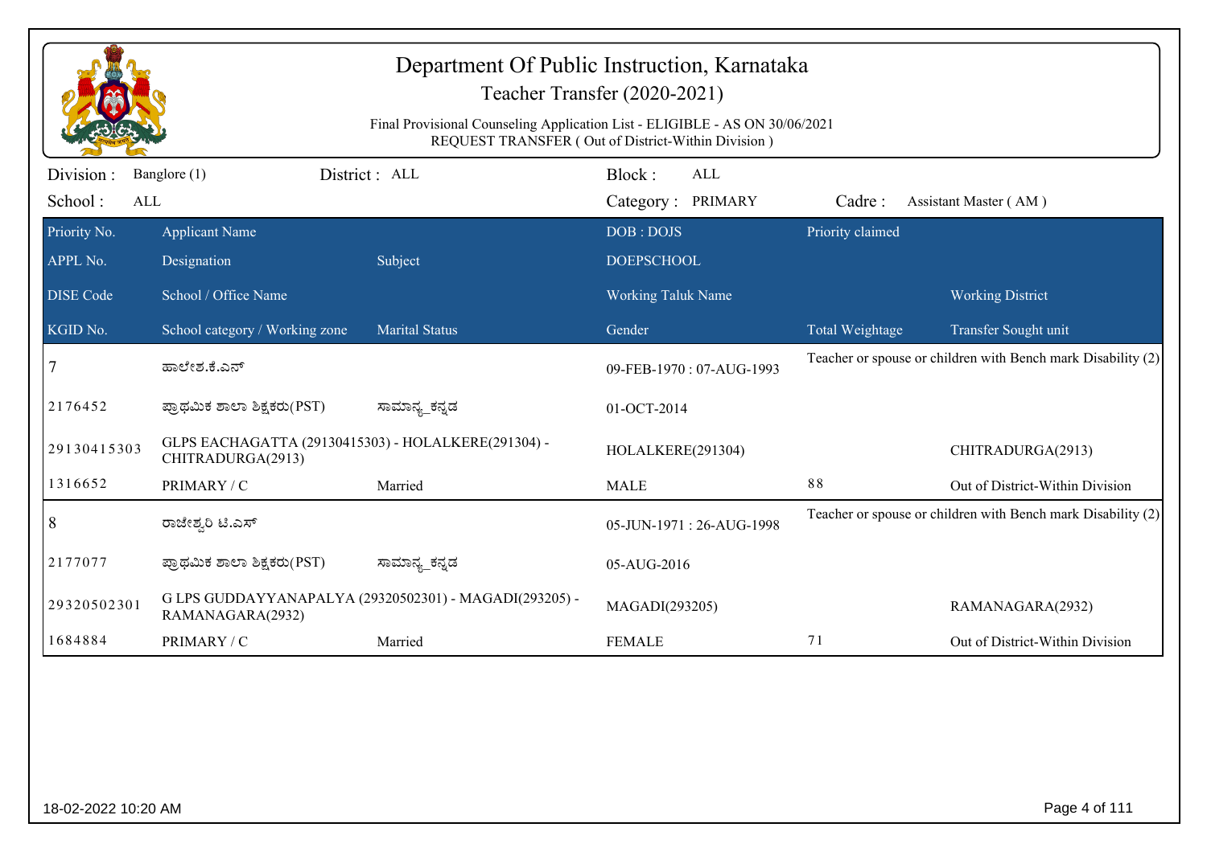# Department Of Public Instruction, Karnataka

## Teacher Transfer (2020-2021)

Final Provisional Counseling Application List - ELIGIBLE - AS ON 30/06/2021
REQUEST TRANSFER ( Out of District-Within Division )

| Division : | Banglore (1) | District : ALL | Block : ALL | | |
|---|---|---|---|---|---|
| School : | ALL | | Category : PRIMARY | Cadre : | Assistant Master ( AM ) |

| Priority No. / APPL No. / DISE Code / KGID No. | Applicant Name / Designation / School / Office Name / School category / Working zone | Subject / Marital Status | DOB : DOJS / DOEPSCHOOL / Working Taluk Name / Gender | Priority claimed / Total Weightage | Working District / Transfer Sought unit |
|---|---|---|---|---|---|
| 7 | ಹಾಲೇಶ.ಕೆ.ಎನ್ | | 09-FEB-1970 : 07-AUG-1993 | Teacher or spouse or children with Bench mark Disability (2) | |
| 2176452 | ಪ್ರಾಥಮಿಕ ಶಾಲಾ ಶಿಕ್ಷಕರು(PST) | ಸಾಮಾನ್ಯ_ಕನ್ನಡ | 01-OCT-2014 | | |
| 29130415303 | GLPS EACHAGATTA (29130415303) - HOLALKERE(291304) - CHITRADURGA(2913) | | HOLALKERE(291304) | | CHITRADURGA(2913) |
| 1316652 | PRIMARY / C | Married | MALE | 88 | Out of District-Within Division |
| 8 | ರಾಜೇಶ್ವರಿ ಟಿ.ಎಸ್ | | 05-JUN-1971 : 26-AUG-1998 | Teacher or spouse or children with Bench mark Disability (2) | |
| 2177077 | ಪ್ರಾಥಮಿಕ ಶಾಲಾ ಶಿಕ್ಷಕರು(PST) | ಸಾಮಾನ್ಯ_ಕನ್ನಡ | 05-AUG-2016 | | |
| 29320502301 | G LPS GUDDAYYANAPALYA (29320502301) - MAGADI(293205) - RAMANAGARA(2932) | | MAGADI(293205) | | RAMANAGARA(2932) |
| 1684884 | PRIMARY / C | Married | FEMALE | 71 | Out of District-Within Division |

18-02-2022 10:20 AM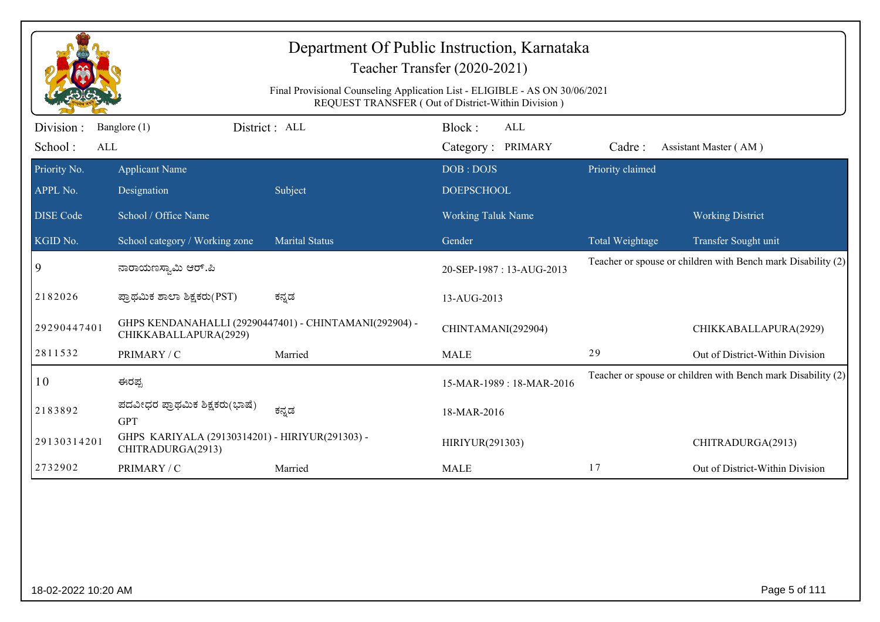# Department Of Public Instruction, Karnataka

## Teacher Transfer (2020-2021)

Final Provisional Counseling Application List - ELIGIBLE - AS ON 30/06/2021
REQUEST TRANSFER ( Out of District-Within Division )

Division : Banglore (1) District : ALL Block : ALL
School : ALL Category : PRIMARY Cadre : Assistant Master ( AM )

| Priority No. / APPL No. / DISE Code / KGID No. | Applicant Name / Designation / School / Office Name / School category / Working zone | Subject / Marital Status | DOB : DOJS / DOEPSCHOOL / Working Taluk Name / Gender | Priority claimed / Total Weightage | Working District / Transfer Sought unit |
|---|---|---|---|---|---|
| 9 | ನಾರಾಯಣಸ್ವಾಮಿ ಆರ್.ಪಿ | | 20-SEP-1987 : 13-AUG-2013 | Teacher or spouse or children with Bench mark Disability (2) | |
| 2182026 | ಪ್ರಾಥಮಿಕ ಶಾಲಾ ಶಿಕ್ಷಕರು(PST) | ಕನ್ನಡ | 13-AUG-2013 | | |
| 29290447401 | GHPS KENDANAHALLI (29290447401) - CHINTAMANI(292904) - CHIKKABALLAPURA(2929) | | CHINTAMANI(292904) | | CHIKKABALLAPURA(2929) |
| 2811532 | PRIMARY / C | Married | MALE | 29 | Out of District-Within Division |
| 10 | ಈರಪ್ಪ | | 15-MAR-1989 : 18-MAR-2016 | Teacher or spouse or children with Bench mark Disability (2) | |
| 2183892 | ಪದವೀಧರ ಪ್ರಾಥಮಿಕ ಶಿಕ್ಷಕರು(ಭಾಷೆ) GPT | ಕನ್ನಡ | 18-MAR-2016 | | |
| 29130314201 | GHPS KARIYALA (29130314201) - HIRIYUR(291303) - CHITRADURGA(2913) | | HIRIYUR(291303) | | CHITRADURGA(2913) |
| 2732902 | PRIMARY / C | Married | MALE | 17 | Out of District-Within Division |

18-02-2022 10:20 AM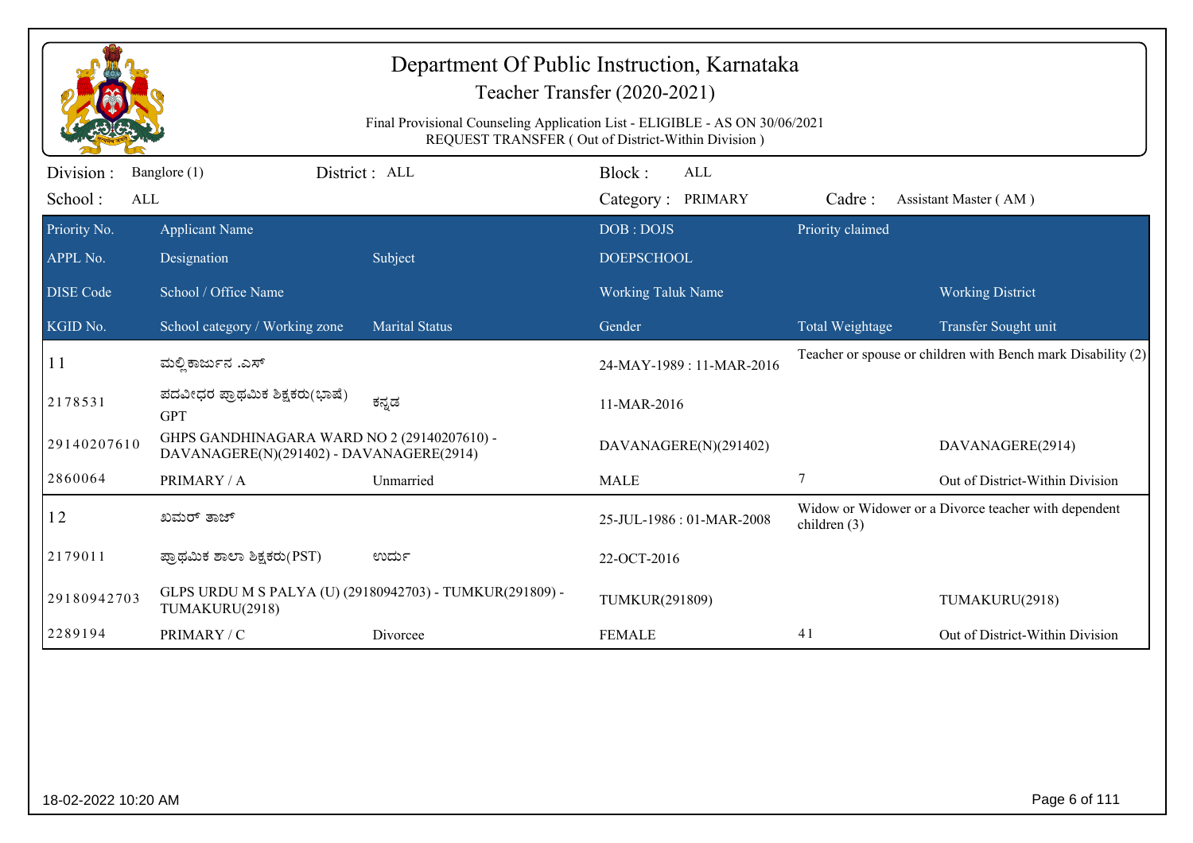# Department Of Public Instruction, Karnataka

## Teacher Transfer (2020-2021)

Final Provisional Counseling Application List - ELIGIBLE - AS ON 30/06/2021
REQUEST TRANSFER ( Out of District-Within Division )

Division : Banglore (1) District : ALL Block : ALL
School : ALL Category : PRIMARY Cadre : Assistant Master ( AM )

| Priority No. / APPL No. / DISE Code / KGID No. | Applicant Name / Designation / School / Office Name / School category / Working zone | Subject / Marital Status | DOB : DOJS / DOEPSCHOOL / Working Taluk Name / Gender | Priority claimed / Total Weightage | Working District / Transfer Sought unit |
|---|---|---|---|---|---|
| 11 | ಮಲ್ಲಿಕಾರ್ಜುನ .ಎಸ್ | | 24-MAY-1989 : 11-MAR-2016 | Teacher or spouse or children with Bench mark Disability (2) | |
| 2178531 | ಪದವೀಧರ ಪ್ರಾಥಮಿಕ ಶಿಕ್ಷಕರು(ಭಾಷೆ) GPT | ಕನ್ನಡ | 11-MAR-2016 | | |
| 29140207610 | GHPS GANDHINAGARA WARD NO 2 (29140207610) - DAVANAGERE(N)(291402) - DAVANAGERE(2914) | | DAVANAGERE(N)(291402) | | DAVANAGERE(2914) |
| 2860064 | PRIMARY / A | Unmarried | MALE | 7 | Out of District-Within Division |
| 12 | ಖಮರ್ ತಾಜ್ | | 25-JUL-1986 : 01-MAR-2008 | Widow or Widower or a Divorce teacher with dependent children (3) | |
| 2179011 | ಪ್ರಾಥಮಿಕ ಶಾಲಾ ಶಿಕ್ಷಕರು(PST) | ಉರ್ದು | 22-OCT-2016 | | |
| 29180942703 | GLPS URDU M S PALYA (U) (29180942703) - TUMKUR(291809) - TUMAKURU(2918) | | TUMKUR(291809) | | TUMAKURU(2918) |
| 2289194 | PRIMARY / C | Divorcee | FEMALE | 41 | Out of District-Within Division |

18-02-2022 10:20 AM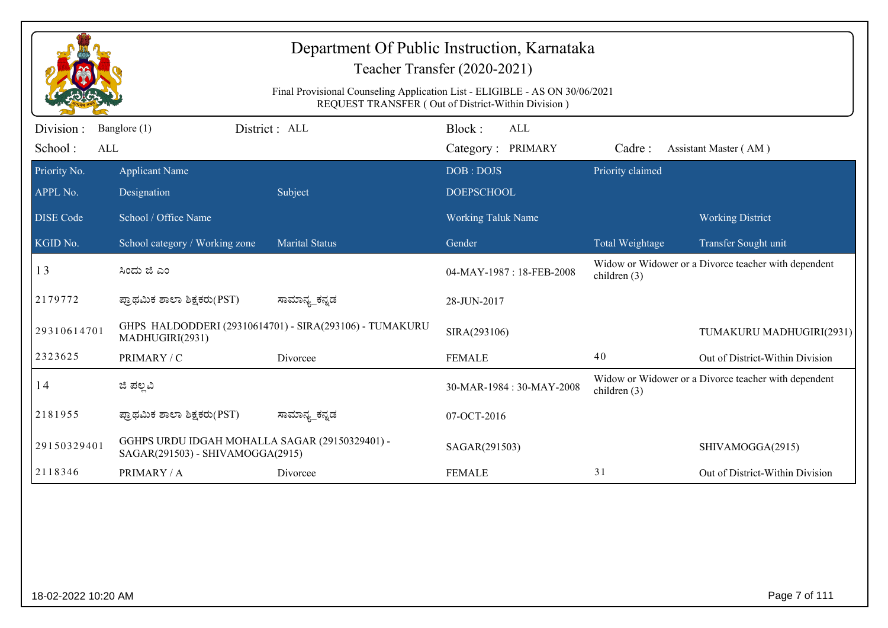# Department Of Public Instruction, Karnataka

## Teacher Transfer (2020-2021)

Final Provisional Counseling Application List - ELIGIBLE - AS ON 30/06/2021
REQUEST TRANSFER ( Out of District-Within Division )

Division : Banglore (1) District : ALL Block : ALL
School : ALL Category : PRIMARY Cadre : Assistant Master ( AM )

| Priority No. | Applicant Name | | DOB : DOJS | Priority claimed | |
|---|---|---|---|---|---|
| APPL No. | Designation | Subject | DOEPSCHOOL | | |
| DISE Code | School / Office Name | | Working Taluk Name | | Working District |
| KGID No. | School category / Working zone | Marital Status | Gender | Total Weightage | Transfer Sought unit |
| 13 | ಸಿಂಧು ಜಿ ಎಂ | | 04-MAY-1987 : 18-FEB-2008 | Widow or Widower or a Divorce teacher with dependent children (3) | |
| 2179772 | ಪ್ರಾಥಮಿಕ ಶಾಲಾ ಶಿಕ್ಷಕರು(PST) | ಸಾಮಾನ್ಯ_ಕನ್ನಡ | 28-JUN-2017 | | |
| 29310614701 | GHPS HALDODDERI (29310614701) - SIRA(293106) - TUMAKURU MADHUGIRI(2931) | | SIRA(293106) | | TUMAKURU MADHUGIRI(2931) |
| 2323625 | PRIMARY / C | Divorcee | FEMALE | 40 | Out of District-Within Division |
| 14 | ಜಿ ಪಲ್ಲವಿ | | 30-MAR-1984 : 30-MAY-2008 | Widow or Widower or a Divorce teacher with dependent children (3) | |
| 2181955 | ಪ್ರಾಥಮಿಕ ಶಾಲಾ ಶಿಕ್ಷಕರು(PST) | ಸಾಮಾನ್ಯ_ಕನ್ನಡ | 07-OCT-2016 | | |
| 29150329401 | GGHPS URDU IDGAH MOHALLA SAGAR (29150329401) - SAGAR(291503) - SHIVAMOGGA(2915) | | SAGAR(291503) | | SHIVAMOGGA(2915) |
| 2118346 | PRIMARY / A | Divorcee | FEMALE | 31 | Out of District-Within Division |

18-02-2022 10:20 AM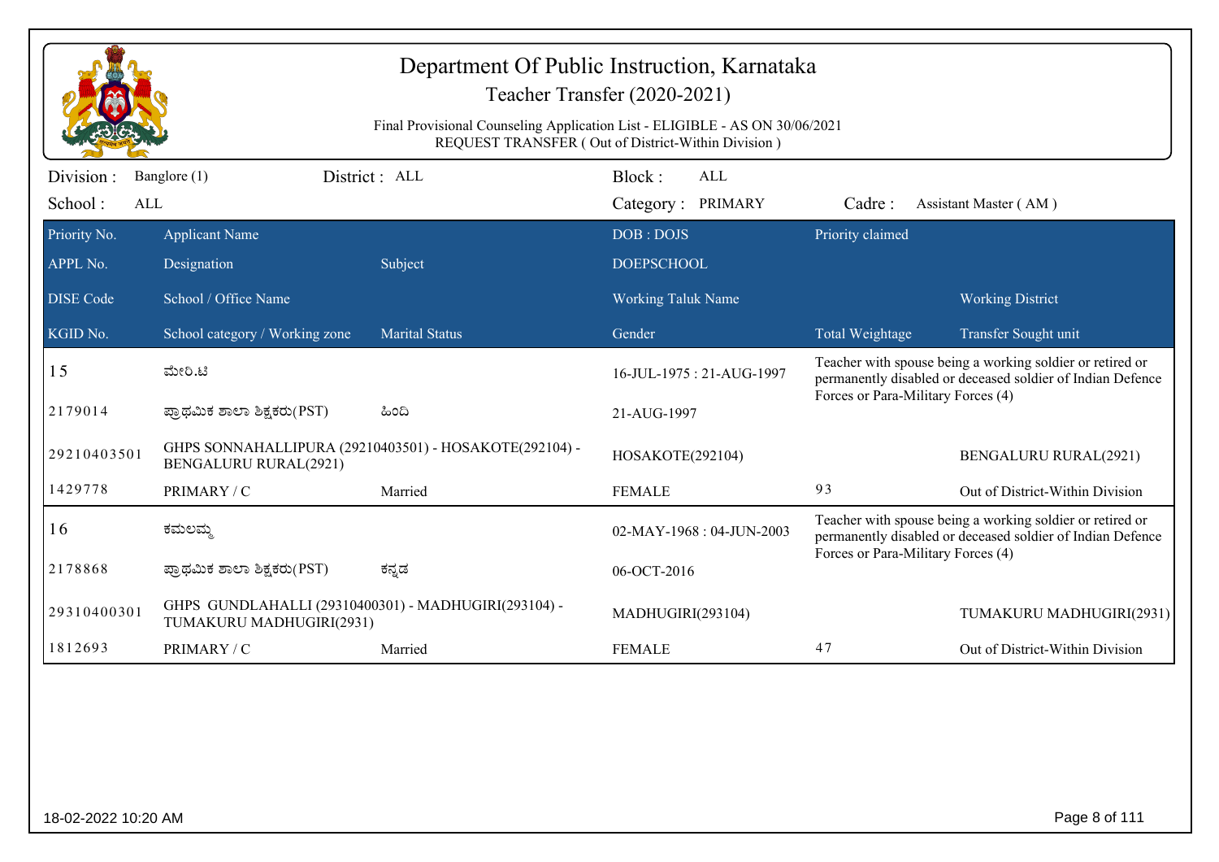# Department Of Public Instruction, Karnataka

## Teacher Transfer (2020-2021)

Final Provisional Counseling Application List - ELIGIBLE - AS ON 30/06/2021
REQUEST TRANSFER ( Out of District-Within Division )

Division : Banglore (1) District : ALL Block : ALL
School : ALL Category : PRIMARY Cadre : Assistant Master ( AM )

| Priority No. / APPL No. / DISE Code / KGID No. | Applicant Name / Designation / School / Office Name / School category / Working zone | Subject / Marital Status | DOB : DOJS / DOEPSCHOOL / Working Taluk Name / Gender | Priority claimed / Total Weightage | Working District / Transfer Sought unit |
|---|---|---|---|---|---|
| 15 | ಮೇರಿ.ಟಿ | | 16-JUL-1975 : 21-AUG-1997 | Teacher with spouse being a working soldier or retired or permanently disabled or deceased soldier of Indian Defence Forces or Para-Military Forces (4) | |
| 2179014 | ಪ್ರಾಥಮಿಕ ಶಾಲಾ ಶಿಕ್ಷಕರು(PST) | ಹಿಂದಿ | 21-AUG-1997 | | |
| 29210403501 | GHPS SONNAHALLIPURA (29210403501) - HOSAKOTE(292104) - BENGALURU RURAL(2921) | | HOSAKOTE(292104) | | BENGALURU RURAL(2921) |
| 1429778 | PRIMARY / C | Married | FEMALE | 93 | Out of District-Within Division |
| 16 | ಕಮಲಮ್ಮ | | 02-MAY-1968 : 04-JUN-2003 | Teacher with spouse being a working soldier or retired or permanently disabled or deceased soldier of Indian Defence Forces or Para-Military Forces (4) | |
| 2178868 | ಪ್ರಾಥಮಿಕ ಶಾಲಾ ಶಿಕ್ಷಕರು(PST) | ಕನ್ನಡ | 06-OCT-2016 | | |
| 29310400301 | GHPS GUNDLAHALLI (29310400301) - MADHUGIRI(293104) - TUMAKURU MADHUGIRI(2931) | | MADHUGIRI(293104) | | TUMAKURU MADHUGIRI(2931) |
| 1812693 | PRIMARY / C | Married | FEMALE | 47 | Out of District-Within Division |

18-02-2022 10:20 AM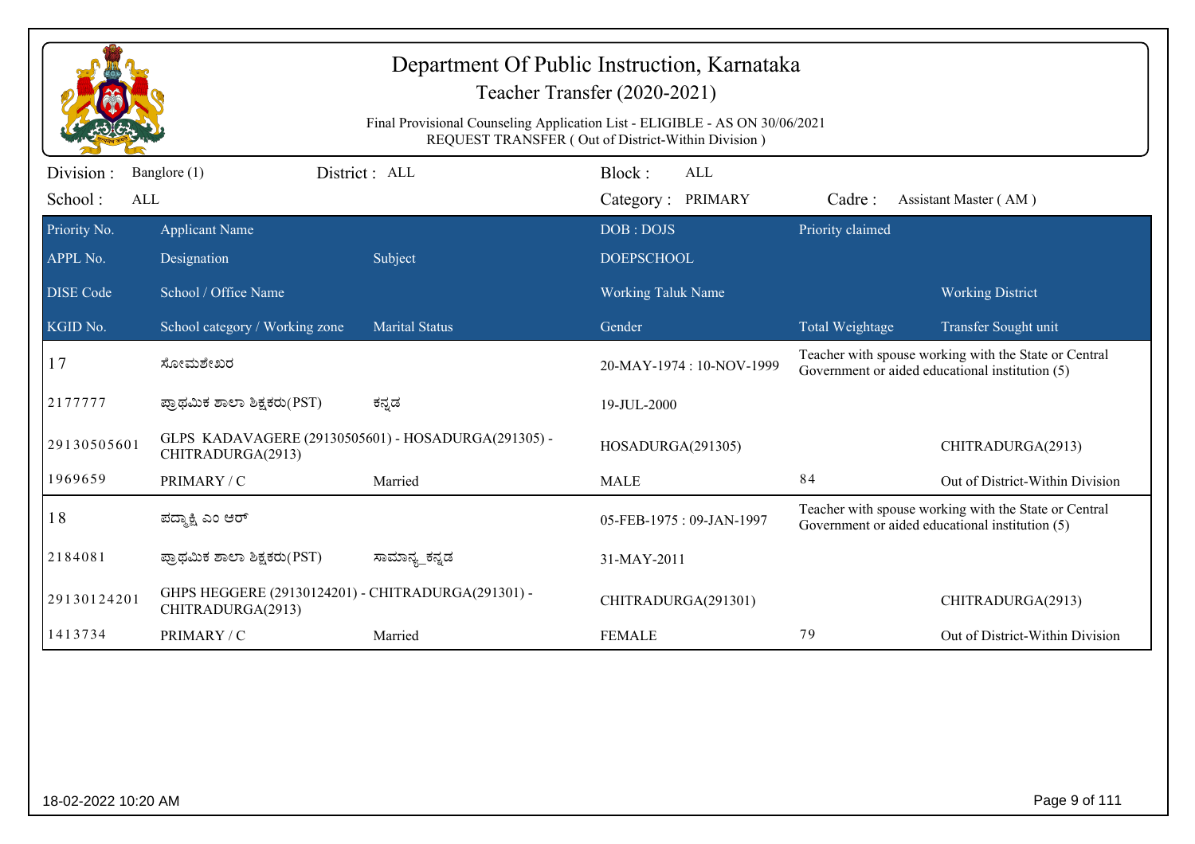# Department Of Public Instruction, Karnataka

## Teacher Transfer (2020-2021)

Final Provisional Counseling Application List - ELIGIBLE - AS ON 30/06/2021
REQUEST TRANSFER ( Out of District-Within Division )

Division : Banglore (1) District : ALL Block : ALL
School : ALL Category : PRIMARY Cadre : Assistant Master ( AM )

| Priority No. | Applicant Name | | DOB : DOJS | Priority claimed | |
|---|---|---|---|---|---|
| APPL No. | Designation | Subject | DOEPSCHOOL | | |
| DISE Code | School / Office Name | | Working Taluk Name | | Working District |
| KGID No. | School category / Working zone | Marital Status | Gender | Total Weightage | Transfer Sought unit |
| 17 | ಸೋಮಶೇಖರ | | 20-MAY-1974 : 10-NOV-1999 | Teacher with spouse working with the State or Central Government or aided educational institution (5) | |
| 2177777 | ಪ್ರಾಥಮಿಕ ಶಾಲಾ ಶಿಕ್ಷಕರು(PST) | ಕನ್ನಡ | 19-JUL-2000 | | |
| 29130505601 | GLPS KADAVAGERE (29130505601) - HOSADURGA(291305) - CHITRADURGA(2913) | | HOSADURGA(291305) | | CHITRADURGA(2913) |
| 1969659 | PRIMARY / C | Married | MALE | 84 | Out of District-Within Division |
| 18 | ಪದ್ಮಾಕ್ಷಿ ಎಂ ಆರ್ | | 05-FEB-1975 : 09-JAN-1997 | Teacher with spouse working with the State or Central Government or aided educational institution (5) | |
| 2184081 | ಪ್ರಾಥಮಿಕ ಶಾಲಾ ಶಿಕ್ಷಕರು(PST) | ಸಾಮಾನ್ಯ_ಕನ್ನಡ | 31-MAY-2011 | | |
| 29130124201 | GHPS HEGGERE (29130124201) - CHITRADURGA(291301) - CHITRADURGA(2913) | | CHITRADURGA(291301) | | CHITRADURGA(2913) |
| 1413734 | PRIMARY / C | Married | FEMALE | 79 | Out of District-Within Division |

18-02-2022 10:20 AM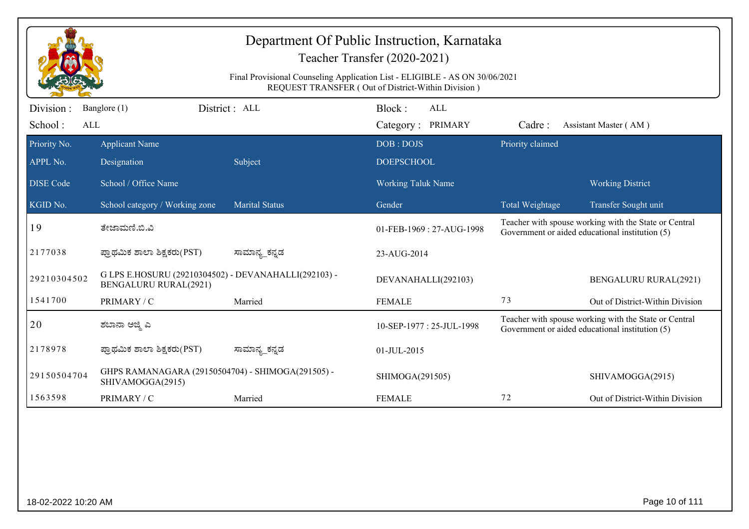# Department Of Public Instruction, Karnataka

## Teacher Transfer (2020-2021)

Final Provisional Counseling Application List - ELIGIBLE - AS ON 30/06/2021
REQUEST TRANSFER ( Out of District-Within Division )

| Division : | Banglore (1) | District : ALL | Block : ALL | |
|---|---|---|---|---|
| School : | ALL | | Category : PRIMARY | Cadre : Assistant Master ( AM ) |

| Priority No. / APPL No. / DISE Code / KGID No. | Applicant Name / Designation / School / Office Name / School category / Working zone | Subject / Marital Status | DOB : DOJS / DOEPSCHOOL / Working Taluk Name / Gender | Priority claimed / Total Weightage | Working District / Transfer Sought unit |
|---|---|---|---|---|---|
| 19 | ತೇಜಾಮಣಿ.ಬಿ.ವಿ | | 01-FEB-1969 : 27-AUG-1998 | Teacher with spouse working with the State or Central Government or aided educational institution (5) | |
| 2177038 | ಪ್ರಾಥಮಿಕ ಶಾಲಾ ಶಿಕ್ಷಕರು(PST) | ಸಾಮಾನ್ಯ_ಕನ್ನಡ | 23-AUG-2014 | | |
| 29210304502 | G LPS E.HOSURU (29210304502) - DEVANAHALLI(292103) - BENGALURU RURAL(2921) | | DEVANAHALLI(292103) | | BENGALURU RURAL(2921) |
| 1541700 | PRIMARY / C | Married | FEMALE | 73 | Out of District-Within Division |
| 20 | ಶಬಾನಾ ಅಜ್ಮಿ ಎ | | 10-SEP-1977 : 25-JUL-1998 | Teacher with spouse working with the State or Central Government or aided educational institution (5) | |
| 2178978 | ಪ್ರಾಥಮಿಕ ಶಾಲಾ ಶಿಕ್ಷಕರು(PST) | ಸಾಮಾನ್ಯ_ಕನ್ನಡ | 01-JUL-2015 | | |
| 29150504704 | GHPS RAMANAGARA (29150504704) - SHIMOGA(291505) - SHIVAMOGGA(2915) | | SHIMOGA(291505) | | SHIVAMOGGA(2915) |
| 1563598 | PRIMARY / C | Married | FEMALE | 72 | Out of District-Within Division |

18-02-2022 10:20 AM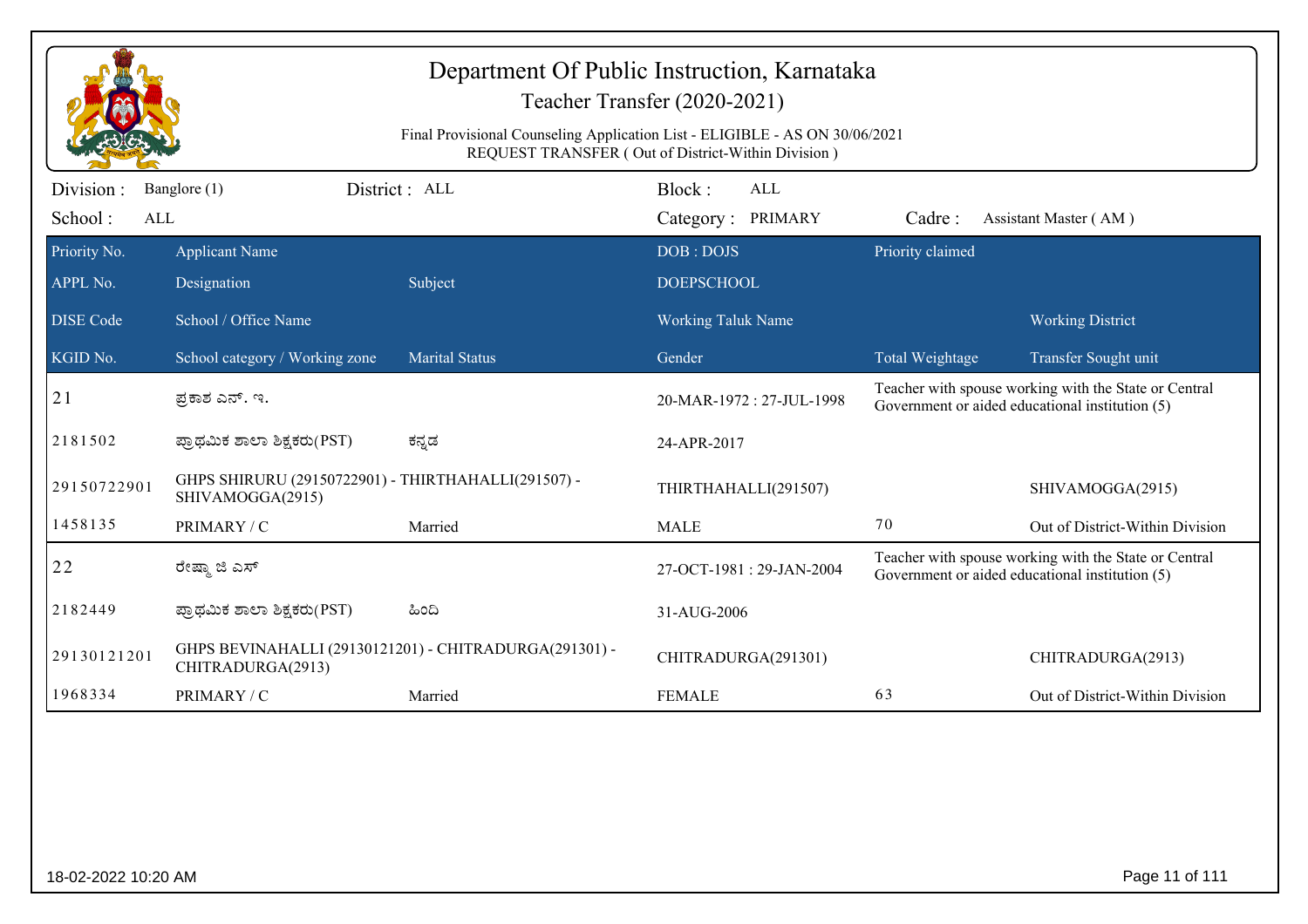# Department Of Public Instruction, Karnataka

## Teacher Transfer (2020-2021)

Final Provisional Counseling Application List - ELIGIBLE - AS ON 30/06/2021
REQUEST TRANSFER ( Out of District-Within Division )

Division : Banglore (1) | District : ALL | Block : ALL
School : ALL | Category : PRIMARY | Cadre : Assistant Master ( AM )

| Priority No. / APPL No. / DISE Code / KGID No. | Applicant Name / Designation / School / Office Name / School category / Working zone | Subject / Marital Status | DOB : DOJS / DOEPSCHOOL / Working Taluk Name / Gender | Priority claimed / Total Weightage | Working District / Transfer Sought unit |
|---|---|---|---|---|---|
| 21 | ಪ್ರಕಾಶ ಎನ್. ಇ. | | 20-MAR-1972 : 27-JUL-1998 | Teacher with spouse working with the State or Central Government or aided educational institution (5) | |
| 2181502 | ಪ್ರಾಥಮಿಕ ಶಾಲಾ ಶಿಕ್ಷಕರು(PST) | ಕನ್ನಡ | 24-APR-2017 | | |
| 29150722901 | GHPS SHIRURU (29150722901) - THIRTHAHALLI(291507) - SHIVAMOGGA(2915) | | THIRTHAHALLI(291507) | | SHIVAMOGGA(2915) |
| 1458135 | PRIMARY / C | Married | MALE | 70 | Out of District-Within Division |
| 22 | ರೇಷ್ಮಾ ಜಿ ಎಸ್ | | 27-OCT-1981 : 29-JAN-2004 | Teacher with spouse working with the State or Central Government or aided educational institution (5) | |
| 2182449 | ಪ್ರಾಥಮಿಕ ಶಾಲಾ ಶಿಕ್ಷಕರು(PST) | ಹಿಂದಿ | 31-AUG-2006 | | |
| 29130121201 | GHPS BEVINAHALLI (29130121201) - CHITRADURGA(291301) - CHITRADURGA(2913) | | CHITRADURGA(291301) | | CHITRADURGA(2913) |
| 1968334 | PRIMARY / C | Married | FEMALE | 63 | Out of District-Within Division |

18-02-2022 10:20 AM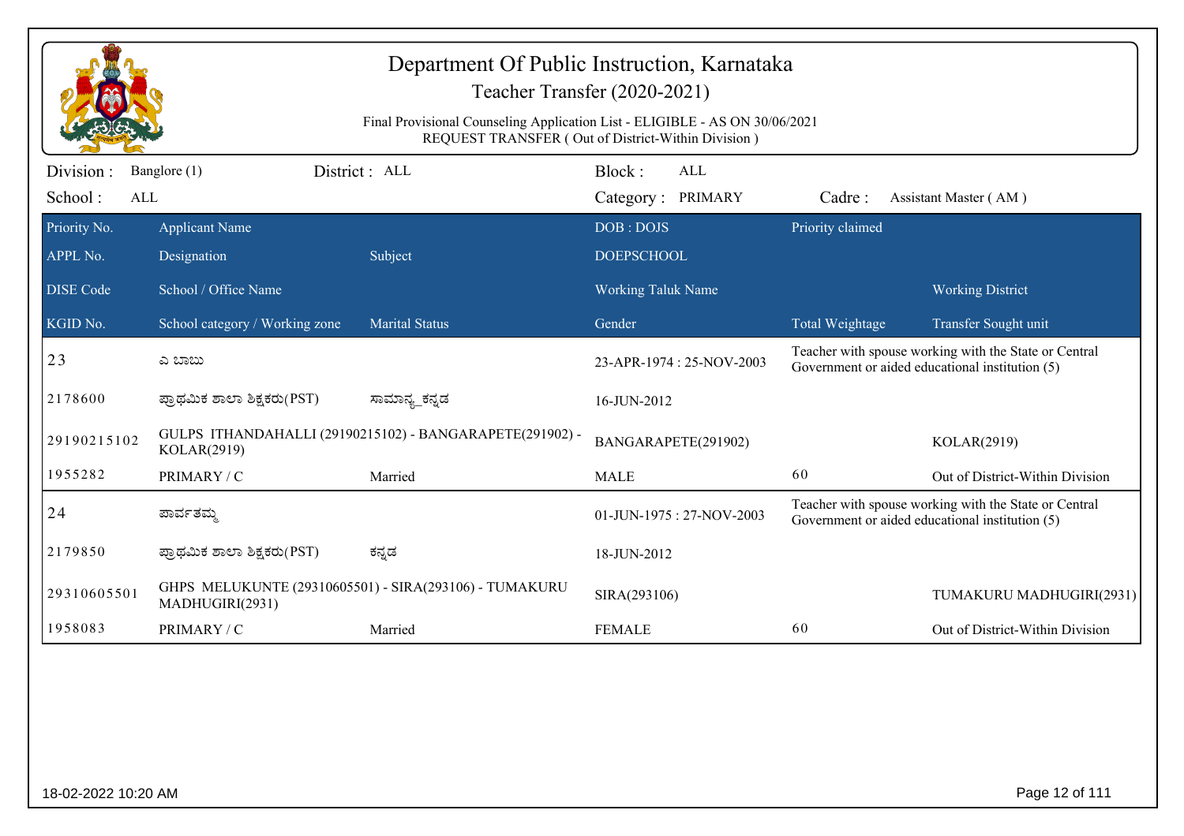# Department Of Public Instruction, Karnataka

## Teacher Transfer (2020-2021)

Final Provisional Counseling Application List - ELIGIBLE - AS ON 30/06/2021
REQUEST TRANSFER ( Out of District-Within Division )

Division : Banglore (1) District : ALL Block : ALL
School : ALL Category : PRIMARY Cadre : Assistant Master ( AM )

| Priority No. / APPL No. / DISE Code / KGID No. | Applicant Name / Designation / School / Office Name / School category / Working zone | Subject / Marital Status | DOB : DOJS / DOEPSCHOOL / Working Taluk Name / Gender | Priority claimed / Total Weightage | Working District / Transfer Sought unit |
|---|---|---|---|---|---|
| 23 | ಎ ಬಾಬು | | 23-APR-1974 : 25-NOV-2003 | Teacher with spouse working with the State or Central Government or aided educational institution (5) | |
| 2178600 | ಪ್ರಾಥಮಿಕ ಶಾಲಾ ಶಿಕ್ಷಕರು(PST) | ಸಾಮಾನ್ಯ_ಕನ್ನಡ | 16-JUN-2012 | | |
| 29190215102 | GULPS ITHANDAHALLI (29190215102) - BANGARAPETE(291902) - KOLAR(2919) | | BANGARAPETE(291902) | | KOLAR(2919) |
| 1955282 | PRIMARY / C | Married | MALE | 60 | Out of District-Within Division |
| 24 | ಪಾರ್ವತಮ್ಮ | | 01-JUN-1975 : 27-NOV-2003 | Teacher with spouse working with the State or Central Government or aided educational institution (5) | |
| 2179850 | ಪ್ರಾಥಮಿಕ ಶಾಲಾ ಶಿಕ್ಷಕರು(PST) | ಕನ್ನಡ | 18-JUN-2012 | | |
| 29310605501 | GHPS MELUKUNTE (29310605501) - SIRA(293106) - TUMAKURU MADHUGIRI(2931) | | SIRA(293106) | | TUMAKURU MADHUGIRI(2931) |
| 1958083 | PRIMARY / C | Married | FEMALE | 60 | Out of District-Within Division |

18-02-2022 10:20 AM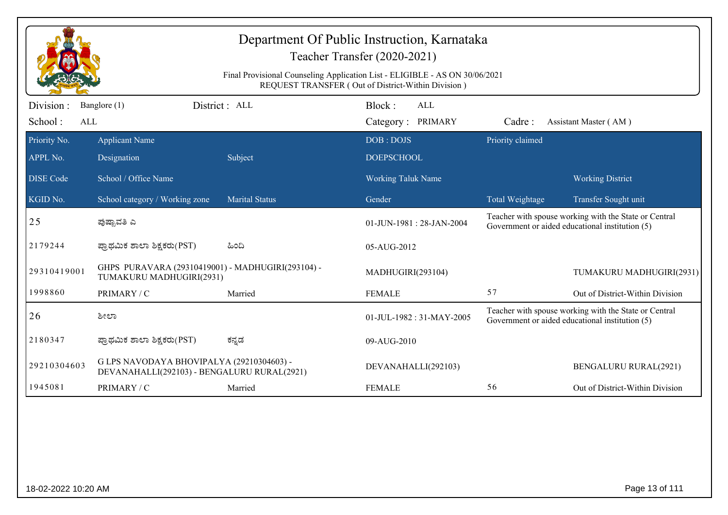# Department Of Public Instruction, Karnataka

## Teacher Transfer (2020-2021)

Final Provisional Counseling Application List - ELIGIBLE - AS ON 30/06/2021
REQUEST TRANSFER ( Out of District-Within Division )

Division : Banglore (1) District : ALL Block : ALL
School : ALL Category : PRIMARY Cadre : Assistant Master ( AM )

| Priority No. / APPL No. / DISE Code / KGID No. | Applicant Name / Designation / School / Office Name / School category / Working zone | Subject / Marital Status | DOB : DOJS / DOEPSCHOOL / Working Taluk Name / Gender | Priority claimed / Total Weightage | Working District / Transfer Sought unit |
|---|---|---|---|---|---|
| 25 | ಪುಷ್ಪಾವತಿ ಎ | | 01-JUN-1981 : 28-JAN-2004 | Teacher with spouse working with the State or Central Government or aided educational institution (5) | |
| 2179244 | ಪ್ರಾಥಮಿಕ ಶಾಲಾ ಶಿಕ್ಷಕರು(PST) | ಹಿಂದಿ | 05-AUG-2012 | | |
| 29310419001 | GHPS PURAVARA (29310419001) - MADHUGIRI(293104) - TUMAKURU MADHUGIRI(2931) | | MADHUGIRI(293104) | | TUMAKURU MADHUGIRI(2931) |
| 1998860 | PRIMARY / C | Married | FEMALE | 57 | Out of District-Within Division |
| 26 | ಶೀಲಾ | | 01-JUL-1982 : 31-MAY-2005 | Teacher with spouse working with the State or Central Government or aided educational institution (5) | |
| 2180347 | ಪ್ರಾಥಮಿಕ ಶಾಲಾ ಶಿಕ್ಷಕರು(PST) | ಕನ್ನಡ | 09-AUG-2010 | | |
| 29210304603 | G LPS NAVODAYA BHOVIPALYA (29210304603) - DEVANAHALLI(292103) - BENGALURU RURAL(2921) | | DEVANAHALLI(292103) | | BENGALURU RURAL(2921) |
| 1945081 | PRIMARY / C | Married | FEMALE | 56 | Out of District-Within Division |

18-02-2022 10:20 AM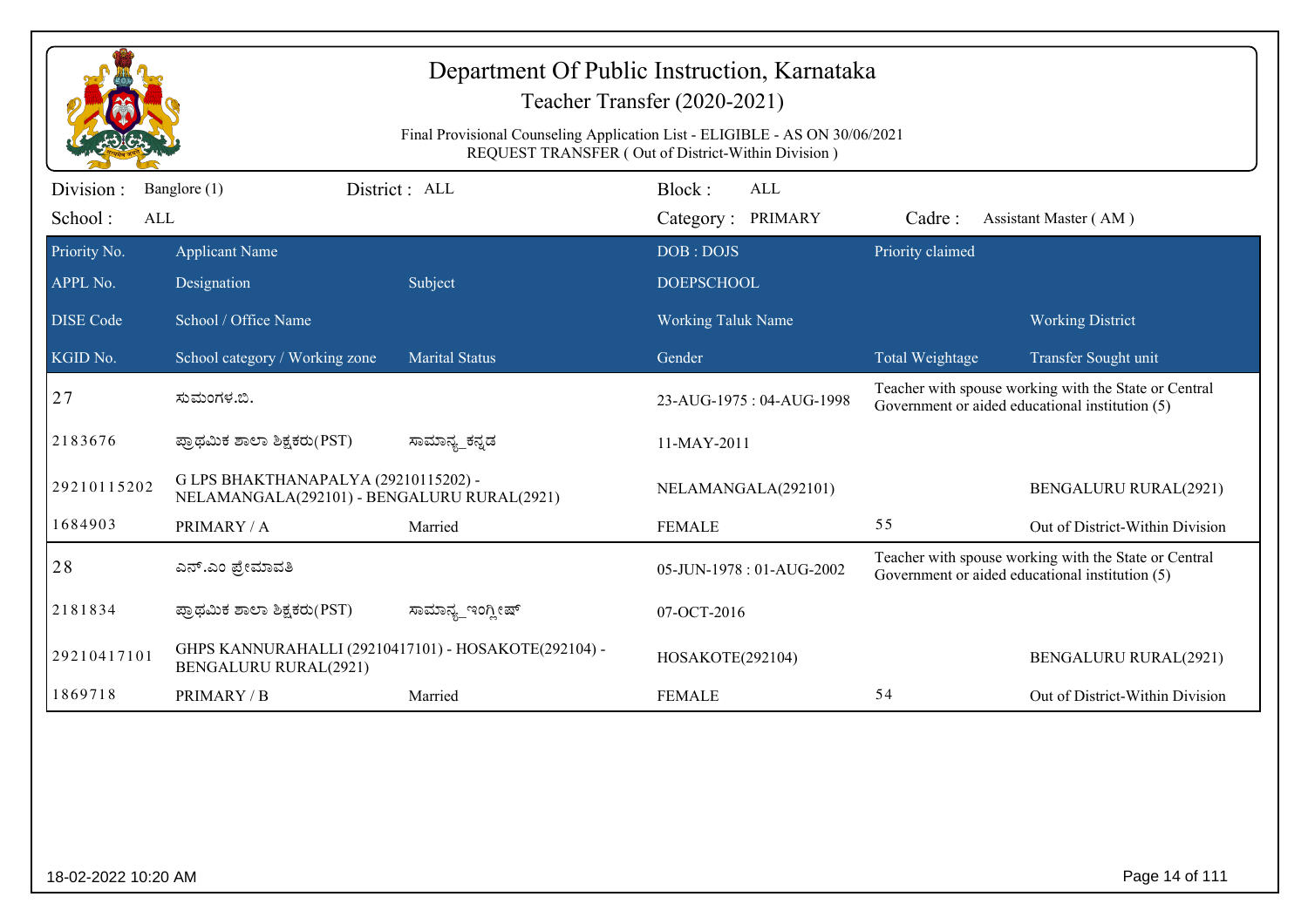# Department Of Public Instruction, Karnataka

## Teacher Transfer (2020-2021)

Final Provisional Counseling Application List - ELIGIBLE - AS ON 30/06/2021
REQUEST TRANSFER ( Out of District-Within Division )

Division : Banglore (1) District : ALL Block : ALL
School : ALL Category : PRIMARY Cadre : Assistant Master ( AM )

| Priority No. | Applicant Name | | DOB : DOJS | Priority claimed | |
|---|---|---|---|---|---|
| APPL No. | Designation | Subject | DOEPSCHOOL | | |
| DISE Code | School / Office Name | | Working Taluk Name | | Working District |
| KGID No. | School category / Working zone | Marital Status | Gender | Total Weightage | Transfer Sought unit |
| 27 | ಸುಮಂಗಳ.ಬಿ. | | 23-AUG-1975 : 04-AUG-1998 | Teacher with spouse working with the State or Central Government or aided educational institution (5) | |
| 2183676 | ಪ್ರಾಥಮಿಕ ಶಾಲಾ ಶಿಕ್ಷಕರು(PST) | ಸಾಮಾನ್ಯ_ಕನ್ನಡ | 11-MAY-2011 | | |
| 29210115202 | G LPS BHAKTHANAPALYA (29210115202) - NELAMANGALA(292101) - BENGALURU RURAL(2921) | | NELAMANGALA(292101) | | BENGALURU RURAL(2921) |
| 1684903 | PRIMARY / A | Married | FEMALE | 55 | Out of District-Within Division |
| 28 | ಎನ್.ಎಂ ಪ್ರೇಮಾವತಿ | | 05-JUN-1978 : 01-AUG-2002 | Teacher with spouse working with the State or Central Government or aided educational institution (5) | |
| 2181834 | ಪ್ರಾಥಮಿಕ ಶಾಲಾ ಶಿಕ್ಷಕರು(PST) | ಸಾಮಾನ್ಯ_ಇಂಗ್ಲೀಷ್ | 07-OCT-2016 | | |
| 29210417101 | GHPS KANNURAHALLI (29210417101) - HOSAKOTE(292104) - BENGALURU RURAL(2921) | | HOSAKOTE(292104) | | BENGALURU RURAL(2921) |
| 1869718 | PRIMARY / B | Married | FEMALE | 54 | Out of District-Within Division |

18-02-2022 10:20 AM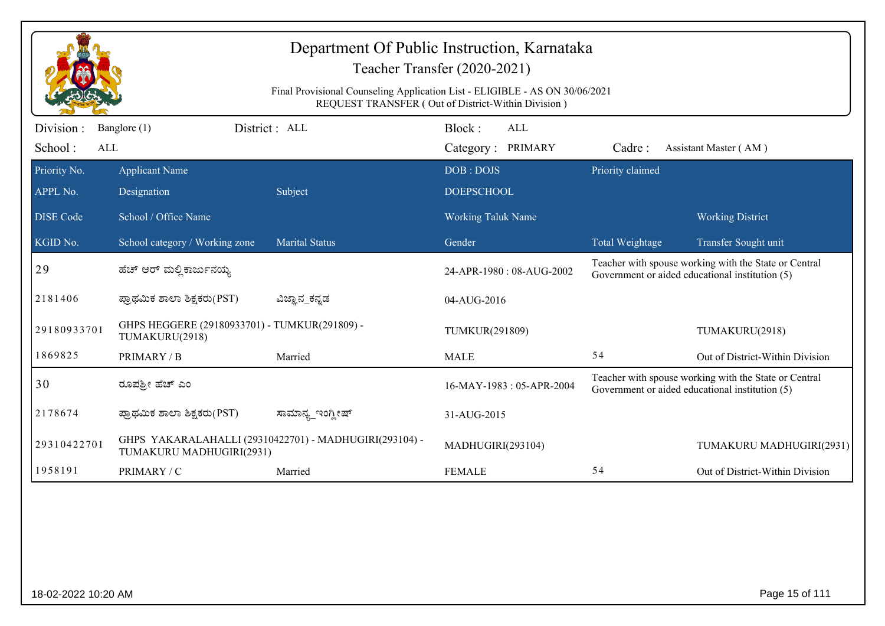# Department Of Public Instruction, Karnataka

## Teacher Transfer (2020-2021)

Final Provisional Counseling Application List - ELIGIBLE - AS ON 30/06/2021
REQUEST TRANSFER ( Out of District-Within Division )

Division : Banglore (1) District : ALL Block : ALL
School : ALL Category : PRIMARY Cadre : Assistant Master ( AM )

| Priority No. | Applicant Name | | DOB : DOJS | Priority claimed | |
|---|---|---|---|---|---|
| APPL No. | Designation | Subject | DOEPSCHOOL | | |
| DISE Code | School / Office Name | | Working Taluk Name | | Working District |
| KGID No. | School category / Working zone | Marital Status | Gender | Total Weightage | Transfer Sought unit |
| 29 | ಹೆಚ್ ಆರ್ ಮಲ್ಲಿಕಾರ್ಜುನಯ್ಯ | | 24-APR-1980 : 08-AUG-2002 | Teacher with spouse working with the State or Central Government or aided educational institution (5) | |
| 2181406 | ಪ್ರಾಥಮಿಕ ಶಾಲಾ ಶಿಕ್ಷಕರು(PST) | ವಿಜ್ಞಾನ_ಕನ್ನಡ | 04-AUG-2016 | | |
| 29180933701 | GHPS HEGGERE (29180933701) - TUMKUR(291809) - TUMAKURU(2918) | | TUMKUR(291809) | | TUMAKURU(2918) |
| 1869825 | PRIMARY / B | Married | MALE | 54 | Out of District-Within Division |
| 30 | ರೂಪಶ್ರೀ ಹೆಚ್ ಎಂ | | 16-MAY-1983 : 05-APR-2004 | Teacher with spouse working with the State or Central Government or aided educational institution (5) | |
| 2178674 | ಪ್ರಾಥಮಿಕ ಶಾಲಾ ಶಿಕ್ಷಕರು(PST) | ಸಾಮಾನ್ಯ_ಇಂಗ್ಲೀಷ್ | 31-AUG-2015 | | |
| 29310422701 | GHPS YAKARALAHALLI (29310422701) - MADHUGIRI(293104) - TUMAKURU MADHUGIRI(2931) | | MADHUGIRI(293104) | | TUMAKURU MADHUGIRI(2931) |
| 1958191 | PRIMARY / C | Married | FEMALE | 54 | Out of District-Within Division |

18-02-2022 10:20 AM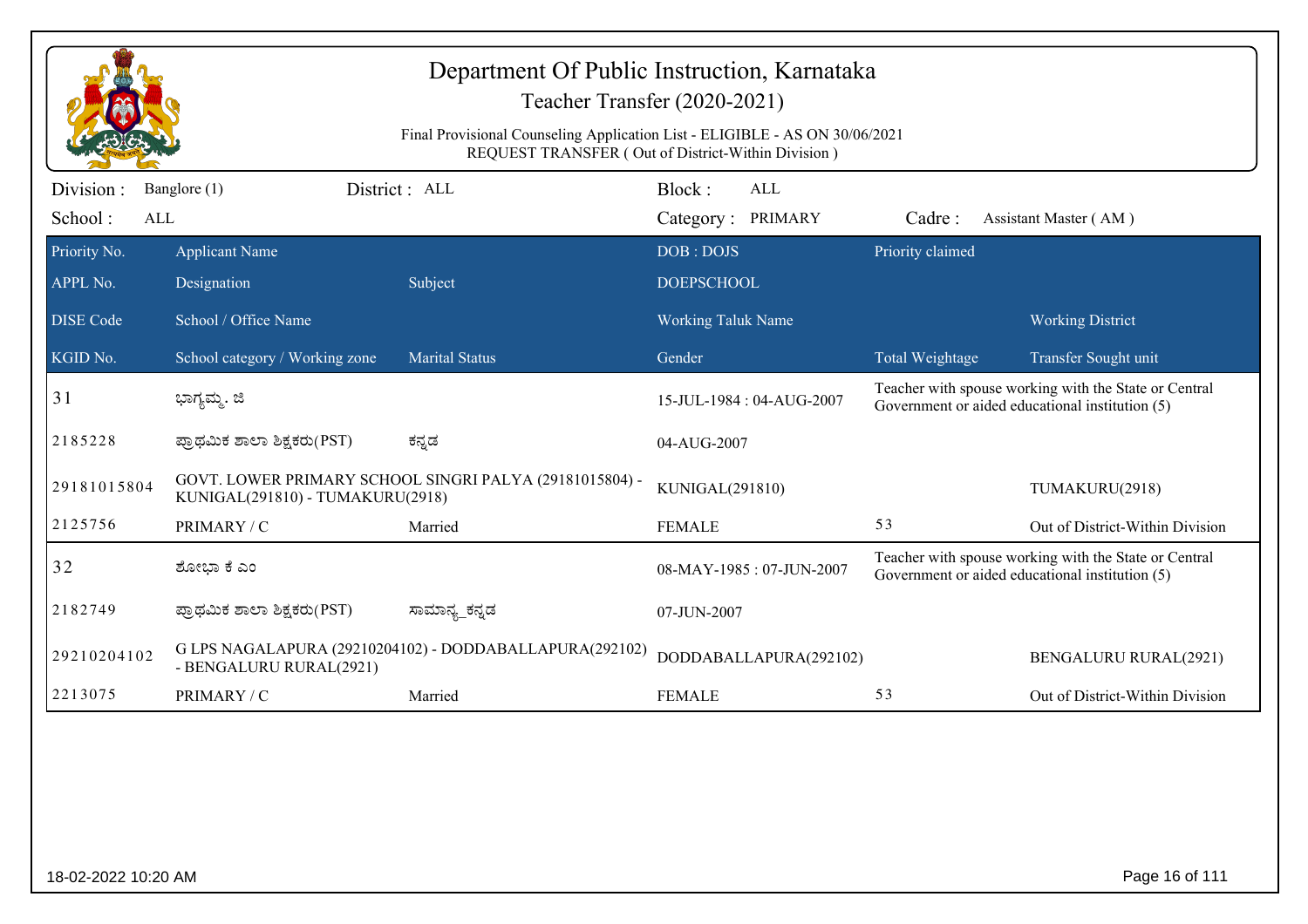# Department Of Public Instruction, Karnataka

## Teacher Transfer (2020-2021)

Final Provisional Counseling Application List - ELIGIBLE - AS ON 30/06/2021
REQUEST TRANSFER ( Out of District-Within Division )

Division : Banglore (1) District : ALL Block : ALL
School : ALL Category : PRIMARY Cadre : Assistant Master ( AM )

| Priority No. / APPL No. / DISE Code / KGID No. | Applicant Name / Designation / School / Office Name / School category / Working zone | Subject / Marital Status | DOB : DOJS / DOEPSCHOOL / Working Taluk Name / Gender | Priority claimed / Total Weightage | Working District / Transfer Sought unit |
|---|---|---|---|---|---|
| 31 | ಭಾಗ್ಯಮ್ಮ. ಜಿ | | 15-JUL-1984 : 04-AUG-2007 | Teacher with spouse working with the State or Central Government or aided educational institution (5) | |
| 2185228 | ಪ್ರಾಥಮಿಕ ಶಾಲಾ ಶಿಕ್ಷಕರು(PST) | ಕನ್ನಡ | 04-AUG-2007 | | |
| 29181015804 | GOVT. LOWER PRIMARY SCHOOL SINGRI PALYA (29181015804) - KUNIGAL(291810) - TUMAKURU(2918) | | KUNIGAL(291810) | | TUMAKURU(2918) |
| 2125756 | PRIMARY / C | Married | FEMALE | 53 | Out of District-Within Division |
| 32 | ಶೋಭಾ ಕೆ ಎಂ | | 08-MAY-1985 : 07-JUN-2007 | Teacher with spouse working with the State or Central Government or aided educational institution (5) | |
| 2182749 | ಪ್ರಾಥಮಿಕ ಶಾಲಾ ಶಿಕ್ಷಕರು(PST) | ಸಾಮಾನ್ಯ_ಕನ್ನಡ | 07-JUN-2007 | | |
| 29210204102 | G LPS NAGALAPURA (29210204102) - DODDABALLAPURA(292102) - BENGALURU RURAL(2921) | | DODDABALLAPURA(292102) | | BENGALURU RURAL(2921) |
| 2213075 | PRIMARY / C | Married | FEMALE | 53 | Out of District-Within Division |

18-02-2022 10:20 AM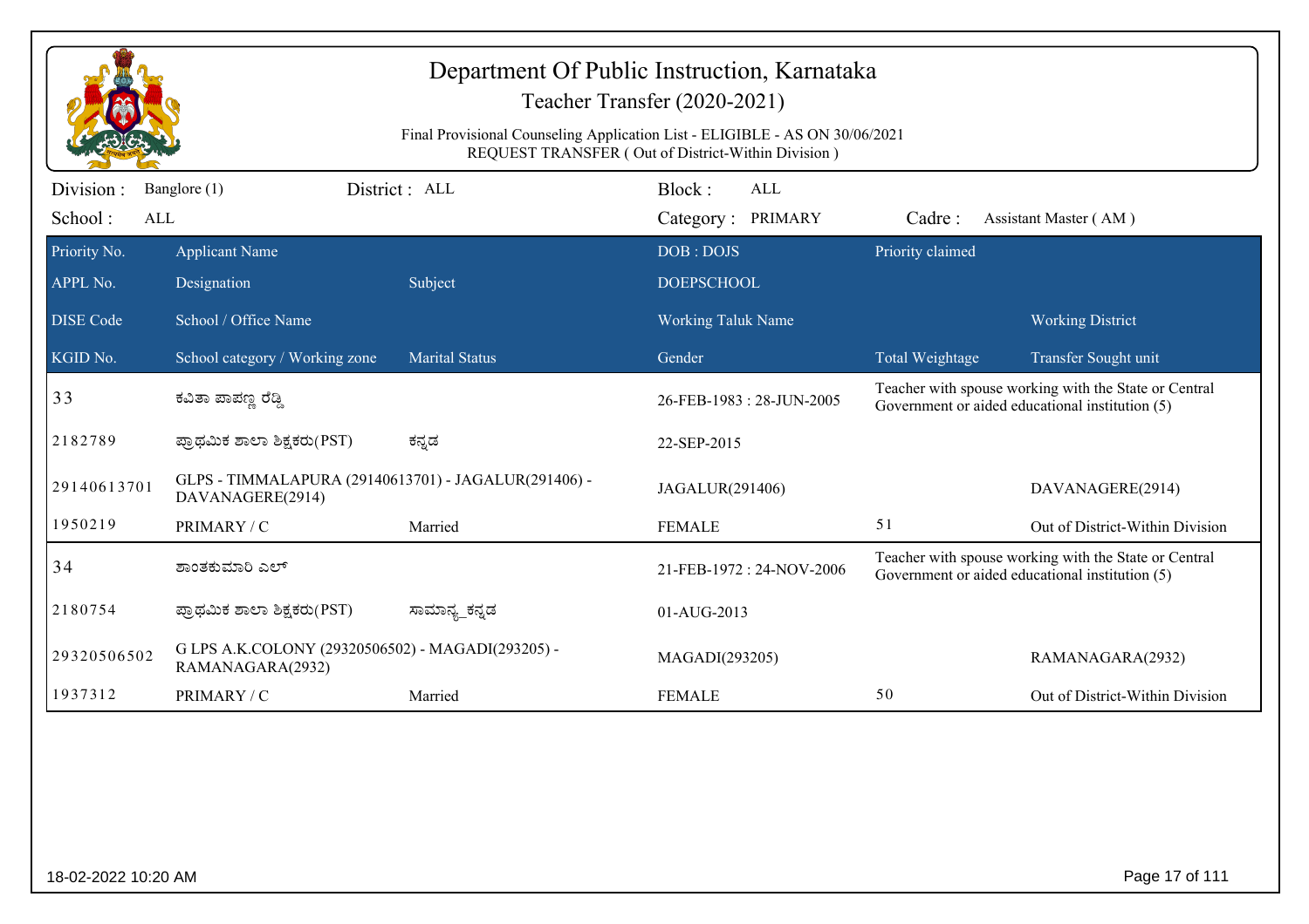# Department Of Public Instruction, Karnataka

## Teacher Transfer (2020-2021)

Final Provisional Counseling Application List - ELIGIBLE - AS ON 30/06/2021
REQUEST TRANSFER ( Out of District-Within Division )

Division : Banglore (1) District : ALL Block : ALL
School : ALL Category : PRIMARY Cadre : Assistant Master ( AM )

| Priority No. | Applicant Name | | DOB : DOJS | Priority claimed | |
|---|---|---|---|---|---|
| APPL No. | Designation | Subject | DOEPSCHOOL | | |
| DISE Code | School / Office Name | | Working Taluk Name | | Working District |
| KGID No. | School category / Working zone | Marital Status | Gender | Total Weightage | Transfer Sought unit |
| 33 | ಕವಿತಾ ಪಾಪಣ್ಣ ರೆಡ್ಡಿ | | 26-FEB-1983 : 28-JUN-2005 | Teacher with spouse working with the State or Central Government or aided educational institution (5) | |
| 2182789 | ಪ್ರಾಥಮಿಕ ಶಾಲಾ ಶಿಕ್ಷಕರು(PST) | ಕನ್ನಡ | 22-SEP-2015 | | |
| 29140613701 | GLPS - TIMMALAPURA (29140613701) - JAGALUR(291406) - DAVANAGERE(2914) | | JAGALUR(291406) | | DAVANAGERE(2914) |
| 1950219 | PRIMARY / C | Married | FEMALE | 51 | Out of District-Within Division |
| 34 | ಶಾಂತಕುಮಾರಿ ಎಲ್ | | 21-FEB-1972 : 24-NOV-2006 | Teacher with spouse working with the State or Central Government or aided educational institution (5) | |
| 2180754 | ಪ್ರಾಥಮಿಕ ಶಾಲಾ ಶಿಕ್ಷಕರು(PST) | ಸಾಮಾನ್ಯ_ಕನ್ನಡ | 01-AUG-2013 | | |
| 29320506502 | G LPS A.K.COLONY (29320506502) - MAGADI(293205) - RAMANAGARA(2932) | | MAGADI(293205) | | RAMANAGARA(2932) |
| 1937312 | PRIMARY / C | Married | FEMALE | 50 | Out of District-Within Division |

18-02-2022 10:20 AM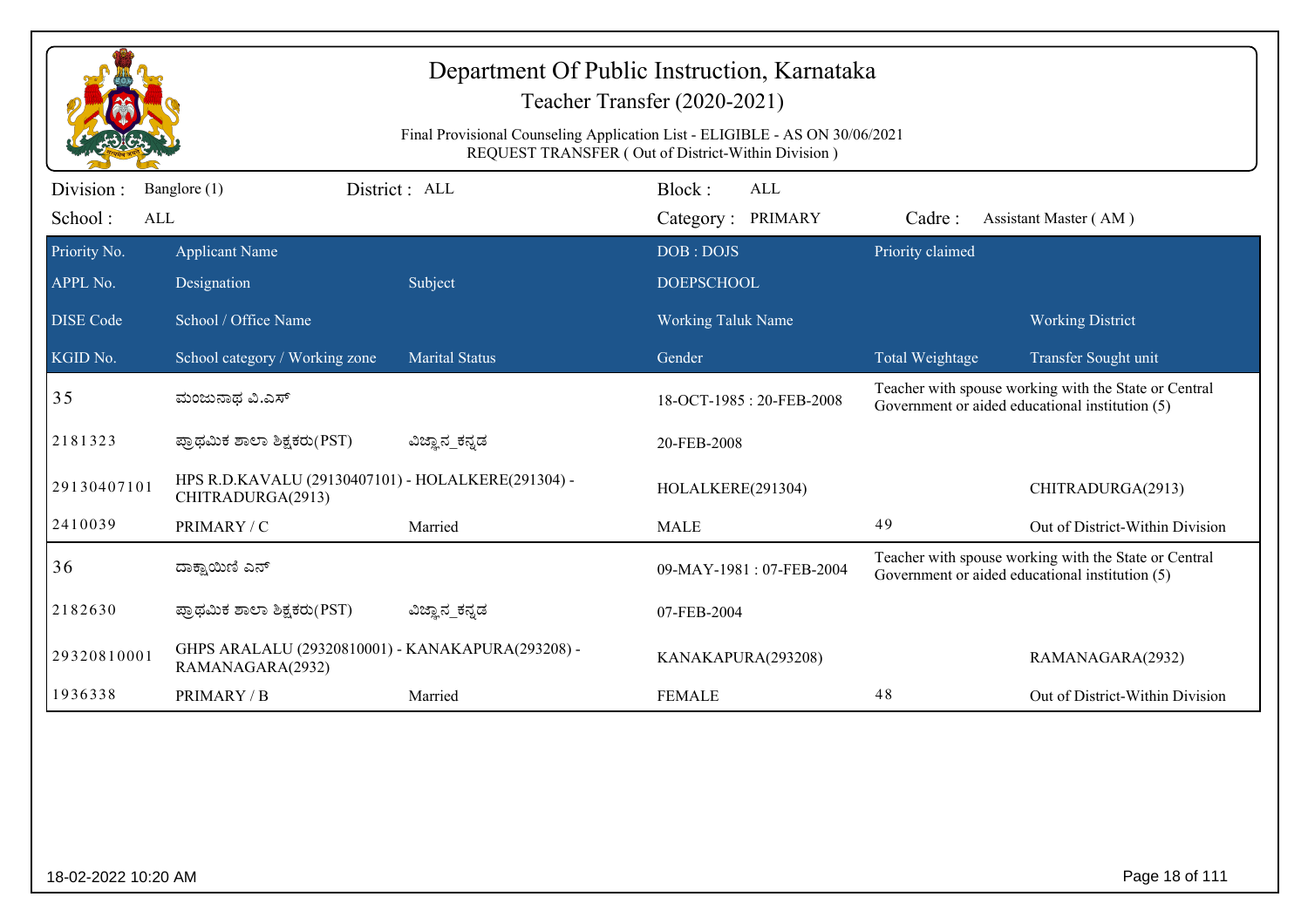# Department Of Public Instruction, Karnataka

## Teacher Transfer (2020-2021)

Final Provisional Counseling Application List - ELIGIBLE - AS ON 30/06/2021
REQUEST TRANSFER ( Out of District-Within Division )

Division : Banglore (1) District : ALL Block : ALL
School : ALL Category : PRIMARY Cadre : Assistant Master ( AM )

| Priority No. / APPL No. / DISE Code / KGID No. | Applicant Name / Designation / School / Office Name / School category / Working zone | Subject / Marital Status | DOB : DOJS / DOEPSCHOOL / Working Taluk Name / Gender | Priority claimed / Total Weightage | Working District / Transfer Sought unit |
|---|---|---|---|---|---|
| 35 | ಮಂಜುನಾಥ ವಿ.ಎಸ್ | | 18-OCT-1985 : 20-FEB-2008 | Teacher with spouse working with the State or Central Government or aided educational institution (5) | |
| 2181323 | ಪ್ರಾಥಮಿಕ ಶಾಲಾ ಶಿಕ್ಷಕರು(PST) | ವಿಜ್ಞಾನ_ಕನ್ನಡ | 20-FEB-2008 | | |
| 29130407101 | HPS R.D.KAVALU (29130407101) - HOLALKERE(291304) - CHITRADURGA(2913) | | HOLALKERE(291304) | | CHITRADURGA(2913) |
| 2410039 | PRIMARY / C | Married | MALE | 49 | Out of District-Within Division |
| 36 | ದಾಕ್ಷಾಯಿಣಿ ಎನ್ | | 09-MAY-1981 : 07-FEB-2004 | Teacher with spouse working with the State or Central Government or aided educational institution (5) | |
| 2182630 | ಪ್ರಾಥಮಿಕ ಶಾಲಾ ಶಿಕ್ಷಕರು(PST) | ವಿಜ್ಞಾನ_ಕನ್ನಡ | 07-FEB-2004 | | |
| 29320810001 | GHPS ARALALU (29320810001) - KANAKAPURA(293208) - RAMANAGARA(2932) | | KANAKAPURA(293208) | | RAMANAGARA(2932) |
| 1936338 | PRIMARY / B | Married | FEMALE | 48 | Out of District-Within Division |

18-02-2022 10:20 AM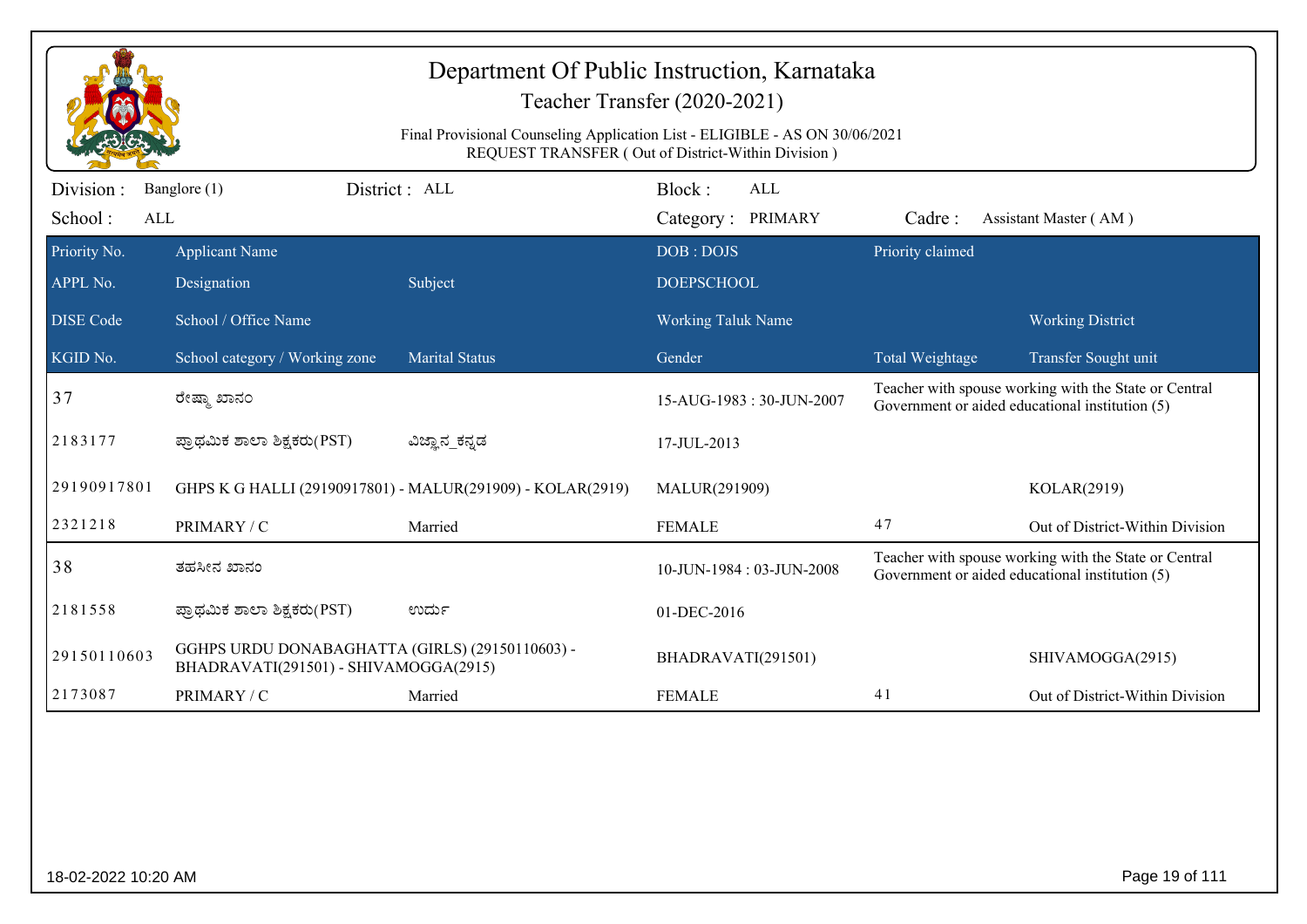# Department Of Public Instruction, Karnataka

## Teacher Transfer (2020-2021)

Final Provisional Counseling Application List - ELIGIBLE - AS ON 30/06/2021
REQUEST TRANSFER ( Out of District-Within Division )

Division : Banglore (1) District : ALL Block : ALL
School : ALL Category : PRIMARY Cadre : Assistant Master ( AM )

| Priority No. / APPL No. / DISE Code / KGID No. | Applicant Name / Designation / School / Office Name / School category / Working zone | Subject / Marital Status | DOB : DOJS / DOEPSCHOOL / Working Taluk Name / Gender | Priority claimed / Total Weightage | Working District / Transfer Sought unit |
|---|---|---|---|---|---|
| 37 | ರೇಷ್ಮಾ ಖಾನಂ | | 15-AUG-1983 : 30-JUN-2007 | Teacher with spouse working with the State or Central Government or aided educational institution (5) | |
| 2183177 | ಪ್ರಾಥಮಿಕ ಶಾಲಾ ಶಿಕ್ಷಕರು(PST) | ವಿಜ್ಞಾನ_ಕನ್ನಡ | 17-JUL-2013 | | |
| 29190917801 | GHPS K G HALLI (29190917801) - MALUR(291909) - KOLAR(2919) | | MALUR(291909) | | KOLAR(2919) |
| 2321218 | PRIMARY / C | Married | FEMALE | 47 | Out of District-Within Division |
| 38 | ತಹಸೀನ ಖಾನಂ | | 10-JUN-1984 : 03-JUN-2008 | Teacher with spouse working with the State or Central Government or aided educational institution (5) | |
| 2181558 | ಪ್ರಾಥಮಿಕ ಶಾಲಾ ಶಿಕ್ಷಕರು(PST) | ಉರ್ದು | 01-DEC-2016 | | |
| 29150110603 | GGHPS URDU DONABAGHATTA (GIRLS) (29150110603) - BHADRAVATI(291501) - SHIVAMOGGA(2915) | | BHADRAVATI(291501) | | SHIVAMOGGA(2915) |
| 2173087 | PRIMARY / C | Married | FEMALE | 41 | Out of District-Within Division |

18-02-2022 10:20 AM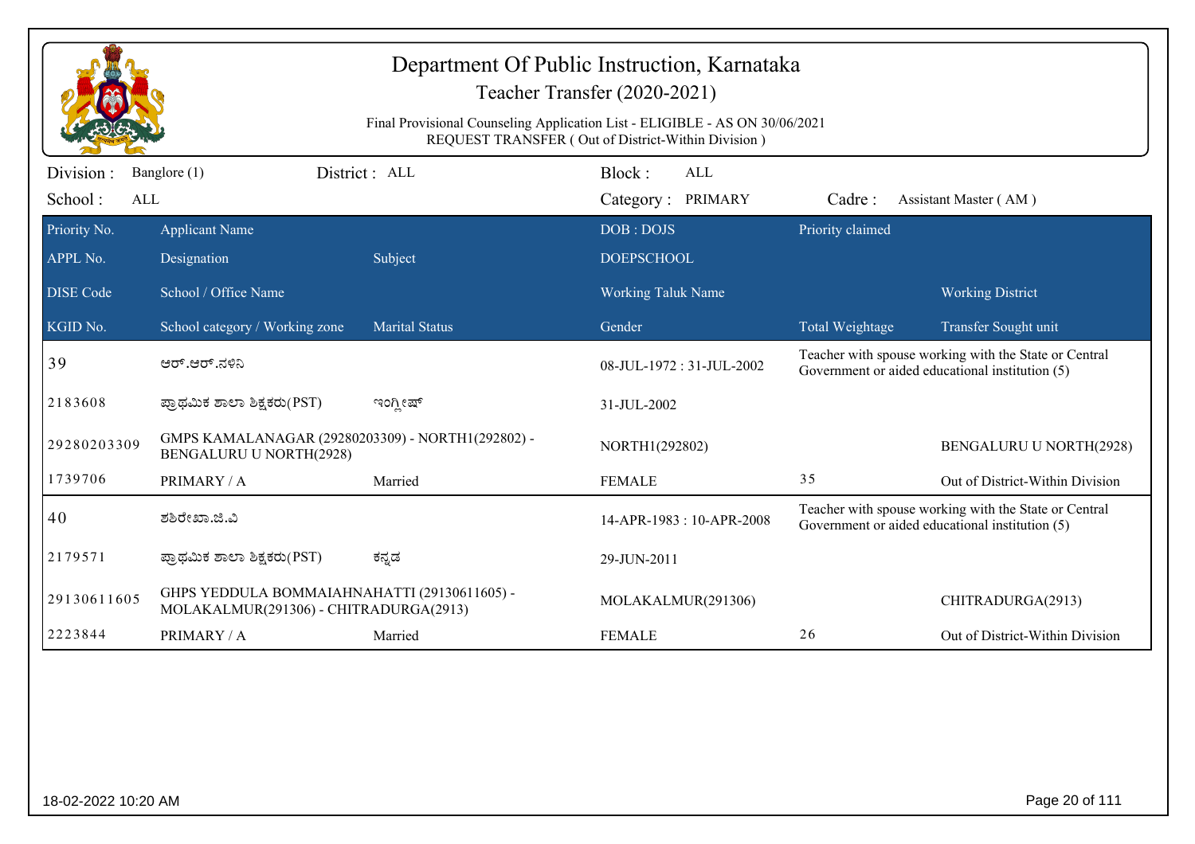# Department Of Public Instruction, Karnataka

## Teacher Transfer (2020-2021)

Final Provisional Counseling Application List - ELIGIBLE - AS ON 30/06/2021
REQUEST TRANSFER ( Out of District-Within Division )

Division : Banglore (1) District : ALL Block : ALL
School : ALL Category : PRIMARY Cadre : Assistant Master ( AM )

| Priority No. | Applicant Name | | DOB : DOJS | Priority claimed | |
|---|---|---|---|---|---|
| APPL No. | Designation | Subject | DOEPSCHOOL | | |
| DISE Code | School / Office Name | | Working Taluk Name | | Working District |
| KGID No. | School category / Working zone | Marital Status | Gender | Total Weightage | Transfer Sought unit |
| 39 | ಆರ್.ಆರ್.ನಳಿನಿ | | 08-JUL-1972 : 31-JUL-2002 | Teacher with spouse working with the State or Central Government or aided educational institution (5) | |
| 2183608 | ಪ್ರಾಥಮಿಕ ಶಾಲಾ ಶಿಕ್ಷಕರು(PST) | ಇಂಗ್ಲೀಷ್ | 31-JUL-2002 | | |
| 29280203309 | GMPS KAMALANAGAR (29280203309) - NORTH1(292802) - BENGALURU U NORTH(2928) | | NORTH1(292802) | | BENGALURU U NORTH(2928) |
| 1739706 | PRIMARY / A | Married | FEMALE | 35 | Out of District-Within Division |
| 40 | ಶಶಿರೇಖಾ.ಜಿ.ವಿ | | 14-APR-1983 : 10-APR-2008 | Teacher with spouse working with the State or Central Government or aided educational institution (5) | |
| 2179571 | ಪ್ರಾಥಮಿಕ ಶಾಲಾ ಶಿಕ್ಷಕರು(PST) | ಕನ್ನಡ | 29-JUN-2011 | | |
| 29130611605 | GHPS YEDDULA BOMMAIAHNAHATTI (29130611605) - MOLAKALMUR(291306) - CHITRADURGA(2913) | | MOLAKALMUR(291306) | | CHITRADURGA(2913) |
| 2223844 | PRIMARY / A | Married | FEMALE | 26 | Out of District-Within Division |

18-02-2022 10:20 AM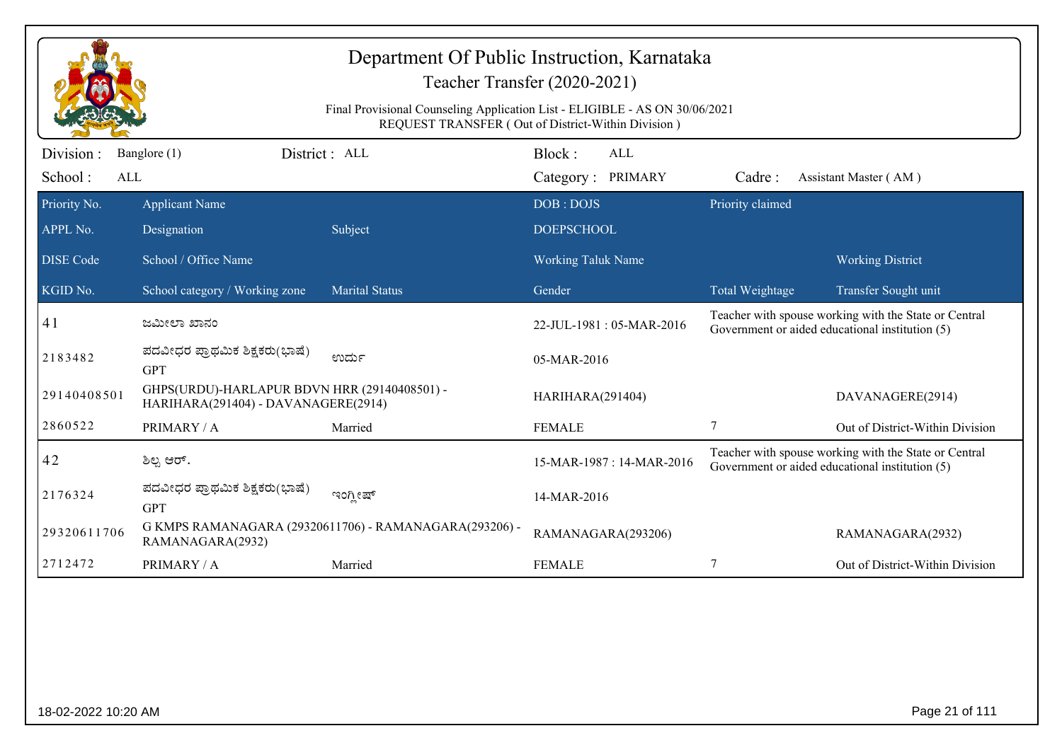# Department Of Public Instruction, Karnataka

## Teacher Transfer (2020-2021)

Final Provisional Counseling Application List - ELIGIBLE - AS ON 30/06/2021
REQUEST TRANSFER ( Out of District-Within Division )

Division : Banglore (1) District : ALL Block : ALL
School : ALL Category : PRIMARY Cadre : Assistant Master ( AM )

| Priority No. / APPL No. / DISE Code / KGID No. | Applicant Name / Designation / School / Office Name / School category / Working zone | Subject / Marital Status | DOB : DOJS / DOEPSCHOOL / Working Taluk Name / Gender | Priority claimed / Total Weightage | Working District / Transfer Sought unit |
|---|---|---|---|---|---|
| 41 | ಜಮೀಲಾ ಖಾನಂ | | 22-JUL-1981 : 05-MAR-2016 | Teacher with spouse working with the State or Central Government or aided educational institution (5) | |
| 2183482 | ಪದವೀಧರ ಪ್ರಾಥಮಿಕ ಶಿಕ್ಷಕರು(ಭಾಷೆ) GPT | ಉರ್ದು | 05-MAR-2016 | | |
| 29140408501 | GHPS(URDU)-HARLAPUR BDVN HRR (29140408501) - HARIHARA(291404) - DAVANAGERE(2914) | | HARIHARA(291404) | | DAVANAGERE(2914) |
| 2860522 | PRIMARY / A | Married | FEMALE | 7 | Out of District-Within Division |
| 42 | ಶಿಲ್ಪ ಆರ್. | | 15-MAR-1987 : 14-MAR-2016 | Teacher with spouse working with the State or Central Government or aided educational institution (5) | |
| 2176324 | ಪದವೀಧರ ಪ್ರಾಥಮಿಕ ಶಿಕ್ಷಕರು(ಭಾಷೆ) GPT | ಇಂಗ್ಲೀಷ್ | 14-MAR-2016 | | |
| 29320611706 | G KMPS RAMANAGARA (29320611706) - RAMANAGARA(293206) - RAMANAGARA(2932) | | RAMANAGARA(293206) | | RAMANAGARA(2932) |
| 2712472 | PRIMARY / A | Married | FEMALE | 7 | Out of District-Within Division |

18-02-2022 10:20 AM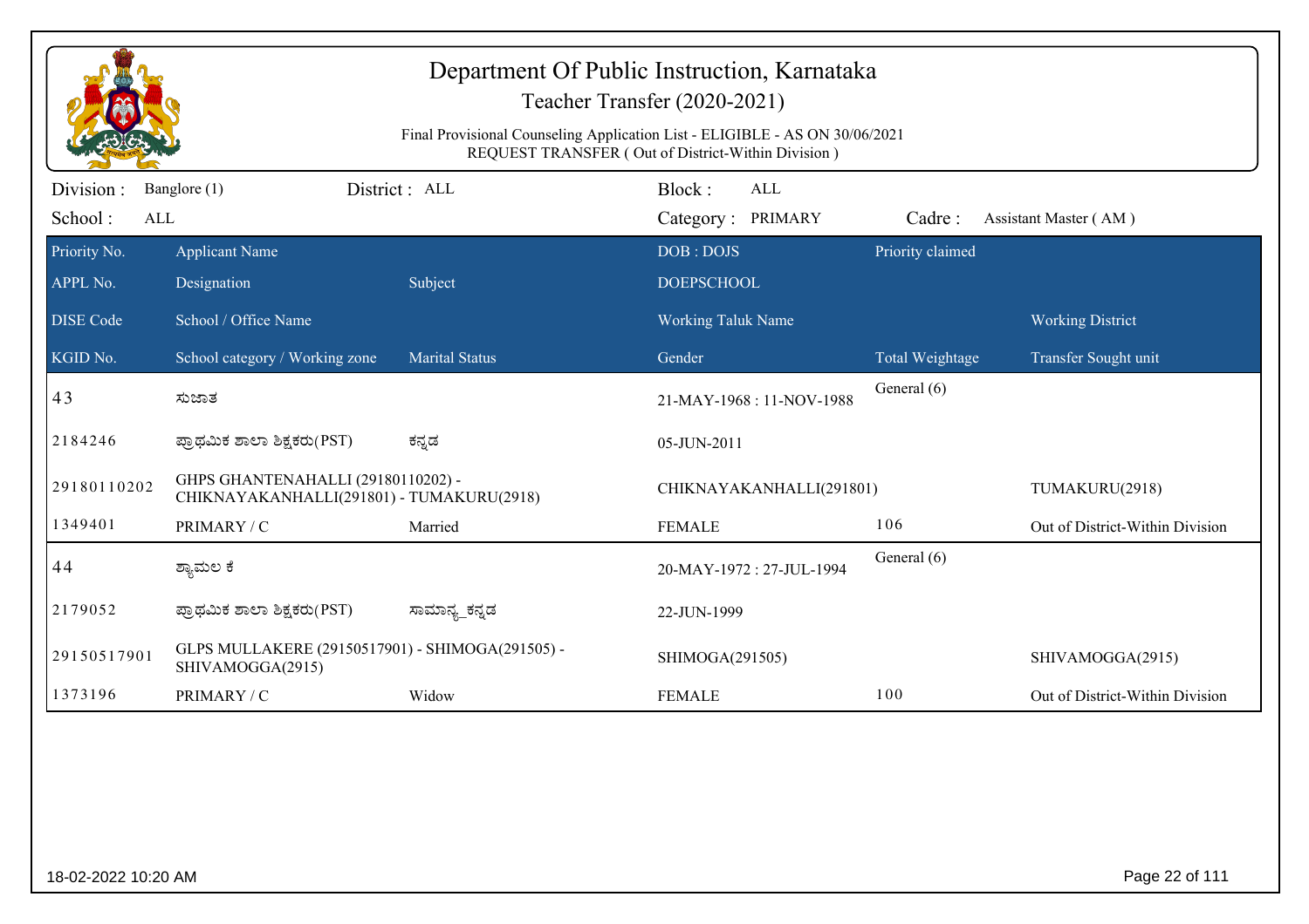# Department Of Public Instruction, Karnataka

## Teacher Transfer (2020-2021)

Final Provisional Counseling Application List - ELIGIBLE - AS ON 30/06/2021
REQUEST TRANSFER ( Out of District-Within Division )

Division : Banglore (1) | District : ALL | Block : ALL
School : ALL | Category : PRIMARY | Cadre : Assistant Master ( AM )

| Priority No. / APPL No. / DISE Code / KGID No. | Applicant Name / Designation / School / Office Name / School category / Working zone | Subject / Marital Status | DOB : DOJS / DOEPSCHOOL / Working Taluk Name / Gender | Priority claimed / Total Weightage | Working District / Transfer Sought unit |
|---|---|---|---|---|---|
| 43 | ಸುಜಾತ | | 21-MAY-1968 : 11-NOV-1988 | General (6) | |
| 2184246 | ಪ್ರಾಥಮಿಕ ಶಾಲಾ ಶಿಕ್ಷಕರು(PST) | ಕನ್ನಡ | 05-JUN-2011 | | |
| 29180110202 | GHPS GHANTENAHALLI (29180110202) - CHIKNAYAKANHALLI(291801) - TUMAKURU(2918) | | CHIKNAYAKANHALLI(291801) | | TUMAKURU(2918) |
| 1349401 | PRIMARY / C | Married | FEMALE | 106 | Out of District-Within Division |
| 44 | ಶ್ಯಾಮಲ ಕೆ | | 20-MAY-1972 : 27-JUL-1994 | General (6) | |
| 2179052 | ಪ್ರಾಥಮಿಕ ಶಾಲಾ ಶಿಕ್ಷಕರು(PST) | ಸಾಮಾನ್ಯ_ಕನ್ನಡ | 22-JUN-1999 | | |
| 29150517901 | GLPS MULLAKERE (29150517901) - SHIMOGA(291505) - SHIVAMOGGA(2915) | | SHIMOGA(291505) | | SHIVAMOGGA(2915) |
| 1373196 | PRIMARY / C | Widow | FEMALE | 100 | Out of District-Within Division |

18-02-2022 10:20 AM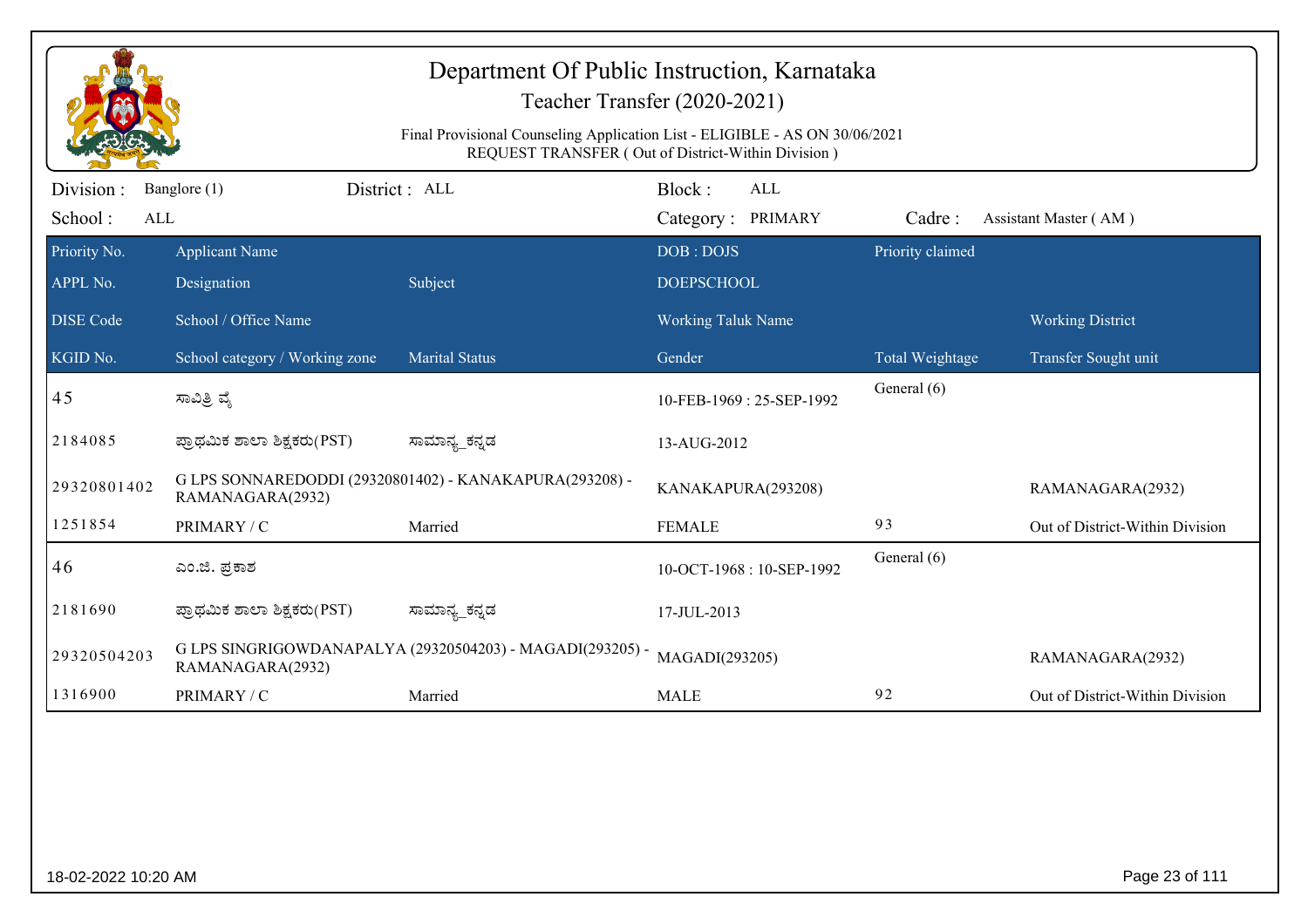# Department Of Public Instruction, Karnataka

## Teacher Transfer (2020-2021)

Final Provisional Counseling Application List - ELIGIBLE - AS ON 30/06/2021
REQUEST TRANSFER ( Out of District-Within Division )

Division : Banglore (1) District : ALL Block : ALL
School : ALL Category : PRIMARY Cadre : Assistant Master ( AM )

| Priority No. | Applicant Name | | DOB : DOJS | Priority claimed | |
|---|---|---|---|---|---|
| APPL No. | Designation | Subject | DOEPSCHOOL | | |
| DISE Code | School / Office Name | | Working Taluk Name | | Working District |
| KGID No. | School category / Working zone | Marital Status | Gender | Total Weightage | Transfer Sought unit |
| 45 | ಸಾವಿತ್ರಿ ವೈ | | 10-FEB-1969 : 25-SEP-1992 | General (6) | |
| 2184085 | ಪ್ರಾಥಮಿಕ ಶಾಲಾ ಶಿಕ್ಷಕರು(PST) | ಸಾಮಾನ್ಯ_ಕನ್ನಡ | 13-AUG-2012 | | |
| 29320801402 | G LPS SONNAREDODDI (29320801402) - KANAKAPURA(293208) - RAMANAGARA(2932) | | KANAKAPURA(293208) | | RAMANAGARA(2932) |
| 1251854 | PRIMARY / C | Married | FEMALE | 93 | Out of District-Within Division |
| 46 | ಎಂ.ಜಿ. ಪ್ರಕಾಶ | | 10-OCT-1968 : 10-SEP-1992 | General (6) | |
| 2181690 | ಪ್ರಾಥಮಿಕ ಶಾಲಾ ಶಿಕ್ಷಕರು(PST) | ಸಾಮಾನ್ಯ_ಕನ್ನಡ | 17-JUL-2013 | | |
| 29320504203 | G LPS SINGRIGOWDANAPALYA (29320504203) - MAGADI(293205) - RAMANAGARA(2932) | | MAGADI(293205) | | RAMANAGARA(2932) |
| 1316900 | PRIMARY / C | Married | MALE | 92 | Out of District-Within Division |

18-02-2022 10:20 AM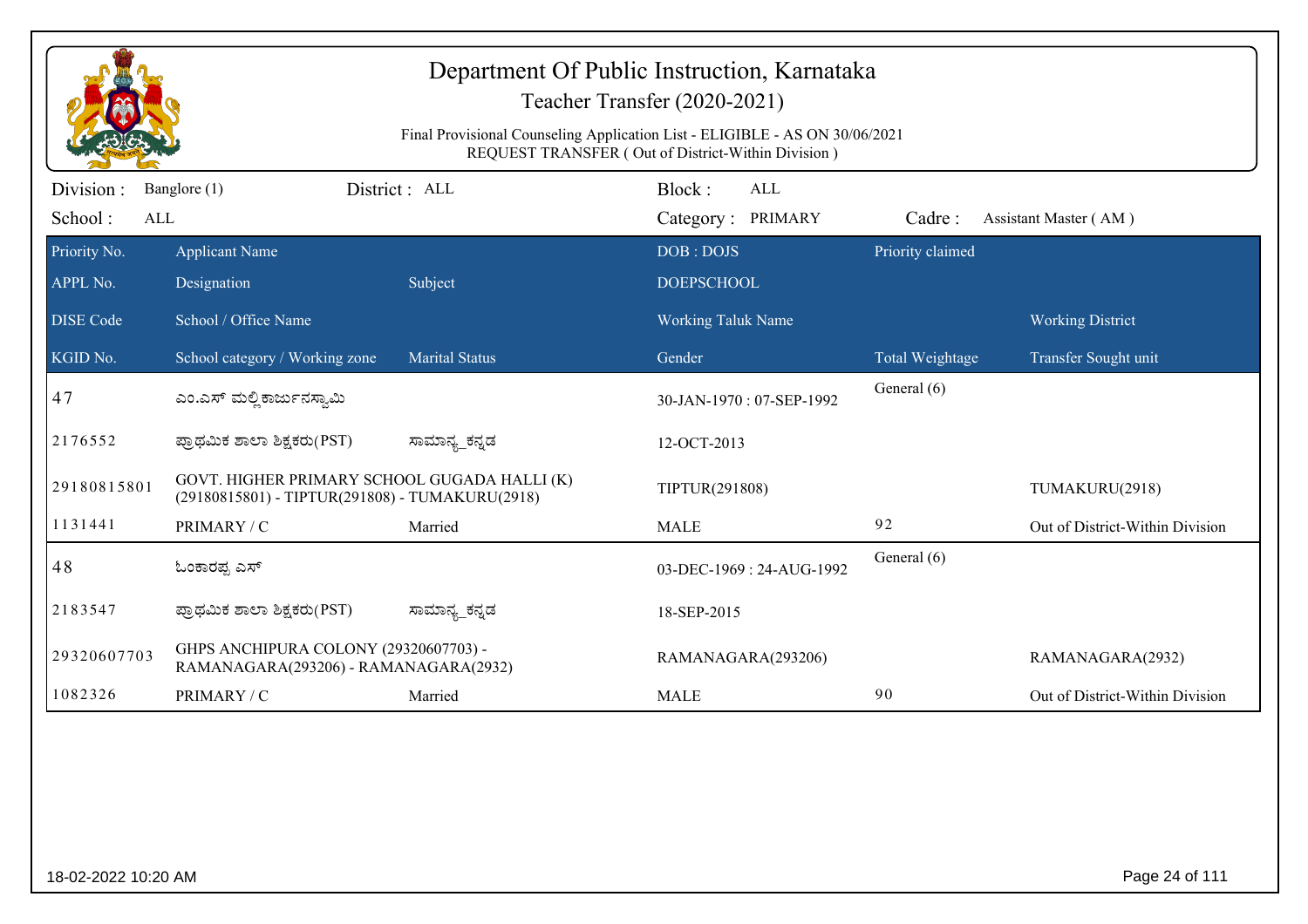# Department Of Public Instruction, Karnataka

## Teacher Transfer (2020-2021)

Final Provisional Counseling Application List - ELIGIBLE - AS ON 30/06/2021
REQUEST TRANSFER ( Out of District-Within Division )

Division : Banglore (1) District : ALL Block : ALL
School : ALL Category : PRIMARY Cadre : Assistant Master ( AM )

| Priority No. / APPL No. / DISE Code / KGID No. | Applicant Name / Designation / School / Office Name / School category / Working zone | Subject / Marital Status | DOB : DOJS / DOEPSCHOOL / Working Taluk Name / Gender | Priority claimed / Total Weightage | Working District / Transfer Sought unit |
|---|---|---|---|---|---|
| 47 | ಎಂ.ಎಸ್ ಮಲ್ಲಿಕಾರ್ಜುನಸ್ವಾಮಿ | | 30-JAN-1970 : 07-SEP-1992 | General (6) | |
| 2176552 | ಪ್ರಾಥಮಿಕ ಶಾಲಾ ಶಿಕ್ಷಕರು(PST) | ಸಾಮಾನ್ಯ_ಕನ್ನಡ | 12-OCT-2013 | | |
| 29180815801 | GOVT. HIGHER PRIMARY SCHOOL GUGADA HALLI (K) (29180815801) - TIPTUR(291808) - TUMAKURU(2918) | | TIPTUR(291808) | | TUMAKURU(2918) |
| 1131441 | PRIMARY / C | Married | MALE | 92 | Out of District-Within Division |
| 48 | ಓಂಕಾರಪ್ಪ ಎಸ್ | | 03-DEC-1969 : 24-AUG-1992 | General (6) | |
| 2183547 | ಪ್ರಾಥಮಿಕ ಶಾಲಾ ಶಿಕ್ಷಕರು(PST) | ಸಾಮಾನ್ಯ_ಕನ್ನಡ | 18-SEP-2015 | | |
| 29320607703 | GHPS ANCHIPURA COLONY (29320607703) - RAMANAGARA(293206) - RAMANAGARA(2932) | | RAMANAGARA(293206) | | RAMANAGARA(2932) |
| 1082326 | PRIMARY / C | Married | MALE | 90 | Out of District-Within Division |

18-02-2022 10:20 AM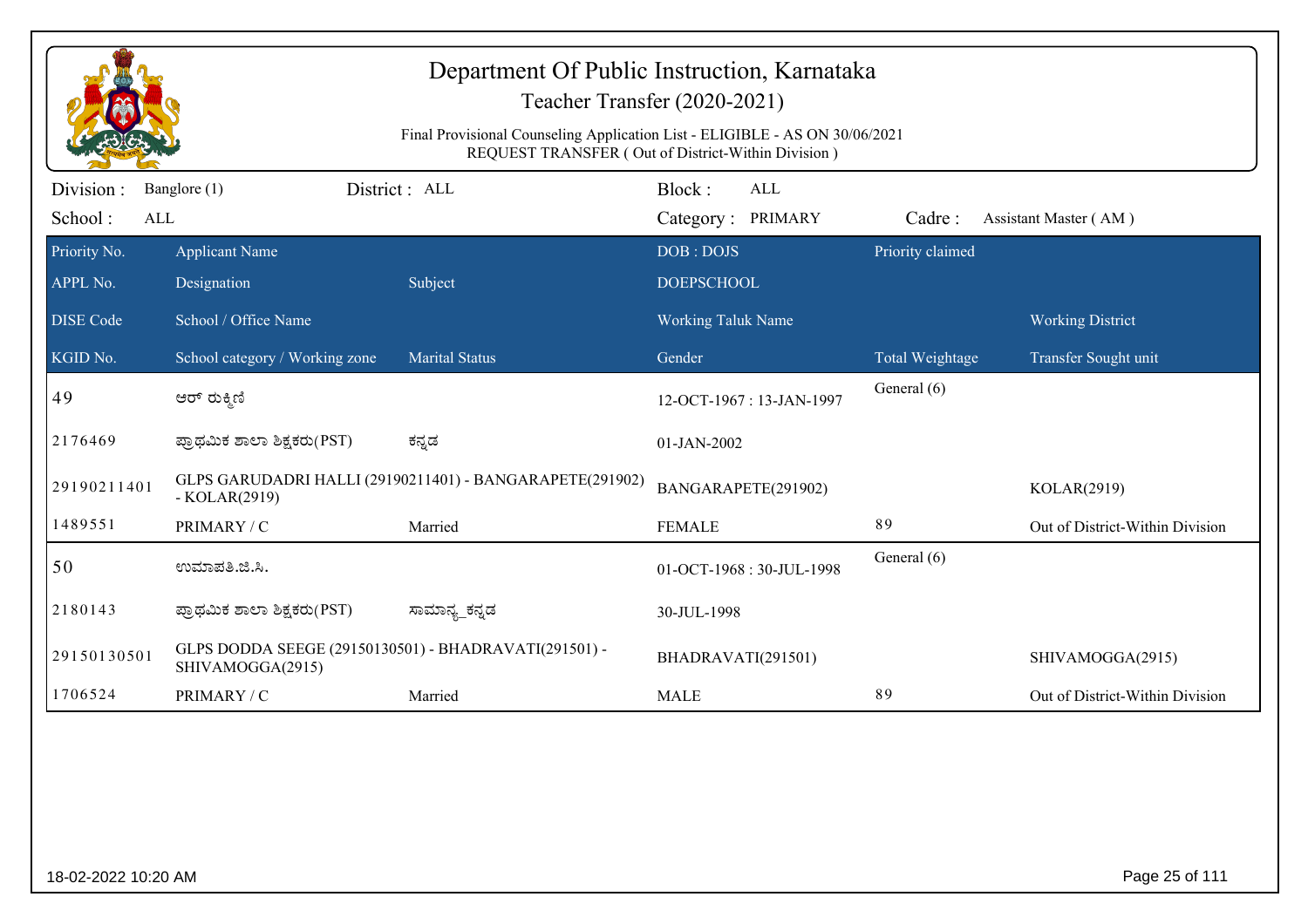# Department Of Public Instruction, Karnataka

## Teacher Transfer (2020-2021)

Final Provisional Counseling Application List - ELIGIBLE - AS ON 30/06/2021

REQUEST TRANSFER ( Out of District-Within Division )

Division : Banglore (1) District : ALL Block : ALL

School : ALL Category : PRIMARY Cadre : Assistant Master ( AM )

| Priority No. / APPL No. / DISE Code / KGID No. | Applicant Name / Designation / School / Office Name / School category / Working zone | Subject / Marital Status | DOB : DOJS / DOEPSCHOOL / Working Taluk Name / Gender | Priority claimed / Total Weightage | Working District / Transfer Sought unit |
|---|---|---|---|---|---|
| 49 | ಆರ್ ರುಕ್ಮಿಣಿ | | 12-OCT-1967 : 13-JAN-1997 | General (6) | |
| 2176469 | ಪ್ರಾಥಮಿಕ ಶಾಲಾ ಶಿಕ್ಷಕರು(PST) | ಕನ್ನಡ | 01-JAN-2002 | | |
| 29190211401 | GLPS GARUDADRI HALLI (29190211401) - BANGARAPETE(291902) - KOLAR(2919) | | BANGARAPETE(291902) | | KOLAR(2919) |
| 1489551 | PRIMARY / C | Married | FEMALE | 89 | Out of District-Within Division |
| 50 | ಉಮಾಪತಿ.ಜಿ.ಸಿ. | | 01-OCT-1968 : 30-JUL-1998 | General (6) | |
| 2180143 | ಪ್ರಾಥಮಿಕ ಶಾಲಾ ಶಿಕ್ಷಕರು(PST) | ಸಾಮಾನ್ಯ_ಕನ್ನಡ | 30-JUL-1998 | | |
| 29150130501 | GLPS DODDA SEEGE (29150130501) - BHADRAVATI(291501) - SHIVAMOGGA(2915) | | BHADRAVATI(291501) | | SHIVAMOGGA(2915) |
| 1706524 | PRIMARY / C | Married | MALE | 89 | Out of District-Within Division |

18-02-2022 10:20 AM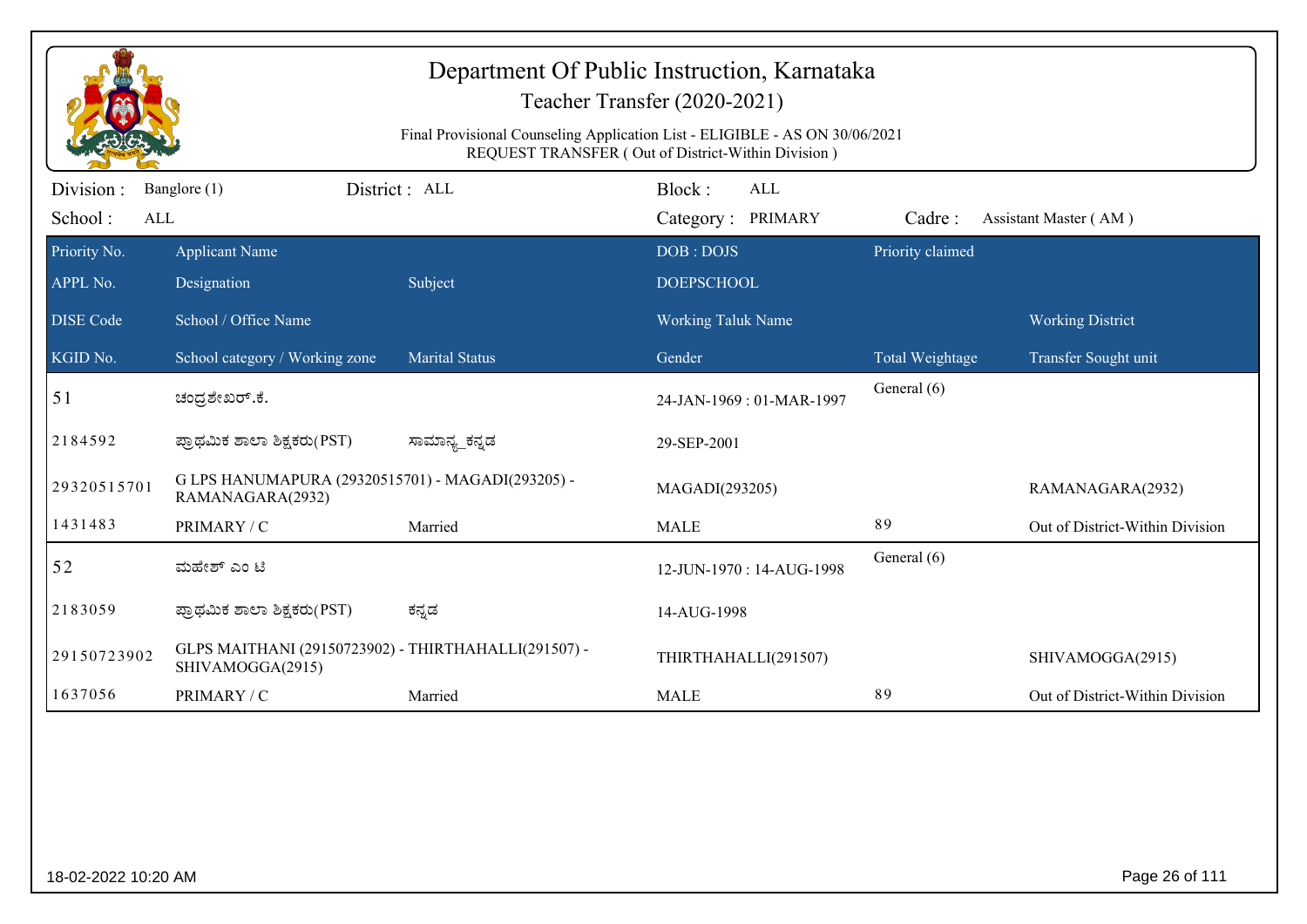# Department Of Public Instruction, Karnataka

## Teacher Transfer (2020-2021)

Final Provisional Counseling Application List - ELIGIBLE - AS ON 30/06/2021
REQUEST TRANSFER ( Out of District-Within Division )

Division : Banglore (1) District : ALL Block : ALL
School : ALL Category : PRIMARY Cadre : Assistant Master ( AM )

| Priority No. / APPL No. / DISE Code / KGID No. | Applicant Name / Designation / School / Office Name / School category / Working zone | Subject / Marital Status | DOB : DOJS / DOEPSCHOOL / Working Taluk Name / Gender | Priority claimed / Total Weightage | Working District / Transfer Sought unit |
|---|---|---|---|---|---|
| 51 | ಚಂದ್ರಶೇಖರ್.ಕೆ. | | 24-JAN-1969 : 01-MAR-1997 | General (6) | |
| 2184592 | ಪ್ರಾಥಮಿಕ ಶಾಲಾ ಶಿಕ್ಷಕರು(PST) | ಸಾಮಾನ್ಯ_ಕನ್ನಡ | 29-SEP-2001 | | |
| 29320515701 | G LPS HANUMAPURA (29320515701) - MAGADI(293205) - RAMANAGARA(2932) | | MAGADI(293205) | | RAMANAGARA(2932) |
| 1431483 | PRIMARY / C | Married | MALE | 89 | Out of District-Within Division |
| 52 | ಮಹೇಶ್ ಎಂ ಟಿ | | 12-JUN-1970 : 14-AUG-1998 | General (6) | |
| 2183059 | ಪ್ರಾಥಮಿಕ ಶಾಲಾ ಶಿಕ್ಷಕರು(PST) | ಕನ್ನಡ | 14-AUG-1998 | | |
| 29150723902 | GLPS MAITHANI (29150723902) - THIRTHAHALLI(291507) - SHIVAMOGGA(2915) | | THIRTHAHALLI(291507) | | SHIVAMOGGA(2915) |
| 1637056 | PRIMARY / C | Married | MALE | 89 | Out of District-Within Division |

18-02-2022 10:20 AM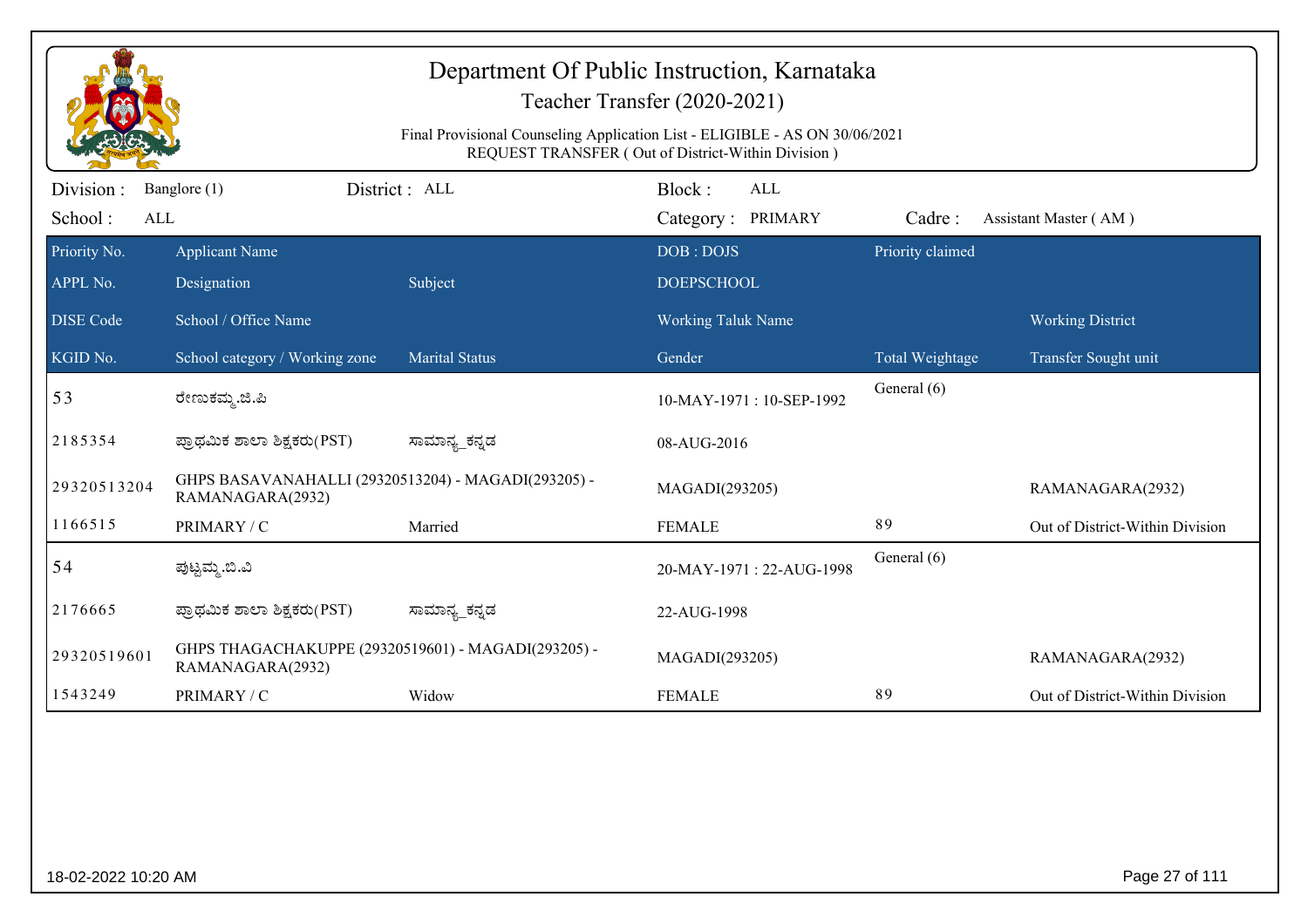# Department Of Public Instruction, Karnataka

## Teacher Transfer (2020-2021)

Final Provisional Counseling Application List - ELIGIBLE - AS ON 30/06/2021
REQUEST TRANSFER ( Out of District-Within Division )

Division : Banglore (1) | District : ALL | Block : ALL
School : ALL | Category : PRIMARY | Cadre : Assistant Master ( AM )

| Priority No. | Applicant Name | | DOB : DOJS | Priority claimed | |
|---|---|---|---|---|---|
| APPL No. | Designation | Subject | DOEPSCHOOL | | |
| DISE Code | School / Office Name | | Working Taluk Name | | Working District |
| KGID No. | School category / Working zone | Marital Status | Gender | Total Weightage | Transfer Sought unit |
| 53 | ರೇಣುಕಮ್ಮ.ಜಿ.ಪಿ | | 10-MAY-1971 : 10-SEP-1992 | General (6) | |
| 2185354 | ಪ್ರಾಥಮಿಕ ಶಾಲಾ ಶಿಕ್ಷಕರು(PST) | ಸಾಮಾನ್ಯ_ಕನ್ನಡ | 08-AUG-2016 | | |
| 29320513204 | GHPS BASAVANAHALLI (29320513204) - MAGADI(293205) - RAMANAGARA(2932) | | MAGADI(293205) | | RAMANAGARA(2932) |
| 1166515 | PRIMARY / C | Married | FEMALE | 89 | Out of District-Within Division |
| 54 | ಪುಟ್ಟಮ್ಮ.ಬಿ.ವಿ | | 20-MAY-1971 : 22-AUG-1998 | General (6) | |
| 2176665 | ಪ್ರಾಥಮಿಕ ಶಾಲಾ ಶಿಕ್ಷಕರು(PST) | ಸಾಮಾನ್ಯ_ಕನ್ನಡ | 22-AUG-1998 | | |
| 29320519601 | GHPS THAGACHAKUPPE (29320519601) - MAGADI(293205) - RAMANAGARA(2932) | | MAGADI(293205) | | RAMANAGARA(2932) |
| 1543249 | PRIMARY / C | Widow | FEMALE | 89 | Out of District-Within Division |

18-02-2022 10:20 AM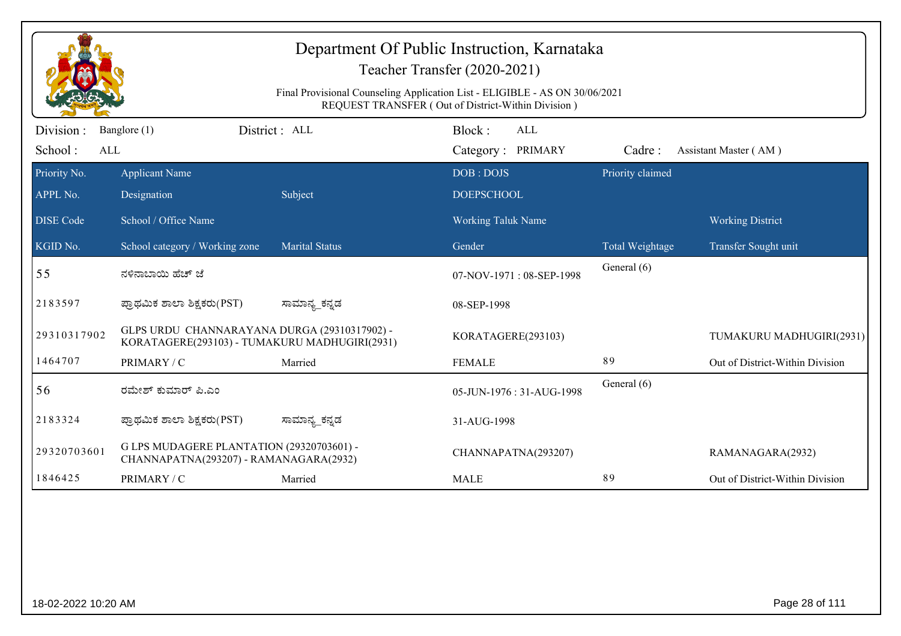# Department Of Public Instruction, Karnataka

## Teacher Transfer (2020-2021)

Final Provisional Counseling Application List - ELIGIBLE - AS ON 30/06/2021
REQUEST TRANSFER ( Out of District-Within Division )

Division : Banglore (1) District : ALL Block : ALL
School : ALL Category : PRIMARY Cadre : Assistant Master ( AM )

| Priority No. / APPL No. / DISE Code / KGID No. | Applicant Name / Designation / School / Office Name / School category / Working zone | Subject / Marital Status | DOB : DOJS / DOEPSCHOOL / Working Taluk Name / Gender | Priority claimed / Total Weightage | Working District / Transfer Sought unit |
|---|---|---|---|---|---|
| 55 | ನಳಿನಾಬಾಯಿ ಹೆಚ್ ಜಿ | | 07-NOV-1971 : 08-SEP-1998 | General (6) | |
| 2183597 | ಪ್ರಾಥಮಿಕ ಶಾಲಾ ಶಿಕ್ಷಕರು(PST) | ಸಾಮಾನ್ಯ_ಕನ್ನಡ | 08-SEP-1998 | | |
| 29310317902 | GLPS URDU CHANNARAYANA DURGA (29310317902) - KORATAGERE(293103) - TUMAKURU MADHUGIRI(2931) | | KORATAGERE(293103) | | TUMAKURU MADHUGIRI(2931) |
| 1464707 | PRIMARY / C | Married | FEMALE | 89 | Out of District-Within Division |
| 56 | ರಮೇಶ್ ಕುಮಾರ್ ಪಿ.ಎಂ | | 05-JUN-1976 : 31-AUG-1998 | General (6) | |
| 2183324 | ಪ್ರಾಥಮಿಕ ಶಾಲಾ ಶಿಕ್ಷಕರು(PST) | ಸಾಮಾನ್ಯ_ಕನ್ನಡ | 31-AUG-1998 | | |
| 29320703601 | G LPS MUDAGERE PLANTATION (29320703601) - CHANNAPATNA(293207) - RAMANAGARA(2932) | | CHANNAPATNA(293207) | | RAMANAGARA(2932) |
| 1846425 | PRIMARY / C | Married | MALE | 89 | Out of District-Within Division |

18-02-2022 10:20 AM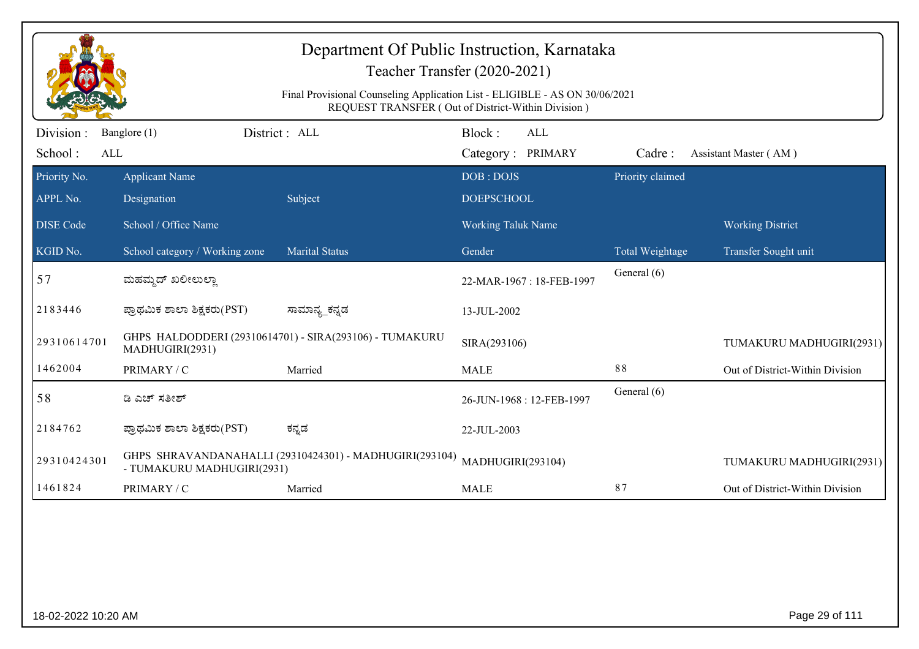# Department Of Public Instruction, Karnataka

## Teacher Transfer (2020-2021)

Final Provisional Counseling Application List - ELIGIBLE - AS ON 30/06/2021
REQUEST TRANSFER ( Out of District-Within Division )

Division : Banglore (1) District : ALL Block : ALL
School : ALL Category : PRIMARY Cadre : Assistant Master ( AM )

| Priority No. / APPL No. / DISE Code / KGID No. | Applicant Name / Designation / School / Office Name / School category / Working zone | Subject / Marital Status | DOB : DOJS / DOEPSCHOOL / Working Taluk Name / Gender | Priority claimed / Total Weightage | Working District / Transfer Sought unit |
|---|---|---|---|---|---|
| 57 | ಮಹಮ್ಮದ್ ಖಲೀಲುಲ್ಲಾ | | 22-MAR-1967 : 18-FEB-1997 | General (6) | |
| 2183446 | ಪ್ರಾಥಮಿಕ ಶಾಲಾ ಶಿಕ್ಷಕರು(PST) | ಸಾಮಾನ್ಯ_ಕನ್ನಡ | 13-JUL-2002 | | |
| 29310614701 | GHPS HALDODDERI (29310614701) - SIRA(293106) - TUMAKURU MADHUGIRI(2931) | | SIRA(293106) | | TUMAKURU MADHUGIRI(2931) |
| 1462004 | PRIMARY / C | Married | MALE | 88 | Out of District-Within Division |
| 58 | ಡಿ ಎಚ್ ಸತೀಶ್ | | 26-JUN-1968 : 12-FEB-1997 | General (6) | |
| 2184762 | ಪ್ರಾಥಮಿಕ ಶಾಲಾ ಶಿಕ್ಷಕರು(PST) | ಕನ್ನಡ | 22-JUL-2003 | | |
| 29310424301 | GHPS SHRAVANDANAHALLI (29310424301) - MADHUGIRI(293104) - TUMAKURU MADHUGIRI(2931) | | MADHUGIRI(293104) | | TUMAKURU MADHUGIRI(2931) |
| 1461824 | PRIMARY / C | Married | MALE | 87 | Out of District-Within Division |

18-02-2022 10:20 AM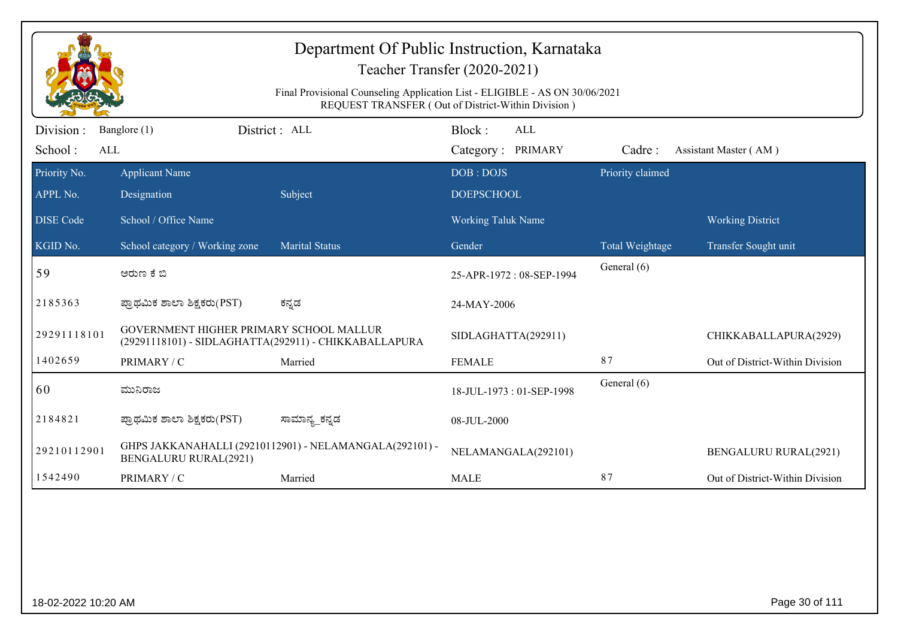# Department Of Public Instruction, Karnataka

## Teacher Transfer (2020-2021)

Final Provisional Counseling Application List - ELIGIBLE - AS ON 30/06/2021
REQUEST TRANSFER ( Out of District-Within Division )

Division : Banglore (1) District : ALL Block : ALL
School : ALL Category : PRIMARY Cadre : Assistant Master ( AM )

| Priority No. / APPL No. / DISE Code / KGID No. | Applicant Name / Designation / School / Office Name / School category / Working zone | Subject / Marital Status | DOB : DOJS / DOEPSCHOOL / Working Taluk Name / Gender | Priority claimed / Total Weightage | Working District / Transfer Sought unit |
|---|---|---|---|---|---|
| 59 | ಅರುಣ ಕೆ ಬಿ | | 25-APR-1972 : 08-SEP-1994 | General (6) | |
| 2185363 | ಪ್ರಾಥಮಿಕ ಶಾಲಾ ಶಿಕ್ಷಕರು(PST) | ಕನ್ನಡ | 24-MAY-2006 | | |
| 29291118101 | GOVERNMENT HIGHER PRIMARY SCHOOL MALLUR (29291118101) - SIDLAGHATTA(292911) - CHIKKABALLAPURA | | SIDLAGHATTA(292911) | | CHIKKABALLAPURA(2929) |
| 1402659 | PRIMARY / C | Married | FEMALE | 87 | Out of District-Within Division |
| 60 | ಮುನಿರಾಜ | | 18-JUL-1973 : 01-SEP-1998 | General (6) | |
| 2184821 | ಪ್ರಾಥಮಿಕ ಶಾಲಾ ಶಿಕ್ಷಕರು(PST) | ಸಾಮಾನ್ಯ_ಕನ್ನಡ | 08-JUL-2000 | | |
| 29210112901 | GHPS JAKKANAHALLI (29210112901) - NELAMANGALA(292101) - BENGALURU RURAL(2921) | | NELAMANGALA(292101) | | BENGALURU RURAL(2921) |
| 1542490 | PRIMARY / C | Married | MALE | 87 | Out of District-Within Division |

18-02-2022 10:20 AM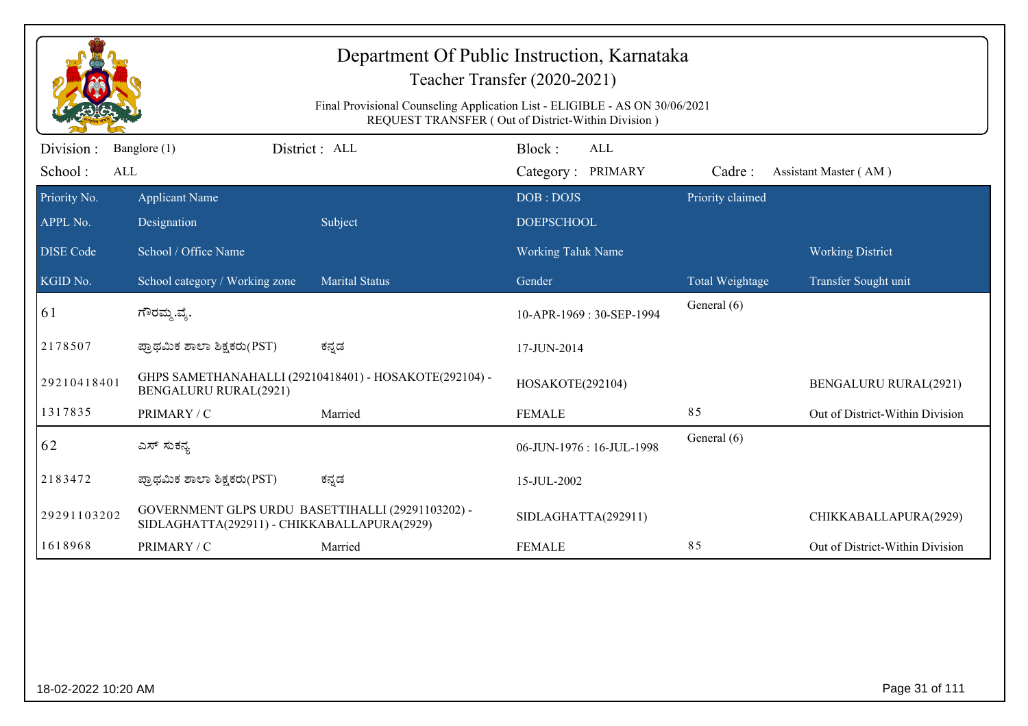# Department Of Public Instruction, Karnataka

## Teacher Transfer (2020-2021)

Final Provisional Counseling Application List - ELIGIBLE - AS ON 30/06/2021
REQUEST TRANSFER ( Out of District-Within Division )

Division : Banglore (1) | District : ALL | Block : ALL
School : ALL | Category : PRIMARY | Cadre : Assistant Master ( AM )

| Priority No. / APPL No. / DISE Code / KGID No. | Applicant Name / Designation / School / Office Name / School category / Working zone | Subject / Marital Status | DOB : DOJS / DOEPSCHOOL / Working Taluk Name / Gender | Priority claimed / Total Weightage | Working District / Transfer Sought unit |
|---|---|---|---|---|---|
| 61 | ಗೌರಮ್ಮ.ವೈ. | | 10-APR-1969 : 30-SEP-1994 | General (6) | |
| 2178507 | ಪ್ರಾಥಮಿಕ ಶಾಲಾ ಶಿಕ್ಷಕರು(PST) | ಕನ್ನಡ | 17-JUN-2014 | | |
| 29210418401 | GHPS SAMETHANAHALLI (29210418401) - HOSAKOTE(292104) - BENGALURU RURAL(2921) | | HOSAKOTE(292104) | | BENGALURU RURAL(2921) |
| 1317835 | PRIMARY / C | Married | FEMALE | 85 | Out of District-Within Division |
| 62 | ಎಸ್ ಸುಕನ್ಯ | | 06-JUN-1976 : 16-JUL-1998 | General (6) | |
| 2183472 | ಪ್ರಾಥಮಿಕ ಶಾಲಾ ಶಿಕ್ಷಕರು(PST) | ಕನ್ನಡ | 15-JUL-2002 | | |
| 29291103202 | GOVERNMENT GLPS URDU BASETTIHALLI (29291103202) - SIDLAGHATTA(292911) - CHIKKABALLAPURA(2929) | | SIDLAGHATTA(292911) | | CHIKKABALLAPURA(2929) |
| 1618968 | PRIMARY / C | Married | FEMALE | 85 | Out of District-Within Division |

18-02-2022 10:20 AM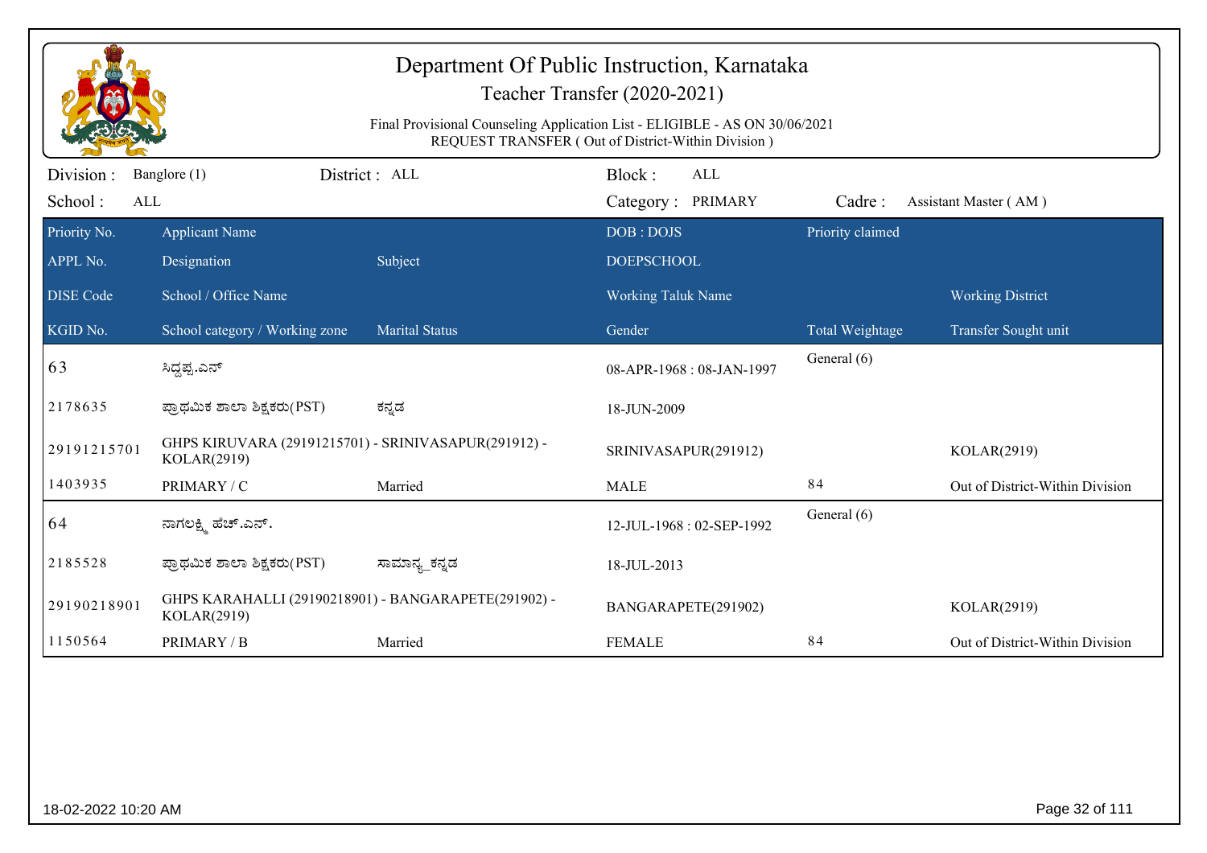# Department Of Public Instruction, Karnataka

## Teacher Transfer (2020-2021)

Final Provisional Counseling Application List - ELIGIBLE - AS ON 30/06/2021
REQUEST TRANSFER ( Out of District-Within Division )

Division : Banglore (1) District : ALL Block : ALL
School : ALL Category : PRIMARY Cadre : Assistant Master ( AM )

| Priority No. / APPL No. / DISE Code / KGID No. | Applicant Name / Designation / School / Office Name / School category / Working zone | Subject / Marital Status | DOB : DOJS / DOEPSCHOOL / Working Taluk Name / Gender | Priority claimed / Total Weightage | Working District / Transfer Sought unit |
|---|---|---|---|---|---|
| 63 | ಸಿದ್ದಪ್ಪ.ಎಸ್ | | 08-APR-1968 : 08-JAN-1997 | General (6) | |
| 2178635 | ಪ್ರಾಥಮಿಕ ಶಾಲಾ ಶಿಕ್ಷಕರು(PST) | ಕನ್ನಡ | 18-JUN-2009 | | |
| 29191215701 | GHPS KIRUVARA (29191215701) - SRINIVASAPUR(291912) - KOLAR(2919) | | SRINIVASAPUR(291912) | | KOLAR(2919) |
| 1403935 | PRIMARY / C | Married | MALE | 84 | Out of District-Within Division |
| 64 | ನಾಗಲಕ್ಷ್ಮಿ ಹೆಚ್.ಎನ್. | | 12-JUL-1968 : 02-SEP-1992 | General (6) | |
| 2185528 | ಪ್ರಾಥಮಿಕ ಶಾಲಾ ಶಿಕ್ಷಕರು(PST) | ಸಾಮಾನ್ಯ_ಕನ್ನಡ | 18-JUL-2013 | | |
| 29190218901 | GHPS KARAHALLI (29190218901) - BANGARAPETE(291902) - KOLAR(2919) | | BANGARAPETE(291902) | | KOLAR(2919) |
| 1150564 | PRIMARY / B | Married | FEMALE | 84 | Out of District-Within Division |

18-02-2022 10:20 AM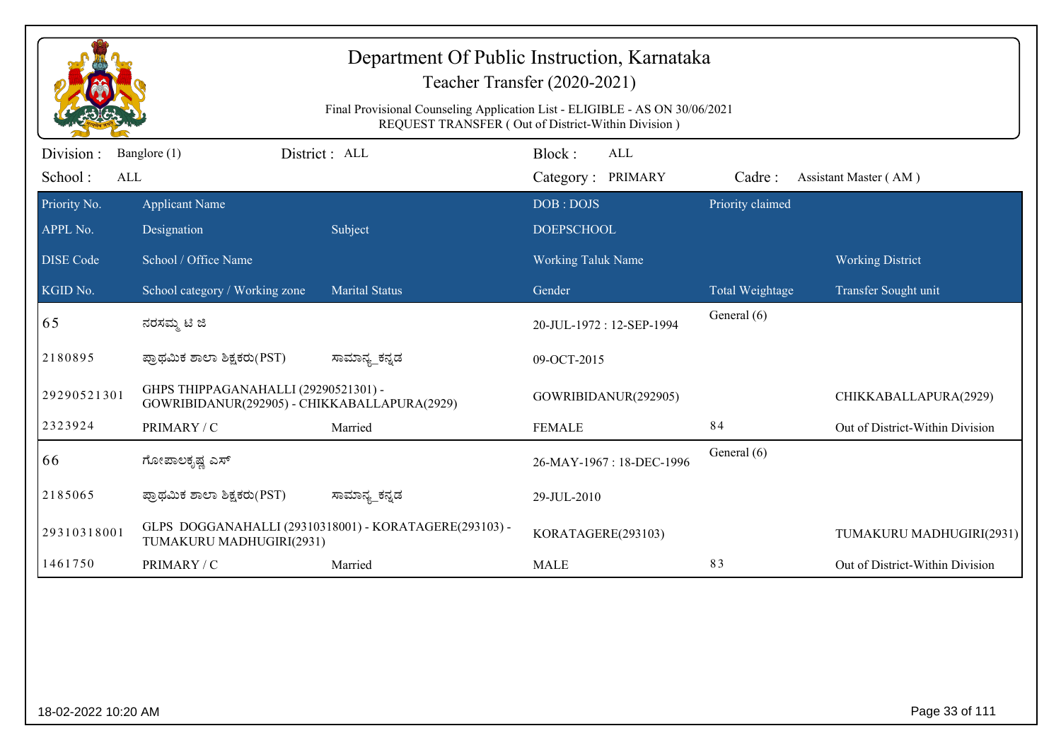# Department Of Public Instruction, Karnataka

## Teacher Transfer (2020-2021)

Final Provisional Counseling Application List - ELIGIBLE - AS ON 30/06/2021
REQUEST TRANSFER ( Out of District-Within Division )

Division : Banglore (1) District : ALL Block : ALL
School : ALL Category : PRIMARY Cadre : Assistant Master ( AM )

| Priority No. / APPL No. / DISE Code / KGID No. | Applicant Name / Designation / School / Office Name / School category / Working zone | Subject / Marital Status | DOB : DOJS / DOEPSCHOOL / Working Taluk Name / Gender | Priority claimed / Total Weightage | Working District / Transfer Sought unit |
|---|---|---|---|---|---|
| 65 | ನರಸಮ್ಮ ಟಿ ಜಿ | | 20-JUL-1972 : 12-SEP-1994 | General (6) | |
| 2180895 | ಪ್ರಾಥಮಿಕ ಶಾಲಾ ಶಿಕ್ಷಕರು(PST) | ಸಾಮಾನ್ಯ_ಕನ್ನಡ | 09-OCT-2015 | | |
| 29290521301 | GHPS THIPPAGANAHALLI (29290521301) - GOWRIBIDANUR(292905) - CHIKKABALLAPURA(2929) | | GOWRIBIDANUR(292905) | | CHIKKABALLAPURA(2929) |
| 2323924 | PRIMARY / C | Married | FEMALE | 84 | Out of District-Within Division |
| 66 | ಗೋಪಾಲಕೃಷ್ಣ ಎಸ್ | | 26-MAY-1967 : 18-DEC-1996 | General (6) | |
| 2185065 | ಪ್ರಾಥಮಿಕ ಶಾಲಾ ಶಿಕ್ಷಕರು(PST) | ಸಾಮಾನ್ಯ_ಕನ್ನಡ | 29-JUL-2010 | | |
| 29310318001 | GLPS DOGGANAHALLI (29310318001) - KORATAGERE(293103) - TUMAKURU MADHUGIRI(2931) | | KORATAGERE(293103) | | TUMAKURU MADHUGIRI(2931) |
| 1461750 | PRIMARY / C | Married | MALE | 83 | Out of District-Within Division |

18-02-2022 10:20 AM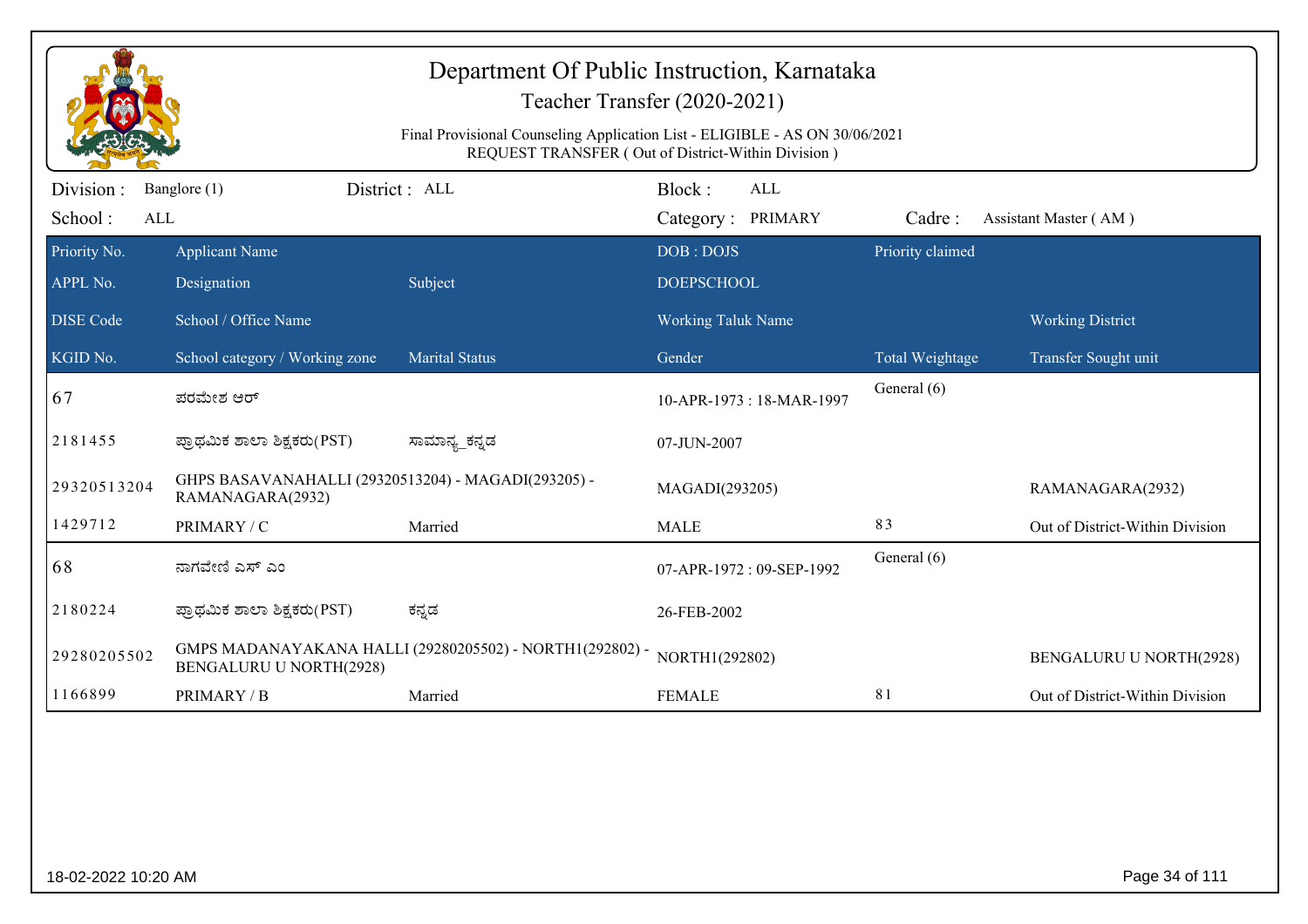# Department Of Public Instruction, Karnataka

## Teacher Transfer (2020-2021)

Final Provisional Counseling Application List - ELIGIBLE - AS ON 30/06/2021
REQUEST TRANSFER ( Out of District-Within Division )

Division : Banglore (1) District : ALL Block : ALL
School : ALL Category : PRIMARY Cadre : Assistant Master ( AM )

| Priority No. / APPL No. / DISE Code / KGID No. | Applicant Name / Designation / School / Office Name / School category / Working zone | Subject / Marital Status | DOB : DOJS / DOEPSCHOOL / Working Taluk Name / Gender | Priority claimed / Total Weightage | Working District / Transfer Sought unit |
|---|---|---|---|---|---|
| 67 | ಪರಮೇಶ ಆರ್ | | 10-APR-1973 : 18-MAR-1997 | General (6) | |
| 2181455 | ಪ್ರಾಥಮಿಕ ಶಾಲಾ ಶಿಕ್ಷಕರು(PST) | ಸಾಮಾನ್ಯ_ಕನ್ನಡ | 07-JUN-2007 | | |
| 29320513204 | GHPS BASAVANAHALLI (29320513204) - MAGADI(293205) - RAMANAGARA(2932) | | MAGADI(293205) | | RAMANAGARA(2932) |
| 1429712 | PRIMARY / C | Married | MALE | 83 | Out of District-Within Division |
| 68 | ನಾಗವೇಣಿ ಎಸ್ ಎಂ | | 07-APR-1972 : 09-SEP-1992 | General (6) | |
| 2180224 | ಪ್ರಾಥಮಿಕ ಶಾಲಾ ಶಿಕ್ಷಕರು(PST) | ಕನ್ನಡ | 26-FEB-2002 | | |
| 29280205502 | GMPS MADANAYAKANA HALLI (29280205502) - NORTH1(292802) - BENGALURU U NORTH(2928) | | NORTH1(292802) | | BENGALURU U NORTH(2928) |
| 1166899 | PRIMARY / B | Married | FEMALE | 81 | Out of District-Within Division |

18-02-2022 10:20 AM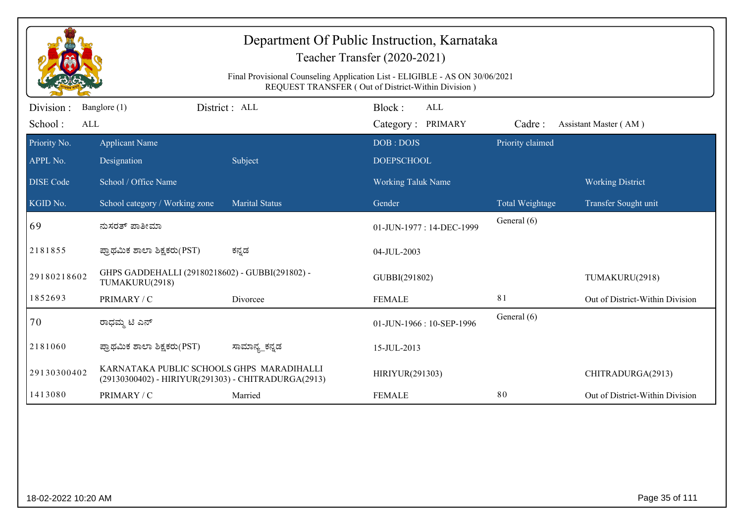# Department Of Public Instruction, Karnataka

## Teacher Transfer (2020-2021)

Final Provisional Counseling Application List - ELIGIBLE - AS ON 30/06/2021
REQUEST TRANSFER ( Out of District-Within Division )

Division : Banglore (1) District : ALL Block : ALL
School : ALL Category : PRIMARY Cadre : Assistant Master ( AM )

| Priority No. / APPL No. / DISE Code / KGID No. | Applicant Name / Designation / School / Office Name / School category / Working zone | Subject / Marital Status | DOB : DOJS / DOEPSCHOOL / Working Taluk Name / Gender | Priority claimed / Total Weightage | Working District / Transfer Sought unit |
|---|---|---|---|---|---|
| 69 | ನುಸರತ್ ಪಾತೀಮಾ | | 01-JUN-1977 : 14-DEC-1999 | General (6) | |
| 2181855 | ಪ್ರಾಥಮಿಕ ಶಾಲಾ ಶಿಕ್ಷಕರು(PST) | ಕನ್ನಡ | 04-JUL-2003 | | |
| 29180218602 | GHPS GADDEHALLI (29180218602) - GUBBI(291802) - TUMAKURU(2918) | | GUBBI(291802) | | TUMAKURU(2918) |
| 1852693 | PRIMARY / C | Divorcee | FEMALE | 81 | Out of District-Within Division |
| 70 | ರಾಧಮ್ಮ ಟಿ ಎಸ್ | | 01-JUN-1966 : 10-SEP-1996 | General (6) | |
| 2181060 | ಪ್ರಾಥಮಿಕ ಶಾಲಾ ಶಿಕ್ಷಕರು(PST) | ಸಾಮಾನ್ಯ_ಕನ್ನಡ | 15-JUL-2013 | | |
| 29130300402 | KARNATAKA PUBLIC SCHOOLS GHPS MARADIHALLI (29130300402) - HIRIYUR(291303) - CHITRADURGA(2913) | | HIRIYUR(291303) | | CHITRADURGA(2913) |
| 1413080 | PRIMARY / C | Married | FEMALE | 80 | Out of District-Within Division |

18-02-2022 10:20 AM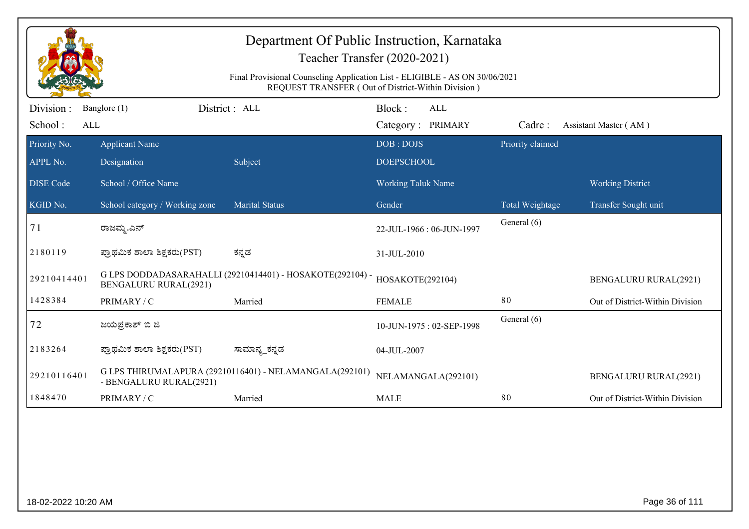# Department Of Public Instruction, Karnataka

## Teacher Transfer (2020-2021)

Final Provisional Counseling Application List - ELIGIBLE - AS ON 30/06/2021
REQUEST TRANSFER ( Out of District-Within Division )

Division : Banglore (1) District : ALL Block : ALL
School : ALL Category : PRIMARY Cadre : Assistant Master ( AM )

| Priority No. / APPL No. / DISE Code / KGID No. | Applicant Name / Designation / School / Office Name / School category / Working zone | Subject / Marital Status | DOB : DOJS / DOEPSCHOOL / Working Taluk Name / Gender | Priority claimed / Total Weightage | Working District / Transfer Sought unit |
|---|---|---|---|---|---|
| 71 | ರಾಜಮ್ಮ.ಎನ್ | | 22-JUL-1966 : 06-JUN-1997 | General (6) | |
| 2180119 | ಪ್ರಾಥಮಿಕ ಶಾಲಾ ಶಿಕ್ಷಕರು(PST) | ಕನ್ನಡ | 31-JUL-2010 | | |
| 29210414401 | G LPS DODDADASARAHALLI (29210414401) - HOSAKOTE(292104) - BENGALURU RURAL(2921) | | HOSAKOTE(292104) | | BENGALURU RURAL(2921) |
| 1428384 | PRIMARY / C | Married | FEMALE | 80 | Out of District-Within Division |
| 72 | ಜಯಪ್ರಕಾಶ್ ಬಿ ಜಿ | | 10-JUN-1975 : 02-SEP-1998 | General (6) | |
| 2183264 | ಪ್ರಾಥಮಿಕ ಶಾಲಾ ಶಿಕ್ಷಕರು(PST) | ಸಾಮಾನ್ಯ_ಕನ್ನಡ | 04-JUL-2007 | | |
| 29210116401 | G LPS THIRUMALAPURA (29210116401) - NELAMANGALA(292101) - BENGALURU RURAL(2921) | | NELAMANGALA(292101) | | BENGALURU RURAL(2921) |
| 1848470 | PRIMARY / C | Married | MALE | 80 | Out of District-Within Division |

18-02-2022 10:20 AM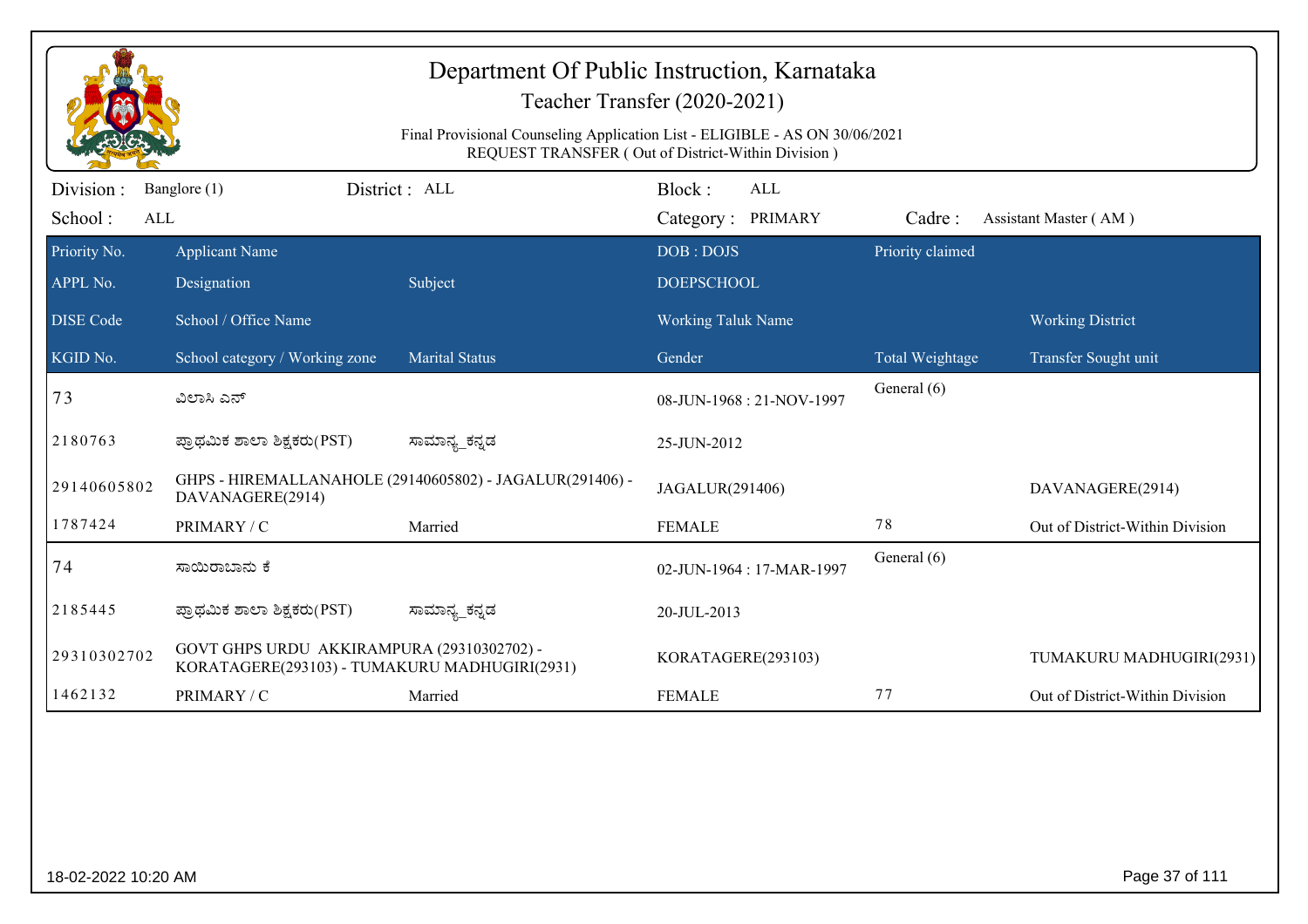# Department Of Public Instruction, Karnataka

## Teacher Transfer (2020-2021)

Final Provisional Counseling Application List - ELIGIBLE - AS ON 30/06/2021
REQUEST TRANSFER ( Out of District-Within Division )

Division : Banglore (1) District : ALL Block : ALL
School : ALL Category : PRIMARY Cadre : Assistant Master ( AM )

| Priority No. / APPL No. / DISE Code / KGID No. | Applicant Name / Designation / School / Office Name / School category / Working zone | Subject / Marital Status | DOB : DOJS / DOEPSCHOOL / Working Taluk Name / Gender | Priority claimed / Total Weightage | Working District / Transfer Sought unit |
|---|---|---|---|---|---|
| 73 | ವಿಲಾಸಿ ಎನ್ | | 08-JUN-1968 : 21-NOV-1997 | General (6) | |
| 2180763 | ಪ್ರಾಥಮಿಕ ಶಾಲಾ ಶಿಕ್ಷಕರು(PST) | ಸಾಮಾನ್ಯ_ಕನ್ನಡ | 25-JUN-2012 | | |
| 29140605802 | GHPS - HIREMALLANAHOLE (29140605802) - JAGALUR(291406) - DAVANAGERE(2914) | | JAGALUR(291406) | | DAVANAGERE(2914) |
| 1787424 | PRIMARY / C | Married | FEMALE | 78 | Out of District-Within Division |
| 74 | ಸಾಯಿರಾಬಾನು ಕೆ | | 02-JUN-1964 : 17-MAR-1997 | General (6) | |
| 2185445 | ಪ್ರಾಥಮಿಕ ಶಾಲಾ ಶಿಕ್ಷಕರು(PST) | ಸಾಮಾನ್ಯ_ಕನ್ನಡ | 20-JUL-2013 | | |
| 29310302702 | GOVT GHPS URDU AKKIRAMPURA (29310302702) - KORATAGERE(293103) - TUMAKURU MADHUGIRI(2931) | | KORATAGERE(293103) | | TUMAKURU MADHUGIRI(2931) |
| 1462132 | PRIMARY / C | Married | FEMALE | 77 | Out of District-Within Division |

18-02-2022 10:20 AM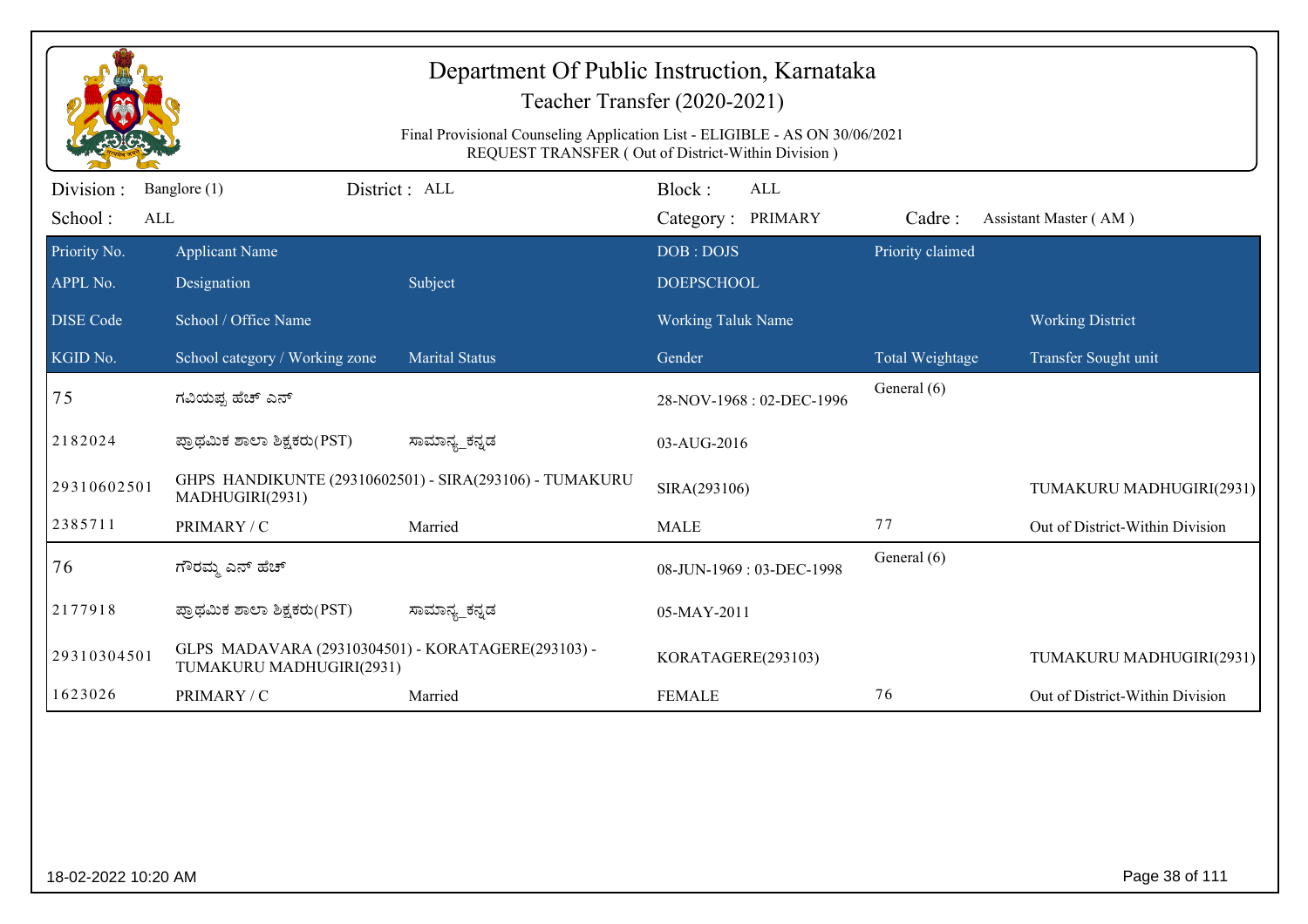# Department Of Public Instruction, Karnataka

## Teacher Transfer (2020-2021)

Final Provisional Counseling Application List - ELIGIBLE - AS ON 30/06/2021
REQUEST TRANSFER ( Out of District-Within Division )

Division : Banglore (1) District : ALL Block : ALL
School : ALL Category : PRIMARY Cadre : Assistant Master ( AM )

| Priority No. / APPL No. / DISE Code / KGID No. | Applicant Name / Designation / School / Office Name / School category / Working zone | Subject / Marital Status | DOB : DOJS / DOEPSCHOOL / Working Taluk Name / Gender | Priority claimed / Total Weightage | Working District / Transfer Sought unit |
|---|---|---|---|---|---|
| 75 | ಗವಿಯಪ್ಪ ಹೆಚ್ ಎನ್ | | 28-NOV-1968 : 02-DEC-1996 | General (6) | |
| 2182024 | ಪ್ರಾಥಮಿಕ ಶಾಲಾ ಶಿಕ್ಷಕರು(PST) | ಸಾಮಾನ್ಯ_ಕನ್ನಡ | 03-AUG-2016 | | |
| 29310602501 | GHPS HANDIKUNTE (29310602501) - SIRA(293106) - TUMAKURU MADHUGIRI(2931) | | SIRA(293106) | | TUMAKURU MADHUGIRI(2931) |
| 2385711 | PRIMARY / C | Married | MALE | 77 | Out of District-Within Division |
| 76 | ಗೌರಮ್ಮ ಎನ್ ಹೆಚ್ | | 08-JUN-1969 : 03-DEC-1998 | General (6) | |
| 2177918 | ಪ್ರಾಥಮಿಕ ಶಾಲಾ ಶಿಕ್ಷಕರು(PST) | ಸಾಮಾನ್ಯ_ಕನ್ನಡ | 05-MAY-2011 | | |
| 29310304501 | GLPS MADAVARA (29310304501) - KORATAGERE(293103) - TUMAKURU MADHUGIRI(2931) | | KORATAGERE(293103) | | TUMAKURU MADHUGIRI(2931) |
| 1623026 | PRIMARY / C | Married | FEMALE | 76 | Out of District-Within Division |

18-02-2022 10:20 AM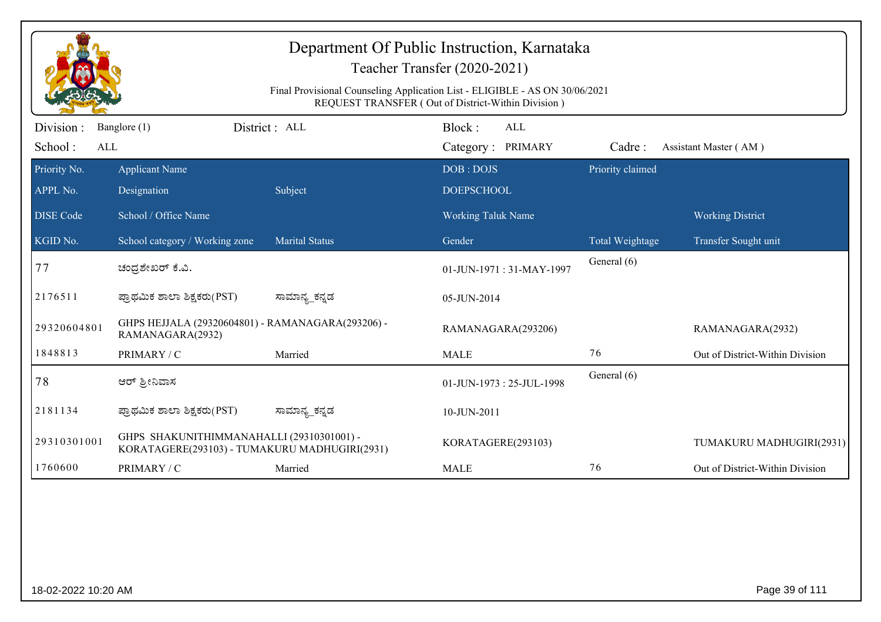# Department Of Public Instruction, Karnataka

## Teacher Transfer (2020-2021)

Final Provisional Counseling Application List - ELIGIBLE - AS ON 30/06/2021
REQUEST TRANSFER ( Out of District-Within Division )

Division : Banglore (1) District : ALL Block : ALL
School : ALL Category : PRIMARY Cadre : Assistant Master ( AM )

| Priority No. / APPL No. / DISE Code / KGID No. | Applicant Name / Designation / School / Office Name / School category / Working zone | Subject / Marital Status | DOB : DOJS / DOEPSCHOOL / Working Taluk Name / Gender | Priority claimed / Total Weightage | Working District / Transfer Sought unit |
|---|---|---|---|---|---|
| 77 | ಚಂದ್ರಶೇಖರ್ ಕೆ.ವಿ. | | 01-JUN-1971 : 31-MAY-1997 | General (6) | |
| 2176511 | ಪ್ರಾಥಮಿಕ ಶಾಲಾ ಶಿಕ್ಷಕರು(PST) | ಸಾಮಾನ್ಯ_ಕನ್ನಡ | 05-JUN-2014 | | |
| 29320604801 | GHPS HEJJALA (29320604801) - RAMANAGARA(293206) - RAMANAGARA(2932) | | RAMANAGARA(293206) | | RAMANAGARA(2932) |
| 1848813 | PRIMARY / C | Married | MALE | 76 | Out of District-Within Division |
| 78 | ಆರ್ ಶ್ರೀನಿವಾಸ | | 01-JUN-1973 : 25-JUL-1998 | General (6) | |
| 2181134 | ಪ್ರಾಥಮಿಕ ಶಾಲಾ ಶಿಕ್ಷಕರು(PST) | ಸಾಮಾನ್ಯ_ಕನ್ನಡ | 10-JUN-2011 | | |
| 29310301001 | GHPS SHAKUNITHIMMANAHALLI (29310301001) - KORATAGERE(293103) - TUMAKURU MADHUGIRI(2931) | | KORATAGERE(293103) | | TUMAKURU MADHUGIRI(2931) |
| 1760600 | PRIMARY / C | Married | MALE | 76 | Out of District-Within Division |

18-02-2022 10:20 AM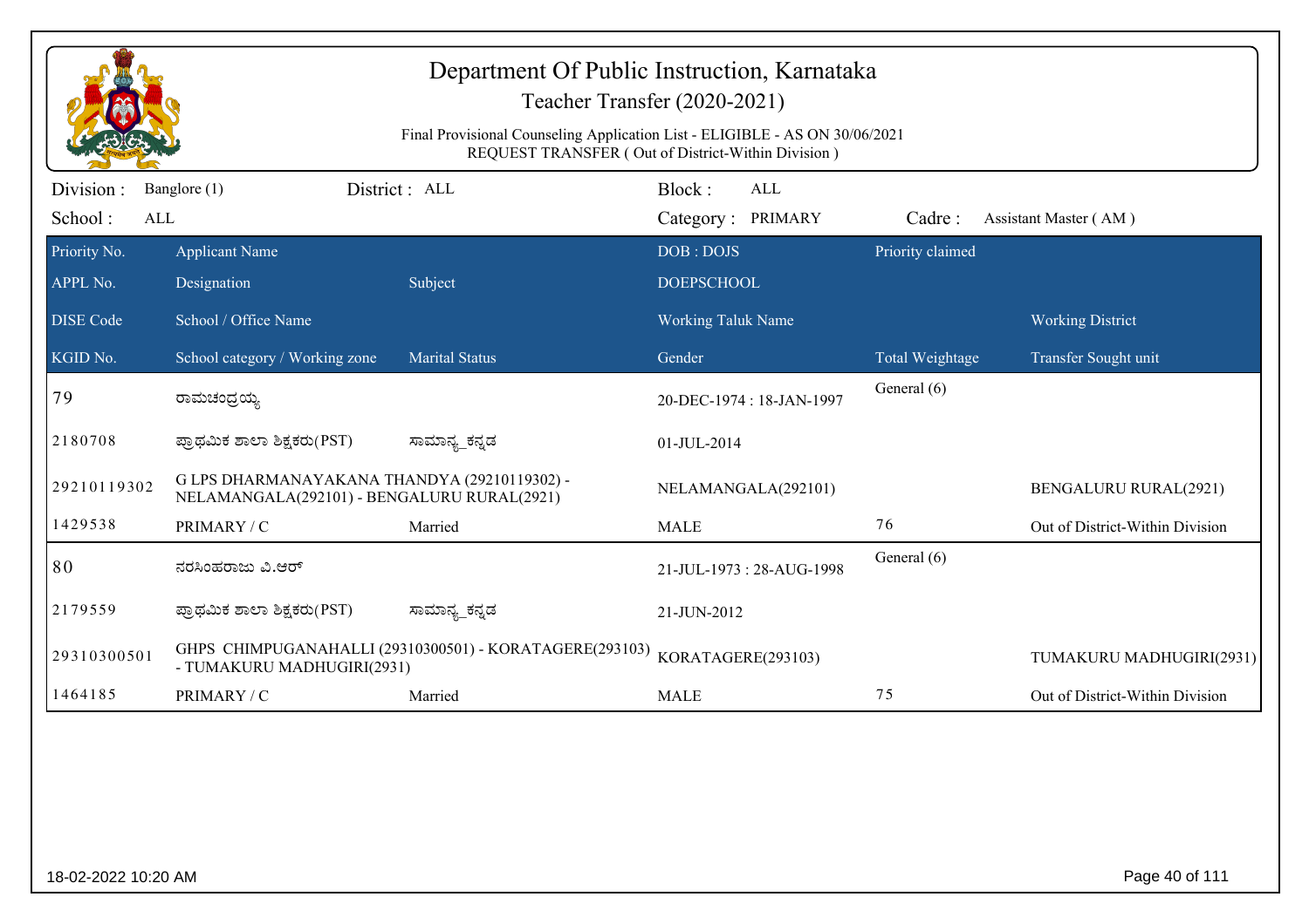# Department Of Public Instruction, Karnataka

## Teacher Transfer (2020-2021)

Final Provisional Counseling Application List - ELIGIBLE - AS ON 30/06/2021
REQUEST TRANSFER ( Out of District-Within Division )

Division : Banglore (1) District : ALL Block : ALL
School : ALL Category : PRIMARY Cadre : Assistant Master ( AM )

| Priority No. / APPL No. / DISE Code / KGID No. | Applicant Name / Designation / School / Office Name / School category / Working zone | Subject / Marital Status | DOB : DOJS / DOEPSCHOOL / Working Taluk Name / Gender | Priority claimed / Total Weightage | Working District / Transfer Sought unit |
|---|---|---|---|---|---|
| 79 | ರಾಮಚಂದ್ರಯ್ಯ | | 20-DEC-1974 : 18-JAN-1997 | General (6) | |
| 2180708 | ಪ್ರಾಥಮಿಕ ಶಾಲಾ ಶಿಕ್ಷಕರು(PST) | ಸಾಮಾನ್ಯ_ಕನ್ನಡ | 01-JUL-2014 | | |
| 29210119302 | G LPS DHARMANAYAKANA THANDYA (29210119302) - NELAMANGALA(292101) - BENGALURU RURAL(2921) | | NELAMANGALA(292101) | | BENGALURU RURAL(2921) |
| 1429538 | PRIMARY / C | Married | MALE | 76 | Out of District-Within Division |
| 80 | ನರಸಿಂಹರಾಜು ವಿ.ಆರ್ | | 21-JUL-1973 : 28-AUG-1998 | General (6) | |
| 2179559 | ಪ್ರಾಥಮಿಕ ಶಾಲಾ ಶಿಕ್ಷಕರು(PST) | ಸಾಮಾನ್ಯ_ಕನ್ನಡ | 21-JUN-2012 | | |
| 29310300501 | GHPS CHIMPUGANAHALLI (29310300501) - KORATAGERE(293103) - TUMAKURU MADHUGIRI(2931) | | KORATAGERE(293103) | | TUMAKURU MADHUGIRI(2931) |
| 1464185 | PRIMARY / C | Married | MALE | 75 | Out of District-Within Division |

18-02-2022 10:20 AM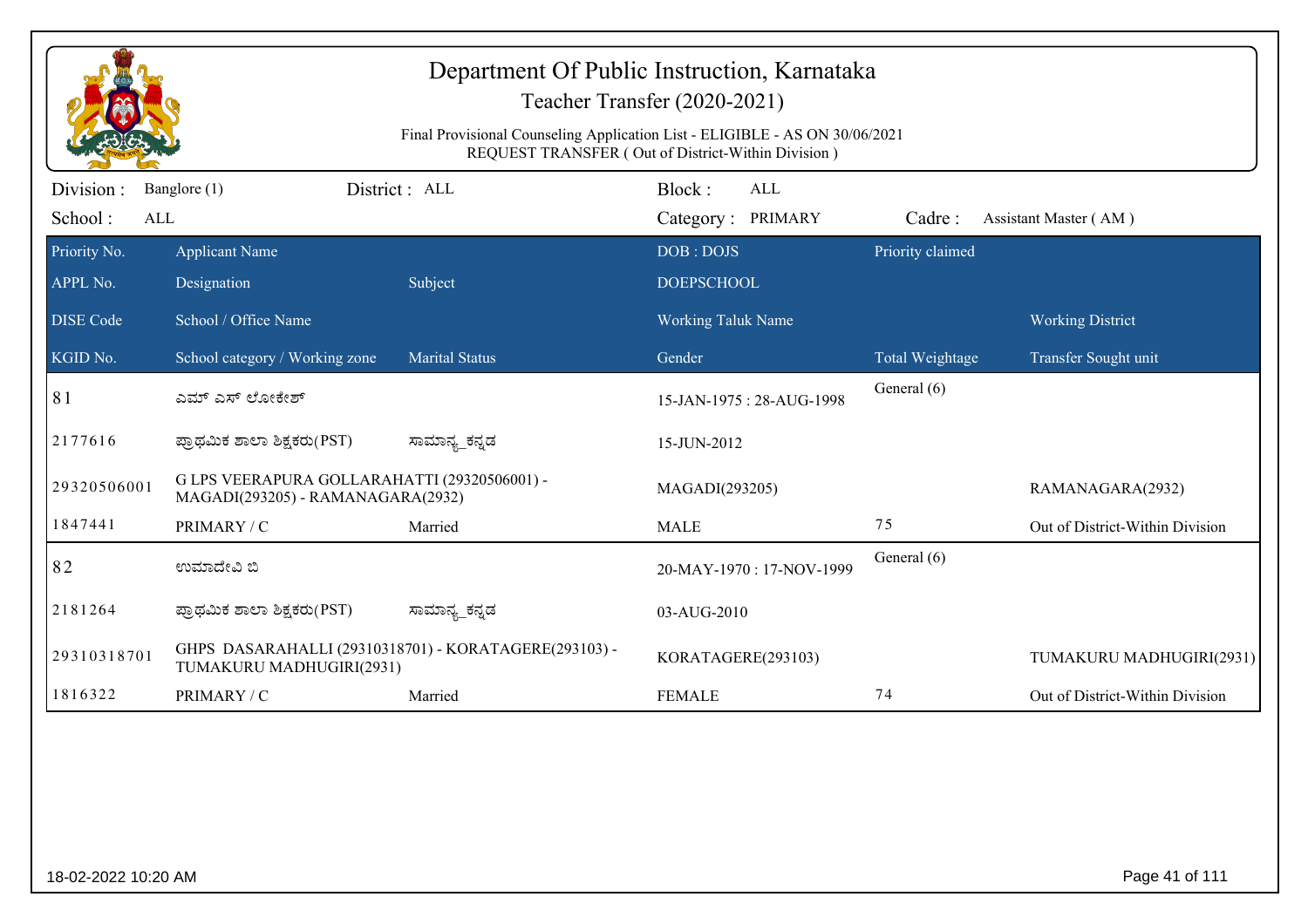# Department Of Public Instruction, Karnataka

## Teacher Transfer (2020-2021)

Final Provisional Counseling Application List - ELIGIBLE - AS ON 30/06/2021
REQUEST TRANSFER ( Out of District-Within Division )

Division : Banglore (1) District : ALL Block : ALL
School : ALL Category : PRIMARY Cadre : Assistant Master ( AM )

| Priority No. | Applicant Name | | DOB : DOJS | Priority claimed | |
|---|---|---|---|---|---|
| APPL No. | Designation | Subject | DOEPSCHOOL | | |
| DISE Code | School / Office Name | | Working Taluk Name | | Working District |
| KGID No. | School category / Working zone | Marital Status | Gender | Total Weightage | Transfer Sought unit |
| 81 | ಎಮ್ ಎಸ್ ಲೋಕೇಶ್ | | 15-JAN-1975 : 28-AUG-1998 | General (6) | |
| 2177616 | ಪ್ರಾಥಮಿಕ ಶಾಲಾ ಶಿಕ್ಷಕರು(PST) | ಸಾಮಾನ್ಯ_ಕನ್ನಡ | 15-JUN-2012 | | |
| 29320506001 | G LPS VEERAPURA GOLLARAHATTI (29320506001) - MAGADI(293205) - RAMANAGARA(2932) | | MAGADI(293205) | | RAMANAGARA(2932) |
| 1847441 | PRIMARY / C | Married | MALE | 75 | Out of District-Within Division |
| 82 | ಉಮಾದೇವಿ ಬಿ | | 20-MAY-1970 : 17-NOV-1999 | General (6) | |
| 2181264 | ಪ್ರಾಥಮಿಕ ಶಾಲಾ ಶಿಕ್ಷಕರು(PST) | ಸಾಮಾನ್ಯ_ಕನ್ನಡ | 03-AUG-2010 | | |
| 29310318701 | GHPS DASARAHALLI (29310318701) - KORATAGERE(293103) - TUMAKURU MADHUGIRI(2931) | | KORATAGERE(293103) | | TUMAKURU MADHUGIRI(2931) |
| 1816322 | PRIMARY / C | Married | FEMALE | 74 | Out of District-Within Division |

18-02-2022 10:20 AM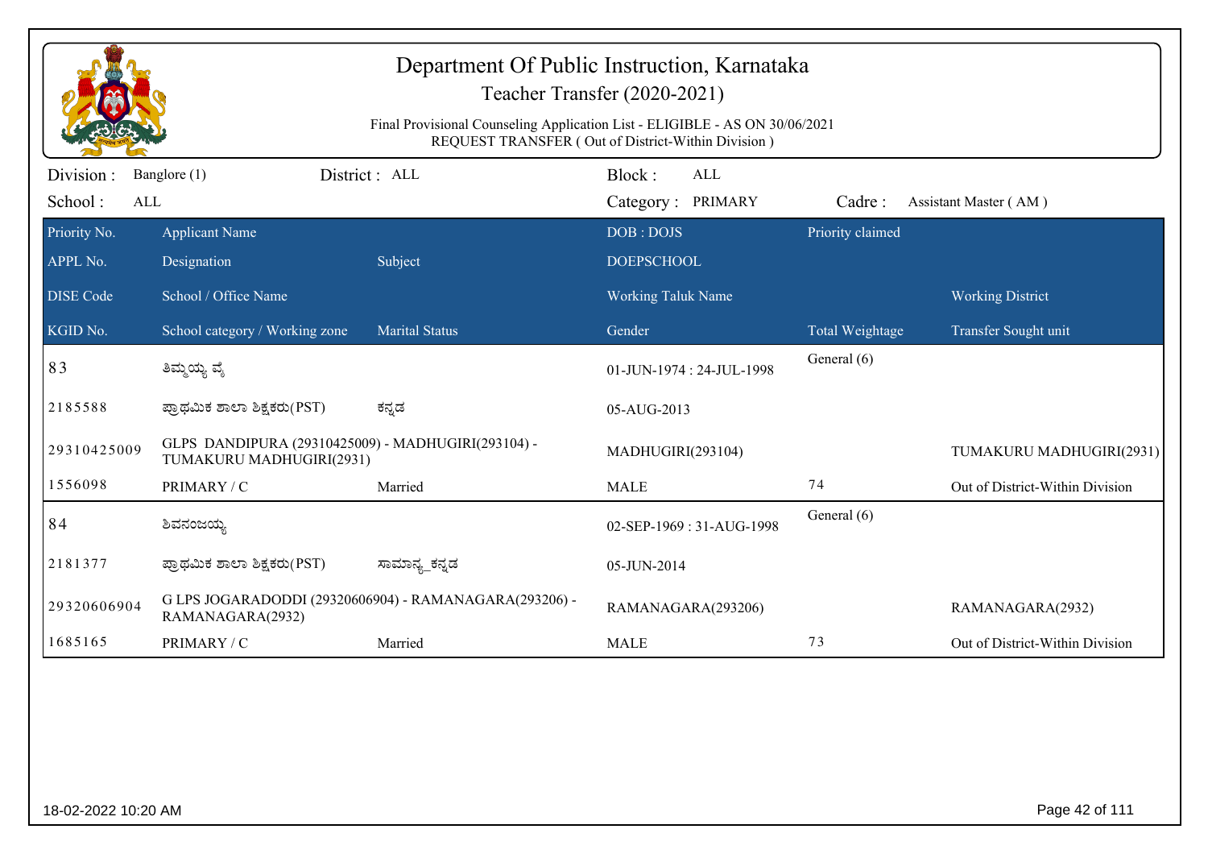# Department Of Public Instruction, Karnataka

## Teacher Transfer (2020-2021)

Final Provisional Counseling Application List - ELIGIBLE - AS ON 30/06/2021
REQUEST TRANSFER ( Out of District-Within Division )

Division : Banglore (1) District : ALL Block : ALL
School : ALL Category : PRIMARY Cadre : Assistant Master ( AM )

| Priority No. | Applicant Name | | DOB : DOJS | Priority claimed | |
|---|---|---|---|---|---|
| APPL No. | Designation | Subject | DOEPSCHOOL | | |
| DISE Code | School / Office Name | | Working Taluk Name | | Working District |
| KGID No. | School category / Working zone | Marital Status | Gender | Total Weightage | Transfer Sought unit |
| 83 | ತಿಮ್ಮಯ್ಯ ವೈ | | 01-JUN-1974 : 24-JUL-1998 | General (6) | |
| 2185588 | ಪ್ರಾಥಮಿಕ ಶಾಲಾ ಶಿಕ್ಷಕರು(PST) | ಕನ್ನಡ | 05-AUG-2013 | | |
| 29310425009 | GLPS DANDIPURA (29310425009) - MADHUGIRI(293104) - TUMAKURU MADHUGIRI(2931) | | MADHUGIRI(293104) | | TUMAKURU MADHUGIRI(2931) |
| 1556098 | PRIMARY / C | Married | MALE | 74 | Out of District-Within Division |
| 84 | ಶಿವನಂಜಯ್ಯ | | 02-SEP-1969 : 31-AUG-1998 | General (6) | |
| 2181377 | ಪ್ರಾಥಮಿಕ ಶಾಲಾ ಶಿಕ್ಷಕರು(PST) | ಸಾಮಾನ್ಯ_ಕನ್ನಡ | 05-JUN-2014 | | |
| 29320606904 | G LPS JOGARADODDI (29320606904) - RAMANAGARA(293206) - RAMANAGARA(2932) | | RAMANAGARA(293206) | | RAMANAGARA(2932) |
| 1685165 | PRIMARY / C | Married | MALE | 73 | Out of District-Within Division |

18-02-2022 10:20 AM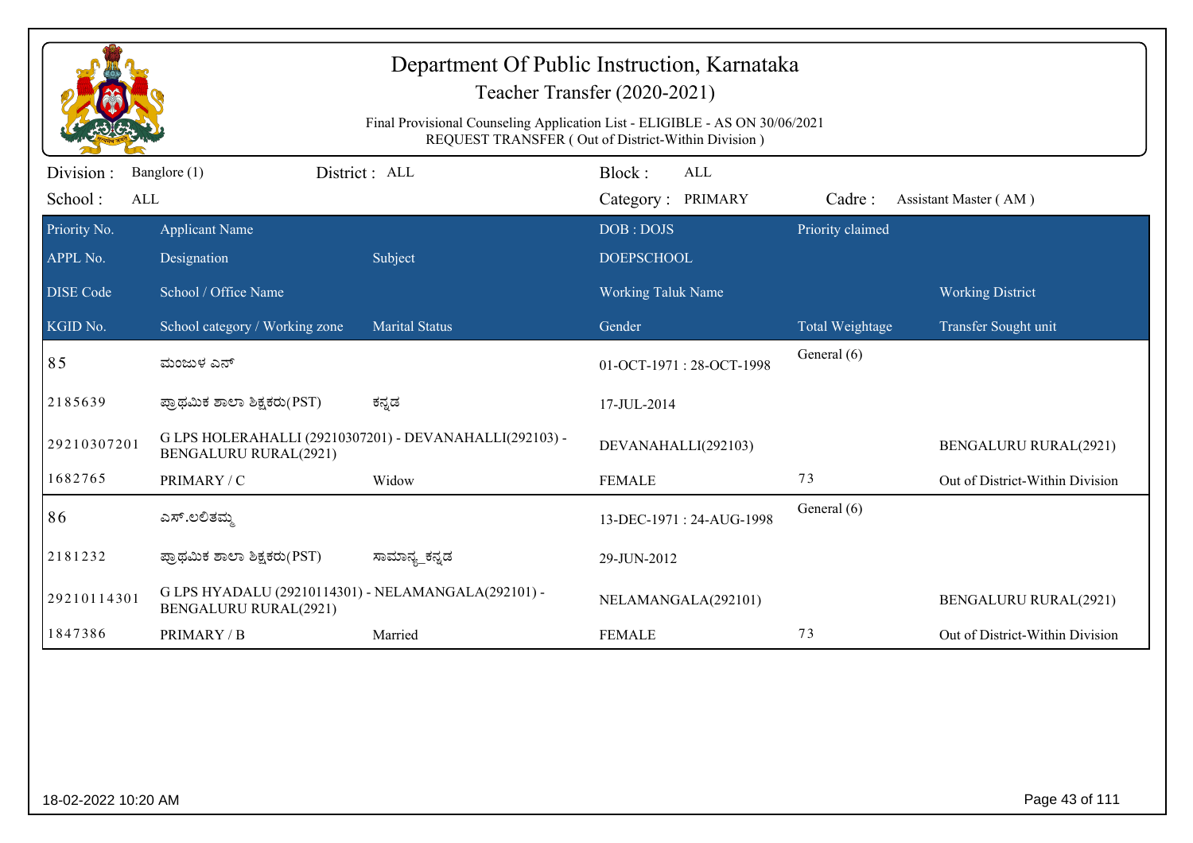# Department Of Public Instruction, Karnataka

## Teacher Transfer (2020-2021)

Final Provisional Counseling Application List - ELIGIBLE - AS ON 30/06/2021

REQUEST TRANSFER ( Out of District-Within Division )

Division : Banglore (1) District : ALL Block : ALL

School : ALL Category : PRIMARY Cadre : Assistant Master ( AM )

| Priority No. / APPL No. / DISE Code / KGID No. | Applicant Name / Designation / School / Office Name / School category / Working zone | Subject / Marital Status | DOB : DOJS / DOEPSCHOOL / Working Taluk Name / Gender | Priority claimed / Total Weightage | Working District / Transfer Sought unit |
|---|---|---|---|---|---|
| 85 | ಮಂಜುಳ ಎನ್ | | 01-OCT-1971 : 28-OCT-1998 | General (6) | |
| 2185639 | ಪ್ರಾಥಮಿಕ ಶಾಲಾ ಶಿಕ್ಷಕರು(PST) | ಕನ್ನಡ | 17-JUL-2014 | | |
| 29210307201 | G LPS HOLERAHALLI (29210307201) - DEVANAHALLI(292103) - BENGALURU RURAL(2921) | | DEVANAHALLI(292103) | | BENGALURU RURAL(2921) |
| 1682765 | PRIMARY / C | Widow | FEMALE | 73 | Out of District-Within Division |
| 86 | ಎಸ್.ಲಲಿತಮ್ಮ | | 13-DEC-1971 : 24-AUG-1998 | General (6) | |
| 2181232 | ಪ್ರಾಥಮಿಕ ಶಾಲಾ ಶಿಕ್ಷಕರು(PST) | ಸಾಮಾನ್ಯ_ಕನ್ನಡ | 29-JUN-2012 | | |
| 29210114301 | G LPS HYADALU (29210114301) - NELAMANGALA(292101) - BENGALURU RURAL(2921) | | NELAMANGALA(292101) | | BENGALURU RURAL(2921) |
| 1847386 | PRIMARY / B | Married | FEMALE | 73 | Out of District-Within Division |

18-02-2022 10:20 AM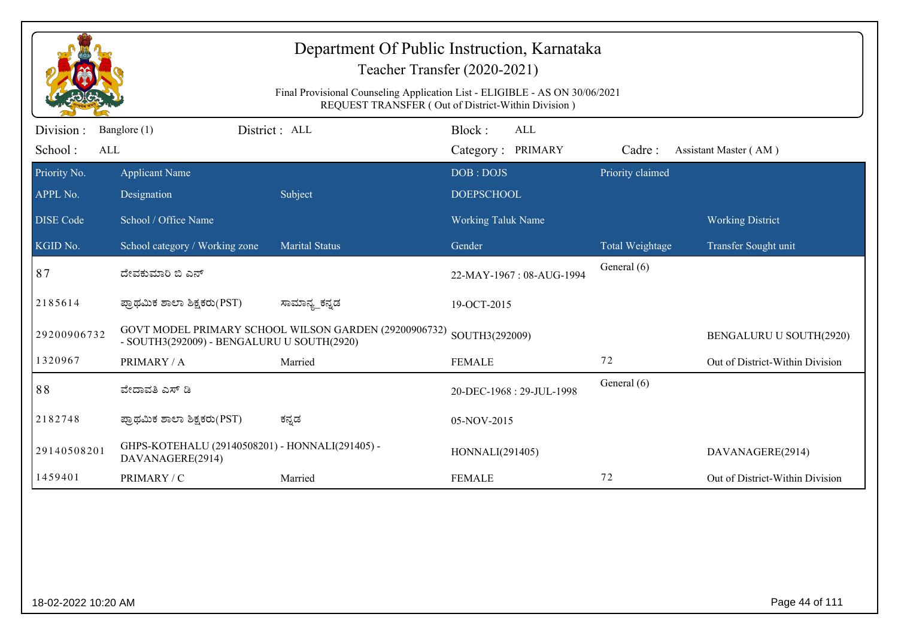# Department Of Public Instruction, Karnataka

## Teacher Transfer (2020-2021)

Final Provisional Counseling Application List - ELIGIBLE - AS ON 30/06/2021
REQUEST TRANSFER ( Out of District-Within Division )

Division : Banglore (1) District : ALL Block : ALL
School : ALL Category : PRIMARY Cadre : Assistant Master ( AM )

| Priority No. | Applicant Name | | DOB : DOJS | Priority claimed | |
|---|---|---|---|---|---|
| APPL No. | Designation | Subject | DOEPSCHOOL | | |
| DISE Code | School / Office Name | | Working Taluk Name | | Working District |
| KGID No. | School category / Working zone | Marital Status | Gender | Total Weightage | Transfer Sought unit |
| 87 | ದೇವಕುಮಾರಿ ಬಿ ಎನ್ | | 22-MAY-1967 : 08-AUG-1994 | General (6) | |
| 2185614 | ಪ್ರಾಥಮಿಕ ಶಾಲಾ ಶಿಕ್ಷಕರು(PST) | ಸಾಮಾನ್ಯ_ಕನ್ನಡ | 19-OCT-2015 | | |
| 29200906732 | GOVT MODEL PRIMARY SCHOOL WILSON GARDEN (29200906732) - SOUTH3(292009) - BENGALURU U SOUTH(2920) | | SOUTH3(292009) | | BENGALURU U SOUTH(2920) |
| 1320967 | PRIMARY / A | Married | FEMALE | 72 | Out of District-Within Division |
| 88 | ವೇದಾವತಿ ಎಸ್ ಡಿ | | 20-DEC-1968 : 29-JUL-1998 | General (6) | |
| 2182748 | ಪ್ರಾಥಮಿಕ ಶಾಲಾ ಶಿಕ್ಷಕರು(PST) | ಕನ್ನಡ | 05-NOV-2015 | | |
| 29140508201 | GHPS-KOTEHALU (29140508201) - HONNALI(291405) - DAVANAGERE(2914) | | HONNALI(291405) | | DAVANAGERE(2914) |
| 1459401 | PRIMARY / C | Married | FEMALE | 72 | Out of District-Within Division |

18-02-2022 10:20 AM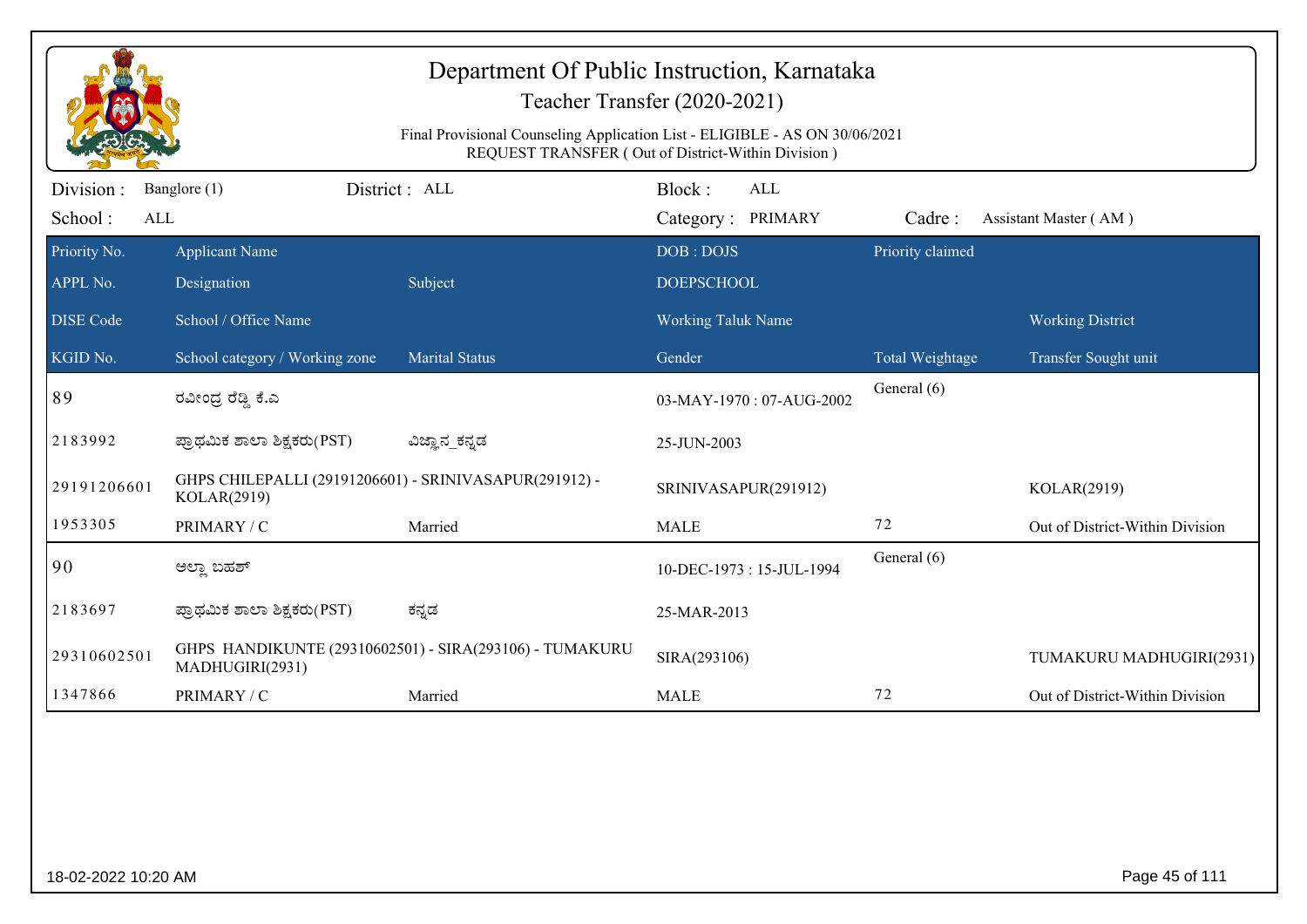# Department Of Public Instruction, Karnataka

## Teacher Transfer (2020-2021)

Final Provisional Counseling Application List - ELIGIBLE - AS ON 30/06/2021
REQUEST TRANSFER ( Out of District-Within Division )

Division : Banglore (1) District : ALL Block : ALL
School : ALL Category : PRIMARY Cadre : Assistant Master ( AM )

| Priority No. | Applicant Name | | DOB : DOJS | Priority claimed | |
|---|---|---|---|---|---|
| APPL No. | Designation | Subject | DOEPSCHOOL | | |
| DISE Code | School / Office Name | | Working Taluk Name | | Working District |
| KGID No. | School category / Working zone | Marital Status | Gender | Total Weightage | Transfer Sought unit |
| 89 | ರವೀಂದ್ರ ರೆಡ್ಡಿ ಕೆ.ಎ | | 03-MAY-1970 : 07-AUG-2002 | General (6) | |
| 2183992 | ಪ್ರಾಥಮಿಕ ಶಾಲಾ ಶಿಕ್ಷಕರು(PST) | ವಿಜ್ಞಾನ_ಕನ್ನಡ | 25-JUN-2003 | | |
| 29191206601 | GHPS CHILEPALLI (29191206601) - SRINIVASAPUR(291912) - KOLAR(2919) | | SRINIVASAPUR(291912) | | KOLAR(2919) |
| 1953305 | PRIMARY / C | Married | MALE | 72 | Out of District-Within Division |
| 90 | ಅಲ್ಲಾ ಬಹಶ್ | | 10-DEC-1973 : 15-JUL-1994 | General (6) | |
| 2183697 | ಪ್ರಾಥಮಿಕ ಶಾಲಾ ಶಿಕ್ಷಕರು(PST) | ಕನ್ನಡ | 25-MAR-2013 | | |
| 29310602501 | GHPS HANDIKUNTE (29310602501) - SIRA(293106) - TUMAKURU MADHUGIRI(2931) | | SIRA(293106) | | TUMAKURU MADHUGIRI(2931) |
| 1347866 | PRIMARY / C | Married | MALE | 72 | Out of District-Within Division |

18-02-2022 10:20 AM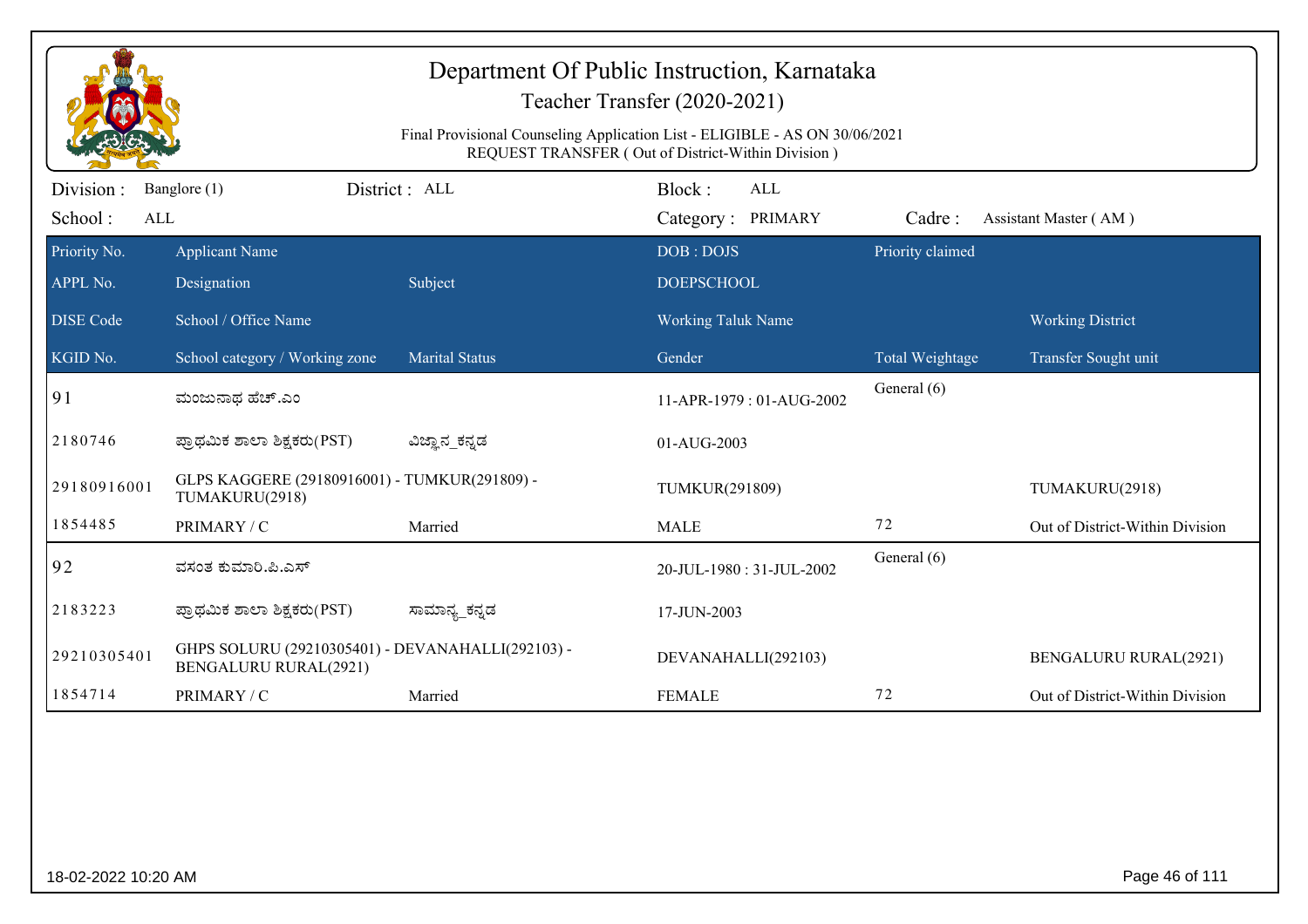# Department Of Public Instruction, Karnataka

## Teacher Transfer (2020-2021)

Final Provisional Counseling Application List - ELIGIBLE - AS ON 30/06/2021
REQUEST TRANSFER ( Out of District-Within Division )

Division : Banglore (1) District : ALL Block : ALL
School : ALL Category : PRIMARY Cadre : Assistant Master ( AM )

| Priority No. / APPL No. / DISE Code / KGID No. | Applicant Name / Designation / School / Office Name / School category / Working zone | Subject / Marital Status | DOB : DOJS / DOEPSCHOOL / Working Taluk Name / Gender | Priority claimed / Total Weightage | Working District / Transfer Sought unit |
|---|---|---|---|---|---|
| 91 | ಮಂಜುನಾಥ ಹೆಚ್.ಎಂ | | 11-APR-1979 : 01-AUG-2002 | General (6) | |
| 2180746 | ಪ್ರಾಥಮಿಕ ಶಾಲಾ ಶಿಕ್ಷಕರು(PST) | ವಿಜ್ಞಾನ_ಕನ್ನಡ | 01-AUG-2003 | | |
| 29180916001 | GLPS KAGGERE (29180916001) - TUMKUR(291809) - TUMAKURU(2918) | | TUMKUR(291809) | | TUMAKURU(2918) |
| 1854485 | PRIMARY / C | Married | MALE | 72 | Out of District-Within Division |
| 92 | ವಸಂತ ಕುಮಾರಿ.ಪಿ.ಎಸ್ | | 20-JUL-1980 : 31-JUL-2002 | General (6) | |
| 2183223 | ಪ್ರಾಥಮಿಕ ಶಾಲಾ ಶಿಕ್ಷಕರು(PST) | ಸಾಮಾನ್ಯ_ಕನ್ನಡ | 17-JUN-2003 | | |
| 29210305401 | GHPS SOLURU (29210305401) - DEVANAHALLI(292103) - BENGALURU RURAL(2921) | | DEVANAHALLI(292103) | | BENGALURU RURAL(2921) |
| 1854714 | PRIMARY / C | Married | FEMALE | 72 | Out of District-Within Division |

18-02-2022 10:20 AM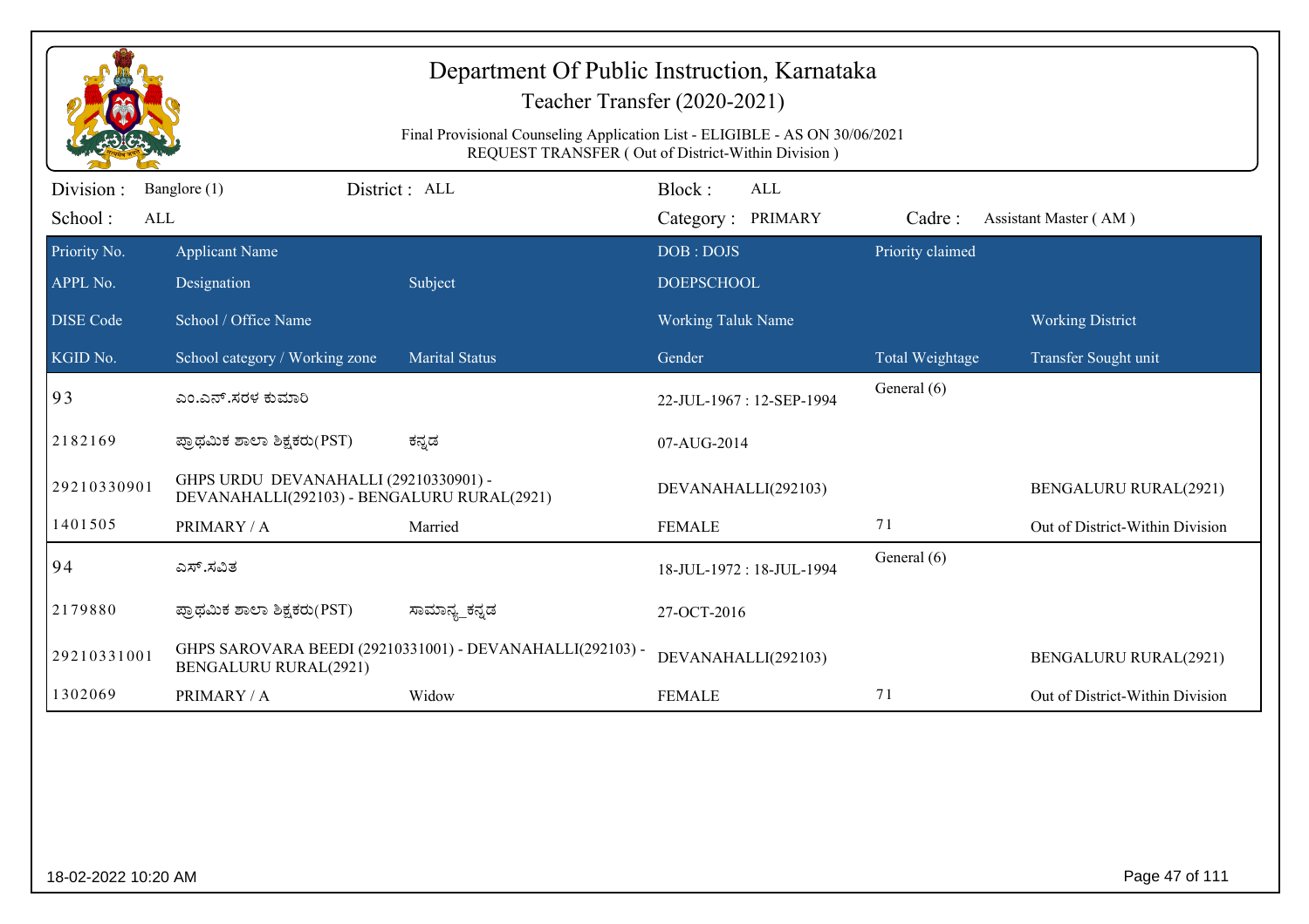# Department Of Public Instruction, Karnataka

## Teacher Transfer (2020-2021)

Final Provisional Counseling Application List - ELIGIBLE - AS ON 30/06/2021
REQUEST TRANSFER ( Out of District-Within Division )

Division : Banglore (1) District : ALL Block : ALL
School : ALL Category : PRIMARY Cadre : Assistant Master ( AM )

| Priority No. / APPL No. / DISE Code / KGID No. | Applicant Name / Designation / School / Office Name / School category / Working zone | Subject / Marital Status | DOB : DOJS / DOEPSCHOOL / Working Taluk Name / Gender | Priority claimed / Total Weightage | Working District / Transfer Sought unit |
|---|---|---|---|---|---|
| 93 | ಎಂ.ಎನ್.ಸರಳ ಕುಮಾರಿ | | 22-JUL-1967 : 12-SEP-1994 | General (6) | |
| 2182169 | ಪ್ರಾಥಮಿಕ ಶಾಲಾ ಶಿಕ್ಷಕರು(PST) | ಕನ್ನಡ | 07-AUG-2014 | | |
| 29210330901 | GHPS URDU DEVANAHALLI (29210330901) - DEVANAHALLI(292103) - BENGALURU RURAL(2921) | | DEVANAHALLI(292103) | | BENGALURU RURAL(2921) |
| 1401505 | PRIMARY / A | Married | FEMALE | 71 | Out of District-Within Division |
| 94 | ಎಸ್.ಸವಿತ | | 18-JUL-1972 : 18-JUL-1994 | General (6) | |
| 2179880 | ಪ್ರಾಥಮಿಕ ಶಾಲಾ ಶಿಕ್ಷಕರು(PST) | ಸಾಮಾನ್ಯ_ಕನ್ನಡ | 27-OCT-2016 | | |
| 29210331001 | GHPS SAROVARA BEEDI (29210331001) - DEVANAHALLI(292103) - BENGALURU RURAL(2921) | | DEVANAHALLI(292103) | | BENGALURU RURAL(2921) |
| 1302069 | PRIMARY / A | Widow | FEMALE | 71 | Out of District-Within Division |

18-02-2022 10:20 AM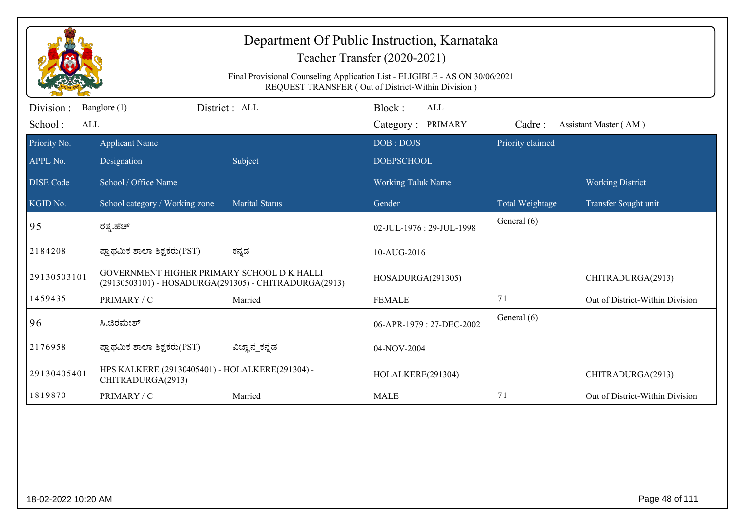# Department Of Public Instruction, Karnataka

## Teacher Transfer (2020-2021)

Final Provisional Counseling Application List - ELIGIBLE - AS ON 30/06/2021
REQUEST TRANSFER ( Out of District-Within Division )

Division : Banglore (1) District : ALL Block : ALL
School : ALL Category : PRIMARY Cadre : Assistant Master ( AM )

| Priority No. / APPL No. / DISE Code / KGID No. | Applicant Name / Designation / School / Office Name / School category / Working zone | Subject / Marital Status | DOB : DOJS / DOEPSCHOOL / Working Taluk Name / Gender | Priority claimed / Total Weightage | Working District / Transfer Sought unit |
|---|---|---|---|---|---|
| 95 | ರತ್ನ.ಹೆಚ್ | | 02-JUL-1976 : 29-JUL-1998 | General (6) | |
| 2184208 | ಪ್ರಾಥಮಿಕ ಶಾಲಾ ಶಿಕ್ಷಕರು(PST) | ಕನ್ನಡ | 10-AUG-2016 | | |
| 29130503101 | GOVERNMENT HIGHER PRIMARY SCHOOL D K HALLI (29130503101) - HOSADURGA(291305) - CHITRADURGA(2913) | | HOSADURGA(291305) | | CHITRADURGA(2913) |
| 1459435 | PRIMARY / C | Married | FEMALE | 71 | Out of District-Within Division |
| 96 | ಸಿ.ಜಿರಮೇಶ್ | | 06-APR-1979 : 27-DEC-2002 | General (6) | |
| 2176958 | ಪ್ರಾಥಮಿಕ ಶಾಲಾ ಶಿಕ್ಷಕರು(PST) | ವಿಜ್ಞಾನ_ಕನ್ನಡ | 04-NOV-2004 | | |
| 29130405401 | HPS KALKERE (29130405401) - HOLALKERE(291304) - CHITRADURGA(2913) | | HOLALKERE(291304) | | CHITRADURGA(2913) |
| 1819870 | PRIMARY / C | Married | MALE | 71 | Out of District-Within Division |

18-02-2022 10:20 AM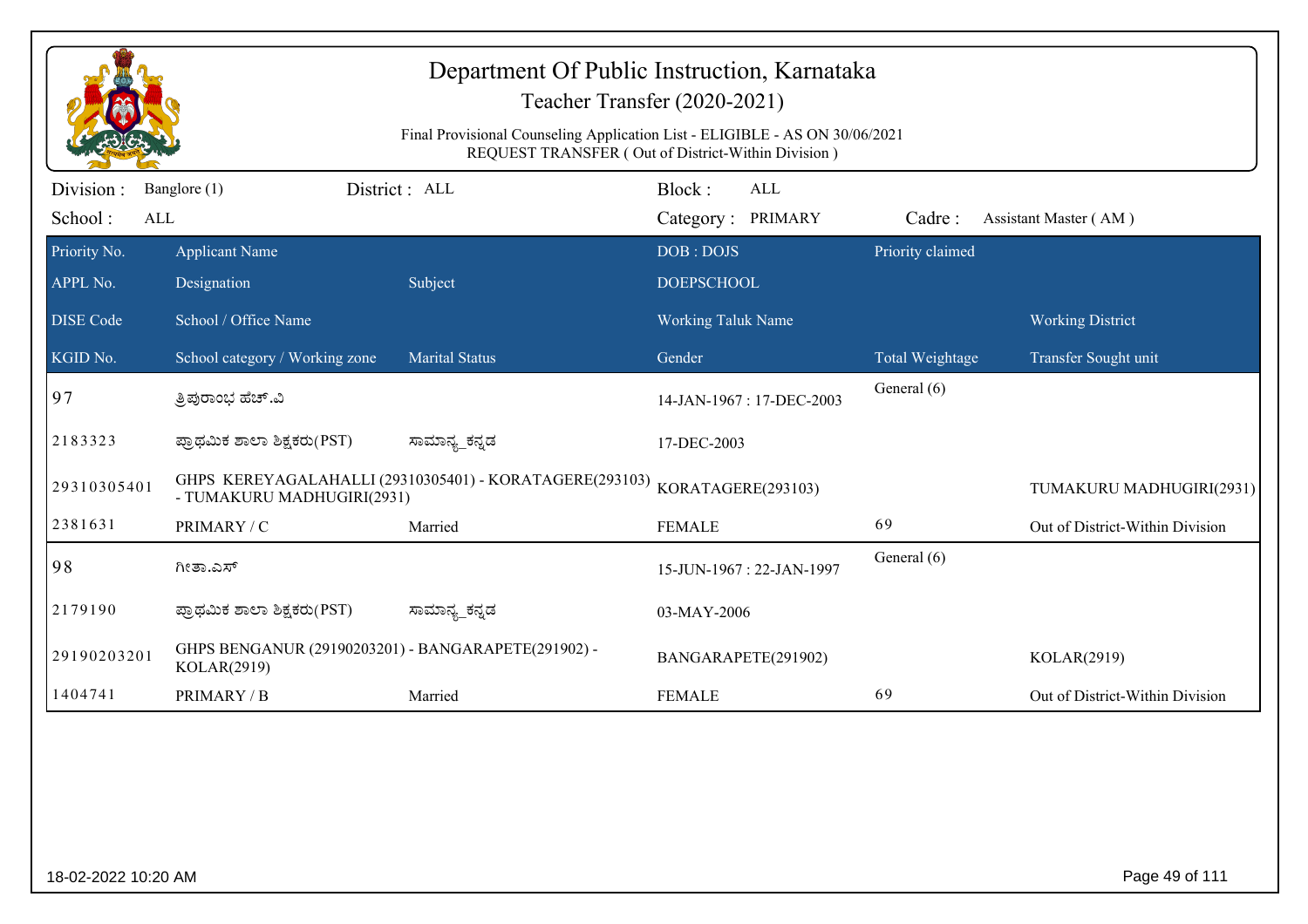# Department Of Public Instruction, Karnataka

## Teacher Transfer (2020-2021)

Final Provisional Counseling Application List - ELIGIBLE - AS ON 30/06/2021
REQUEST TRANSFER ( Out of District-Within Division )

Division : Banglore (1) District : ALL Block : ALL
School : ALL Category : PRIMARY Cadre : Assistant Master ( AM )

| Priority No. | Applicant Name | | DOB : DOJS | Priority claimed | |
|---|---|---|---|---|---|
| APPL No. | Designation | Subject | DOEPSCHOOL | | |
| DISE Code | School / Office Name | | Working Taluk Name | | Working District |
| KGID No. | School category / Working zone | Marital Status | Gender | Total Weightage | Transfer Sought unit |
| 97 | ತ್ರಿಪುರಾಂಭ ಹೆಚ್.ವಿ | | 14-JAN-1967 : 17-DEC-2003 | General (6) | |
| 2183323 | ಪ್ರಾಥಮಿಕ ಶಾಲಾ ಶಿಕ್ಷಕರು(PST) | ಸಾಮಾನ್ಯ_ಕನ್ನಡ | 17-DEC-2003 | | |
| 29310305401 | GHPS KEREYAGALAHALLI (29310305401) - KORATAGERE(293103) - TUMAKURU MADHUGIRI(2931) | | KORATAGERE(293103) | | TUMAKURU MADHUGIRI(2931) |
| 2381631 | PRIMARY / C | Married | FEMALE | 69 | Out of District-Within Division |
| 98 | ಗೀತಾ.ಎಸ್ | | 15-JUN-1967 : 22-JAN-1997 | General (6) | |
| 2179190 | ಪ್ರಾಥಮಿಕ ಶಾಲಾ ಶಿಕ್ಷಕರು(PST) | ಸಾಮಾನ್ಯ_ಕನ್ನಡ | 03-MAY-2006 | | |
| 29190203201 | GHPS BENGANUR (29190203201) - BANGARAPETE(291902) - KOLAR(2919) | | BANGARAPETE(291902) | | KOLAR(2919) |
| 1404741 | PRIMARY / B | Married | FEMALE | 69 | Out of District-Within Division |

18-02-2022 10:20 AM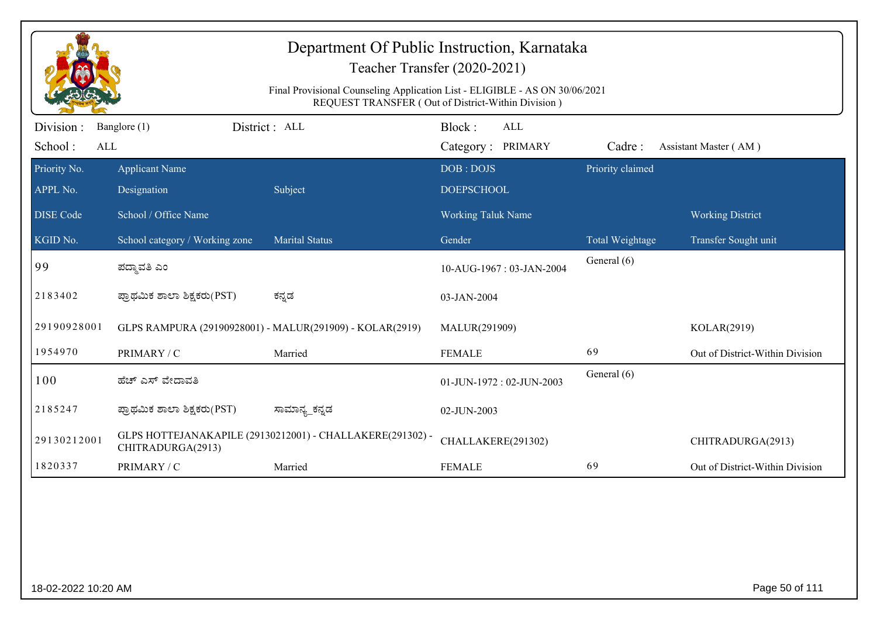# Department Of Public Instruction, Karnataka

## Teacher Transfer (2020-2021)

Final Provisional Counseling Application List - ELIGIBLE - AS ON 30/06/2021
REQUEST TRANSFER ( Out of District-Within Division )

Division : Banglore (1) District : ALL Block : ALL
School : ALL Category : PRIMARY Cadre : Assistant Master ( AM )

| Priority No. / APPL No. / DISE Code / KGID No. | Applicant Name / Designation / School / Office Name / School category / Working zone | Subject / Marital Status | DOB : DOJS / DOEPSCHOOL / Working Taluk Name / Gender | Priority claimed / Total Weightage | Working District / Transfer Sought unit |
|---|---|---|---|---|---|
| 99 | ಪದ್ಮಾವತಿ ಎಂ | | 10-AUG-1967 : 03-JAN-2004 | General (6) | |
| 2183402 | ಪ್ರಾಥಮಿಕ ಶಾಲಾ ಶಿಕ್ಷಕರು(PST) | ಕನ್ನಡ | 03-JAN-2004 | | |
| 29190928001 | GLPS RAMPURA (29190928001) - MALUR(291909) - KOLAR(2919) | | MALUR(291909) | | KOLAR(2919) |
| 1954970 | PRIMARY / C | Married | FEMALE | 69 | Out of District-Within Division |
| 100 | ಹೆಚ್ ಎಸ್ ವೇದಾವತಿ | | 01-JUN-1972 : 02-JUN-2003 | General (6) | |
| 2185247 | ಪ್ರಾಥಮಿಕ ಶಾಲಾ ಶಿಕ್ಷಕರು(PST) | ಸಾಮಾನ್ಯ_ಕನ್ನಡ | 02-JUN-2003 | | |
| 29130212001 | GLPS HOTTEJANAKAPILE (29130212001) - CHALLAKERE(291302) - CHITRADURGA(2913) | | CHALLAKERE(291302) | | CHITRADURGA(2913) |
| 1820337 | PRIMARY / C | Married | FEMALE | 69 | Out of District-Within Division |

18-02-2022 10:20 AM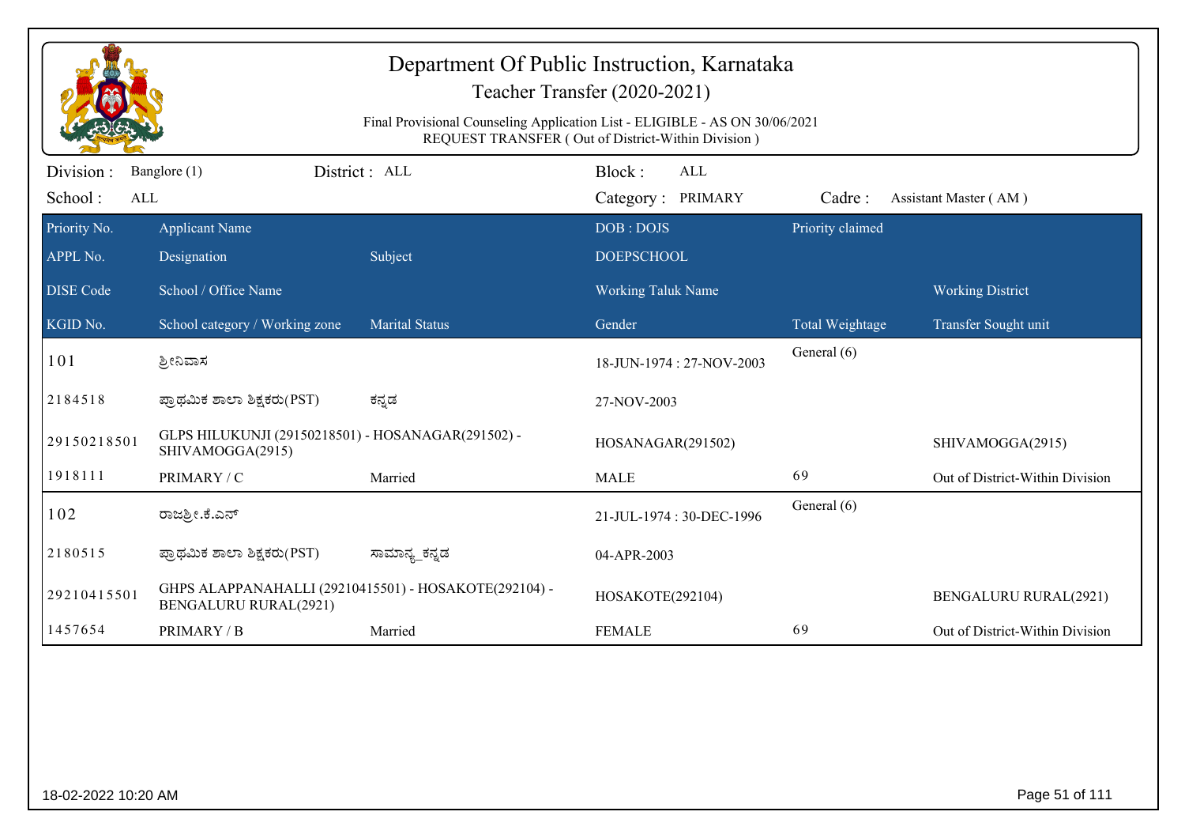# Department Of Public Instruction, Karnataka

Teacher Transfer (2020-2021)

Final Provisional Counseling Application List - ELIGIBLE - AS ON 30/06/2021
REQUEST TRANSFER ( Out of District-Within Division )

Division : Banglore (1) District : ALL Block : ALL
School : ALL Category : PRIMARY Cadre : Assistant Master ( AM )

| Priority No. / APPL No. / DISE Code / KGID No. | Applicant Name / Designation / School / Office Name / School category / Working zone | Subject / Marital Status | DOB : DOJS / DOEPSCHOOL / Working Taluk Name / Gender | Priority claimed / Total Weightage | Working District / Transfer Sought unit |
|---|---|---|---|---|---|
| 101 | ಶ್ರೀನಿವಾಸ | | 18-JUN-1974 : 27-NOV-2003 | General (6) | |
| 2184518 | ಪ್ರಾಥಮಿಕ ಶಾಲಾ ಶಿಕ್ಷಕರು(PST) | ಕನ್ನಡ | 27-NOV-2003 | | |
| 29150218501 | GLPS HILUKUNJI (29150218501) - HOSANAGAR(291502) - SHIVAMOGGA(2915) | | HOSANAGAR(291502) | | SHIVAMOGGA(2915) |
| 1918111 | PRIMARY / C | Married | MALE | 69 | Out of District-Within Division |
| 102 | ರಾಜಶ್ರೀ.ಕೆ.ಎನ್ | | 21-JUL-1974 : 30-DEC-1996 | General (6) | |
| 2180515 | ಪ್ರಾಥಮಿಕ ಶಾಲಾ ಶಿಕ್ಷಕರು(PST) | ಸಾಮಾನ್ಯ_ಕನ್ನಡ | 04-APR-2003 | | |
| 29210415501 | GHPS ALAPPANAHALLI (29210415501) - HOSAKOTE(292104) - BENGALURU RURAL(2921) | | HOSAKOTE(292104) | | BENGALURU RURAL(2921) |
| 1457654 | PRIMARY / B | Married | FEMALE | 69 | Out of District-Within Division |

18-02-2022 10:20 AM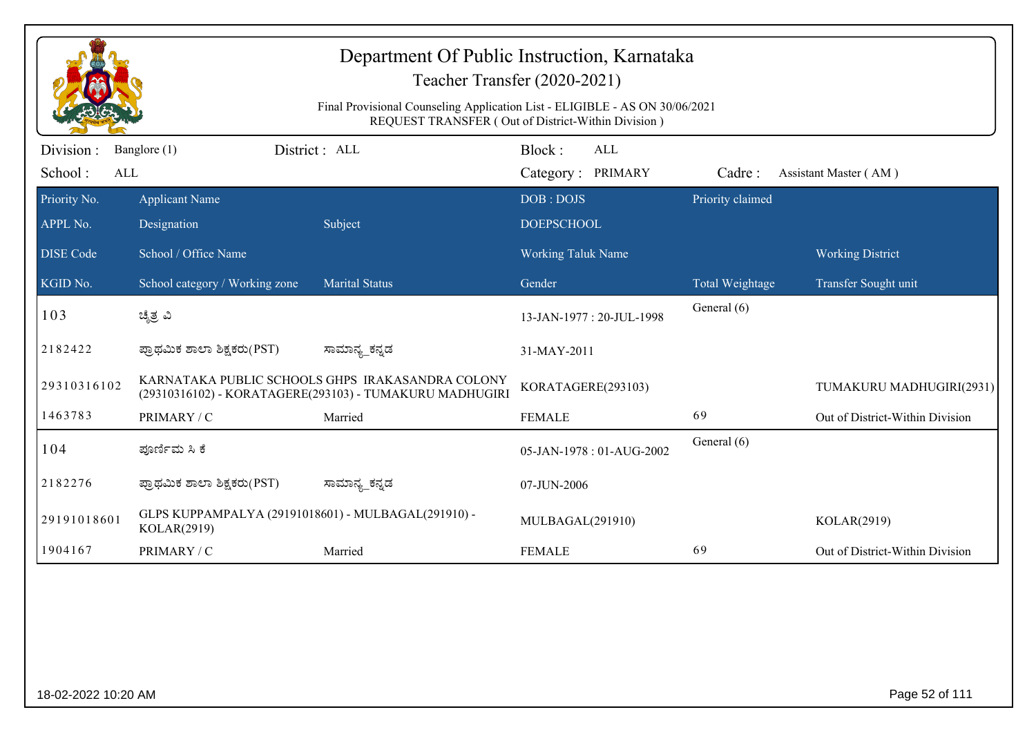# Department Of Public Instruction, Karnataka

## Teacher Transfer (2020-2021)

Final Provisional Counseling Application List - ELIGIBLE - AS ON 30/06/2021
REQUEST TRANSFER ( Out of District-Within Division )

Division : Banglore (1) District : ALL Block : ALL
School : ALL Category : PRIMARY Cadre : Assistant Master ( AM )

| Priority No. | Applicant Name | | DOB : DOJS | Priority claimed | |
|---|---|---|---|---|---|
| APPL No. | Designation | Subject | DOEPSCHOOL | | |
| DISE Code | School / Office Name | | Working Taluk Name | | Working District |
| KGID No. | School category / Working zone | Marital Status | Gender | Total Weightage | Transfer Sought unit |
| 103 | ಚೈತ್ರ ವಿ | | 13-JAN-1977 : 20-JUL-1998 | General (6) | |
| 2182422 | ಪ್ರಾಥಮಿಕ ಶಾಲಾ ಶಿಕ್ಷಕರು(PST) | ಸಾಮಾನ್ಯ_ಕನ್ನಡ | 31-MAY-2011 | | |
| 29310316102 | KARNATAKA PUBLIC SCHOOLS GHPS IRAKASANDRA COLONY (29310316102) - KORATAGERE(293103) - TUMAKURU MADHUGIRI | | KORATAGERE(293103) | | TUMAKURU MADHUGIRI(2931) |
| 1463783 | PRIMARY / C | Married | FEMALE | 69 | Out of District-Within Division |
| 104 | ಪೂರ್ಣಿಮ ಸಿ ಕೆ | | 05-JAN-1978 : 01-AUG-2002 | General (6) | |
| 2182276 | ಪ್ರಾಥಮಿಕ ಶಾಲಾ ಶಿಕ್ಷಕರು(PST) | ಸಾಮಾನ್ಯ_ಕನ್ನಡ | 07-JUN-2006 | | |
| 29191018601 | GLPS KUPPAMPALYA (29191018601) - MULBAGAL(291910) - KOLAR(2919) | | MULBAGAL(291910) | | KOLAR(2919) |
| 1904167 | PRIMARY / C | Married | FEMALE | 69 | Out of District-Within Division |

18-02-2022 10:20 AM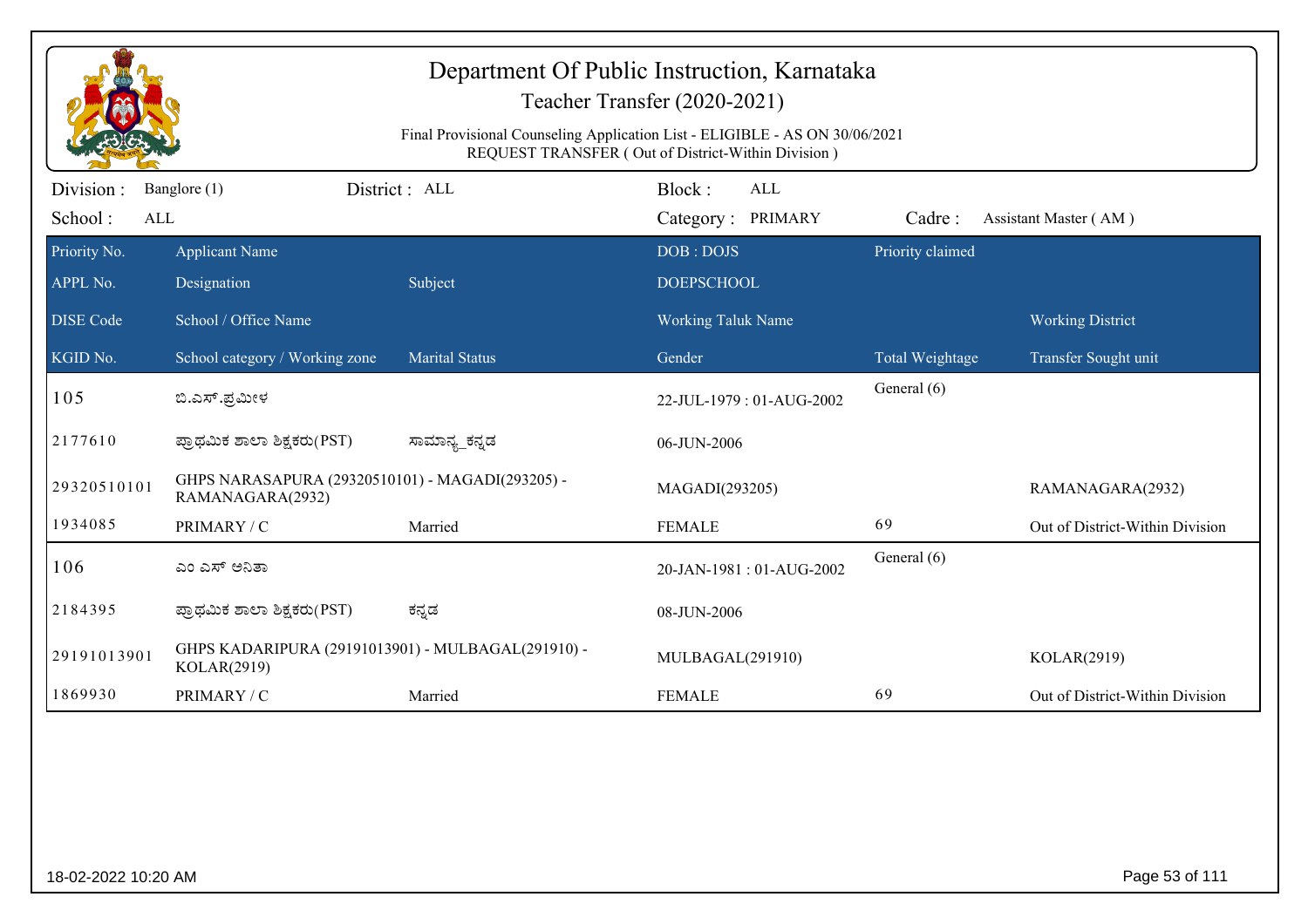# Department Of Public Instruction, Karnataka

## Teacher Transfer (2020-2021)

Final Provisional Counseling Application List - ELIGIBLE - AS ON 30/06/2021
REQUEST TRANSFER ( Out of District-Within Division )

Division : Banglore (1) District : ALL Block : ALL
School : ALL Category : PRIMARY Cadre : Assistant Master ( AM )

| Priority No. / APPL No. / DISE Code / KGID No. | Applicant Name / Designation / School / Office Name / School category / Working zone | Subject / Marital Status | DOB : DOJS / DOEPSCHOOL / Working Taluk Name / Gender | Priority claimed / Total Weightage | Working District / Transfer Sought unit |
|---|---|---|---|---|---|
| 105 | ಬಿ.ಎಸ್.ಪ್ರಮೀಳ | | 22-JUL-1979 : 01-AUG-2002 | General (6) | |
| 2177610 | ಪ್ರಾಥಮಿಕ ಶಾಲಾ ಶಿಕ್ಷಕರು(PST) | ಸಾಮಾನ್ಯ_ಕನ್ನಡ | 06-JUN-2006 | | |
| 29320510101 | GHPS NARASAPURA (29320510101) - MAGADI(293205) - RAMANAGARA(2932) | | MAGADI(293205) | | RAMANAGARA(2932) |
| 1934085 | PRIMARY / C | Married | FEMALE | 69 | Out of District-Within Division |
| 106 | ಎಂ ಎಸ್ ಅನಿತಾ | | 20-JAN-1981 : 01-AUG-2002 | General (6) | |
| 2184395 | ಪ್ರಾಥಮಿಕ ಶಾಲಾ ಶಿಕ್ಷಕರು(PST) | ಕನ್ನಡ | 08-JUN-2006 | | |
| 29191013901 | GHPS KADARIPURA (29191013901) - MULBAGAL(291910) - KOLAR(2919) | | MULBAGAL(291910) | | KOLAR(2919) |
| 1869930 | PRIMARY / C | Married | FEMALE | 69 | Out of District-Within Division |

18-02-2022 10:20 AM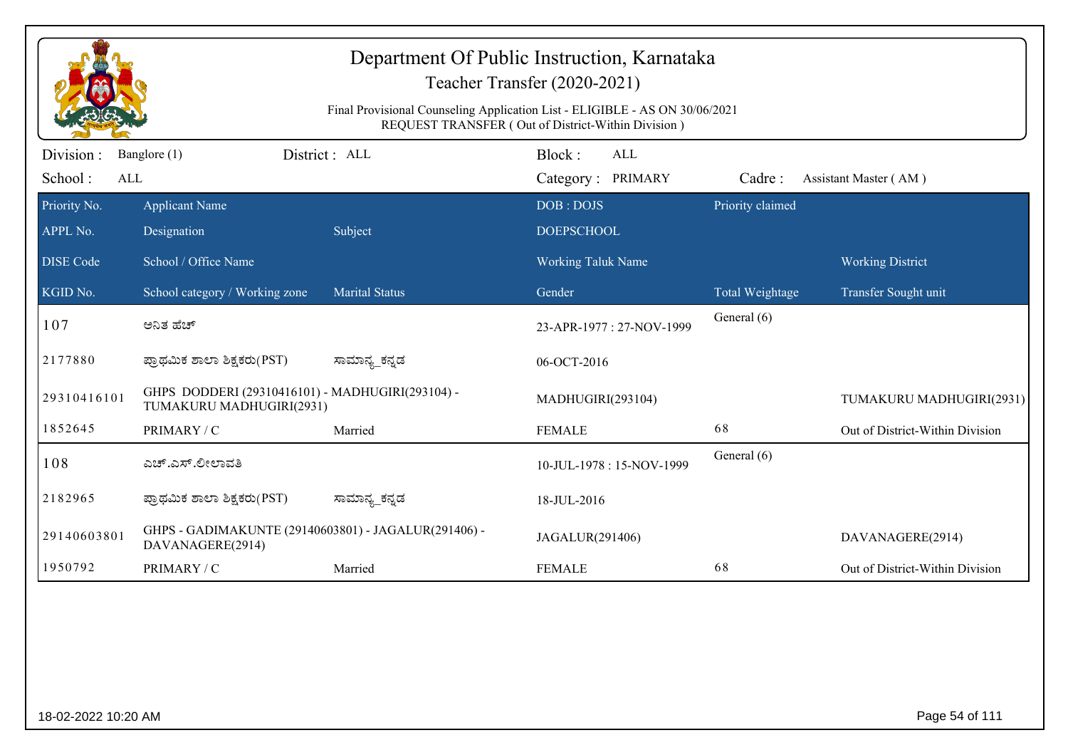# Department Of Public Instruction, Karnataka

## Teacher Transfer (2020-2021)

Final Provisional Counseling Application List - ELIGIBLE - AS ON 30/06/2021
REQUEST TRANSFER ( Out of District-Within Division )

Division : Banglore (1) District : ALL Block : ALL
School : ALL Category : PRIMARY Cadre : Assistant Master ( AM )

| Priority No. / APPL No. / DISE Code / KGID No. | Applicant Name / Designation / School / Office Name / School category / Working zone | Subject / Marital Status | DOB : DOJS / DOEPSCHOOL / Working Taluk Name / Gender | Priority claimed / Total Weightage | Working District / Transfer Sought unit |
|---|---|---|---|---|---|
| 107 | ಅನಿತ ಹೆಚ್ | | 23-APR-1977 : 27-NOV-1999 | General (6) | |
| 2177880 | ಪ್ರಾಥಮಿಕ ಶಾಲಾ ಶಿಕ್ಷಕರು(PST) | ಸಾಮಾನ್ಯ_ಕನ್ನಡ | 06-OCT-2016 | | |
| 29310416101 | GHPS DODDERI (29310416101) - MADHUGIRI(293104) - TUMAKURU MADHUGIRI(2931) | | MADHUGIRI(293104) | | TUMAKURU MADHUGIRI(2931) |
| 1852645 | PRIMARY / C | Married | FEMALE | 68 | Out of District-Within Division |
| 108 | ಎಚ್.ಎಸ್.ಲೀಲಾವತಿ | | 10-JUL-1978 : 15-NOV-1999 | General (6) | |
| 2182965 | ಪ್ರಾಥಮಿಕ ಶಾಲಾ ಶಿಕ್ಷಕರು(PST) | ಸಾಮಾನ್ಯ_ಕನ್ನಡ | 18-JUL-2016 | | |
| 29140603801 | GHPS - GADIMAKUNTE (29140603801) - JAGALUR(291406) - DAVANAGERE(2914) | | JAGALUR(291406) | | DAVANAGERE(2914) |
| 1950792 | PRIMARY / C | Married | FEMALE | 68 | Out of District-Within Division |

18-02-2022 10:20 AM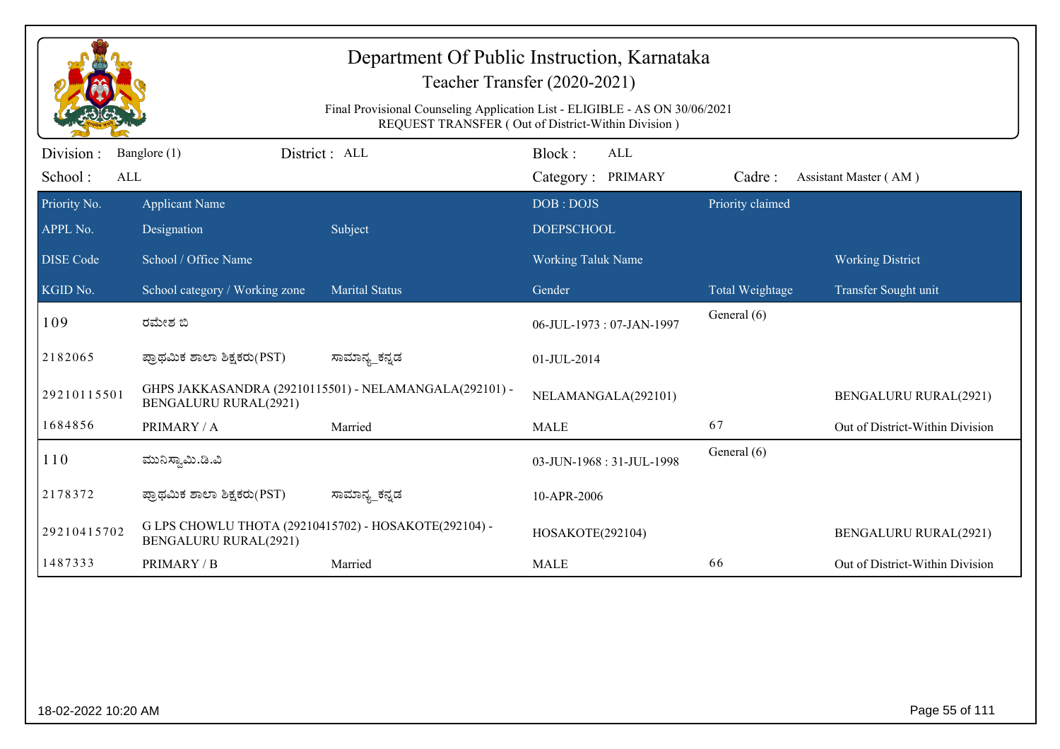# Department Of Public Instruction, Karnataka

## Teacher Transfer (2020-2021)

Final Provisional Counseling Application List - ELIGIBLE - AS ON 30/06/2021
REQUEST TRANSFER ( Out of District-Within Division )

Division : Banglore (1) District : ALL Block : ALL
School : ALL Category : PRIMARY Cadre : Assistant Master ( AM )

| Priority No. / APPL No. / DISE Code / KGID No. | Applicant Name / Designation / School / Office Name / School category / Working zone | Subject / Marital Status | DOB : DOJS / DOEPSCHOOL / Working Taluk Name / Gender | Priority claimed / Total Weightage | Working District / Transfer Sought unit |
|---|---|---|---|---|---|
| 109 | ರಮೇಶ ಬಿ | | 06-JUL-1973 : 07-JAN-1997 | General (6) | |
| 2182065 | ಪ್ರಾಥಮಿಕ ಶಾಲಾ ಶಿಕ್ಷಕರು(PST) | ಸಾಮಾನ್ಯ_ಕನ್ನಡ | 01-JUL-2014 | | |
| 29210115501 | GHPS JAKKASANDRA (29210115501) - NELAMANGALA(292101) - BENGALURU RURAL(2921) | | NELAMANGALA(292101) | | BENGALURU RURAL(2921) |
| 1684856 | PRIMARY / A | Married | MALE | 67 | Out of District-Within Division |
| 110 | ಮುನಿಸ್ವಾಮಿ.ಡಿ.�over | | 03-JUN-1968 : 31-JUL-1998 | General (6) | |
| 2178372 | ಪ್ರಾಥಮಿಕ ಶಾಲಾ ಶಿಕ್ಷಕರು(PST) | ಸಾಮಾನ್ಯ_ಕನ್ನಡ | 10-APR-2006 | | |
| 29210415702 | G LPS CHOWLU THOTA (29210415702) - HOSAKOTE(292104) - BENGALURU RURAL(2921) | | HOSAKOTE(292104) | | BENGALURU RURAL(2921) |
| 1487333 | PRIMARY / B | Married | MALE | 66 | Out of District-Within Division |

18-02-2022 10:20 AM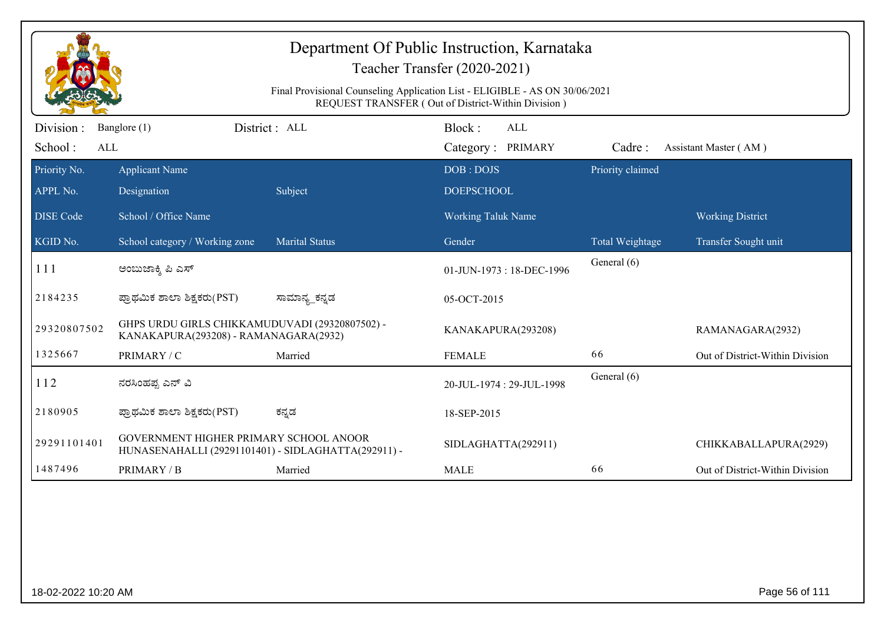# Department Of Public Instruction, Karnataka

## Teacher Transfer (2020-2021)

Final Provisional Counseling Application List - ELIGIBLE - AS ON 30/06/2021
REQUEST TRANSFER ( Out of District-Within Division )

Division : Banglore (1) District : ALL Block : ALL
School : ALL Category : PRIMARY Cadre : Assistant Master ( AM )

| Priority No. / APPL No. / DISE Code / KGID No. | Applicant Name / Designation / School / Office Name / School category / Working zone | Subject / Marital Status | DOB : DOJS / DOEPSCHOOL / Working Taluk Name / Gender | Priority claimed / Total Weightage | Working District / Transfer Sought unit |
|---|---|---|---|---|---|
| 111 | ಅಂಬುಜಾಕ್ಷಿ ಪಿ ಎಸ್ | | 01-JUN-1973 : 18-DEC-1996 | General (6) | |
| 2184235 | ಪ್ರಾಥಮಿಕ ಶಾಲಾ ಶಿಕ್ಷಕರು(PST) | ಸಾಮಾನ್ಯ_ಕನ್ನಡ | 05-OCT-2015 | | |
| 29320807502 | GHPS URDU GIRLS CHIKKAMUDUVADI (29320807502) - KANAKAPURA(293208) - RAMANAGARA(2932) | | KANAKAPURA(293208) | | RAMANAGARA(2932) |
| 1325667 | PRIMARY / C | Married | FEMALE | 66 | Out of District-Within Division |
| 112 | ನರಸಿಂಹಪ್ಪ ಎನ್ ವಿ | | 20-JUL-1974 : 29-JUL-1998 | General (6) | |
| 2180905 | ಪ್ರಾಥಮಿಕ ಶಾಲಾ ಶಿಕ್ಷಕರು(PST) | ಕನ್ನಡ | 18-SEP-2015 | | |
| 29291101401 | GOVERNMENT HIGHER PRIMARY SCHOOL ANOOR HUNASENAHALLI (29291101401) - SIDLAGHATTA(292911) - | | SIDLAGHATTA(292911) | | CHIKKABALLAPURA(2929) |
| 1487496 | PRIMARY / B | Married | MALE | 66 | Out of District-Within Division |

18-02-2022 10:20 AM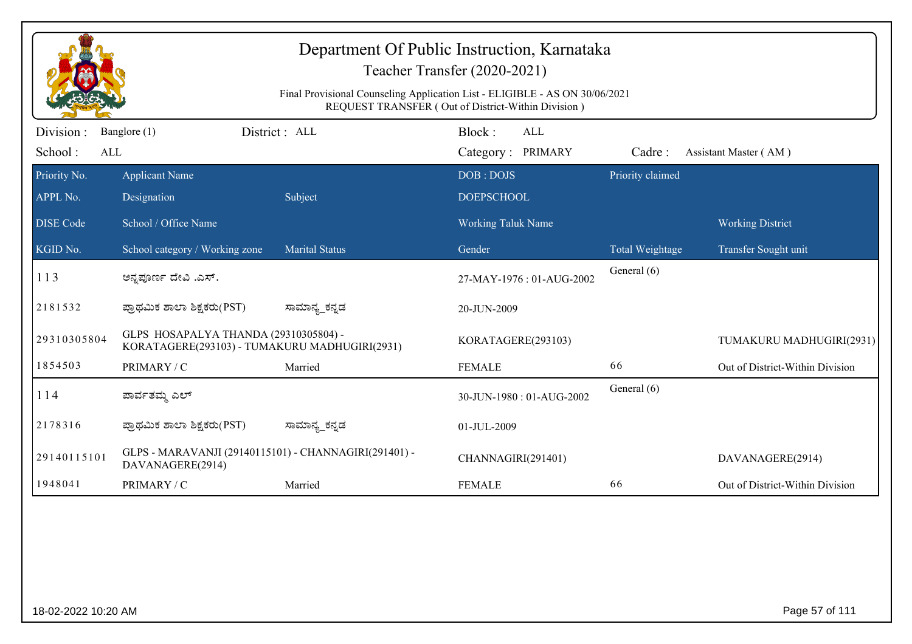# Department Of Public Instruction, Karnataka

## Teacher Transfer (2020-2021)

Final Provisional Counseling Application List - ELIGIBLE - AS ON 30/06/2021
REQUEST TRANSFER ( Out of District-Within Division )

Division : Banglore (1) District : ALL Block : ALL
School : ALL Category : PRIMARY Cadre : Assistant Master ( AM )

| Priority No. / APPL No. / DISE Code / KGID No. | Applicant Name / Designation / School / Office Name / School category / Working zone | Subject / Marital Status | DOB : DOJS / DOEPSCHOOL / Working Taluk Name / Gender | Priority claimed / Total Weightage | Working District / Transfer Sought unit |
|---|---|---|---|---|---|
| 113 | ಅನ್ನಪೂರ್ಣ ದೇವಿ .ಎಸ್. | | 27-MAY-1976 : 01-AUG-2002 | General (6) | |
| 2181532 | ಪ್ರಾಥಮಿಕ ಶಾಲಾ ಶಿಕ್ಷಕರು(PST) | ಸಾಮಾನ್ಯ_ಕನ್ನಡ | 20-JUN-2009 | | |
| 29310305804 | GLPS HOSAPALYA THANDA (29310305804) - KORATAGERE(293103) - TUMAKURU MADHUGIRI(2931) | | KORATAGERE(293103) | | TUMAKURU MADHUGIRI(2931) |
| 1854503 | PRIMARY / C | Married | FEMALE | 66 | Out of District-Within Division |
| 114 | ಪಾರ್ವತಮ್ಮ ಎಲ್ | | 30-JUN-1980 : 01-AUG-2002 | General (6) | |
| 2178316 | ಪ್ರಾಥಮಿಕ ಶಾಲಾ ಶಿಕ್ಷಕರು(PST) | ಸಾಮಾನ್ಯ_ಕನ್ನಡ | 01-JUL-2009 | | |
| 29140115101 | GLPS - MARAVANJI (29140115101) - CHANNAGIRI(291401) - DAVANAGERE(2914) | | CHANNAGIRI(291401) | | DAVANAGERE(2914) |
| 1948041 | PRIMARY / C | Married | FEMALE | 66 | Out of District-Within Division |

18-02-2022 10:20 AM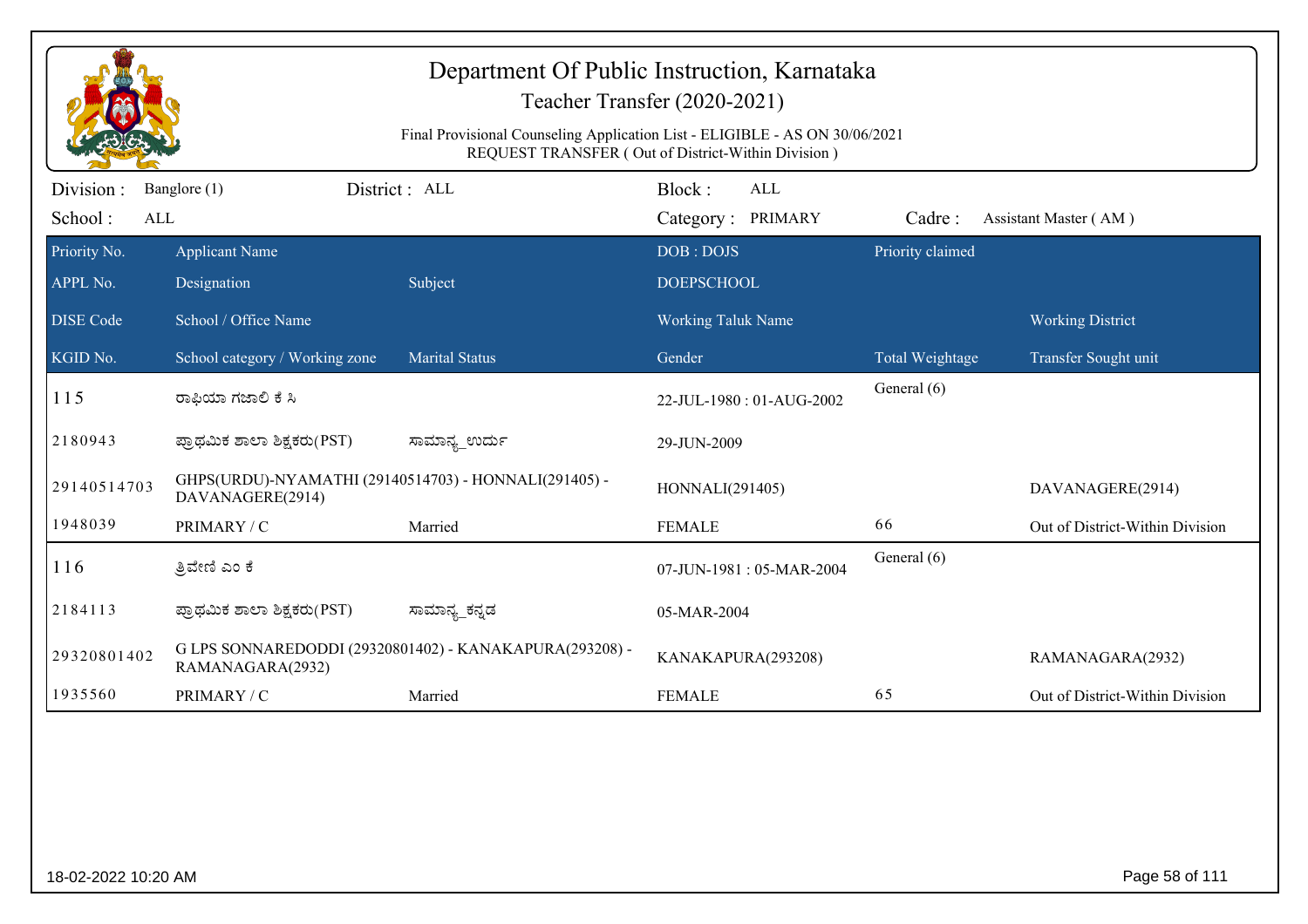# Department Of Public Instruction, Karnataka

Teacher Transfer (2020-2021)

Final Provisional Counseling Application List - ELIGIBLE - AS ON 30/06/2021
REQUEST TRANSFER ( Out of District-Within Division )

Division : Banglore (1) District : ALL Block : ALL

School : ALL Category : PRIMARY Cadre : Assistant Master ( AM )

| Priority No. / APPL No. / DISE Code / KGID No. | Applicant Name / Designation / School / Office Name / School category / Working zone | Subject / Marital Status | DOB : DOJS / DOEPSCHOOL / Working Taluk Name / Gender | Priority claimed / Total Weightage | Working District / Transfer Sought unit |
|---|---|---|---|---|---|
| 115 | ರಾಫಿಯಾ ಗಜಾಲಿ ಕೆ ಸಿ | | 22-JUL-1980 : 01-AUG-2002 | General (6) | |
| 2180943 | ಪ್ರಾಥಮಿಕ ಶಾಲಾ ಶಿಕ್ಷಕರು(PST) | ಸಾಮಾನ್ಯ_ಉರ್ದು | 29-JUN-2009 | | |
| 29140514703 | GHPS(URDU)-NYAMATHI (29140514703) - HONNALI(291405) - DAVANAGERE(2914) | | HONNALI(291405) | | DAVANAGERE(2914) |
| 1948039 | PRIMARY / C | Married | FEMALE | 66 | Out of District-Within Division |
| 116 | ತ್ರಿವೇಣಿ ಎಂ ಕೆ | | 07-JUN-1981 : 05-MAR-2004 | General (6) | |
| 2184113 | ಪ್ರಾಥಮಿಕ ಶಾಲಾ ಶಿಕ್ಷಕರು(PST) | ಸಾಮಾನ್ಯ_ಕನ್ನಡ | 05-MAR-2004 | | |
| 29320801402 | G LPS SONNAREDODDI (29320801402) - KANAKAPURA(293208) - RAMANAGARA(2932) | | KANAKAPURA(293208) | | RAMANAGARA(2932) |
| 1935560 | PRIMARY / C | Married | FEMALE | 65 | Out of District-Within Division |

18-02-2022 10:20 AM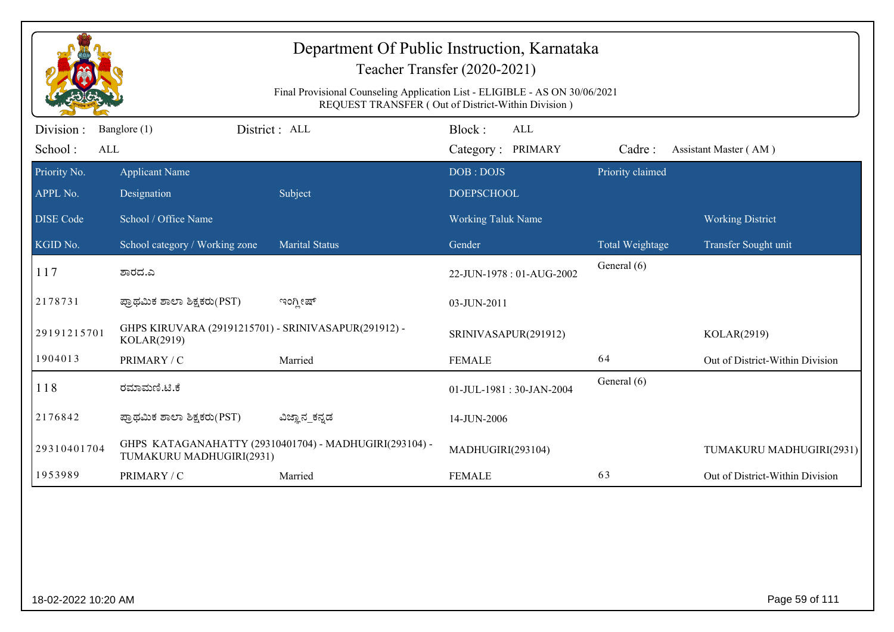# Department Of Public Instruction, Karnataka

## Teacher Transfer (2020-2021)

Final Provisional Counseling Application List - ELIGIBLE - AS ON 30/06/2021

REQUEST TRANSFER ( Out of District-Within Division )

Division : Banglore (1) | District : ALL | Block : ALL

School : ALL | Category : PRIMARY | Cadre : Assistant Master ( AM )

| Priority No. / APPL No. / DISE Code / KGID No. | Applicant Name / Designation / School / Office Name / School category / Working zone | Subject / Marital Status | DOB : DOJS / DOEPSCHOOL / Working Taluk Name / Gender | Priority claimed / Total Weightage | Working District / Transfer Sought unit |
|---|---|---|---|---|---|
| 117 | ಶಾರದ.ಎ | | 22-JUN-1978 : 01-AUG-2002 | General (6) | |
| 2178731 | ಪ್ರಾಥಮಿಕ ಶಾಲಾ ಶಿಕ್ಷಕರು(PST) | ಇಂಗ್ಲೀಷ್ | 03-JUN-2011 | | |
| 29191215701 | GHPS KIRUVARA (29191215701) - SRINIVASAPUR(291912) - KOLAR(2919) | | SRINIVASAPUR(291912) | | KOLAR(2919) |
| 1904013 | PRIMARY / C | Married | FEMALE | 64 | Out of District-Within Division |
| 118 | ರಮಾಮಣಿ.ಟಿ.ಕೆ | | 01-JUL-1981 : 30-JAN-2004 | General (6) | |
| 2176842 | ಪ್ರಾಥಮಿಕ ಶಾಲಾ ಶಿಕ್ಷಕರು(PST) | ವಿಜ್ಞಾನ_ಕನ್ನಡ | 14-JUN-2006 | | |
| 29310401704 | GHPS KATAGANAHATTY (29310401704) - MADHUGIRI(293104) - TUMAKURU MADHUGIRI(2931) | | MADHUGIRI(293104) | | TUMAKURU MADHUGIRI(2931) |
| 1953989 | PRIMARY / C | Married | FEMALE | 63 | Out of District-Within Division |

18-02-2022 10:20 AM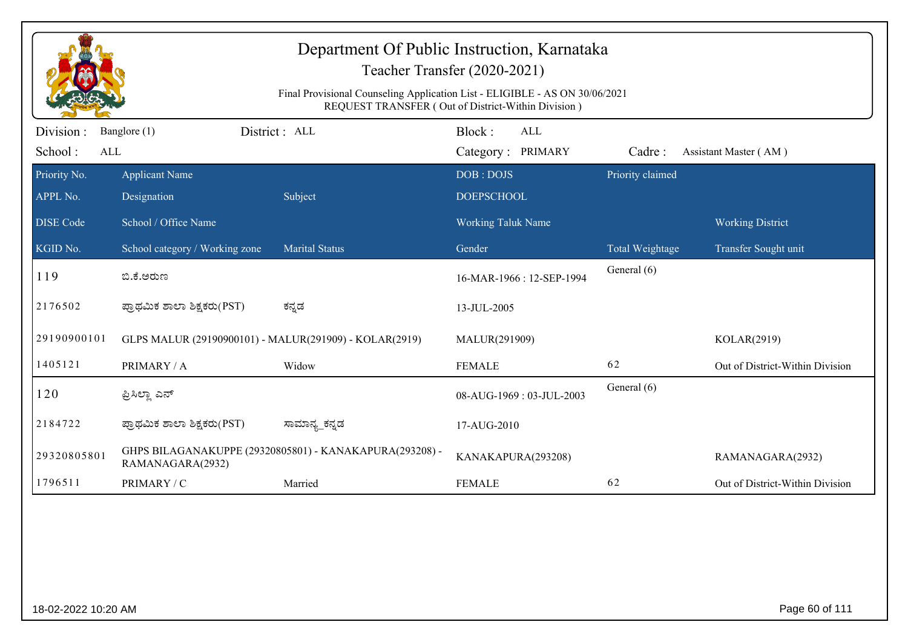# Department Of Public Instruction, Karnataka

## Teacher Transfer (2020-2021)

Final Provisional Counseling Application List - ELIGIBLE - AS ON 30/06/2021
REQUEST TRANSFER ( Out of District-Within Division )

Division : Banglore (1) District : ALL Block : ALL
School : ALL Category : PRIMARY Cadre : Assistant Master ( AM )

| Priority No. | Applicant Name | | DOB : DOJS | Priority claimed | |
|---|---|---|---|---|---|
| APPL No. | Designation | Subject | DOEPSCHOOL | | |
| DISE Code | School / Office Name | | Working Taluk Name | | Working District |
| KGID No. | School category / Working zone | Marital Status | Gender | Total Weightage | Transfer Sought unit |
| 119 | ಬಿ.ಕೆ.ಅರುಣ | | 16-MAR-1966 : 12-SEP-1994 | General (6) | |
| 2176502 | ಪ್ರಾಥಮಿಕ ಶಾಲಾ ಶಿಕ್ಷಕರು(PST) | ಕನ್ನಡ | 13-JUL-2005 | | |
| 29190900101 | GLPS MALUR (29190900101) - MALUR(291909) - KOLAR(2919) | | MALUR(291909) | | KOLAR(2919) |
| 1405121 | PRIMARY / A | Widow | FEMALE | 62 | Out of District-Within Division |
| 120 | ಪ್ರಿಸಿಲ್ಲಾ ಎನ್ | | 08-AUG-1969 : 03-JUL-2003 | General (6) | |
| 2184722 | ಪ್ರಾಥಮಿಕ ಶಾಲಾ ಶಿಕ್ಷಕರು(PST) | ಸಾಮಾನ್ಯ_ಕನ್ನಡ | 17-AUG-2010 | | |
| 29320805801 | GHPS BILAGANAKUPPE (29320805801) - KANAKAPURA(293208) - RAMANAGARA(2932) | | KANAKAPURA(293208) | | RAMANAGARA(2932) |
| 1796511 | PRIMARY / C | Married | FEMALE | 62 | Out of District-Within Division |

18-02-2022 10:20 AM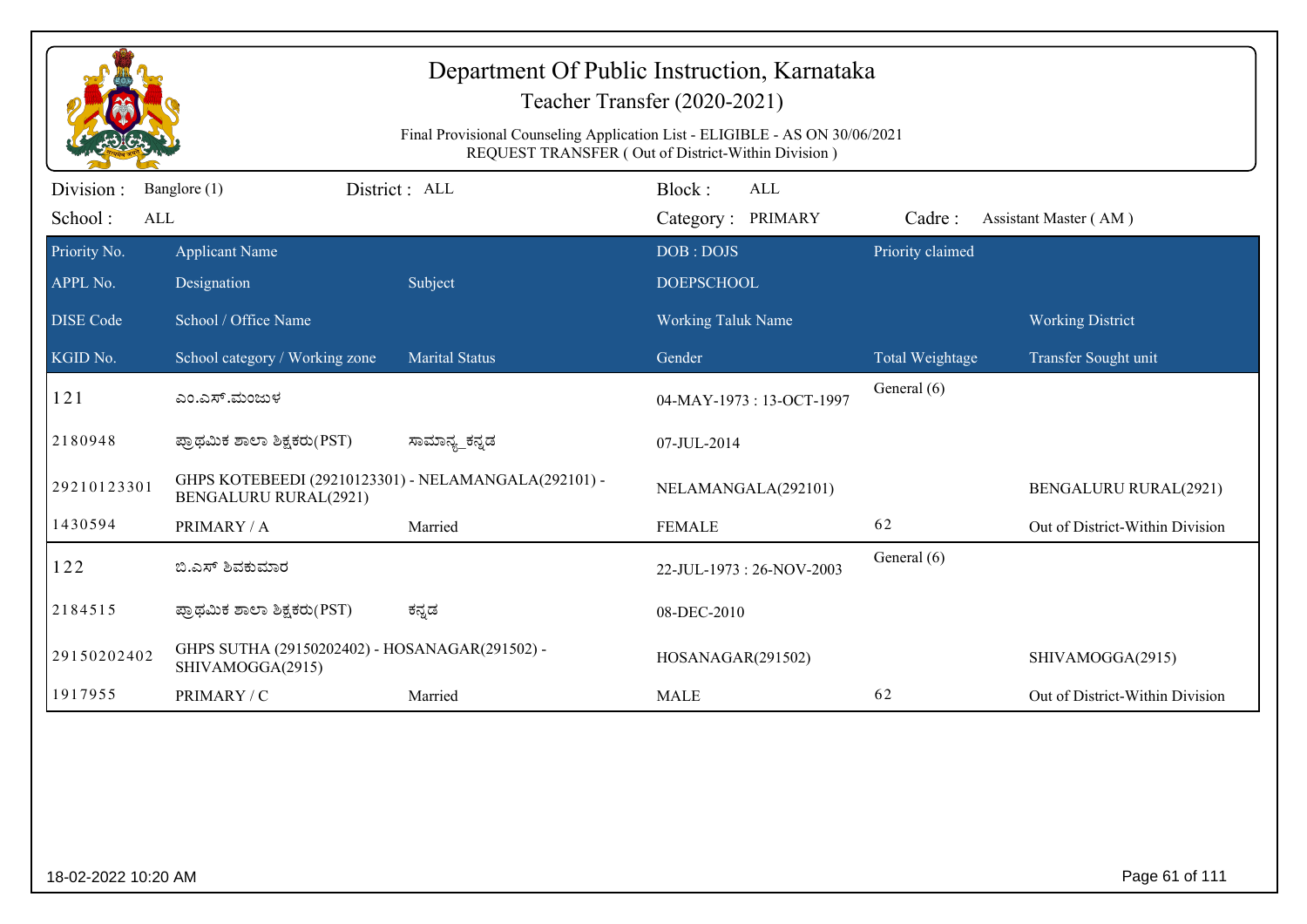# Department Of Public Instruction, Karnataka

## Teacher Transfer (2020-2021)

Final Provisional Counseling Application List - ELIGIBLE - AS ON 30/06/2021
REQUEST TRANSFER ( Out of District-Within Division )

Division : Banglore (1) District : ALL Block : ALL
School : ALL Category : PRIMARY Cadre : Assistant Master ( AM )

| Priority No. / APPL No. / DISE Code / KGID No. | Applicant Name / Designation / School / Office Name / School category / Working zone | Subject / Marital Status | DOB : DOJS / DOEPSCHOOL / Working Taluk Name / Gender | Priority claimed / Total Weightage | Working District / Transfer Sought unit |
|---|---|---|---|---|---|
| 121 | ಎಂ.ಎಸ್.ಮಂಜುಳ | | 04-MAY-1973 : 13-OCT-1997 | General (6) | |
| 2180948 | ಪ್ರಾಥಮಿಕ ಶಾಲಾ ಶಿಕ್ಷಕರು(PST) | ಸಾಮಾನ್ಯ_ಕನ್ನಡ | 07-JUL-2014 | | |
| 29210123301 | GHPS KOTEBEEDI (29210123301) - NELAMANGALA(292101) - BENGALURU RURAL(2921) | | NELAMANGALA(292101) | | BENGALURU RURAL(2921) |
| 1430594 | PRIMARY / A | Married | FEMALE | 62 | Out of District-Within Division |
| 122 | ಬಿ.ಎಸ್ ಶಿವಕುಮಾರ | | 22-JUL-1973 : 26-NOV-2003 | General (6) | |
| 2184515 | ಪ್ರಾಥಮಿಕ ಶಾಲಾ ಶಿಕ್ಷಕರು(PST) | ಕನ್ನಡ | 08-DEC-2010 | | |
| 29150202402 | GHPS SUTHA (29150202402) - HOSANAGAR(291502) - SHIVAMOGGA(2915) | | HOSANAGAR(291502) | | SHIVAMOGGA(2915) |
| 1917955 | PRIMARY / C | Married | MALE | 62 | Out of District-Within Division |

18-02-2022 10:20 AM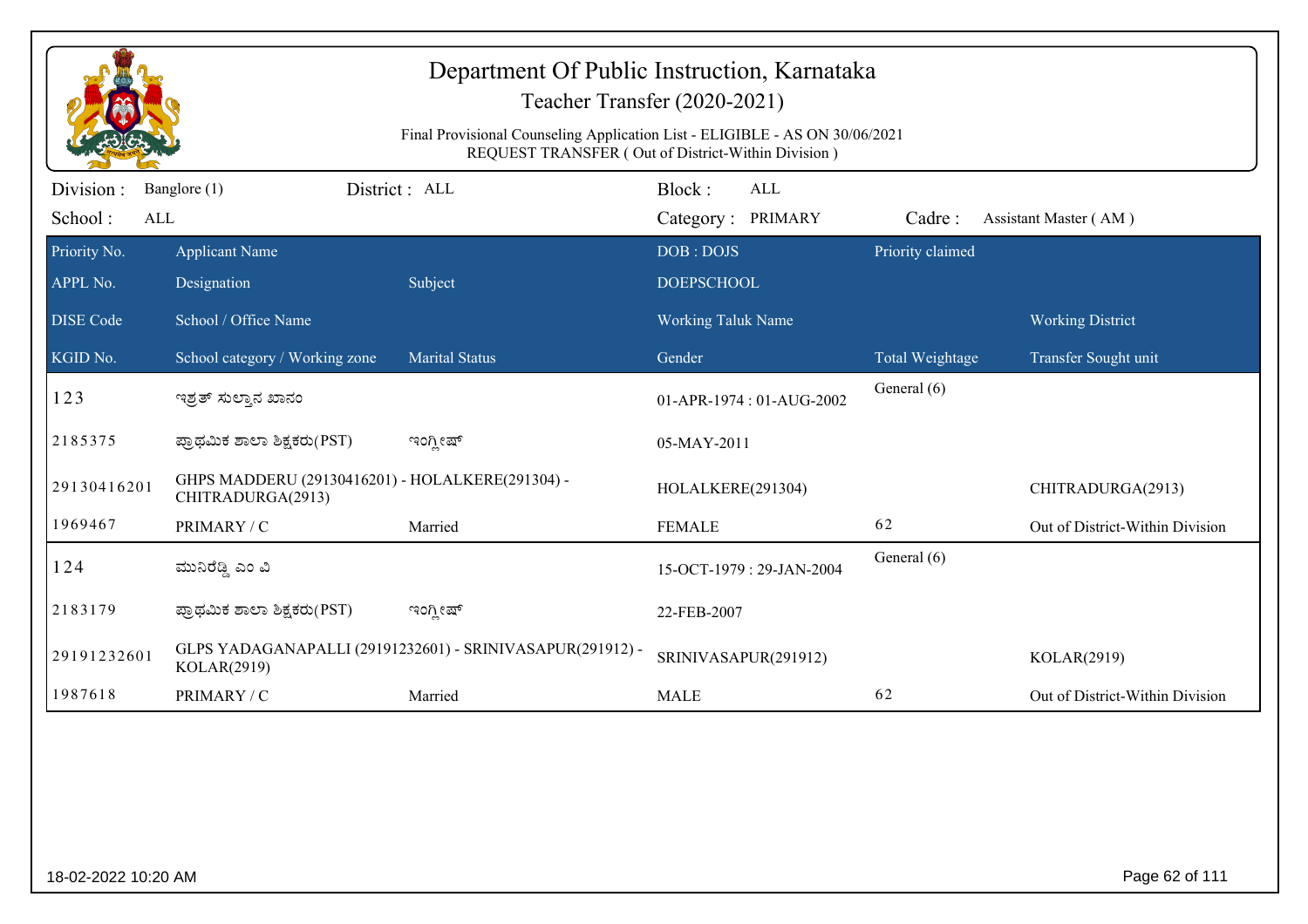# Department Of Public Instruction, Karnataka

## Teacher Transfer (2020-2021)

Final Provisional Counseling Application List - ELIGIBLE - AS ON 30/06/2021
REQUEST TRANSFER ( Out of District-Within Division )

Division : Banglore (1) District : ALL Block : ALL
School : ALL Category : PRIMARY Cadre : Assistant Master ( AM )

| Priority No. / APPL No. / DISE Code / KGID No. | Applicant Name / Designation / School / Office Name / School category / Working zone | Subject / Marital Status | DOB : DOJS / DOEPSCHOOL / Working Taluk Name / Gender | Priority claimed / Total Weightage | Working District / Transfer Sought unit |
|---|---|---|---|---|---|
| 123 | ಇಶ್ರತ್ ಸುಲ್ತಾನ ಖಾನಂ | | 01-APR-1974 : 01-AUG-2002 | General (6) | |
| 2185375 | ಪ್ರಾಥಮಿಕ ಶಾಲಾ ಶಿಕ್ಷಕರು(PST) | ಇಂಗ್ಲೀಷ್ | 05-MAY-2011 | | |
| 29130416201 | GHPS MADDERU (29130416201) - HOLALKERE(291304) - CHITRADURGA(2913) | | HOLALKERE(291304) | | CHITRADURGA(2913) |
| 1969467 | PRIMARY / C | Married | FEMALE | 62 | Out of District-Within Division |
| 124 | ಮುನಿರೆಡ್ಡಿ ಎಂ ವಿ | | 15-OCT-1979 : 29-JAN-2004 | General (6) | |
| 2183179 | ಪ್ರಾಥಮಿಕ ಶಾಲಾ ಶಿಕ್ಷಕರು(PST) | ಇಂಗ್ಲೀಷ್ | 22-FEB-2007 | | |
| 29191232601 | GLPS YADAGANAPALLI (29191232601) - SRINIVASAPUR(291912) - KOLAR(2919) | | SRINIVASAPUR(291912) | | KOLAR(2919) |
| 1987618 | PRIMARY / C | Married | MALE | 62 | Out of District-Within Division |

18-02-2022 10:20 AM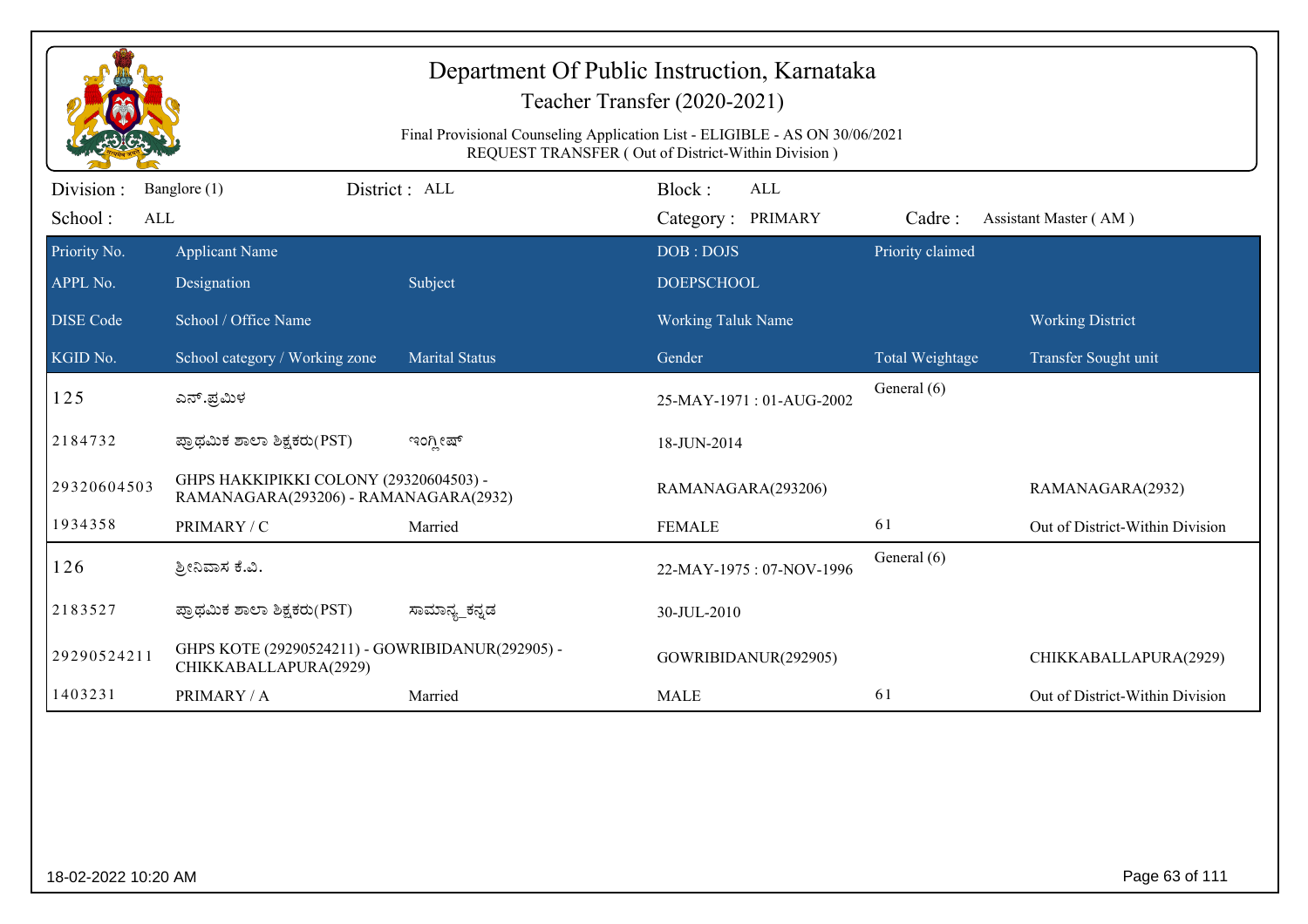# Department Of Public Instruction, Karnataka

## Teacher Transfer (2020-2021)

Final Provisional Counseling Application List - ELIGIBLE - AS ON 30/06/2021
REQUEST TRANSFER ( Out of District-Within Division )

Division : Banglore (1) District : ALL Block : ALL
School : ALL Category : PRIMARY Cadre : Assistant Master ( AM )

| Priority No. / APPL No. / DISE Code / KGID No. | Applicant Name / Designation / School / Office Name / School category / Working zone | Subject / Marital Status | DOB : DOJS / DOEPSCHOOL / Working Taluk Name / Gender | Priority claimed / Total Weightage | Working District / Transfer Sought unit |
|---|---|---|---|---|---|
| 125 | ಎನ್.ಪ್ರಮಿಳ | | 25-MAY-1971 : 01-AUG-2002 | General (6) | |
| 2184732 | ಪ್ರಾಥಮಿಕ ಶಾಲಾ ಶಿಕ್ಷಕರು(PST) | ಇಂಗ್ಲೀಷ್ | 18-JUN-2014 | | |
| 29320604503 | GHPS HAKKIPIKKI COLONY (29320604503) - RAMANAGARA(293206) - RAMANAGARA(2932) | | RAMANAGARA(293206) | | RAMANAGARA(2932) |
| 1934358 | PRIMARY / C | Married | FEMALE | 61 | Out of District-Within Division |
| 126 | ಶ್ರೀನಿವಾಸ ಕೆ.ವಿ. | | 22-MAY-1975 : 07-NOV-1996 | General (6) | |
| 2183527 | ಪ್ರಾಥಮಿಕ ಶಾಲಾ ಶಿಕ್ಷಕರು(PST) | ಸಾಮಾನ್ಯ_ಕನ್ನಡ | 30-JUL-2010 | | |
| 29290524211 | GHPS KOTE (29290524211) - GOWRIBIDANUR(292905) - CHIKKABALLAPURA(2929) | | GOWRIBIDANUR(292905) | | CHIKKABALLAPURA(2929) |
| 1403231 | PRIMARY / A | Married | MALE | 61 | Out of District-Within Division |

18-02-2022 10:20 AM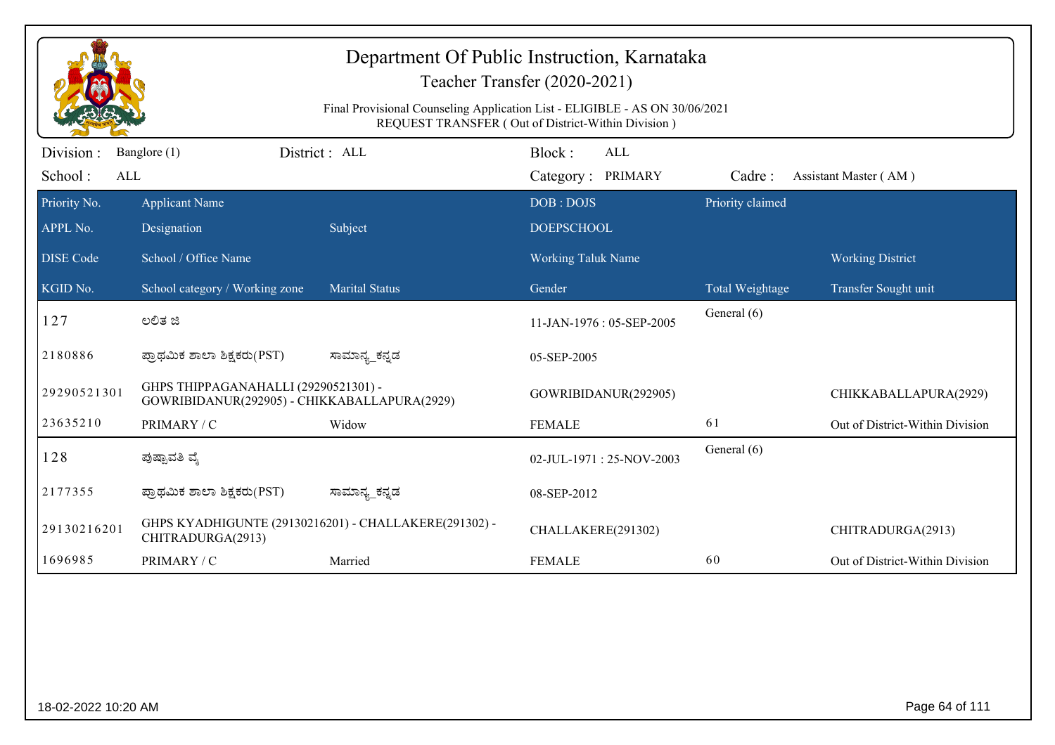# Department Of Public Instruction, Karnataka

## Teacher Transfer (2020-2021)

Final Provisional Counseling Application List - ELIGIBLE - AS ON 30/06/2021
REQUEST TRANSFER ( Out of District-Within Division )

| Division : | Banglore (1) | District : ALL | Block : | ALL | |
|---|---|---|---|---|---|
| School : | ALL | | Category : | PRIMARY | Cadre : Assistant Master ( AM ) |

| Priority No. / APPL No. / DISE Code / KGID No. | Applicant Name / Designation / School / Office Name / School category / Working zone | Subject / Marital Status | DOB : DOJS / DOEPSCHOOL / Working Taluk Name / Gender | Priority claimed / Total Weightage | Working District / Transfer Sought unit |
|---|---|---|---|---|---|
| 127 | ಲಲಿತ ಜಿ | | 11-JAN-1976 : 05-SEP-2005 | General (6) | |
| 2180886 | ಪ್ರಾಥಮಿಕ ಶಾಲಾ ಶಿಕ್ಷಕರು(PST) | ಸಾಮಾನ್ಯ_ಕನ್ನಡ | 05-SEP-2005 | | |
| 29290521301 | GHPS THIPPAGANAHALLI (29290521301) - GOWRIBIDANUR(292905) - CHIKKABALLAPURA(2929) | | GOWRIBIDANUR(292905) | | CHIKKABALLAPURA(2929) |
| 23635210 | PRIMARY / C | Widow | FEMALE | 61 | Out of District-Within Division |
| 128 | ಪುಷ್ಪಾವತಿ ವೈ | | 02-JUL-1971 : 25-NOV-2003 | General (6) | |
| 2177355 | ಪ್ರಾಥಮಿಕ ಶಾಲಾ ಶಿಕ್ಷಕರು(PST) | ಸಾಮಾನ್ಯ_ಕನ್ನಡ | 08-SEP-2012 | | |
| 29130216201 | GHPS KYADHIGUNTE (29130216201) - CHALLAKERE(291302) - CHITRADURGA(2913) | | CHALLAKERE(291302) | | CHITRADURGA(2913) |
| 1696985 | PRIMARY / C | Married | FEMALE | 60 | Out of District-Within Division |

18-02-2022 10:20 AM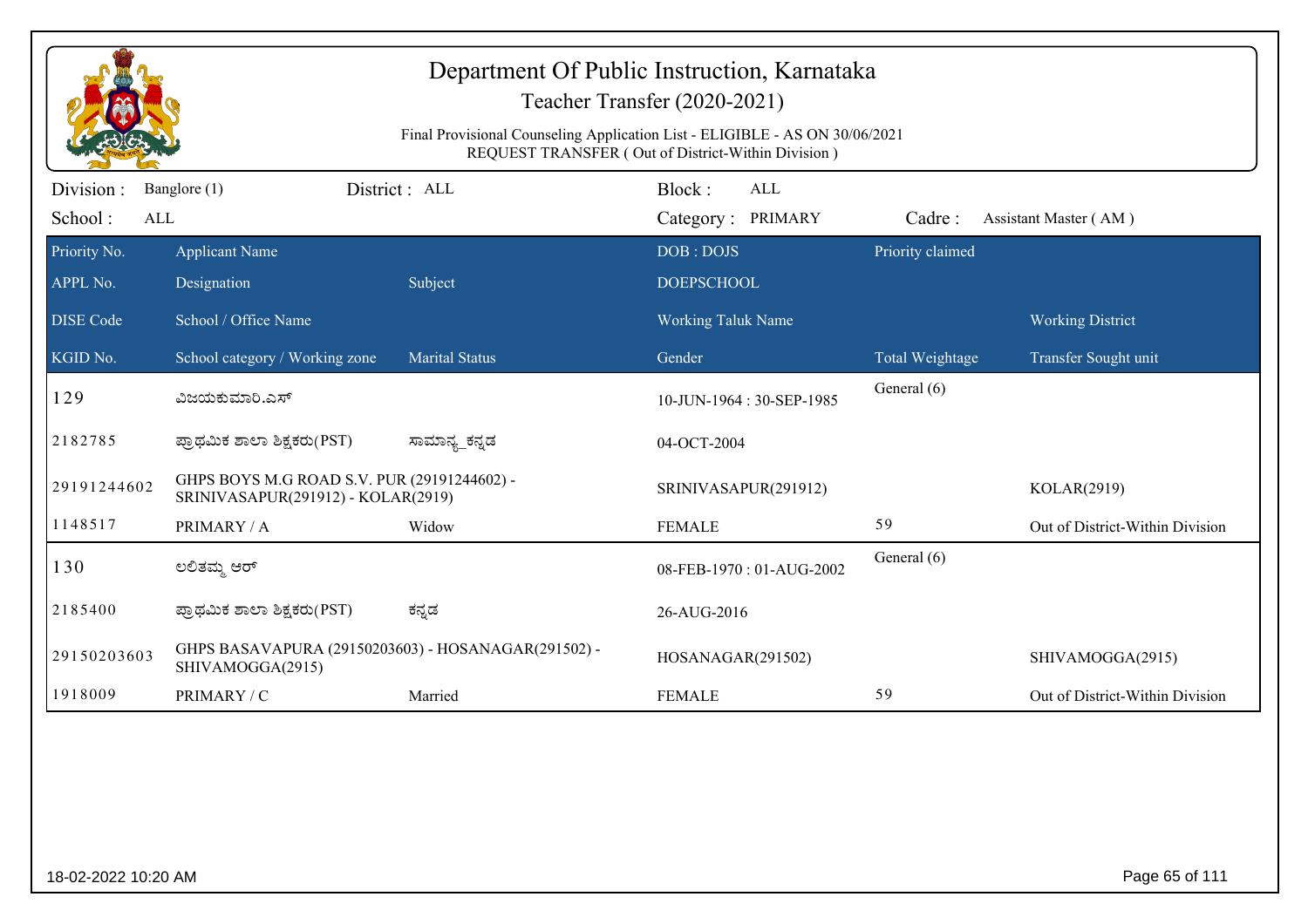# Department Of Public Instruction, Karnataka

## Teacher Transfer (2020-2021)

Final Provisional Counseling Application List - ELIGIBLE - AS ON 30/06/2021
REQUEST TRANSFER ( Out of District-Within Division )

Division : Banglore (1) District : ALL Block : ALL
School : ALL Category : PRIMARY Cadre : Assistant Master ( AM )

| Priority No. / APPL No. / DISE Code / KGID No. | Applicant Name / Designation / School / Office Name / School category / Working zone | Subject / Marital Status | DOB : DOJS / DOEPSCHOOL / Working Taluk Name / Gender | Priority claimed / Total Weightage | Working District / Transfer Sought unit |
|---|---|---|---|---|---|
| 129 | ವಿಜಯಕುಮಾರಿ.ಎಸ್ | | 10-JUN-1964 : 30-SEP-1985 | General (6) | |
| 2182785 | ಪ್ರಾಥಮಿಕ ಶಾಲಾ ಶಿಕ್ಷಕರು(PST) | ಸಾಮಾನ್ಯ_ಕನ್ನಡ | 04-OCT-2004 | | |
| 29191244602 | GHPS BOYS M.G ROAD S.V. PUR (29191244602) - SRINIVASAPUR(291912) - KOLAR(2919) | | SRINIVASAPUR(291912) | | KOLAR(2919) |
| 1148517 | PRIMARY / A | Widow | FEMALE | 59 | Out of District-Within Division |
| 130 | ಲಲಿತಮ್ಮ ಆರ್ | | 08-FEB-1970 : 01-AUG-2002 | General (6) | |
| 2185400 | ಪ್ರಾಥಮಿಕ ಶಾಲಾ ಶಿಕ್ಷಕರು(PST) | ಕನ್ನಡ | 26-AUG-2016 | | |
| 29150203603 | GHPS BASAVAPURA (29150203603) - HOSANAGAR(291502) - SHIVAMOGGA(2915) | | HOSANAGAR(291502) | | SHIVAMOGGA(2915) |
| 1918009 | PRIMARY / C | Married | FEMALE | 59 | Out of District-Within Division |

18-02-2022 10:20 AM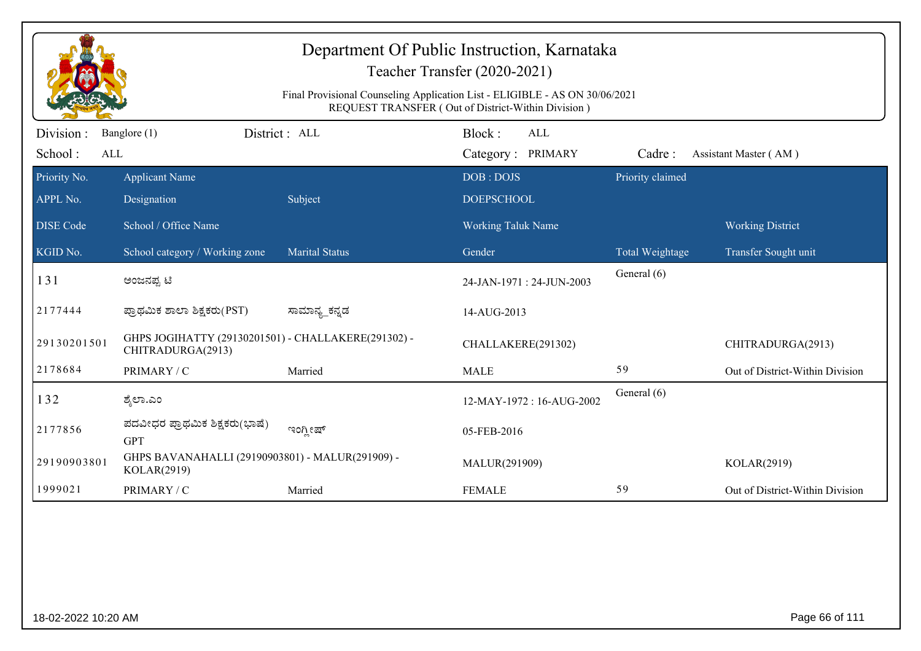# Department Of Public Instruction, Karnataka

Teacher Transfer (2020-2021)

Final Provisional Counseling Application List - ELIGIBLE - AS ON 30/06/2021

REQUEST TRANSFER ( Out of District-Within Division )

Division : Banglore (1) District : ALL Block : ALL

School : ALL Category : PRIMARY Cadre : Assistant Master ( AM )

| Priority No. / APPL No. / DISE Code / KGID No. | Applicant Name / Designation / School / Office Name / School category / Working zone | Subject / Marital Status | DOB : DOJS / DOEPSCHOOL / Working Taluk Name / Gender | Priority claimed / Total Weightage | Working District / Transfer Sought unit |
|---|---|---|---|---|---|
| 131 | ಅಂಜನಪ್ಪ ಟಿ | | 24-JAN-1971 : 24-JUN-2003 | General (6) | |
| 2177444 | ಪ್ರಾಥಮಿಕ ಶಾಲಾ ಶಿಕ್ಷಕರು(PST) | ಸಾಮಾನ್ಯ_ಕನ್ನಡ | 14-AUG-2013 | | |
| 29130201501 | GHPS JOGIHATTY (29130201501) - CHALLAKERE(291302) - CHITRADURGA(2913) | | CHALLAKERE(291302) | | CHITRADURGA(2913) |
| 2178684 | PRIMARY / C | Married | MALE | 59 | Out of District-Within Division |
| 132 | ಶೈಲಾ.ಎಂ | | 12-MAY-1972 : 16-AUG-2002 | General (6) | |
| 2177856 | ಪದವೀಧರ ಪ್ರಾಥಮಿಕ ಶಿಕ್ಷಕರು(ಭಾಷೆ) GPT | ಇಂಗ್ಲೀಷ್ | 05-FEB-2016 | | |
| 29190903801 | GHPS BAVANAHALLI (29190903801) - MALUR(291909) - KOLAR(2919) | | MALUR(291909) | | KOLAR(2919) |
| 1999021 | PRIMARY / C | Married | FEMALE | 59 | Out of District-Within Division |

18-02-2022 10:20 AM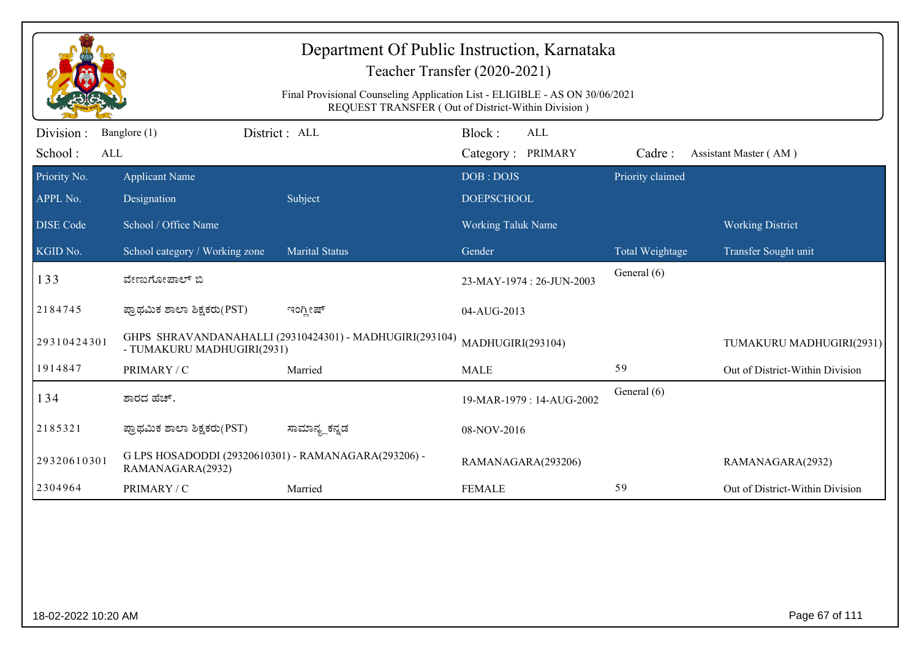# Department Of Public Instruction, Karnataka

## Teacher Transfer (2020-2021)

Final Provisional Counseling Application List - ELIGIBLE - AS ON 30/06/2021
REQUEST TRANSFER ( Out of District-Within Division )

Division : Banglore (1) District : ALL Block : ALL
School : ALL Category : PRIMARY Cadre : Assistant Master ( AM )

| Priority No. / APPL No. / DISE Code / KGID No. | Applicant Name / Designation / School / Office Name / School category / Working zone | Subject / Marital Status | DOB : DOJS / DOEPSCHOOL / Working Taluk Name / Gender | Priority claimed / Total Weightage | Working District / Transfer Sought unit |
|---|---|---|---|---|---|
| 133 | ವೇಣುಗೋಪಾಲ್ ಬಿ | | 23-MAY-1974 : 26-JUN-2003 | General (6) | |
| 2184745 | ಪ್ರಾಥಮಿಕ ಶಾಲಾ ಶಿಕ್ಷಕರು(PST) | ಇಂಗ್ಲೀಷ್ | 04-AUG-2013 | | |
| 29310424301 | GHPS SHRAVANDANAHALLI (29310424301) - MADHUGIRI(293104) - TUMAKURU MADHUGIRI(2931) | | MADHUGIRI(293104) | | TUMAKURU MADHUGIRI(2931) |
| 1914847 | PRIMARY / C | Married | MALE | 59 | Out of District-Within Division |
| 134 | ಶಾರದ ಹೆಚ್. | | 19-MAR-1979 : 14-AUG-2002 | General (6) | |
| 2185321 | ಪ್ರಾಥಮಿಕ ಶಾಲಾ ಶಿಕ್ಷಕರು(PST) | ಸಾಮಾನ್ಯ_ಕನ್ನಡ | 08-NOV-2016 | | |
| 29320610301 | G LPS HOSADODDI (29320610301) - RAMANAGARA(293206) - RAMANAGARA(2932) | | RAMANAGARA(293206) | | RAMANAGARA(2932) |
| 2304964 | PRIMARY / C | Married | FEMALE | 59 | Out of District-Within Division |

18-02-2022 10:20 AM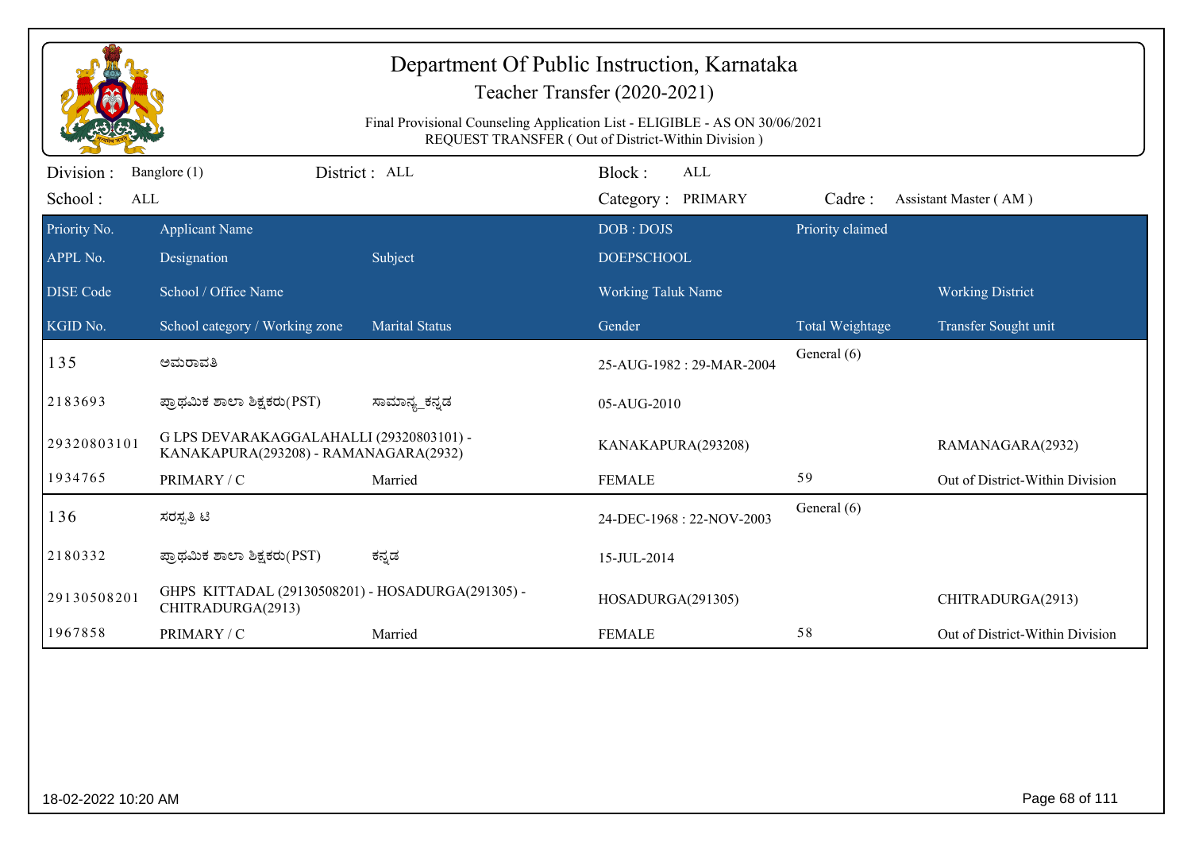# Department Of Public Instruction, Karnataka

Teacher Transfer (2020-2021)

Final Provisional Counseling Application List - ELIGIBLE - AS ON 30/06/2021

REQUEST TRANSFER ( Out of District-Within Division )

Division : Banglore (1) District : ALL Block : ALL

School : ALL Category : PRIMARY Cadre : Assistant Master ( AM )

| Priority No. / APPL No. / DISE Code / KGID No. | Applicant Name / Designation / School / Office Name / School category / Working zone | Subject / Marital Status | DOB : DOJS / DOEPSCHOOL / Working Taluk Name / Gender | Priority claimed / Total Weightage | Working District / Transfer Sought unit |
|---|---|---|---|---|---|
| 135 | ಅಮರಾವತಿ | | 25-AUG-1982 : 29-MAR-2004 | General (6) | |
| 2183693 | ಪ್ರಾಥಮಿಕ ಶಾಲಾ ಶಿಕ್ಷಕರು(PST) | ಸಾಮಾನ್ಯ_ಕನ್ನಡ | 05-AUG-2010 | | |
| 29320803101 | G LPS DEVARAKAGGALAHALLI (29320803101) - KANAKAPURA(293208) - RAMANAGARA(2932) | | KANAKAPURA(293208) | | RAMANAGARA(2932) |
| 1934765 | PRIMARY / C | Married | FEMALE | 59 | Out of District-Within Division |
| 136 | ಸರಸ್ವತಿ ಟಿ | | 24-DEC-1968 : 22-NOV-2003 | General (6) | |
| 2180332 | ಪ್ರಾಥಮಿಕ ಶಾಲಾ ಶಿಕ್ಷಕರು(PST) | ಕನ್ನಡ | 15-JUL-2014 | | |
| 29130508201 | GHPS KITTADAL (29130508201) - HOSADURGA(291305) - CHITRADURGA(2913) | | HOSADURGA(291305) | | CHITRADURGA(2913) |
| 1967858 | PRIMARY / C | Married | FEMALE | 58 | Out of District-Within Division |

18-02-2022 10:20 AM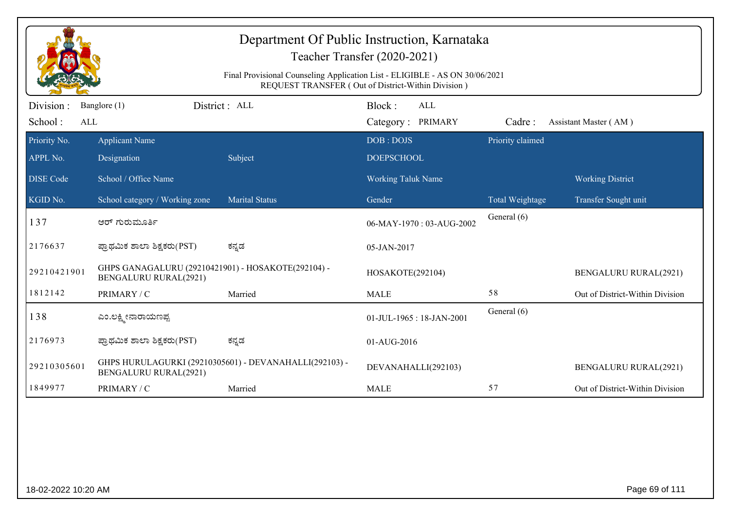# Department Of Public Instruction, Karnataka

Teacher Transfer (2020-2021)

Final Provisional Counseling Application List - ELIGIBLE - AS ON 30/06/2021
REQUEST TRANSFER ( Out of District-Within Division )

Division : Banglore (1) District : ALL Block : ALL
School : ALL Category : PRIMARY Cadre : Assistant Master ( AM )

| Priority No. / APPL No. / DISE Code / KGID No. | Applicant Name / Designation / School / Office Name / School category / Working zone | Subject / Marital Status | DOB : DOJS / DOEPSCHOOL / Working Taluk Name / Gender | Priority claimed / Total Weightage | Working District / Transfer Sought unit |
|---|---|---|---|---|---|
| 137 | ಆರ್ ಗುರುಮೂರ್ತಿ | | 06-MAY-1970 : 03-AUG-2002 | General (6) | |
| 2176637 | ಪ್ರಾಥಮಿಕ ಶಾಲಾ ಶಿಕ್ಷಕರು(PST) | ಕನ್ನಡ | 05-JAN-2017 | | |
| 29210421901 | GHPS GANAGALURU (29210421901) - HOSAKOTE(292104) - BENGALURU RURAL(2921) | | HOSAKOTE(292104) | | BENGALURU RURAL(2921) |
| 1812142 | PRIMARY / C | Married | MALE | 58 | Out of District-Within Division |
| 138 | ಎಂ.ಲಕ್ಷ್ಮೀನಾರಾಯಣಪ್ಪ | | 01-JUL-1965 : 18-JAN-2001 | General (6) | |
| 2176973 | ಪ್ರಾಥಮಿಕ ಶಾಲಾ ಶಿಕ್ಷಕರು(PST) | ಕನ್ನಡ | 01-AUG-2016 | | |
| 29210305601 | GHPS HURULAGURKI (29210305601) - DEVANAHALLI(292103) - BENGALURU RURAL(2921) | | DEVANAHALLI(292103) | | BENGALURU RURAL(2921) |
| 1849977 | PRIMARY / C | Married | MALE | 57 | Out of District-Within Division |

18-02-2022 10:20 AM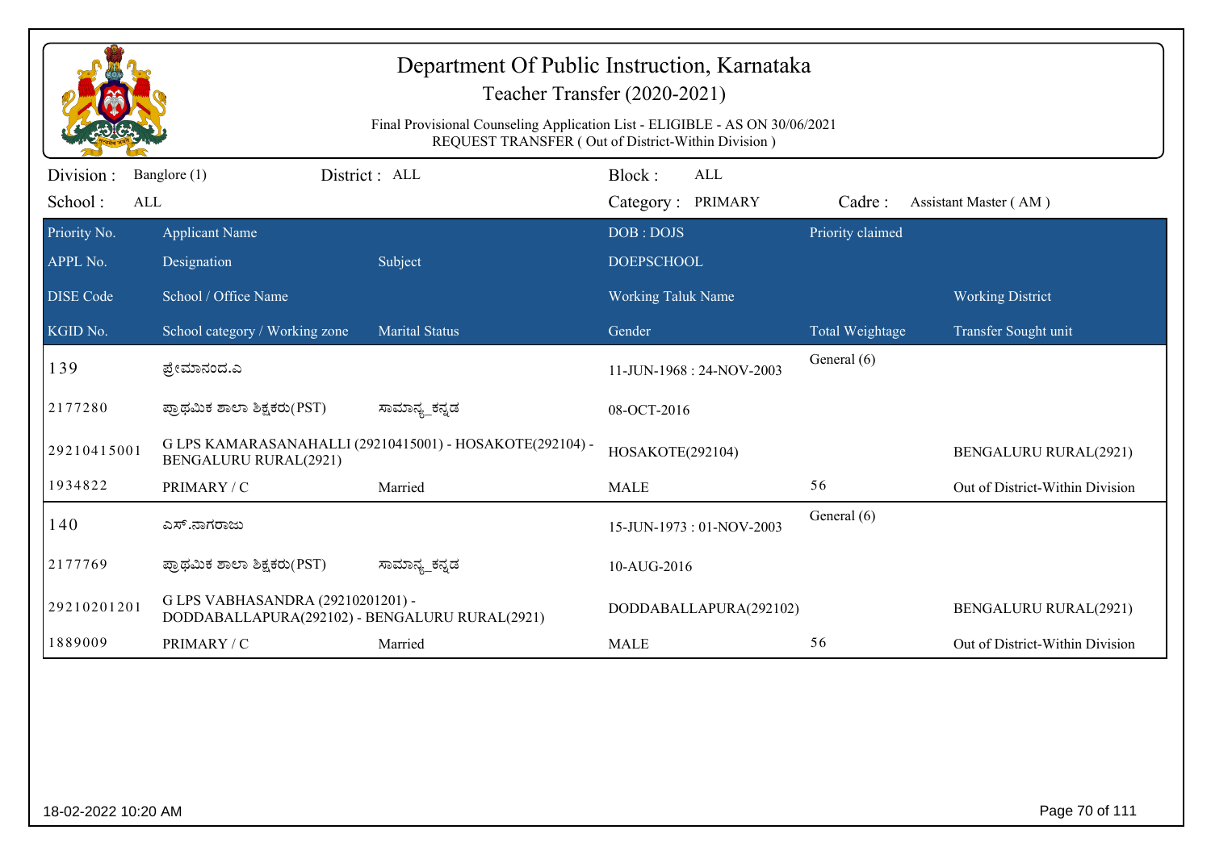# Department Of Public Instruction, Karnataka

## Teacher Transfer (2020-2021)

Final Provisional Counseling Application List - ELIGIBLE - AS ON 30/06/2021
REQUEST TRANSFER ( Out of District-Within Division )

Division : Banglore (1) District : ALL Block : ALL
School : ALL Category : PRIMARY Cadre : Assistant Master ( AM )

| Priority No. / APPL No. / DISE Code / KGID No. | Applicant Name / Designation / School / Office Name / School category / Working zone | Subject / Marital Status | DOB : DOJS / DOEPSCHOOL / Working Taluk Name / Gender | Priority claimed / Total Weightage | Working District / Transfer Sought unit |
|---|---|---|---|---|---|
| 139 | ಪ್ರೇಮಾನಂದ.ಎ | | 11-JUN-1968 : 24-NOV-2003 | General (6) | |
| 2177280 | ಪ್ರಾಥಮಿಕ ಶಾಲಾ ಶಿಕ್ಷಕರು(PST) | ಸಾಮಾನ್ಯ_ಕನ್ನಡ | 08-OCT-2016 | | |
| 29210415001 | G LPS KAMARASANAHALLI (29210415001) - HOSAKOTE(292104) - BENGALURU RURAL(2921) | | HOSAKOTE(292104) | | BENGALURU RURAL(2921) |
| 1934822 | PRIMARY / C | Married | MALE | 56 | Out of District-Within Division |
| 140 | ಎಸ್.ನಾಗರಾಜು | | 15-JUN-1973 : 01-NOV-2003 | General (6) | |
| 2177769 | ಪ್ರಾಥಮಿಕ ಶಾಲಾ ಶಿಕ್ಷಕರು(PST) | ಸಾಮಾನ್ಯ_ಕನ್ನಡ | 10-AUG-2016 | | |
| 29210201201 | G LPS VABHASANDRA (29210201201) - DODDABALLAPURA(292102) - BENGALURU RURAL(2921) | | DODDABALLAPURA(292102) | | BENGALURU RURAL(2921) |
| 1889009 | PRIMARY / C | Married | MALE | 56 | Out of District-Within Division |

18-02-2022 10:20 AM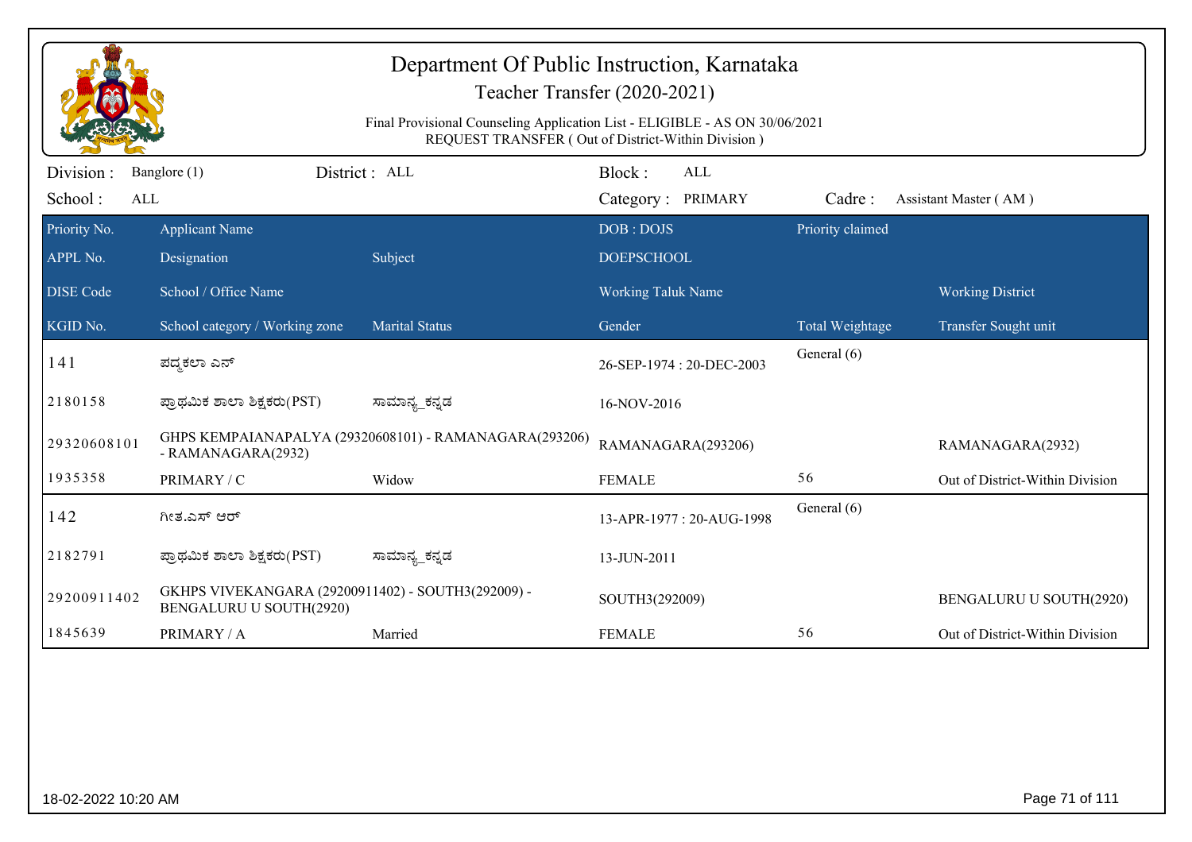# Department Of Public Instruction, Karnataka

## Teacher Transfer (2020-2021)

Final Provisional Counseling Application List - ELIGIBLE - AS ON 30/06/2021
REQUEST TRANSFER ( Out of District-Within Division )

Division : Banglore (1) District : ALL Block : ALL
School : ALL Category : PRIMARY Cadre : Assistant Master ( AM )

| Priority No. | Applicant Name | | DOB : DOJS | Priority claimed | |
|---|---|---|---|---|---|
| APPL No. | Designation | Subject | DOEPSCHOOL | | |
| DISE Code | School / Office Name | | Working Taluk Name | | Working District |
| KGID No. | School category / Working zone | Marital Status | Gender | Total Weightage | Transfer Sought unit |
| 141 | ಪದ್ಮಕಲಾ ಎನ್ | | 26-SEP-1974 : 20-DEC-2003 | General (6) | |
| 2180158 | ಪ್ರಾಥಮಿಕ ಶಾಲಾ ಶಿಕ್ಷಕರು(PST) | ಸಾಮಾನ್ಯ_ಕನ್ನಡ | 16-NOV-2016 | | |
| 29320608101 | GHPS KEMPAIANAPALYA (29320608101) - RAMANAGARA(293206) - RAMANAGARA(2932) | | RAMANAGARA(293206) | | RAMANAGARA(2932) |
| 1935358 | PRIMARY / C | Widow | FEMALE | 56 | Out of District-Within Division |
| 142 | ಗೀತ.ಎಸ್ ಆರ್ | | 13-APR-1977 : 20-AUG-1998 | General (6) | |
| 2182791 | ಪ್ರಾಥಮಿಕ ಶಾಲಾ ಶಿಕ್ಷಕರು(PST) | ಸಾಮಾನ್ಯ_ಕನ್ನಡ | 13-JUN-2011 | | |
| 29200911402 | GKHPS VIVEKANGARA (29200911402) - SOUTH3(292009) - BENGALURU U SOUTH(2920) | | SOUTH3(292009) | | BENGALURU U SOUTH(2920) |
| 1845639 | PRIMARY / A | Married | FEMALE | 56 | Out of District-Within Division |

18-02-2022 10:20 AM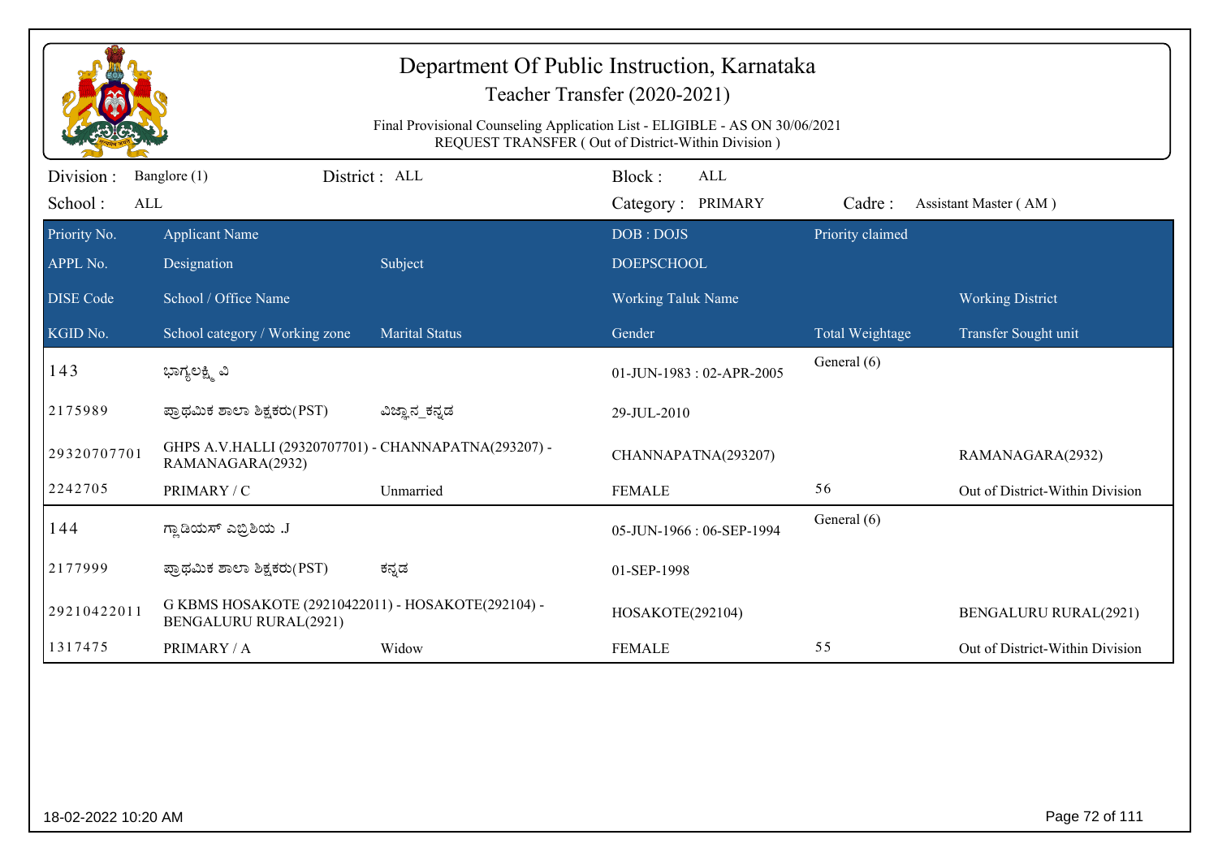# Department Of Public Instruction, Karnataka

Teacher Transfer (2020-2021)

Final Provisional Counseling Application List - ELIGIBLE - AS ON 30/06/2021

REQUEST TRANSFER ( Out of District-Within Division )

Division : Banglore (1) District : ALL Block : ALL

School : ALL Category : PRIMARY Cadre : Assistant Master ( AM )

| Priority No. / APPL No. / DISE Code / KGID No. | Applicant Name / Designation / School / Office Name / School category / Working zone | Subject / Marital Status | DOB : DOJS / DOEPSCHOOL / Working Taluk Name / Gender | Priority claimed / Total Weightage | Working District / Transfer Sought unit |
|---|---|---|---|---|---|
| 143 | ಭಾಗ್ಯಲಕ್ಷ್ಮಿ ವಿ | | 01-JUN-1983 : 02-APR-2005 | General (6) | |
| 2175989 | ಪ್ರಾಥಮಿಕ ಶಾಲಾ ಶಿಕ್ಷಕರು(PST) | ವಿಜ್ಞಾನ_ಕನ್ನಡ | 29-JUL-2010 | | |
| 29320707701 | GHPS A.V.HALLI (29320707701) - CHANNAPATNA(293207) - RAMANAGARA(2932) | | CHANNAPATNA(293207) | | RAMANAGARA(2932) |
| 2242705 | PRIMARY / C | Unmarried | FEMALE | 56 | Out of District-Within Division |
| 144 | ಗ್ಲಾಡಿಯಸ್ ಎಬ್ರಿಶಿಯ .J | | 05-JUN-1966 : 06-SEP-1994 | General (6) | |
| 2177999 | ಪ್ರಾಥಮಿಕ ಶಾಲಾ ಶಿಕ್ಷಕರು(PST) | ಕನ್ನಡ | 01-SEP-1998 | | |
| 29210422011 | G KBMS HOSAKOTE (29210422011) - HOSAKOTE(292104) - BENGALURU RURAL(2921) | | HOSAKOTE(292104) | | BENGALURU RURAL(2921) |
| 1317475 | PRIMARY / A | Widow | FEMALE | 55 | Out of District-Within Division |

18-02-2022 10:20 AM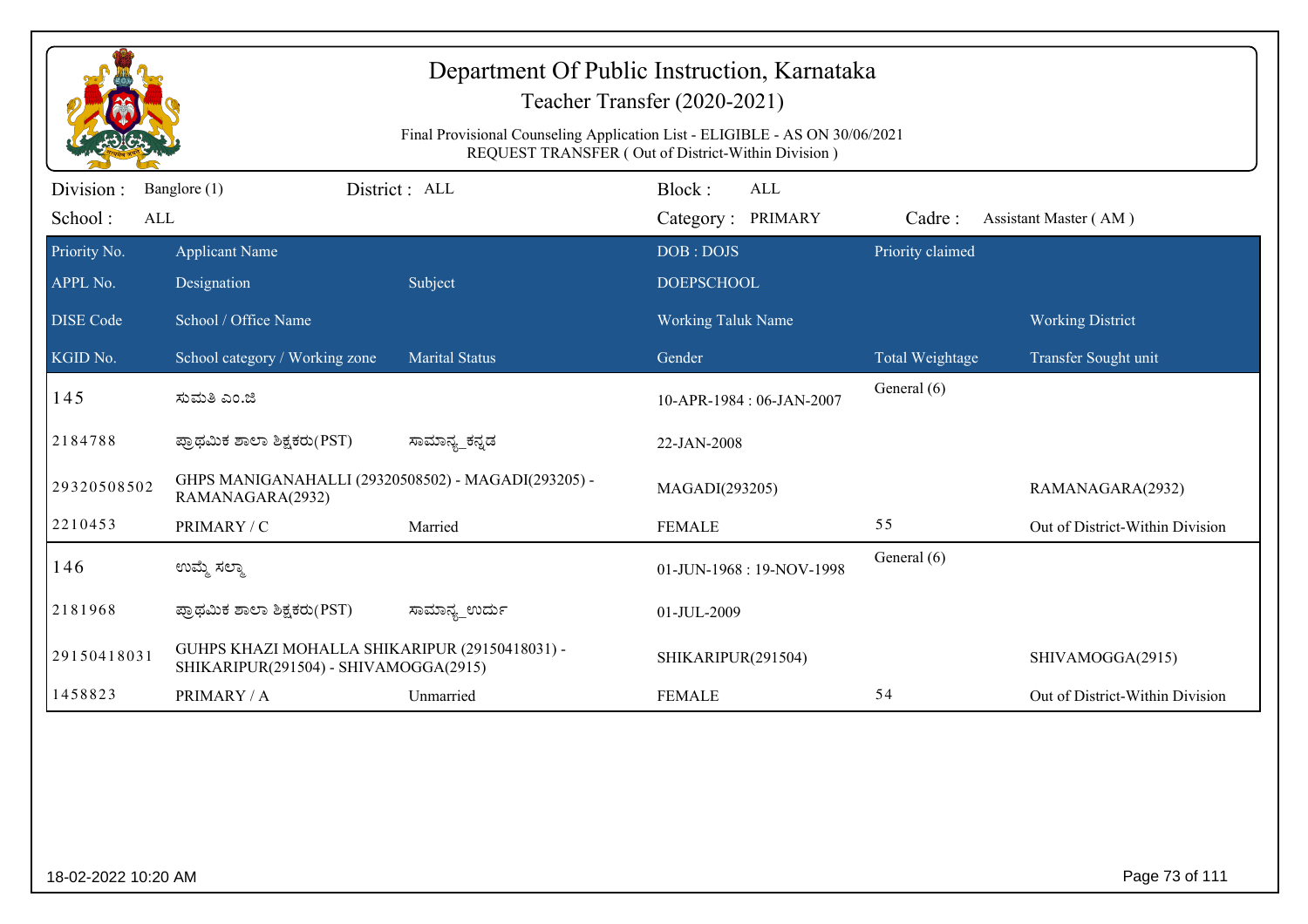# Department Of Public Instruction, Karnataka

## Teacher Transfer (2020-2021)

Final Provisional Counseling Application List - ELIGIBLE - AS ON 30/06/2021
REQUEST TRANSFER ( Out of District-Within Division )

Division : Banglore (1) District : ALL Block : ALL
School : ALL Category : PRIMARY Cadre : Assistant Master ( AM )

| Priority No. / APPL No. / DISE Code / KGID No. | Applicant Name / Designation / School / Office Name / School category / Working zone | Subject / Marital Status | DOB : DOJS / DOEPSCHOOL / Working Taluk Name / Gender | Priority claimed / Total Weightage | Working District / Transfer Sought unit |
|---|---|---|---|---|---|
| 145 | ಸುಮತಿ ಎಂ.ಜಿ | | 10-APR-1984 : 06-JAN-2007 | General (6) | |
| 2184788 | ಪ್ರಾಥಮಿಕ ಶಾಲಾ ಶಿಕ್ಷಕರು(PST) | ಸಾಮಾನ್ಯ_ಕನ್ನಡ | 22-JAN-2008 | | |
| 29320508502 | GHPS MANIGANAHALLI (29320508502) - MAGADI(293205) - RAMANAGARA(2932) | | MAGADI(293205) | | RAMANAGARA(2932) |
| 2210453 | PRIMARY / C | Married | FEMALE | 55 | Out of District-Within Division |
| 146 | ಉಮ್ಮೆ ಸಲ್ಮಾ | | 01-JUN-1968 : 19-NOV-1998 | General (6) | |
| 2181968 | ಪ್ರಾಥಮಿಕ ಶಾಲಾ ಶಿಕ್ಷಕರು(PST) | ಸಾಮಾನ್ಯ_ಉರ್ದು | 01-JUL-2009 | | |
| 29150418031 | GUHPS KHAZI MOHALLA SHIKARIPUR (29150418031) - SHIKARIPUR(291504) - SHIVAMOGGA(2915) | | SHIKARIPUR(291504) | | SHIVAMOGGA(2915) |
| 1458823 | PRIMARY / A | Unmarried | FEMALE | 54 | Out of District-Within Division |

18-02-2022 10:20 AM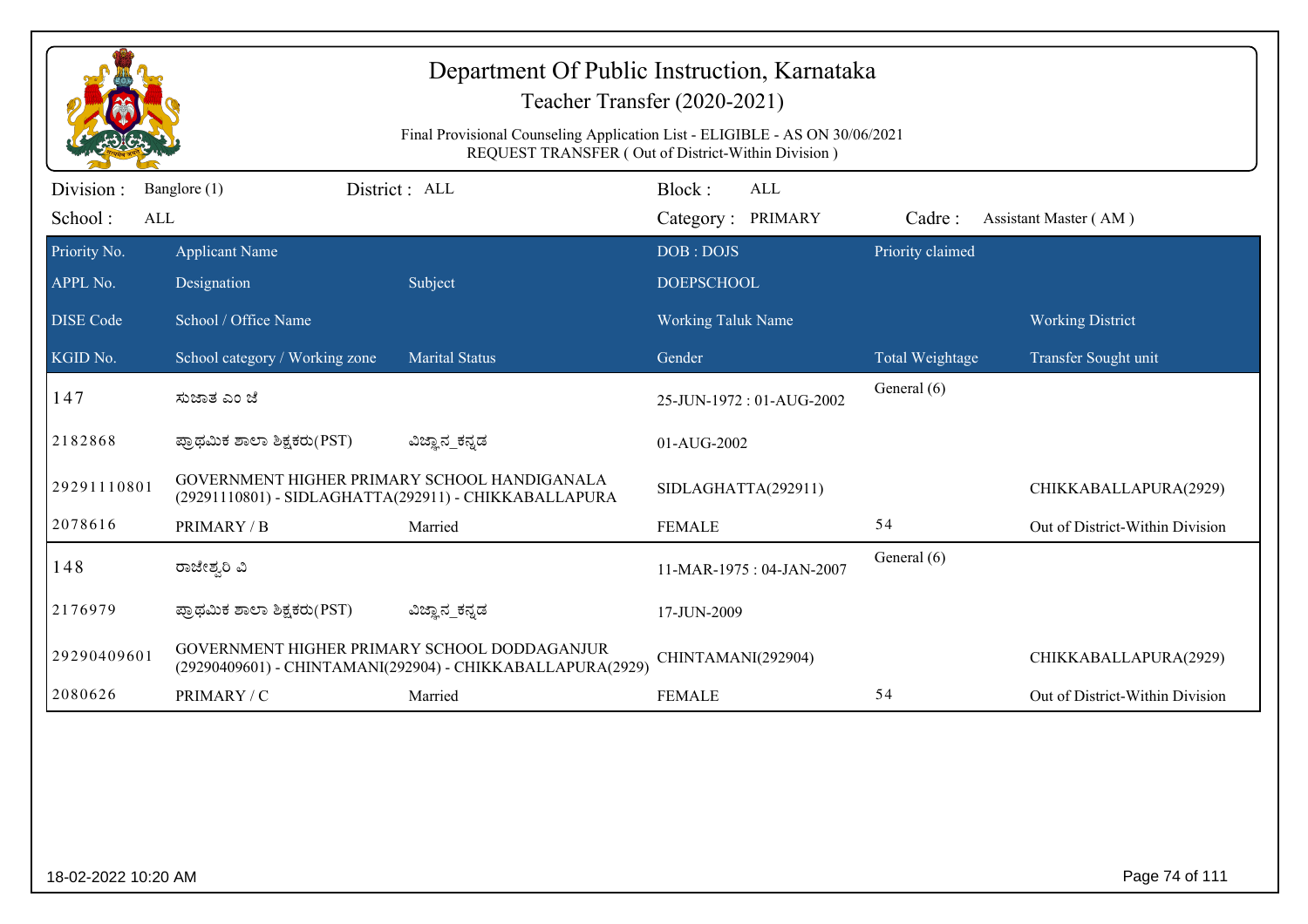# Department Of Public Instruction, Karnataka

## Teacher Transfer (2020-2021)

Final Provisional Counseling Application List - ELIGIBLE - AS ON 30/06/2021
REQUEST TRANSFER ( Out of District-Within Division )

Division : Banglore (1) District : ALL Block : ALL
School : ALL Category : PRIMARY Cadre : Assistant Master ( AM )

| Priority No. / APPL No. / DISE Code / KGID No. | Applicant Name / Designation / School / Office Name / School category / Working zone | Subject / Marital Status | DOB : DOJS / DOEPSCHOOL / Working Taluk Name / Gender | Priority claimed / Total Weightage | Working District / Transfer Sought unit |
|---|---|---|---|---|---|
| 147 | ಸುಜಾತ ಎಂ ಜೆ | | 25-JUN-1972 : 01-AUG-2002 | General (6) | |
| 2182868 | ಪ್ರಾಥಮಿಕ ಶಾಲಾ ಶಿಕ್ಷಕರು(PST) | ವಿಜ್ಞಾನ_ಕನ್ನಡ | 01-AUG-2002 | | |
| 29291110801 | GOVERNMENT HIGHER PRIMARY SCHOOL HANDIGANALA (29291110801) - SIDLAGHATTA(292911) - CHIKKABALLAPURA | | SIDLAGHATTA(292911) | | CHIKKABALLAPURA(2929) |
| 2078616 | PRIMARY / B | Married | FEMALE | 54 | Out of District-Within Division |
| 148 | ರಾಜೇಶ್ವರಿ ವಿ | | 11-MAR-1975 : 04-JAN-2007 | General (6) | |
| 2176979 | ಪ್ರಾಥಮಿಕ ಶಾಲಾ ಶಿಕ್ಷಕರು(PST) | ವಿಜ್ಞಾನ_ಕನ್ನಡ | 17-JUN-2009 | | |
| 29290409601 | GOVERNMENT HIGHER PRIMARY SCHOOL DODDAGANJUR (29290409601) - CHINTAMANI(292904) - CHIKKABALLAPURA(2929) | | CHINTAMANI(292904) | | CHIKKABALLAPURA(2929) |
| 2080626 | PRIMARY / C | Married | FEMALE | 54 | Out of District-Within Division |

18-02-2022 10:20 AM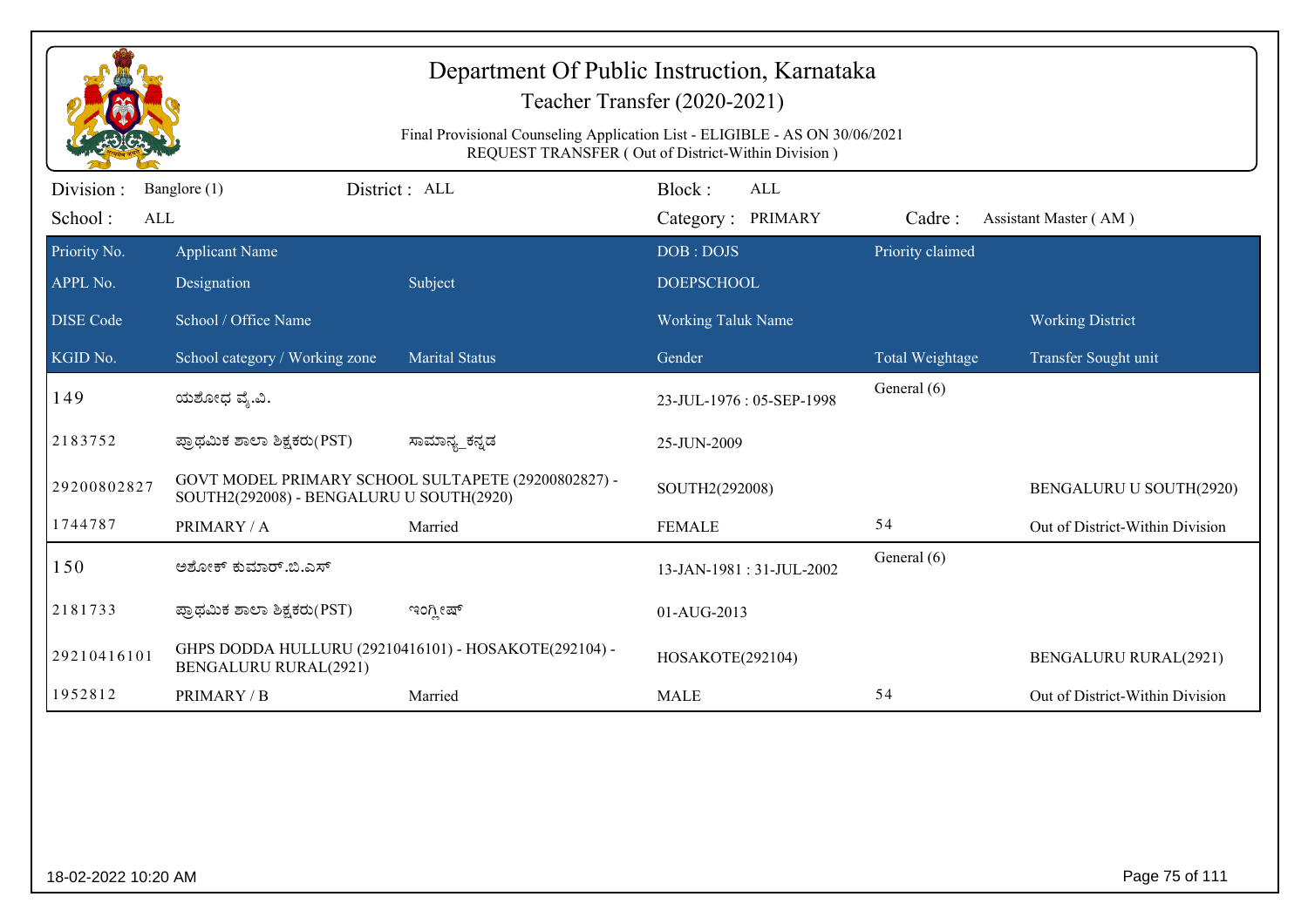# Department Of Public Instruction, Karnataka

Teacher Transfer (2020-2021)

Final Provisional Counseling Application List - ELIGIBLE - AS ON 30/06/2021
REQUEST TRANSFER ( Out of District-Within Division )

Division : Banglore (1) District : ALL Block : ALL
School : ALL Category : PRIMARY Cadre : Assistant Master ( AM )

| Priority No. / APPL No. / DISE Code / KGID No. | Applicant Name / Designation / School / Office Name / School category / Working zone | Subject / Marital Status | DOB : DOJS / DOEPSCHOOL / Working Taluk Name / Gender | Priority claimed / Total Weightage | Working District / Transfer Sought unit |
|---|---|---|---|---|---|
| 149 | ಯಶೋಧ ವೈ.ವಿ. | | 23-JUL-1976 : 05-SEP-1998 | General (6) | |
| 2183752 | ಪ್ರಾಥಮಿಕ ಶಾಲಾ ಶಿಕ್ಷಕರು(PST) | ಸಾಮಾನ್ಯ_ಕನ್ನಡ | 25-JUN-2009 | | |
| 29200802827 | GOVT MODEL PRIMARY SCHOOL SULTAPETE (29200802827) - SOUTH2(292008) - BENGALURU U SOUTH(2920) | | SOUTH2(292008) | | BENGALURU U SOUTH(2920) |
| 1744787 | PRIMARY / A | Married | FEMALE | 54 | Out of District-Within Division |
| 150 | ಅಶೋಕ್ ಕುಮಾರ್.ಬಿ.ಎಸ್ | | 13-JAN-1981 : 31-JUL-2002 | General (6) | |
| 2181733 | ಪ್ರಾಥಮಿಕ ಶಾಲಾ ಶಿಕ್ಷಕರು(PST) | ಇಂಗ್ಲೀಷ್ | 01-AUG-2013 | | |
| 29210416101 | GHPS DODDA HULLURU (29210416101) - HOSAKOTE(292104) - BENGALURU RURAL(2921) | | HOSAKOTE(292104) | | BENGALURU RURAL(2921) |
| 1952812 | PRIMARY / B | Married | MALE | 54 | Out of District-Within Division |

18-02-2022 10:20 AM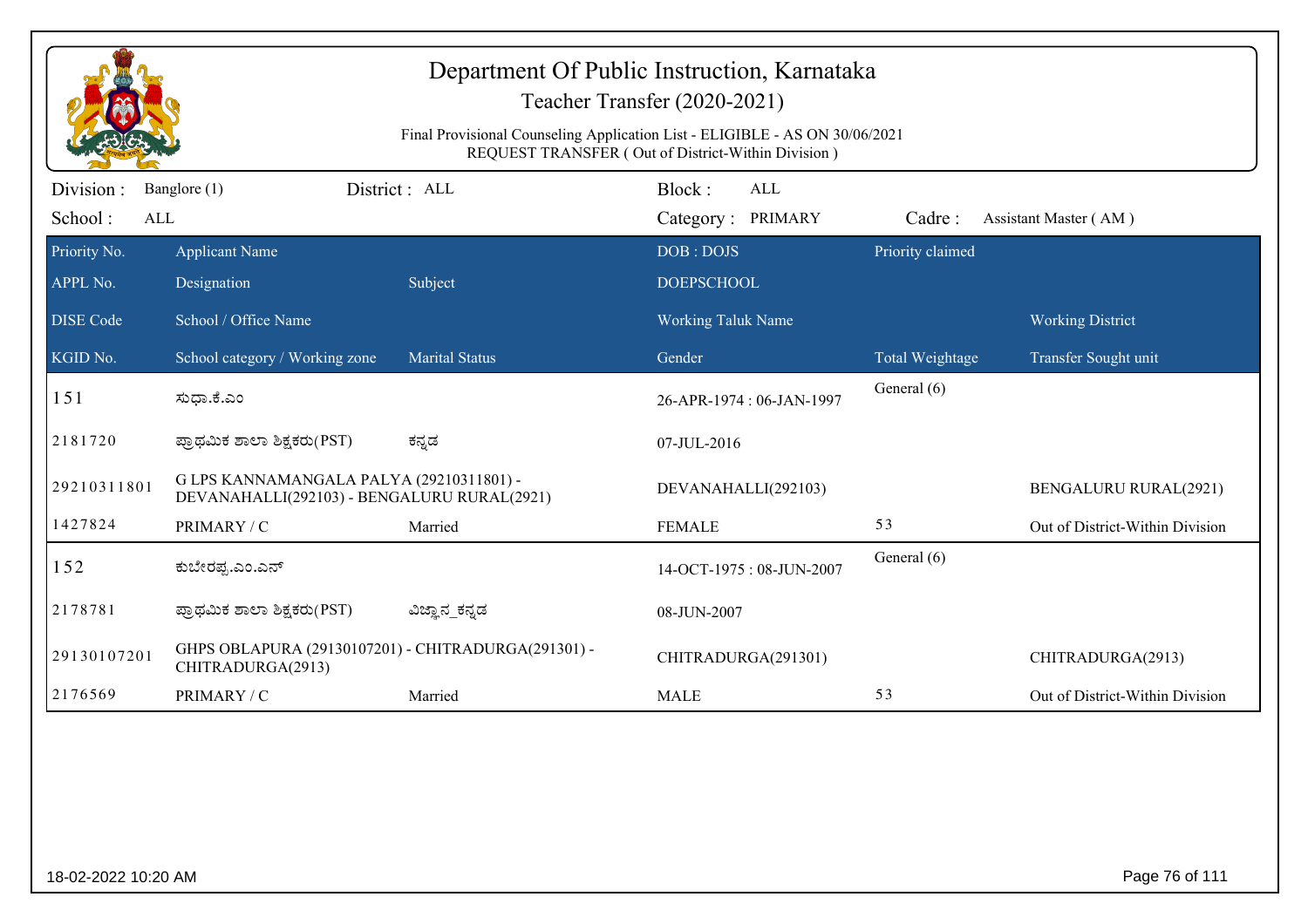# Department Of Public Instruction, Karnataka

Teacher Transfer (2020-2021)

Final Provisional Counseling Application List - ELIGIBLE - AS ON 30/06/2021
REQUEST TRANSFER ( Out of District-Within Division )

Division : Banglore (1) District : ALL Block : ALL
School : ALL Category : PRIMARY Cadre : Assistant Master ( AM )

| Priority No. / APPL No. / DISE Code / KGID No. | Applicant Name / Designation / School / Office Name / School category / Working zone | Subject / Marital Status | DOB : DOJS / DOEPSCHOOL / Working Taluk Name / Gender | Priority claimed / Total Weightage | Working District / Transfer Sought unit |
|---|---|---|---|---|---|
| 151 | ಸುಧಾ.ಕೆ.ಎಂ | | 26-APR-1974 : 06-JAN-1997 | General (6) | |
| 2181720 | ಪ್ರಾಥಮಿಕ ಶಾಲಾ ಶಿಕ್ಷಕರು(PST) | ಕನ್ನಡ | 07-JUL-2016 | | |
| 29210311801 | G LPS KANNAMANGALA PALYA (29210311801) - DEVANAHALLI(292103) - BENGALURU RURAL(2921) | | DEVANAHALLI(292103) | | BENGALURU RURAL(2921) |
| 1427824 | PRIMARY / C | Married | FEMALE | 53 | Out of District-Within Division |
| 152 | ಕುಬೇರಪ್ಪ.ಎಂ.ಎನ್ | | 14-OCT-1975 : 08-JUN-2007 | General (6) | |
| 2178781 | ಪ್ರಾಥಮಿಕ ಶಾಲಾ ಶಿಕ್ಷಕರು(PST) | ವಿಜ್ಞಾನ_ಕನ್ನಡ | 08-JUN-2007 | | |
| 29130107201 | GHPS OBLAPURA (29130107201) - CHITRADURGA(291301) - CHITRADURGA(2913) | | CHITRADURGA(291301) | | CHITRADURGA(2913) |
| 2176569 | PRIMARY / C | Married | MALE | 53 | Out of District-Within Division |

18-02-2022 10:20 AM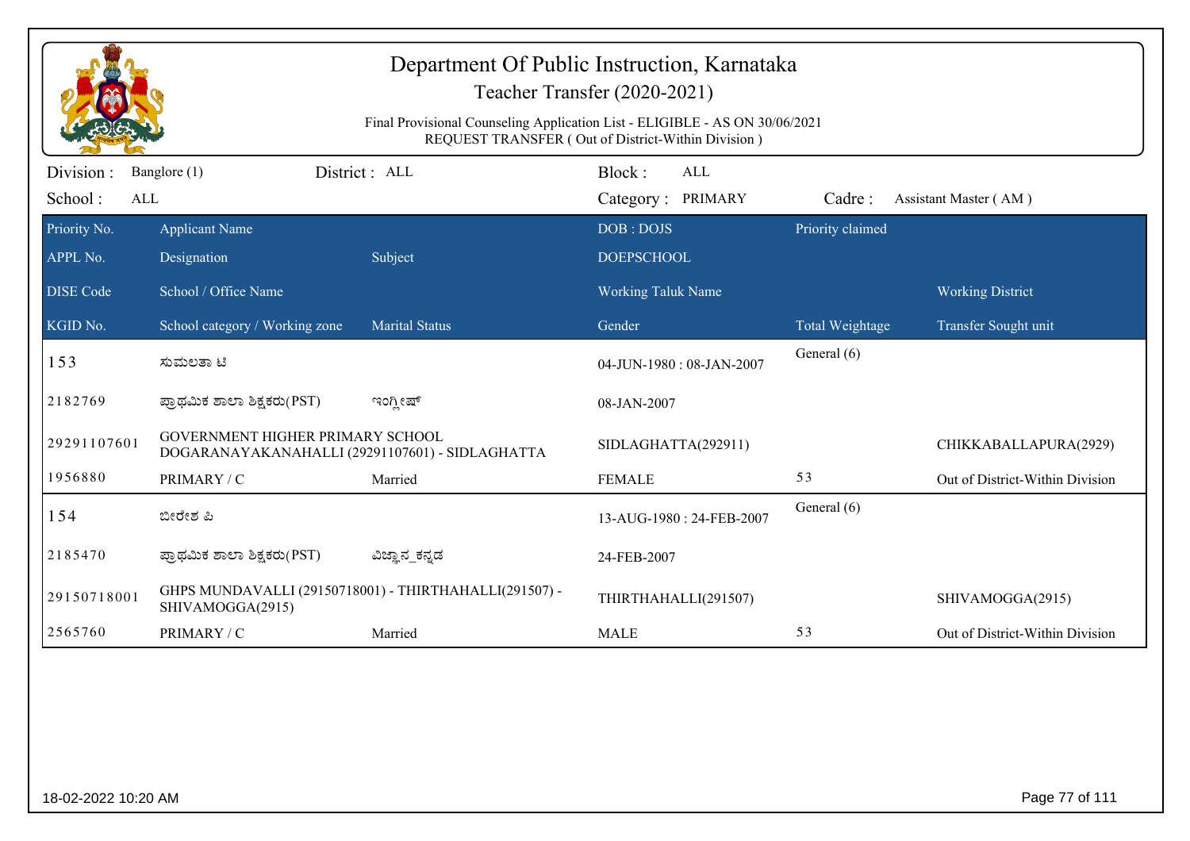# Department Of Public Instruction, Karnataka

## Teacher Transfer (2020-2021)

Final Provisional Counseling Application List - ELIGIBLE - AS ON 30/06/2021
REQUEST TRANSFER ( Out of District-Within Division )

Division : Banglore (1) District : ALL Block : ALL
School : ALL Category : PRIMARY Cadre : Assistant Master ( AM )

| Priority No. / APPL No. / DISE Code / KGID No. | Applicant Name / Designation / School / Office Name / School category / Working zone | Subject / Marital Status | DOB : DOJS / DOEPSCHOOL / Working Taluk Name / Gender | Priority claimed / Total Weightage | Working District / Transfer Sought unit |
|---|---|---|---|---|---|
| 153 | ಸುಮಲತಾ ಟಿ | | 04-JUN-1980 : 08-JAN-2007 | General (6) | |
| 2182769 | ಪ್ರಾಥಮಿಕ ಶಾಲಾ ಶಿಕ್ಷಕರು(PST) | ಇಂಗ್ಲೀಷ್ | 08-JAN-2007 | | |
| 29291107601 | GOVERNMENT HIGHER PRIMARY SCHOOL DOGARANAYAKANAHALLI (29291107601) - SIDLAGHATTA | | SIDLAGHATTA(292911) | | CHIKKABALLAPURA(2929) |
| 1956880 | PRIMARY / C | Married | FEMALE | 53 | Out of District-Within Division |
| 154 | ಬೀರೇಶ ಪಿ | | 13-AUG-1980 : 24-FEB-2007 | General (6) | |
| 2185470 | ಪ್ರಾಥಮಿಕ ಶಾಲಾ ಶಿಕ್ಷಕರು(PST) | ವಿಜ್ಞಾನ_ಕನ್ನಡ | 24-FEB-2007 | | |
| 29150718001 | GHPS MUNDAVALLI (29150718001) - THIRTHAHALLI(291507) - SHIVAMOGGA(2915) | | THIRTHAHALLI(291507) | | SHIVAMOGGA(2915) |
| 2565760 | PRIMARY / C | Married | MALE | 53 | Out of District-Within Division |

18-02-2022 10:20 AM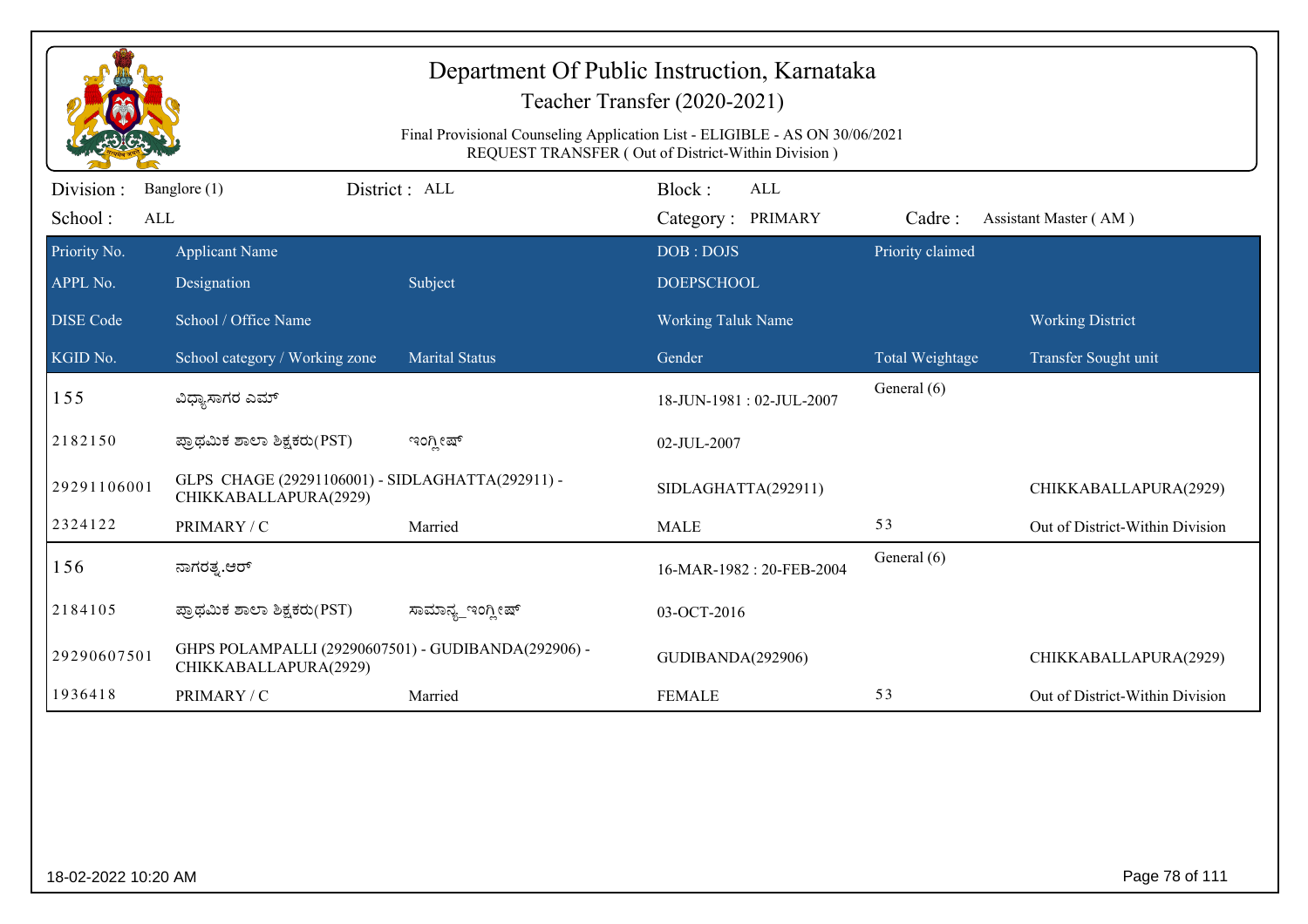# Department Of Public Instruction, Karnataka

## Teacher Transfer (2020-2021)

Final Provisional Counseling Application List - ELIGIBLE - AS ON 30/06/2021
REQUEST TRANSFER ( Out of District-Within Division )

Division : Banglore (1) District : ALL Block : ALL
School : ALL Category : PRIMARY Cadre : Assistant Master ( AM )

| Priority No. / APPL No. / DISE Code / KGID No. | Applicant Name / Designation / School / Office Name / School category / Working zone | Subject / Marital Status | DOB : DOJS / DOEPSCHOOL / Working Taluk Name / Gender | Priority claimed / Total Weightage | Working District / Transfer Sought unit |
|---|---|---|---|---|---|
| 155 | ವಿಧ್ಯಾಸಾಗರ ಎಮ್ | | 18-JUN-1981 : 02-JUL-2007 | General (6) | |
| 2182150 | ಪ್ರಾಥಮಿಕ ಶಾಲಾ ಶಿಕ್ಷಕರು(PST) | ಇಂಗ್ಲೀಷ್ | 02-JUL-2007 | | |
| 29291106001 | GLPS CHAGE (29291106001) - SIDLAGHATTA(292911) - CHIKKABALLAPURA(2929) | | SIDLAGHATTA(292911) | | CHIKKABALLAPURA(2929) |
| 2324122 | PRIMARY / C | Married | MALE | 53 | Out of District-Within Division |
| 156 | ನಾಗರತ್ನ.ಆರ್ | | 16-MAR-1982 : 20-FEB-2004 | General (6) | |
| 2184105 | ಪ್ರಾಥಮಿಕ ಶಾಲಾ ಶಿಕ್ಷಕರು(PST) | ಸಾಮಾನ್ಯ_ಇಂಗ್ಲೀಷ್ | 03-OCT-2016 | | |
| 29290607501 | GHPS POLAMPALLI (29290607501) - GUDIBANDA(292906) - CHIKKABALLAPURA(2929) | | GUDIBANDA(292906) | | CHIKKABALLAPURA(2929) |
| 1936418 | PRIMARY / C | Married | FEMALE | 53 | Out of District-Within Division |

18-02-2022 10:20 AM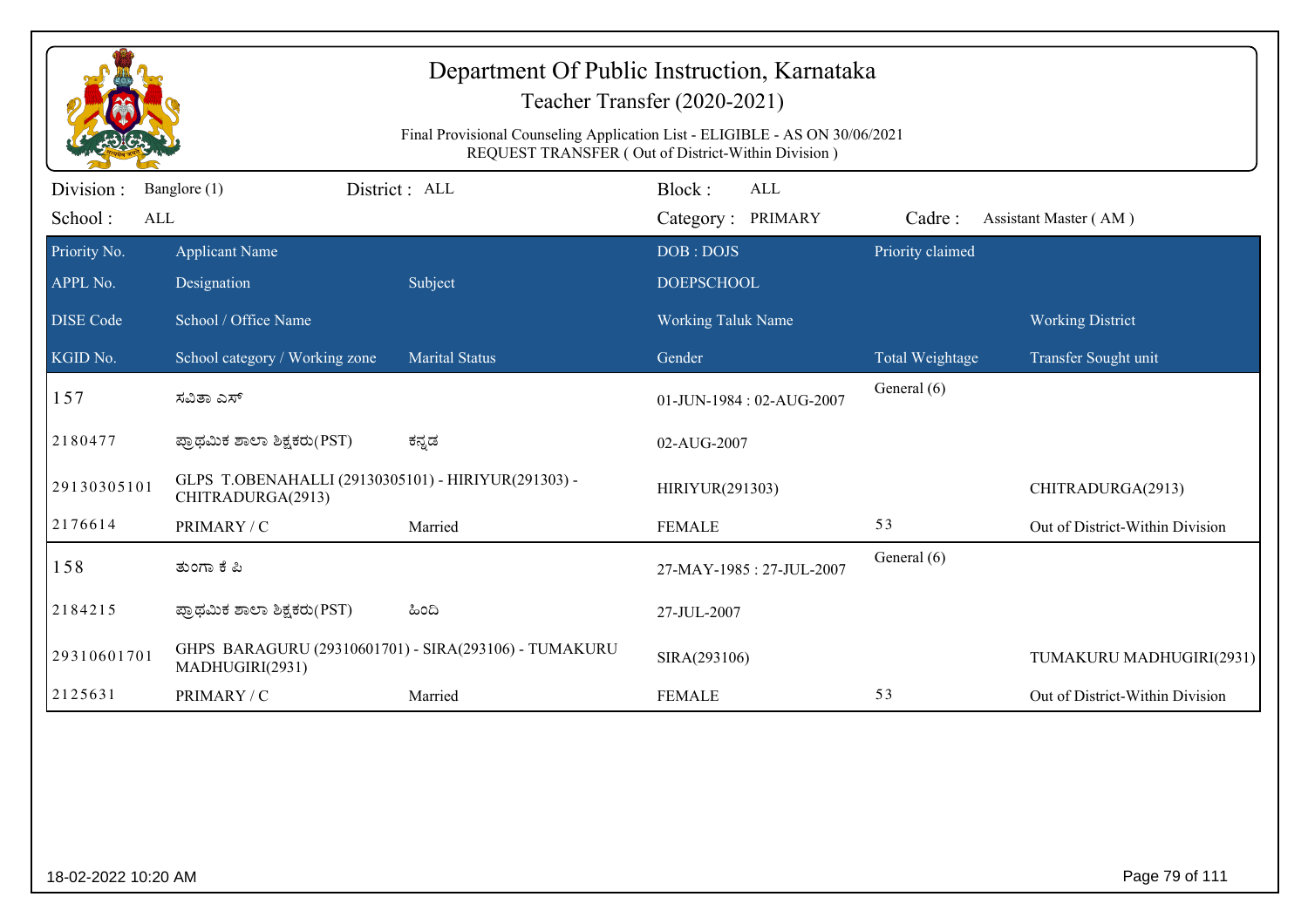# Department Of Public Instruction, Karnataka

## Teacher Transfer (2020-2021)

Final Provisional Counseling Application List - ELIGIBLE - AS ON 30/06/2021
REQUEST TRANSFER ( Out of District-Within Division )

Division : Banglore (1) District : ALL Block : ALL
School : ALL Category : PRIMARY Cadre : Assistant Master ( AM )

| Priority No. / APPL No. / DISE Code / KGID No. | Applicant Name / Designation / School / Office Name / School category / Working zone | Subject / Marital Status | DOB : DOJS / DOEPSCHOOL / Working Taluk Name / Gender | Priority claimed / Total Weightage | Working District / Transfer Sought unit |
|---|---|---|---|---|---|
| 157 | ಸವಿತಾ ಎಸ್ | | 01-JUN-1984 : 02-AUG-2007 | General (6) | |
| 2180477 | ಪ್ರಾಥಮಿಕ ಶಾಲಾ ಶಿಕ್ಷಕರು(PST) | ಕನ್ನಡ | 02-AUG-2007 | | |
| 29130305101 | GLPS T.OBENAHALLI (29130305101) - HIRIYUR(291303) - CHITRADURGA(2913) | | HIRIYUR(291303) | | CHITRADURGA(2913) |
| 2176614 | PRIMARY / C | Married | FEMALE | 53 | Out of District-Within Division |
| 158 | ತುಂಗಾ ಕೆ ಪಿ | | 27-MAY-1985 : 27-JUL-2007 | General (6) | |
| 2184215 | ಪ್ರಾಥಮಿಕ ಶಾಲಾ ಶಿಕ್ಷಕರು(PST) | ಹಿಂದಿ | 27-JUL-2007 | | |
| 29310601701 | GHPS BARAGURU (29310601701) - SIRA(293106) - TUMAKURU MADHUGIRI(2931) | | SIRA(293106) | | TUMAKURU MADHUGIRI(2931) |
| 2125631 | PRIMARY / C | Married | FEMALE | 53 | Out of District-Within Division |

18-02-2022 10:20 AM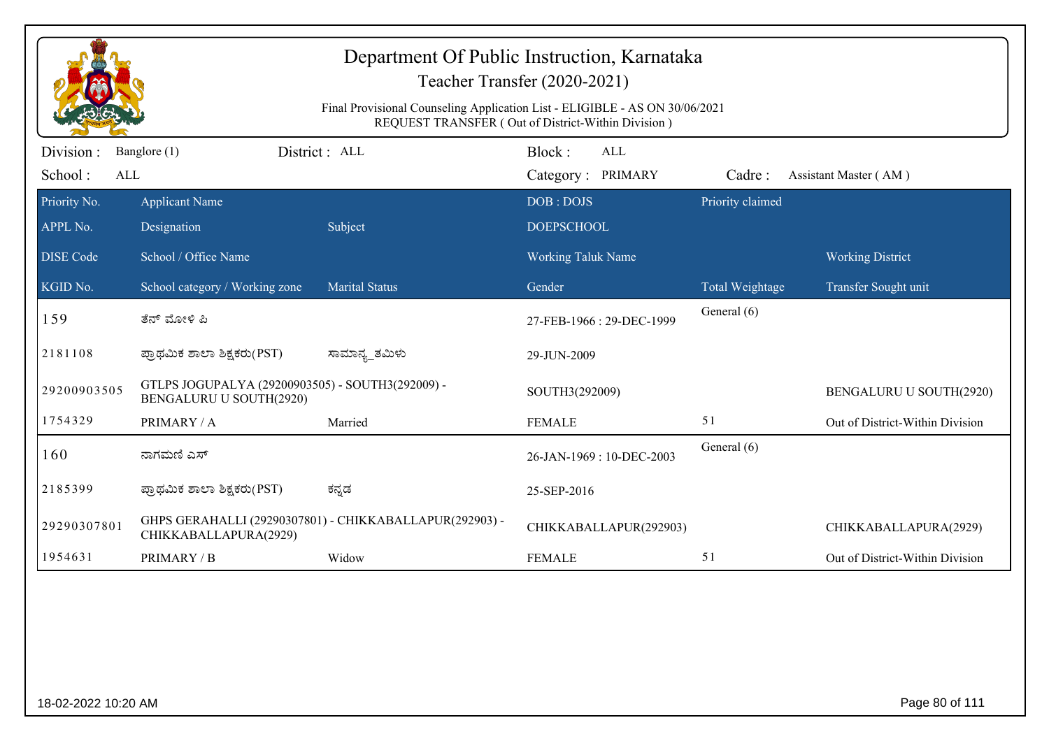# Department Of Public Instruction, Karnataka

Teacher Transfer (2020-2021)

Final Provisional Counseling Application List - ELIGIBLE - AS ON 30/06/2021

REQUEST TRANSFER ( Out of District-Within Division )

Division : Banglore (1) District : ALL Block : ALL

School : ALL Category : PRIMARY Cadre : Assistant Master ( AM )

| Priority No. / APPL No. / DISE Code / KGID No. | Applicant Name / Designation / School / Office Name / School category / Working zone | Subject / Marital Status | DOB : DOJS / DOEPSCHOOL / Working Taluk Name / Gender | Priority claimed / Total Weightage | Working District / Transfer Sought unit |
|---|---|---|---|---|---|
| 159 | ತೆನ್ ಮೋಳಿ ಪಿ | | 27-FEB-1966 : 29-DEC-1999 | General (6) | |
| 2181108 | ಪ್ರಾಥಮಿಕ ಶಾಲಾ ಶಿಕ್ಷಕರು(PST) | ಸಾಮಾನ್ಯ_ತಮಿಳು | 29-JUN-2009 | | |
| 29200903505 | GTLPS JOGUPALYA (29200903505) - SOUTH3(292009) - BENGALURU U SOUTH(2920) | | SOUTH3(292009) | | BENGALURU U SOUTH(2920) |
| 1754329 | PRIMARY / A | Married | FEMALE | 51 | Out of District-Within Division |
| 160 | ನಾಗಮಣಿ ಎಸ್ | | 26-JAN-1969 : 10-DEC-2003 | General (6) | |
| 2185399 | ಪ್ರಾಥಮಿಕ ಶಾಲಾ ಶಿಕ್ಷಕರು(PST) | ಕನ್ನಡ | 25-SEP-2016 | | |
| 29290307801 | GHPS GERAHALLI (29290307801) - CHIKKABALLAPUR(292903) - CHIKKABALLAPURA(2929) | | CHIKKABALLAPUR(292903) | | CHIKKABALLAPURA(2929) |
| 1954631 | PRIMARY / B | Widow | FEMALE | 51 | Out of District-Within Division |

18-02-2022 10:20 AM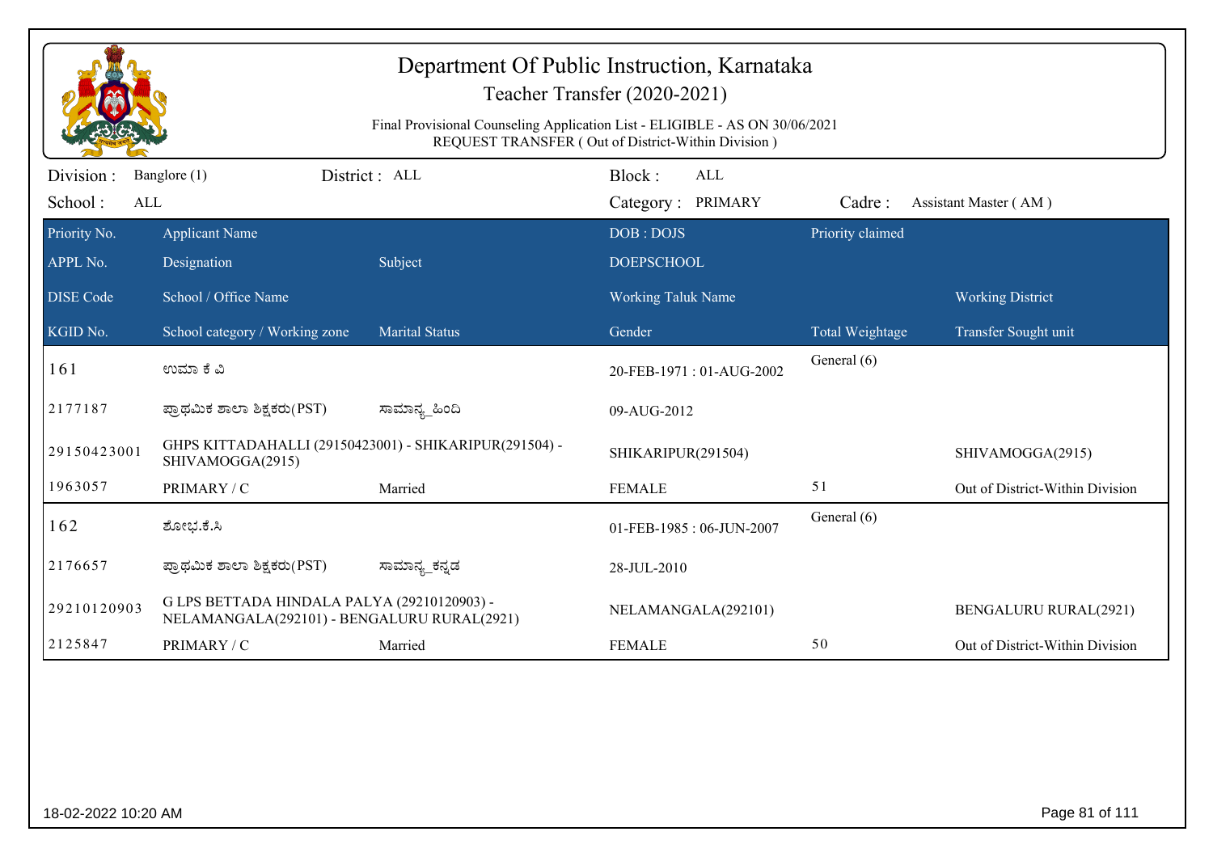# Department Of Public Instruction, Karnataka

## Teacher Transfer (2020-2021)

Final Provisional Counseling Application List - ELIGIBLE - AS ON 30/06/2021
REQUEST TRANSFER ( Out of District-Within Division )

| Division : Banglore (1) | District : ALL | Block : ALL | |
|---|---|---|---|
| School : ALL | | Category : PRIMARY | Cadre : Assistant Master ( AM ) |

| Priority No. | Applicant Name | | DOB : DOJS | Priority claimed | |
|---|---|---|---|---|---|
| APPL No. | Designation | Subject | DOEPSCHOOL | | |
| DISE Code | School / Office Name | | Working Taluk Name | | Working District |
| KGID No. | School category / Working zone | Marital Status | Gender | Total Weightage | Transfer Sought unit |
| 161 | ಉಮಾ ಕೆ ವಿ | | 20-FEB-1971 : 01-AUG-2002 | General (6) | |
| 2177187 | ಪ್ರಾಥಮಿಕ ಶಾಲಾ ಶಿಕ್ಷಕರು(PST) | ಸಾಮಾನ್ಯ_ಹಿಂದಿ | 09-AUG-2012 | | |
| 29150423001 | GHPS KITTADAHALLI (29150423001) - SHIKARIPUR(291504) - SHIVAMOGGA(2915) | | SHIKARIPUR(291504) | | SHIVAMOGGA(2915) |
| 1963057 | PRIMARY / C | Married | FEMALE | 51 | Out of District-Within Division |
| 162 | ಶೋಭ.ಕೆ.ಸಿ | | 01-FEB-1985 : 06-JUN-2007 | General (6) | |
| 2176657 | ಪ್ರಾಥಮಿಕ ಶಾಲಾ ಶಿಕ್ಷಕರು(PST) | ಸಾಮಾನ್ಯ_ಕನ್ನಡ | 28-JUL-2010 | | |
| 29210120903 | G LPS BETTADA HINDALA PALYA (29210120903) - NELAMANGALA(292101) - BENGALURU RURAL(2921) | | NELAMANGALA(292101) | | BENGALURU RURAL(2921) |
| 2125847 | PRIMARY / C | Married | FEMALE | 50 | Out of District-Within Division |

18-02-2022 10:20 AM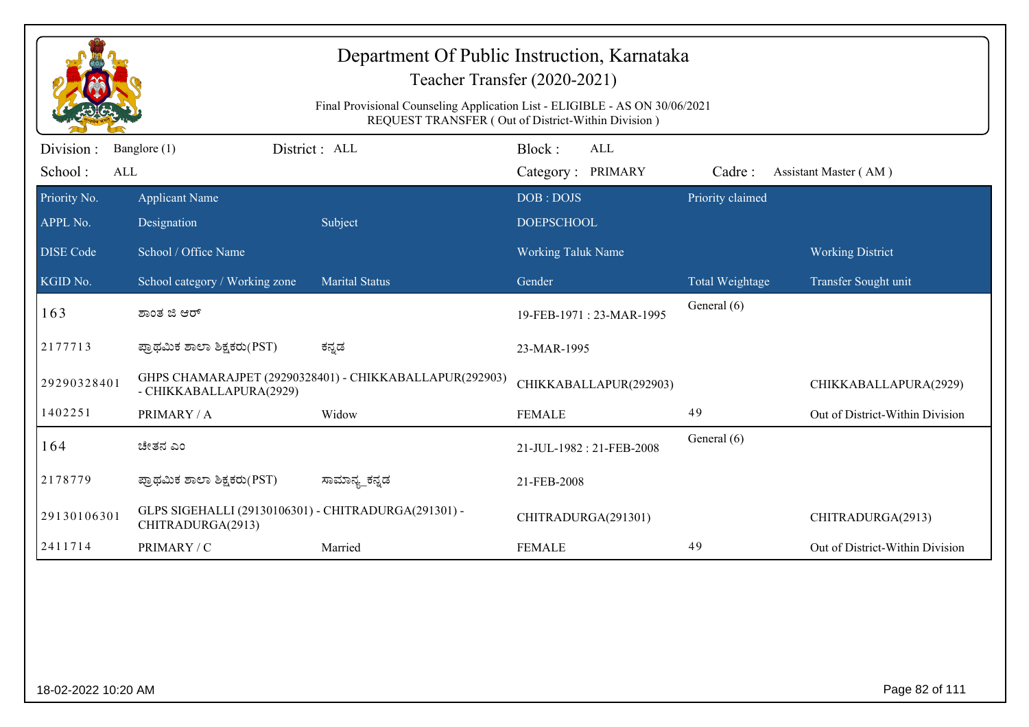# Department Of Public Instruction, Karnataka

## Teacher Transfer (2020-2021)

Final Provisional Counseling Application List - ELIGIBLE - AS ON 30/06/2021
REQUEST TRANSFER ( Out of District-Within Division )

Division : Banglore (1) District : ALL Block : ALL
School : ALL Category : PRIMARY Cadre : Assistant Master ( AM )

| Priority No. / APPL No. / DISE Code / KGID No. | Applicant Name / Designation / School / Office Name / School category / Working zone | Subject / Marital Status | DOB : DOJS / DOEPSCHOOL / Working Taluk Name / Gender | Priority claimed / Total Weightage | Working District / Transfer Sought unit |
|---|---|---|---|---|---|
| 163 | ಶಾಂತ ಜಿ ಆರ್ | | 19-FEB-1971 : 23-MAR-1995 | General (6) | |
| 2177713 | ಪ್ರಾಥಮಿಕ ಶಾಲಾ ಶಿಕ್ಷಕರು(PST) | ಕನ್ನಡ | 23-MAR-1995 | | |
| 29290328401 | GHPS CHAMARAJPET (29290328401) - CHIKKABALLAPUR(292903) - CHIKKABALLAPURA(2929) | | CHIKKABALLAPUR(292903) | | CHIKKABALLAPURA(2929) |
| 1402251 | PRIMARY / A | Widow | FEMALE | 49 | Out of District-Within Division |
| 164 | ಚೇತನ ಎಂ | | 21-JUL-1982 : 21-FEB-2008 | General (6) | |
| 2178779 | ಪ್ರಾಥಮಿಕ ಶಾಲಾ ಶಿಕ್ಷಕರು(PST) | ಸಾಮಾನ್ಯ_ಕನ್ನಡ | 21-FEB-2008 | | |
| 29130106301 | GLPS SIGEHALLI (29130106301) - CHITRADURGA(291301) - CHITRADURGA(2913) | | CHITRADURGA(291301) | | CHITRADURGA(2913) |
| 2411714 | PRIMARY / C | Married | FEMALE | 49 | Out of District-Within Division |

18-02-2022 10:20 AM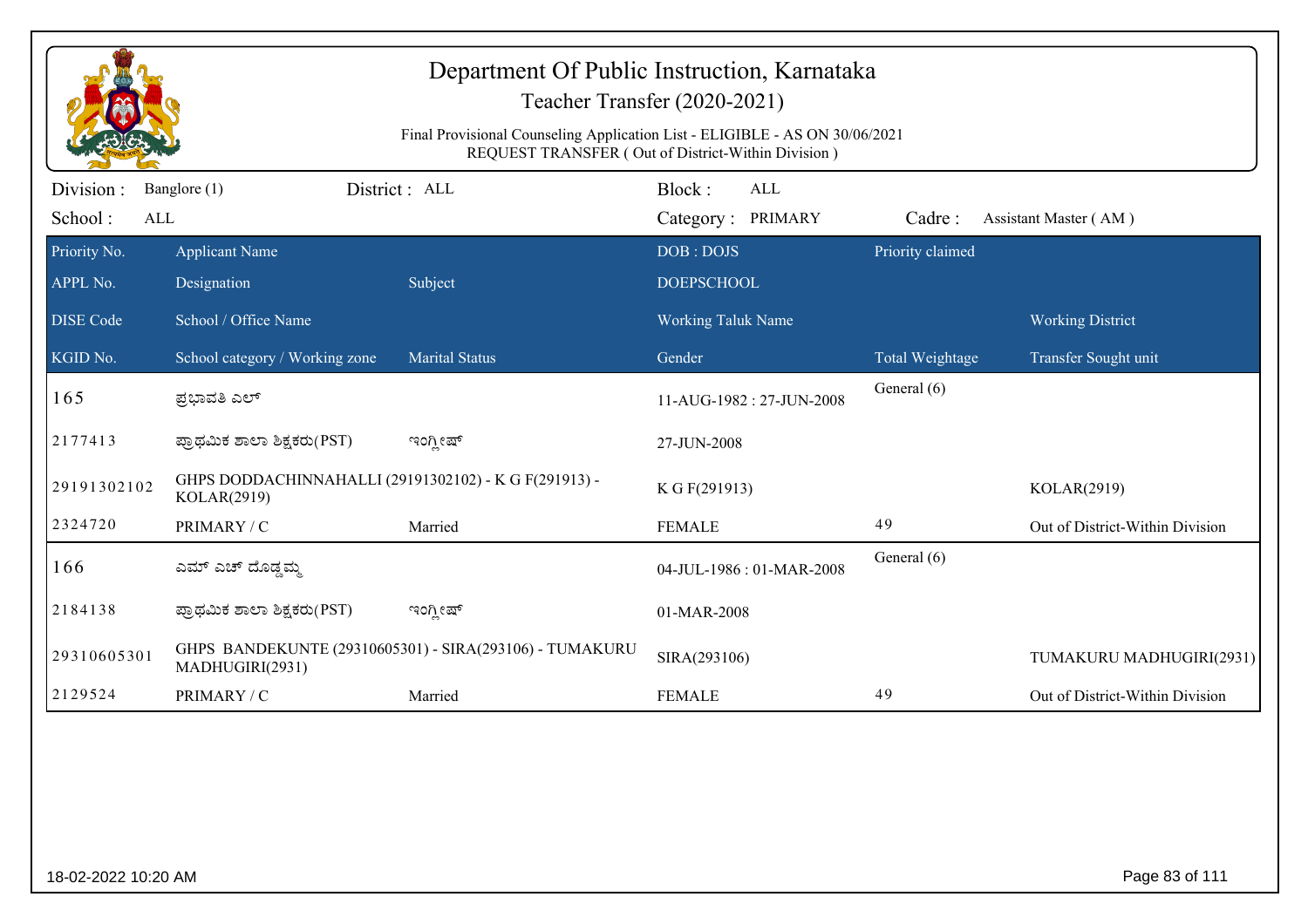# Department Of Public Instruction, Karnataka

## Teacher Transfer (2020-2021)

Final Provisional Counseling Application List - ELIGIBLE - AS ON 30/06/2021
REQUEST TRANSFER ( Out of District-Within Division )

Division : Banglore (1) District : ALL Block : ALL
School : ALL Category : PRIMARY Cadre : Assistant Master ( AM )

| Priority No. / APPL No. / DISE Code / KGID No. | Applicant Name / Designation / School / Office Name / School category / Working zone | Subject / Marital Status | DOB : DOJS / DOEPSCHOOL / Working Taluk Name / Gender | Priority claimed / Total Weightage | Working District / Transfer Sought unit |
|---|---|---|---|---|---|
| 165 | ಪ್ರಭಾವತಿ ಎಲ್ | | 11-AUG-1982 : 27-JUN-2008 | General (6) | |
| 2177413 | ಪ್ರಾಥಮಿಕ ಶಾಲಾ ಶಿಕ್ಷಕರು(PST) | ಇಂಗ್ಲೀಷ್ | 27-JUN-2008 | | |
| 29191302102 | GHPS DODDACHINNAHALLI (29191302102) - K G F(291913) - KOLAR(2919) | | K G F(291913) | | KOLAR(2919) |
| 2324720 | PRIMARY / C | Married | FEMALE | 49 | Out of District-Within Division |
| 166 | ಎಮ್ ಎಚ್ ದೊಡ್ಡಮ್ಮ | | 04-JUL-1986 : 01-MAR-2008 | General (6) | |
| 2184138 | ಪ್ರಾಥಮಿಕ ಶಾಲಾ ಶಿಕ್ಷಕರು(PST) | ಇಂಗ್ಲೀಷ್ | 01-MAR-2008 | | |
| 29310605301 | GHPS BANDEKUNTE (29310605301) - SIRA(293106) - TUMAKURU MADHUGIRI(2931) | | SIRA(293106) | | TUMAKURU MADHUGIRI(2931) |
| 2129524 | PRIMARY / C | Married | FEMALE | 49 | Out of District-Within Division |

18-02-2022 10:20 AM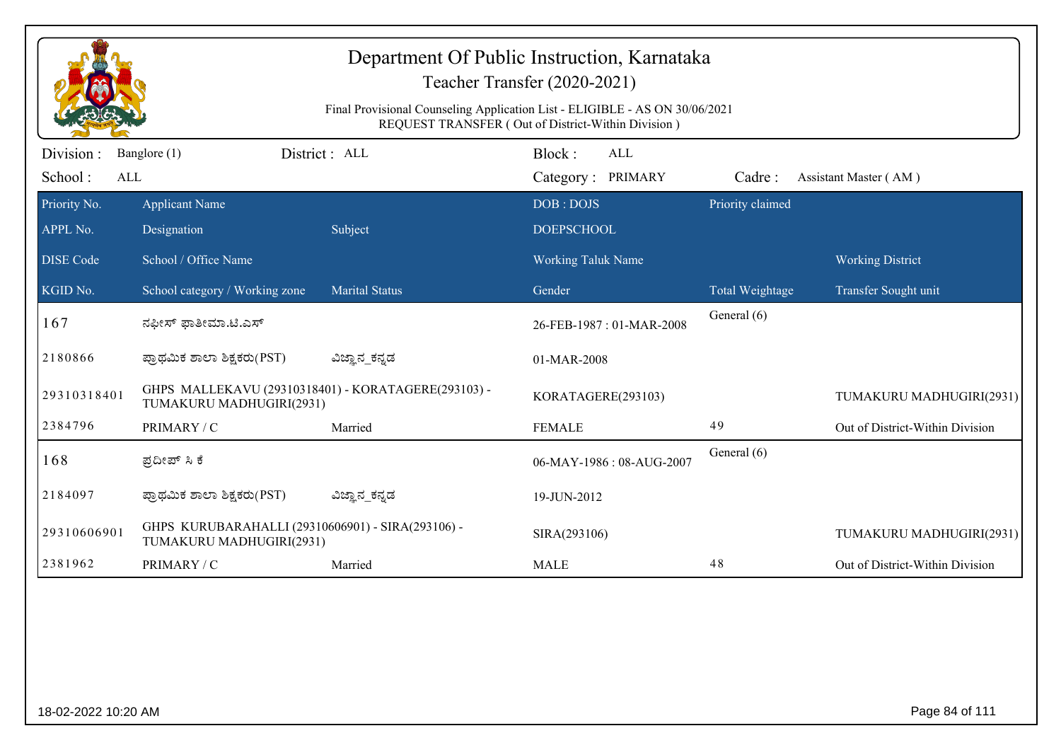# Department Of Public Instruction, Karnataka

## Teacher Transfer (2020-2021)

Final Provisional Counseling Application List - ELIGIBLE - AS ON 30/06/2021
REQUEST TRANSFER ( Out of District-Within Division )

Division : Banglore (1) | District : ALL | Block : ALL
School : ALL | Category : PRIMARY | Cadre : Assistant Master ( AM )

| Priority No. / APPL No. / DISE Code / KGID No. | Applicant Name / Designation / School / Office Name / School category / Working zone | Subject / Marital Status | DOB : DOJS / DOEPSCHOOL / Working Taluk Name / Gender | Priority claimed / Total Weightage | Working District / Transfer Sought unit |
|---|---|---|---|---|---|
| 167 | ನಫೀಸ್ ಫಾತೀಮಾ.ಟಿ.ಎಸ್ | | 26-FEB-1987 : 01-MAR-2008 | General (6) | |
| 2180866 | ಪ್ರಾಥಮಿಕ ಶಾಲಾ ಶಿಕ್ಷಕರು(PST) | ವಿಜ್ಞಾನ_ಕನ್ನಡ | 01-MAR-2008 | | |
| 29310318401 | GHPS MALLEKAVU (29310318401) - KORATAGERE(293103) - TUMAKURU MADHUGIRI(2931) | | KORATAGERE(293103) | | TUMAKURU MADHUGIRI(2931) |
| 2384796 | PRIMARY / C | Married | FEMALE | 49 | Out of District-Within Division |
| 168 | ಪ್ರದೀಪ್ ಸಿ ಕೆ | | 06-MAY-1986 : 08-AUG-2007 | General (6) | |
| 2184097 | ಪ್ರಾಥಮಿಕ ಶಾಲಾ ಶಿಕ್ಷಕರು(PST) | ವಿಜ್ಞಾನ_ಕನ್ನಡ | 19-JUN-2012 | | |
| 29310606901 | GHPS KURUBARAHALLI (29310606901) - SIRA(293106) - TUMAKURU MADHUGIRI(2931) | | SIRA(293106) | | TUMAKURU MADHUGIRI(2931) |
| 2381962 | PRIMARY / C | Married | MALE | 48 | Out of District-Within Division |

18-02-2022 10:20 AM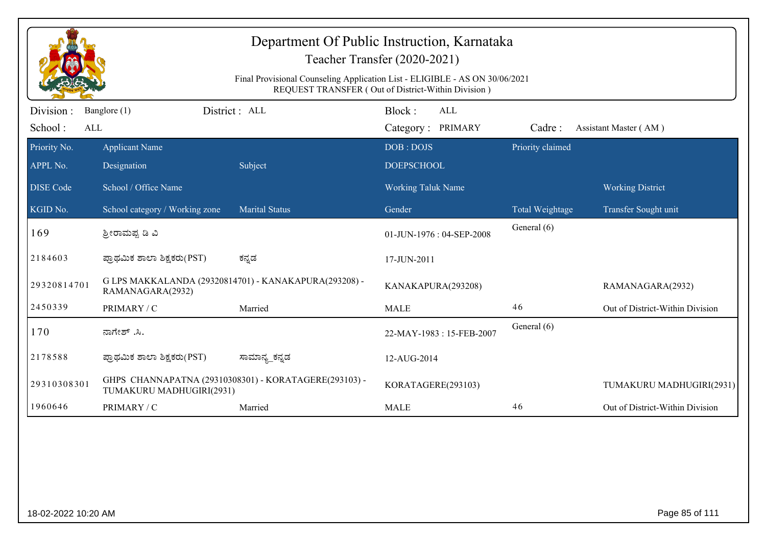# Department Of Public Instruction, Karnataka

## Teacher Transfer (2020-2021)

Final Provisional Counseling Application List - ELIGIBLE - AS ON 30/06/2021
REQUEST TRANSFER ( Out of District-Within Division )

Division : Banglore (1) District : ALL Block : ALL
School : ALL Category : PRIMARY Cadre : Assistant Master ( AM )

| Priority No. | Applicant Name | | DOB : DOJS | Priority claimed | |
|---|---|---|---|---|---|
| APPL No. | Designation | Subject | DOEPSCHOOL | | |
| DISE Code | School / Office Name | | Working Taluk Name | | Working District |
| KGID No. | School category / Working zone | Marital Status | Gender | Total Weightage | Transfer Sought unit |
| 169 | ಶ್ರೀರಾಮಪ್ಪ ಡಿ ವಿ | | 01-JUN-1976 : 04-SEP-2008 | General (6) | |
| 2184603 | ಪ್ರಾಥಮಿಕ ಶಾಲಾ ಶಿಕ್ಷಕರು(PST) | ಕನ್ನಡ | 17-JUN-2011 | | |
| 29320814701 | G LPS MAKKALANDA (29320814701) - KANAKAPURA(293208) - RAMANAGARA(2932) | | KANAKAPURA(293208) | | RAMANAGARA(2932) |
| 2450339 | PRIMARY / C | Married | MALE | 46 | Out of District-Within Division |
| 170 | ನಾಗೇಶ್ .ಸಿ. | | 22-MAY-1983 : 15-FEB-2007 | General (6) | |
| 2178588 | ಪ್ರಾಥಮಿಕ ಶಾಲಾ ಶಿಕ್ಷಕರು(PST) | ಸಾಮಾನ್ಯ_ಕನ್ನಡ | 12-AUG-2014 | | |
| 29310308301 | GHPS CHANNAPATNA (29310308301) - KORATAGERE(293103) - TUMAKURU MADHUGIRI(2931) | | KORATAGERE(293103) | | TUMAKURU MADHUGIRI(2931) |
| 1960646 | PRIMARY / C | Married | MALE | 46 | Out of District-Within Division |

18-02-2022 10:20 AM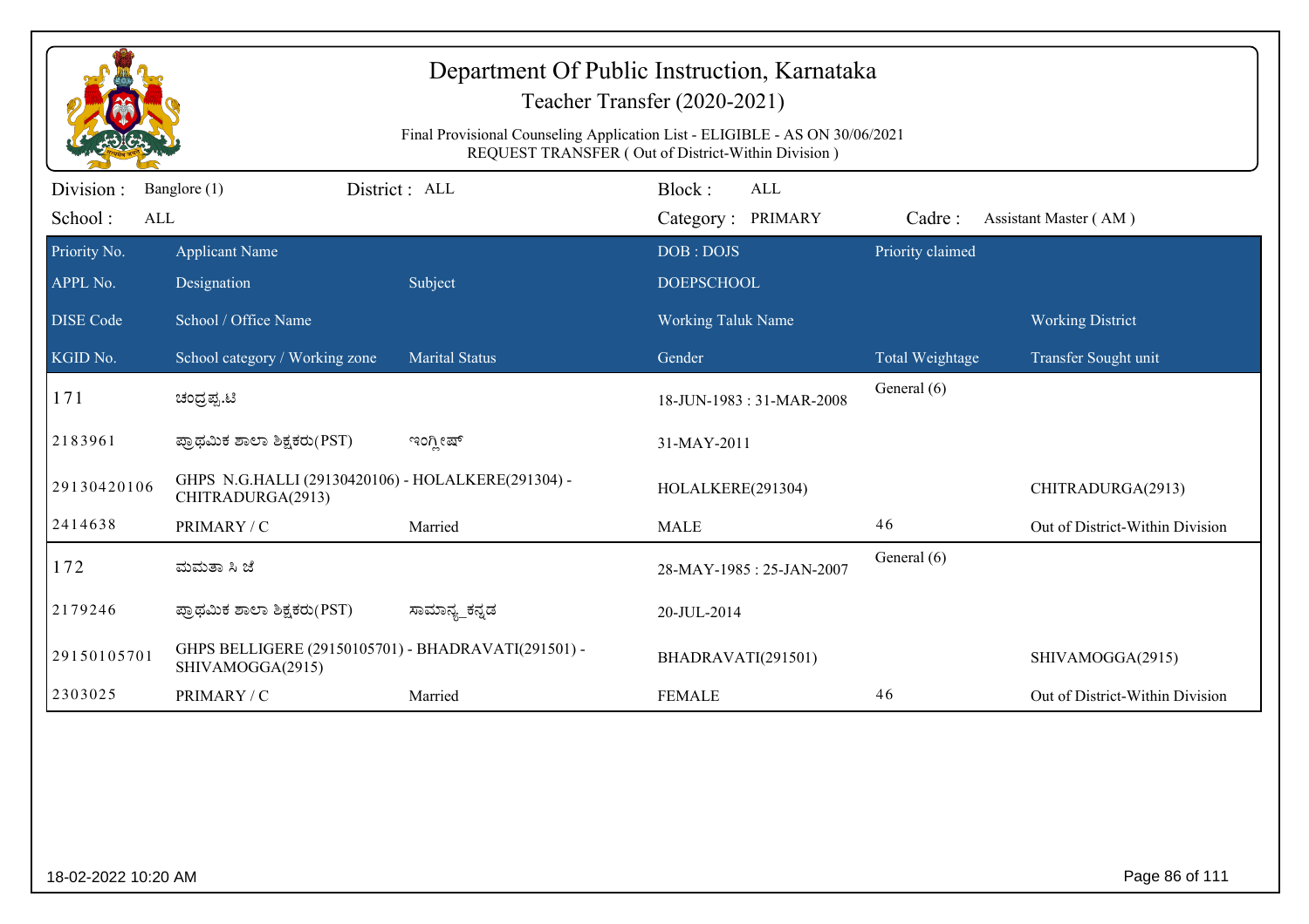# Department Of Public Instruction, Karnataka

## Teacher Transfer (2020-2021)

Final Provisional Counseling Application List - ELIGIBLE - AS ON 30/06/2021
REQUEST TRANSFER ( Out of District-Within Division )

Division : Banglore (1) District : ALL Block : ALL
School : ALL Category : PRIMARY Cadre : Assistant Master ( AM )

| Priority No. / APPL No. / DISE Code / KGID No. | Applicant Name / Designation / School / Office Name / School category / Working zone | Subject / Marital Status | DOB : DOJS / DOEPSCHOOL / Working Taluk Name / Gender | Priority claimed / Total Weightage | Working District / Transfer Sought unit |
|---|---|---|---|---|---|
| 171 | ಚಂದ್ರಪ್ಪ.ಟಿ | | 18-JUN-1983 : 31-MAR-2008 | General (6) | |
| 2183961 | ಪ್ರಾಥಮಿಕ ಶಾಲಾ ಶಿಕ್ಷಕರು(PST) | ಇಂಗ್ಲೀಷ್ | 31-MAY-2011 | | |
| 29130420106 | GHPS N.G.HALLI (29130420106) - HOLALKERE(291304) - CHITRADURGA(2913) | | HOLALKERE(291304) | | CHITRADURGA(2913) |
| 2414638 | PRIMARY / C | Married | MALE | 46 | Out of District-Within Division |
| 172 | ಮಮತಾ ಸಿ ಜೆ | | 28-MAY-1985 : 25-JAN-2007 | General (6) | |
| 2179246 | ಪ್ರಾಥಮಿಕ ಶಾಲಾ ಶಿಕ್ಷಕರು(PST) | ಸಾಮಾನ್ಯ_ಕನ್ನಡ | 20-JUL-2014 | | |
| 29150105701 | GHPS BELLIGERE (29150105701) - BHADRAVATI(291501) - SHIVAMOGGA(2915) | | BHADRAVATI(291501) | | SHIVAMOGGA(2915) |
| 2303025 | PRIMARY / C | Married | FEMALE | 46 | Out of District-Within Division |

18-02-2022 10:20 AM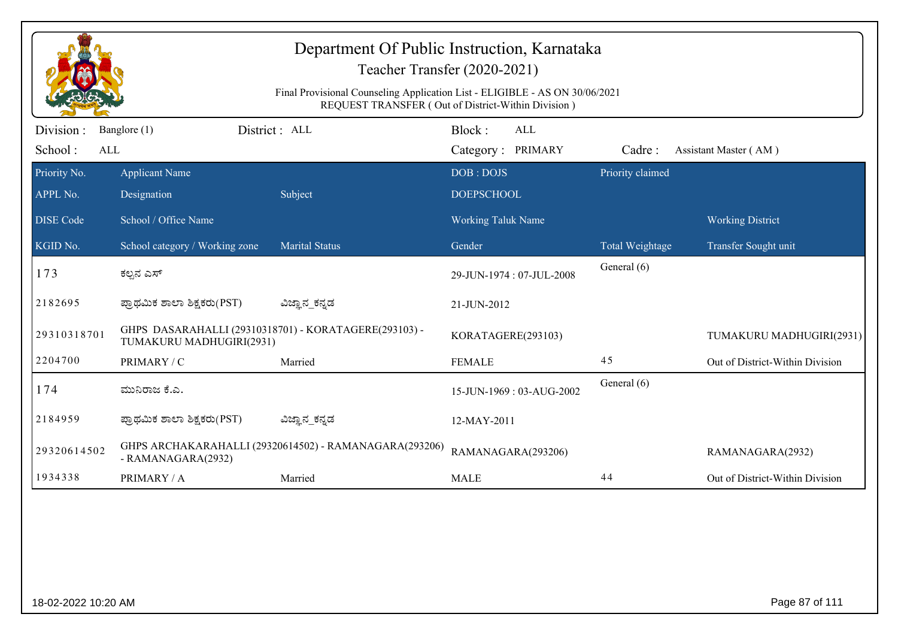# Department Of Public Instruction, Karnataka

## Teacher Transfer (2020-2021)

Final Provisional Counseling Application List - ELIGIBLE - AS ON 30/06/2021
REQUEST TRANSFER ( Out of District-Within Division )

Division : Banglore (1) District : ALL Block : ALL
School : ALL Category : PRIMARY Cadre : Assistant Master ( AM )

| Priority No. / APPL No. / DISE Code / KGID No. | Applicant Name / Designation / School / Office Name / School category / Working zone | Subject / Marital Status | DOB : DOJS / DOEPSCHOOL / Working Taluk Name / Gender | Priority claimed / Total Weightage | Working District / Transfer Sought unit |
|---|---|---|---|---|---|
| 173 | ಕಲ್ಪನ ಎಸ್ | | 29-JUN-1974 : 07-JUL-2008 | General (6) | |
| 2182695 | ಪ್ರಾಥಮಿಕ ಶಾಲಾ ಶಿಕ್ಷಕರು(PST) | ವಿಜ್ಞಾನ_ಕನ್ನಡ | 21-JUN-2012 | | |
| 29310318701 | GHPS DASARAHALLI (29310318701) - KORATAGERE(293103) - TUMAKURU MADHUGIRI(2931) | | KORATAGERE(293103) | | TUMAKURU MADHUGIRI(2931) |
| 2204700 | PRIMARY / C | Married | FEMALE | 45 | Out of District-Within Division |
| 174 | ಮುನಿರಾಜ ಕೆ.ಎ. | | 15-JUN-1969 : 03-AUG-2002 | General (6) | |
| 2184959 | ಪ್ರಾಥಮಿಕ ಶಾಲಾ ಶಿಕ್ಷಕರು(PST) | ವಿಜ್ಞಾನ_ಕನ್ನಡ | 12-MAY-2011 | | |
| 29320614502 | GHPS ARCHAKARAHALLI (29320614502) - RAMANAGARA(293206) - RAMANAGARA(2932) | | RAMANAGARA(293206) | | RAMANAGARA(2932) |
| 1934338 | PRIMARY / A | Married | MALE | 44 | Out of District-Within Division |

18-02-2022 10:20 AM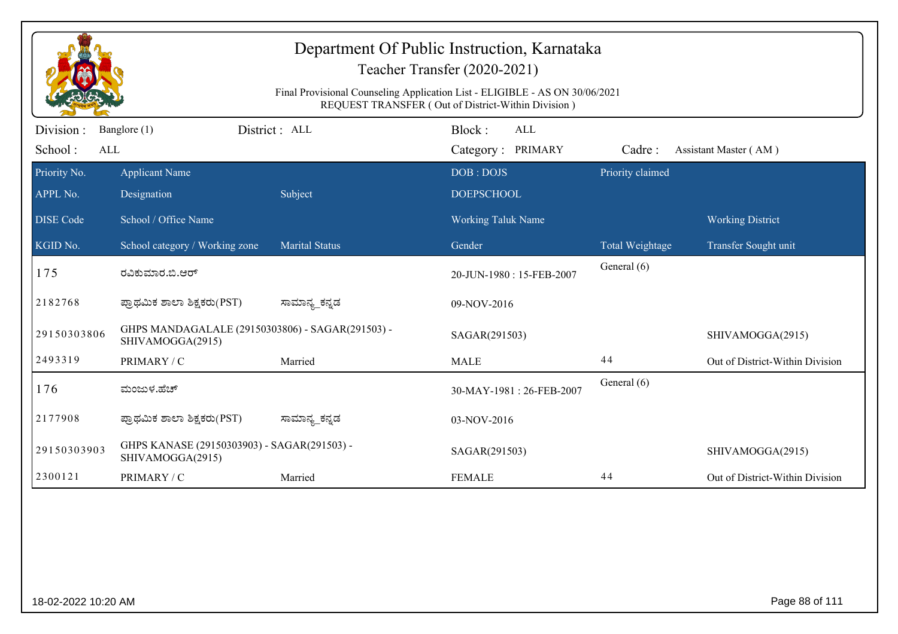# Department Of Public Instruction, Karnataka

## Teacher Transfer (2020-2021)

Final Provisional Counseling Application List - ELIGIBLE - AS ON 30/06/2021
REQUEST TRANSFER ( Out of District-Within Division )

Division : Banglore (1) District : ALL Block : ALL
School : ALL Category : PRIMARY Cadre : Assistant Master ( AM )

| Priority No. / APPL No. / DISE Code / KGID No. | Applicant Name / Designation / School / Office Name / School category / Working zone | Subject / Marital Status | DOB : DOJS / DOEPSCHOOL / Working Taluk Name / Gender | Priority claimed / Total Weightage | Working District / Transfer Sought unit |
|---|---|---|---|---|---|
| 175 | ರವಿಕುಮಾರ.ಬಿ.ಆರ್ | | 20-JUN-1980 : 15-FEB-2007 | General (6) | |
| 2182768 | ಪ್ರಾಥಮಿಕ ಶಾಲಾ ಶಿಕ್ಷಕರು(PST) | ಸಾಮಾನ್ಯ_ಕನ್ನಡ | 09-NOV-2016 | | |
| 29150303806 | GHPS MANDAGALALE (29150303806) - SAGAR(291503) - SHIVAMOGGA(2915) | | SAGAR(291503) | | SHIVAMOGGA(2915) |
| 2493319 | PRIMARY / C | Married | MALE | 44 | Out of District-Within Division |
| 176 | ಮಂಜುಳ.ಹೆಚ್ | | 30-MAY-1981 : 26-FEB-2007 | General (6) | |
| 2177908 | ಪ್ರಾಥಮಿಕ ಶಾಲಾ ಶಿಕ್ಷಕರು(PST) | ಸಾಮಾನ್ಯ_ಕನ್ನಡ | 03-NOV-2016 | | |
| 29150303903 | GHPS KANASE (29150303903) - SAGAR(291503) - SHIVAMOGGA(2915) | | SAGAR(291503) | | SHIVAMOGGA(2915) |
| 2300121 | PRIMARY / C | Married | FEMALE | 44 | Out of District-Within Division |

18-02-2022 10:20 AM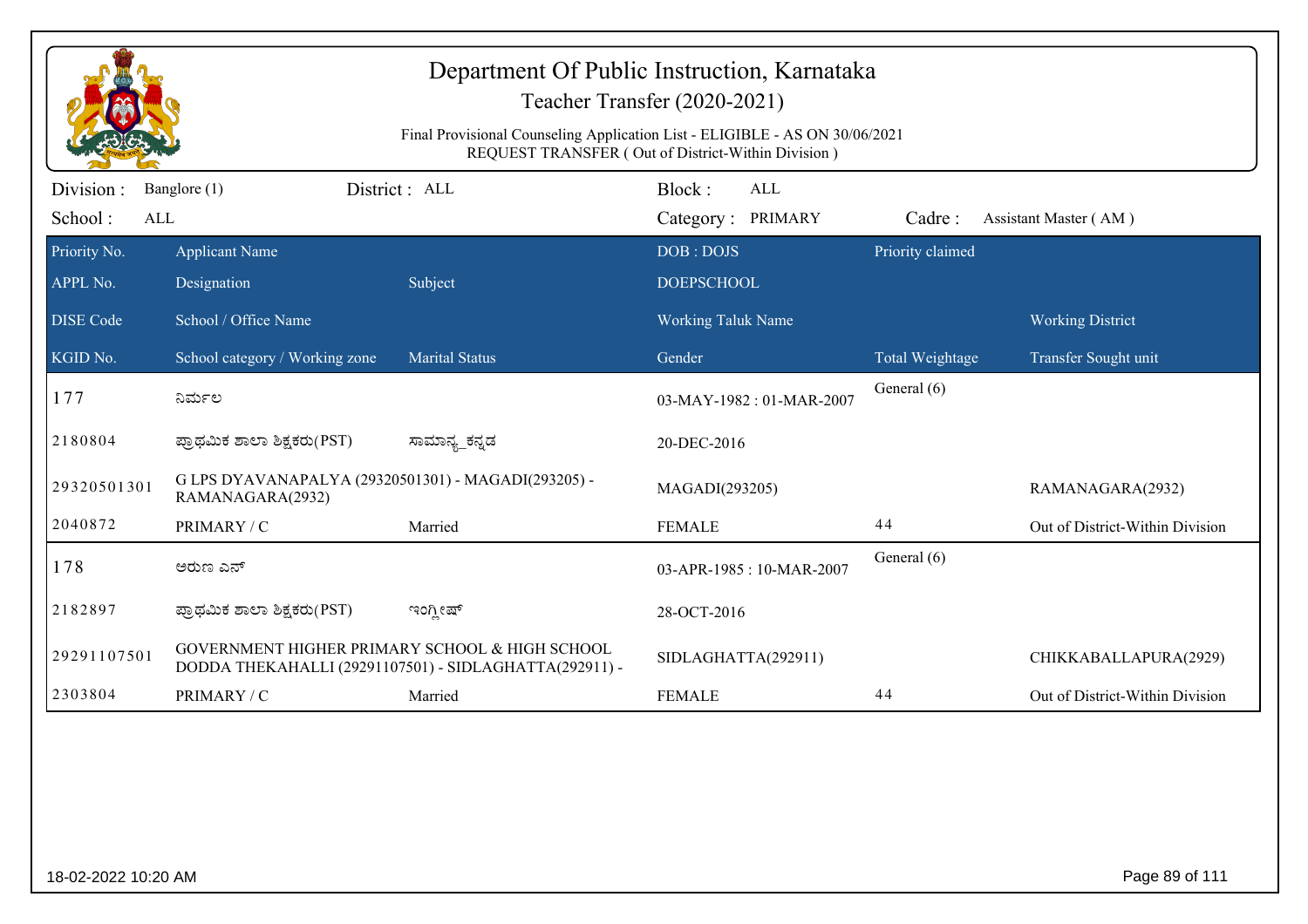# Department Of Public Instruction, Karnataka

Teacher Transfer (2020-2021)

Final Provisional Counseling Application List - ELIGIBLE - AS ON 30/06/2021
REQUEST TRANSFER ( Out of District-Within Division )

Division : Banglore (1) | District : ALL | Block : ALL
School : ALL | Category : PRIMARY | Cadre : Assistant Master ( AM )

| Priority No. / APPL No. / DISE Code / KGID No. | Applicant Name / Designation / School / Office Name / School category / Working zone | Subject / Marital Status | DOB : DOJS / DOEPSCHOOL / Working Taluk Name / Gender | Priority claimed / Total Weightage | Working District / Transfer Sought unit |
|---|---|---|---|---|---|
| 177 | ನಿರ್ಮಲ | | 03-MAY-1982 : 01-MAR-2007 | General (6) | |
| 2180804 | ಪ್ರಾಥಮಿಕ ಶಾಲಾ ಶಿಕ್ಷಕರು(PST) | ಸಾಮಾನ್ಯ_ಕನ್ನಡ | 20-DEC-2016 | | |
| 29320501301 | G LPS DYAVANAPALYA (29320501301) - MAGADI(293205) - RAMANAGARA(2932) | | MAGADI(293205) | | RAMANAGARA(2932) |
| 2040872 | PRIMARY / C | Married | FEMALE | 44 | Out of District-Within Division |
| 178 | ಅರುಣ ಎನ್ | | 03-APR-1985 : 10-MAR-2007 | General (6) | |
| 2182897 | ಪ್ರಾಥಮಿಕ ಶಾಲಾ ಶಿಕ್ಷಕರು(PST) | ಇಂಗ್ಲೀಷ್ | 28-OCT-2016 | | |
| 29291107501 | GOVERNMENT HIGHER PRIMARY SCHOOL & HIGH SCHOOL DODDA THEKAHALLI (29291107501) - SIDLAGHATTA(292911) - | | SIDLAGHATTA(292911) | | CHIKKABALLAPURA(2929) |
| 2303804 | PRIMARY / C | Married | FEMALE | 44 | Out of District-Within Division |

18-02-2022 10:20 AM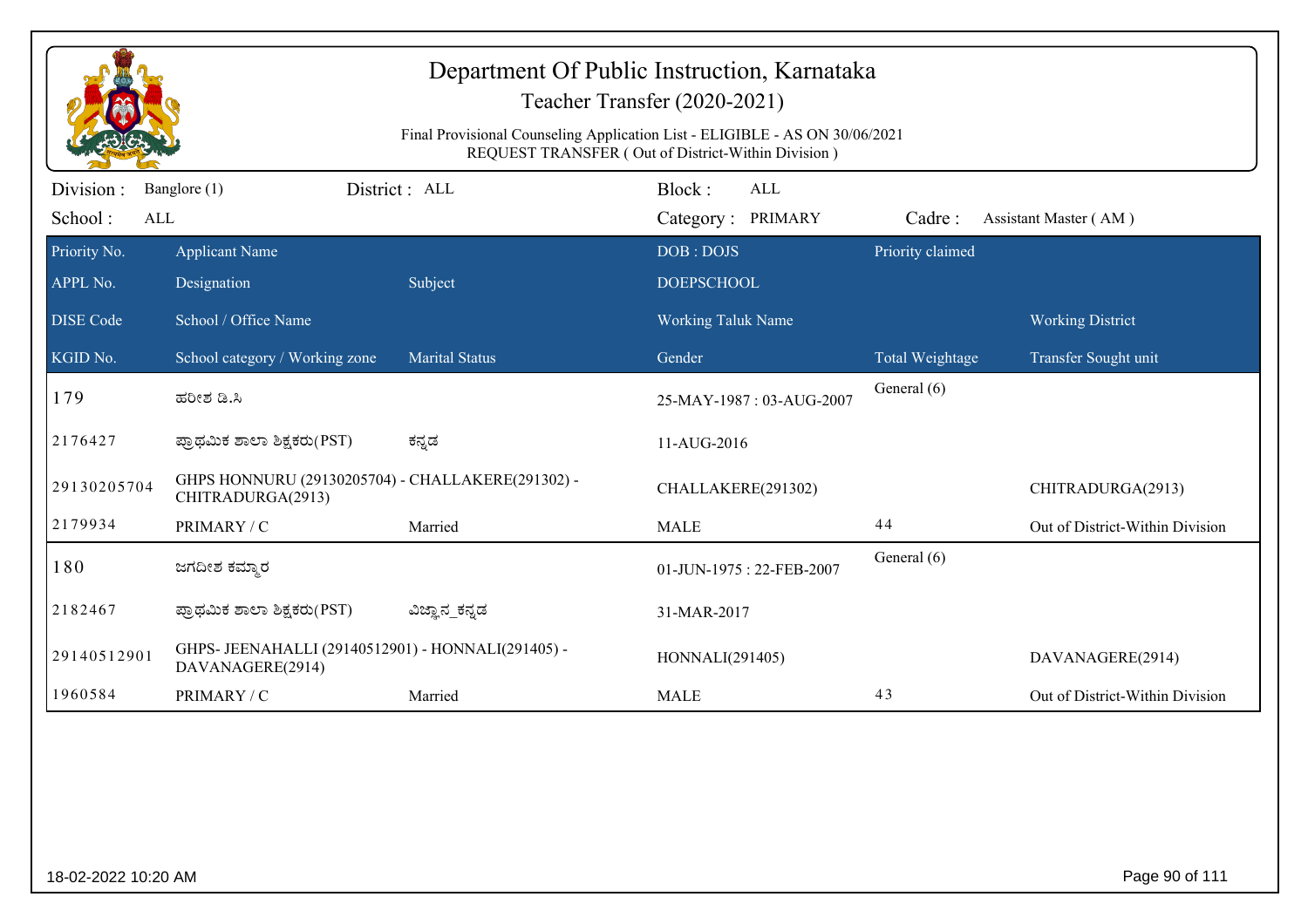# Department Of Public Instruction, Karnataka

## Teacher Transfer (2020-2021)

Final Provisional Counseling Application List - ELIGIBLE - AS ON 30/06/2021
REQUEST TRANSFER ( Out of District-Within Division )

Division : Banglore (1) District : ALL Block : ALL
School : ALL Category : PRIMARY Cadre : Assistant Master ( AM )

| Priority No. / APPL No. / DISE Code / KGID No. | Applicant Name / Designation / School / Office Name / School category / Working zone | Subject / Marital Status | DOB : DOJS / DOEPSCHOOL / Working Taluk Name / Gender | Priority claimed / Total Weightage | Working District / Transfer Sought unit |
|---|---|---|---|---|---|
| 179 | ಹರೀಶ ಡಿ.ಸಿ | | 25-MAY-1987 : 03-AUG-2007 | General (6) | |
| 2176427 | ಪ್ರಾಥಮಿಕ ಶಾಲಾ ಶಿಕ್ಷಕರು(PST) | ಕನ್ನಡ | 11-AUG-2016 | | |
| 29130205704 | GHPS HONNURU (29130205704) - CHALLAKERE(291302) - CHITRADURGA(2913) | | CHALLAKERE(291302) | | CHITRADURGA(2913) |
| 2179934 | PRIMARY / C | Married | MALE | 44 | Out of District-Within Division |
| 180 | ಜಗದೀಶ ಕಮ್ಮಾರ | | 01-JUN-1975 : 22-FEB-2007 | General (6) | |
| 2182467 | ಪ್ರಾಥಮಿಕ ಶಾಲಾ ಶಿಕ್ಷಕರು(PST) | ವಿಜ್ಞಾನ_ಕನ್ನಡ | 31-MAR-2017 | | |
| 29140512901 | GHPS- JEENAHALLI (29140512901) - HONNALI(291405) - DAVANAGERE(2914) | | HONNALI(291405) | | DAVANAGERE(2914) |
| 1960584 | PRIMARY / C | Married | MALE | 43 | Out of District-Within Division |

18-02-2022 10:20 AM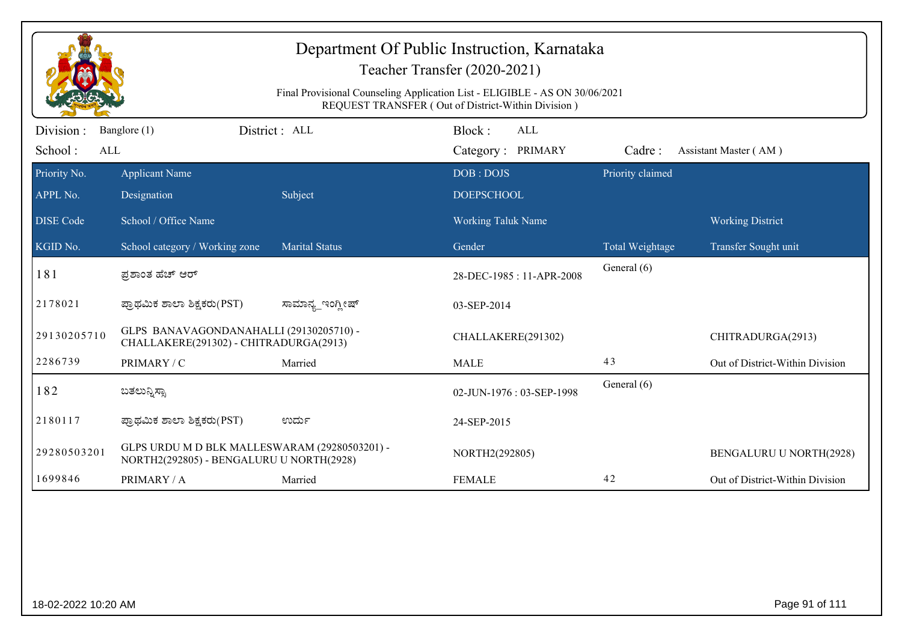# Department Of Public Instruction, Karnataka

## Teacher Transfer (2020-2021)

Final Provisional Counseling Application List - ELIGIBLE - AS ON 30/06/2021
REQUEST TRANSFER ( Out of District-Within Division )

Division : Banglore (1) District : ALL Block : ALL
School : ALL Category : PRIMARY Cadre : Assistant Master ( AM )

| Priority No. / APPL No. / DISE Code / KGID No. | Applicant Name / Designation / School / Office Name / School category / Working zone | Subject / Marital Status | DOB : DOJS / DOEPSCHOOL / Working Taluk Name / Gender | Priority claimed / Total Weightage | Working District / Transfer Sought unit |
|---|---|---|---|---|---|
| 181 | ಪ್ರಶಾಂತ ಹೆಚ್ ಆರ್ | | 28-DEC-1985 : 11-APR-2008 | General (6) | |
| 2178021 | ಪ್ರಾಥಮಿಕ ಶಾಲಾ ಶಿಕ್ಷಕರು(PST) | ಸಾಮಾನ್ಯ_ಇಂಗ್ಲೀಷ್ | 03-SEP-2014 | | |
| 29130205710 | GLPS BANAVAGONDANAHALLI (29130205710) - CHALLAKERE(291302) - CHITRADURGA(2913) | | CHALLAKERE(291302) | | CHITRADURGA(2913) |
| 2286739 | PRIMARY / C | Married | MALE | 43 | Out of District-Within Division |
| 182 | ಬತಲುನ್ನಿಸ್ಸಾ | | 02-JUN-1976 : 03-SEP-1998 | General (6) | |
| 2180117 | ಪ್ರಾಥಮಿಕ ಶಾಲಾ ಶಿಕ್ಷಕರು(PST) | ಉರ್ದು | 24-SEP-2015 | | |
| 29280503201 | GLPS URDU M D BLK MALLESWARAM (29280503201) - NORTH2(292805) - BENGALURU U NORTH(2928) | | NORTH2(292805) | | BENGALURU U NORTH(2928) |
| 1699846 | PRIMARY / A | Married | FEMALE | 42 | Out of District-Within Division |

18-02-2022 10:20 AM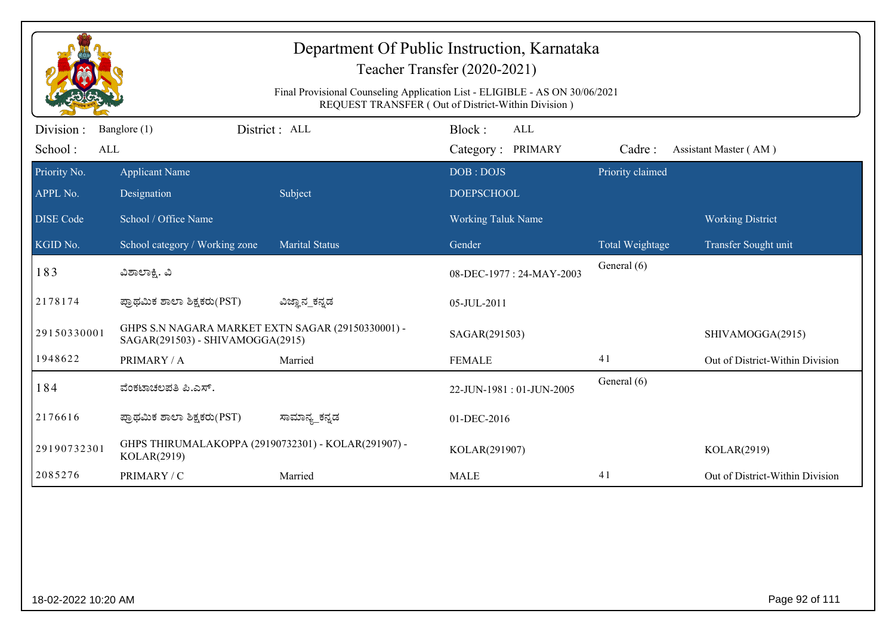# Department Of Public Instruction, Karnataka

## Teacher Transfer (2020-2021)

Final Provisional Counseling Application List - ELIGIBLE - AS ON 30/06/2021
REQUEST TRANSFER ( Out of District-Within Division )

Division : Banglore (1) District : ALL Block : ALL
School : ALL Category : PRIMARY Cadre : Assistant Master ( AM )

| Priority No. / APPL No. / DISE Code / KGID No. | Applicant Name / Designation / School / Office Name / School category / Working zone | Subject / Marital Status | DOB : DOJS / DOEPSCHOOL / Working Taluk Name / Gender | Priority claimed / Total Weightage | Working District / Transfer Sought unit |
|---|---|---|---|---|---|
| 183 | ವಿಶಾಲಾಕ್ಷಿ. ವಿ | | 08-DEC-1977 : 24-MAY-2003 | General (6) | |
| 2178174 | ಪ್ರಾಥಮಿಕ ಶಾಲಾ ಶಿಕ್ಷಕರು(PST) | ವಿಜ್ಞಾನ_ಕನ್ನಡ | 05-JUL-2011 | | |
| 29150330001 | GHPS S.N NAGARA MARKET EXTN SAGAR (29150330001) - SAGAR(291503) - SHIVAMOGGA(2915) | | SAGAR(291503) | | SHIVAMOGGA(2915) |
| 1948622 | PRIMARY / A | Married | FEMALE | 41 | Out of District-Within Division |
| 184 | ವೆಂಕಟಾಚಲಪತಿ ಪಿ.ಎಸ್. | | 22-JUN-1981 : 01-JUN-2005 | General (6) | |
| 2176616 | ಪ್ರಾಥಮಿಕ ಶಾಲಾ ಶಿಕ್ಷಕರು(PST) | ಸಾಮಾನ್ಯ_ಕನ್ನಡ | 01-DEC-2016 | | |
| 29190732301 | GHPS THIRUMALAKOPPA (29190732301) - KOLAR(291907) - KOLAR(2919) | | KOLAR(291907) | | KOLAR(2919) |
| 2085276 | PRIMARY / C | Married | MALE | 41 | Out of District-Within Division |

18-02-2022 10:20 AM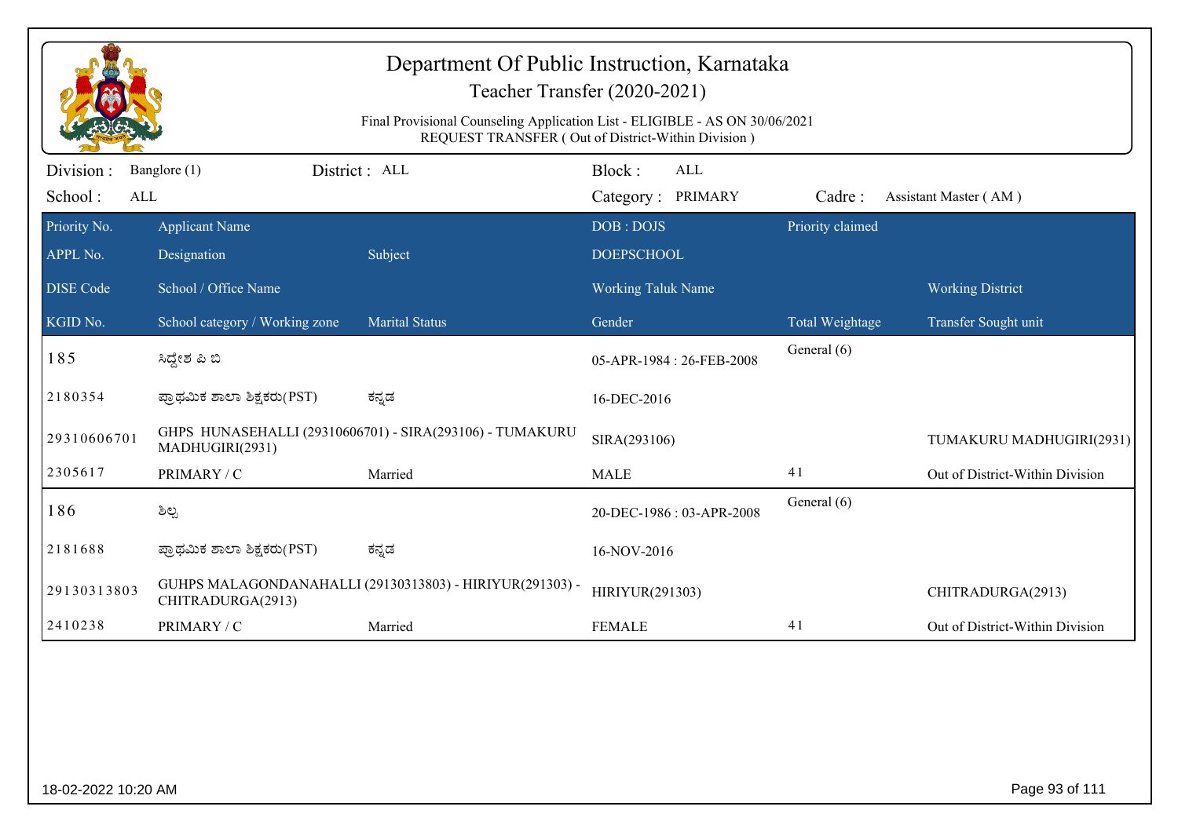# Department Of Public Instruction, Karnataka

## Teacher Transfer (2020-2021)

Final Provisional Counseling Application List - ELIGIBLE - AS ON 30/06/2021
REQUEST TRANSFER ( Out of District-Within Division )

Division : Banglore (1) District : ALL Block : ALL
School : ALL Category : PRIMARY Cadre : Assistant Master ( AM )

| Priority No. | Applicant Name | | DOB : DOJS | Priority claimed | |
|---|---|---|---|---|---|
| APPL No. | Designation | Subject | DOEPSCHOOL | | |
| DISE Code | School / Office Name | | Working Taluk Name | | Working District |
| KGID No. | School category / Working zone | Marital Status | Gender | Total Weightage | Transfer Sought unit |
| 185 | ಸಿದ್ದೇಶ ಪಿ ಬಿ | | 05-APR-1984 : 26-FEB-2008 | General (6) | |
| 2180354 | ಪ್ರಾಥಮಿಕ ಶಾಲಾ ಶಿಕ್ಷಕರು(PST) | ಕನ್ನಡ | 16-DEC-2016 | | |
| 29310606701 | GHPS HUNASEHALLI (29310606701) - SIRA(293106) - TUMAKURU MADHUGIRI(2931) | | SIRA(293106) | | TUMAKURU MADHUGIRI(2931) |
| 2305617 | PRIMARY / C | Married | MALE | 41 | Out of District-Within Division |
| 186 | ಶಿಲ್ಪ | | 20-DEC-1986 : 03-APR-2008 | General (6) | |
| 2181688 | ಪ್ರಾಥಮಿಕ ಶಾಲಾ ಶಿಕ್ಷಕರು(PST) | ಕನ್ನಡ | 16-NOV-2016 | | |
| 29130313803 | GUHPS MALAGONDANAHALLI (29130313803) - HIRIYUR(291303) - CHITRADURGA(2913) | | HIRIYUR(291303) | | CHITRADURGA(2913) |
| 2410238 | PRIMARY / C | Married | FEMALE | 41 | Out of District-Within Division |

18-02-2022 10:20 AM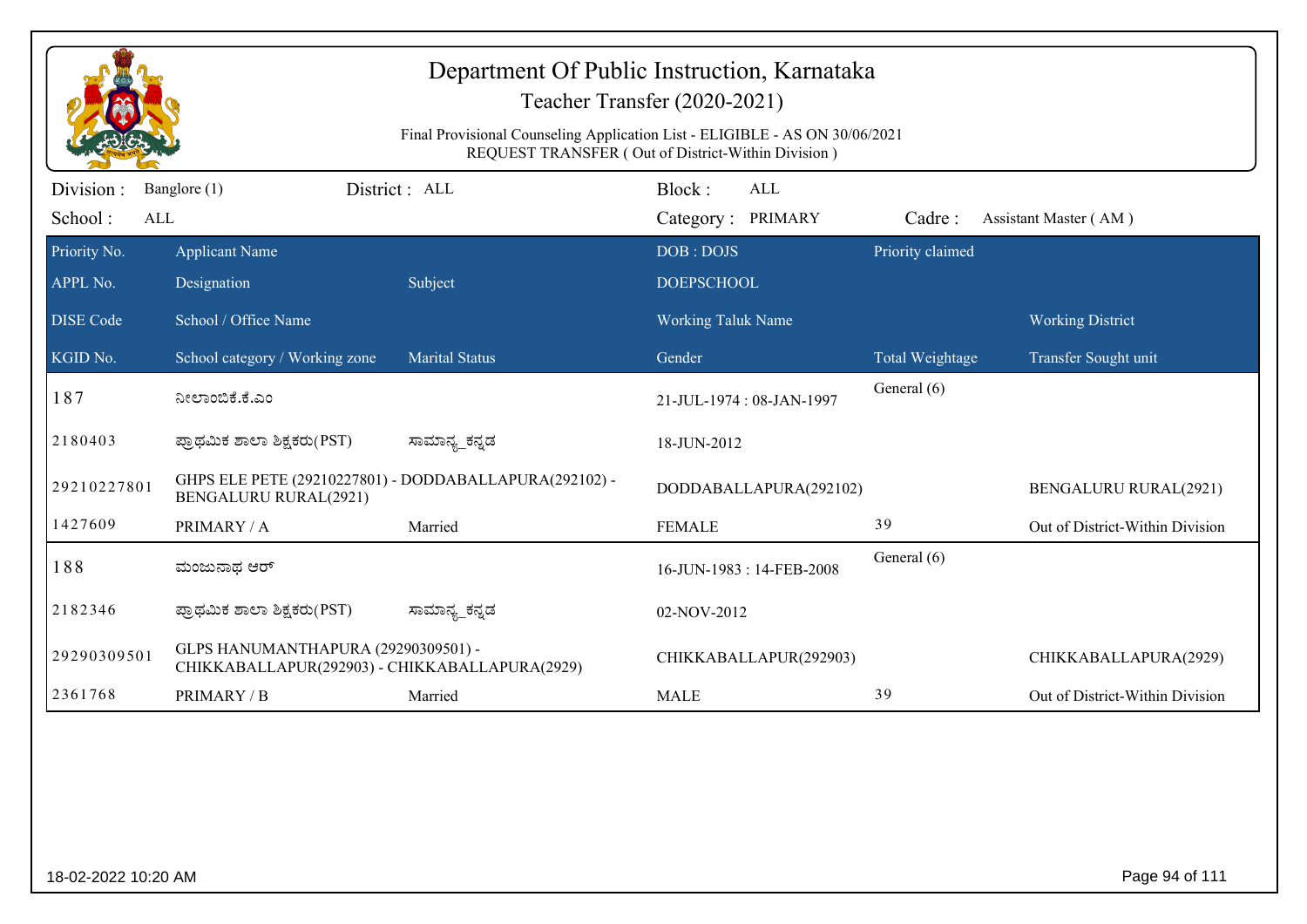# Department Of Public Instruction, Karnataka

## Teacher Transfer (2020-2021)

Final Provisional Counseling Application List - ELIGIBLE - AS ON 30/06/2021
REQUEST TRANSFER ( Out of District-Within Division )

Division : Banglore (1) District : ALL Block : ALL

School : ALL Category : PRIMARY Cadre : Assistant Master ( AM )

| Priority No. / APPL No. / DISE Code / KGID No. | Applicant Name / Designation / School / Office Name / School category / Working zone | Subject / Marital Status | DOB : DOJS / DOEPSCHOOL / Working Taluk Name / Gender | Priority claimed / Total Weightage | Working District / Transfer Sought unit |
|---|---|---|---|---|---|
| 187 | ನೀಲಾಂಬಿಕೆ.ಕೆ.ಎಂ | | 21-JUL-1974 : 08-JAN-1997 | General (6) | |
| 2180403 | ಪ್ರಾಥಮಿಕ ಶಾಲಾ ಶಿಕ್ಷಕರು(PST) | ಸಾಮಾನ್ಯ_ಕನ್ನಡ | 18-JUN-2012 | | |
| 29210227801 | GHPS ELE PETE (29210227801) - DODDABALLAPURA(292102) - BENGALURU RURAL(2921) | | DODDABALLAPURA(292102) | | BENGALURU RURAL(2921) |
| 1427609 | PRIMARY / A | Married | FEMALE | 39 | Out of District-Within Division |
| 188 | ಮಂಜುನಾಥ ಆರ್ | | 16-JUN-1983 : 14-FEB-2008 | General (6) | |
| 2182346 | ಪ್ರಾಥಮಿಕ ಶಾಲಾ ಶಿಕ್ಷಕರು(PST) | ಸಾಮಾನ್ಯ_ಕನ್ನಡ | 02-NOV-2012 | | |
| 29290309501 | GLPS HANUMANTHAPURA (29290309501) - CHIKKABALLAPUR(292903) - CHIKKABALLAPURA(2929) | | CHIKKABALLAPUR(292903) | | CHIKKABALLAPURA(2929) |
| 2361768 | PRIMARY / B | Married | MALE | 39 | Out of District-Within Division |

18-02-2022 10:20 AM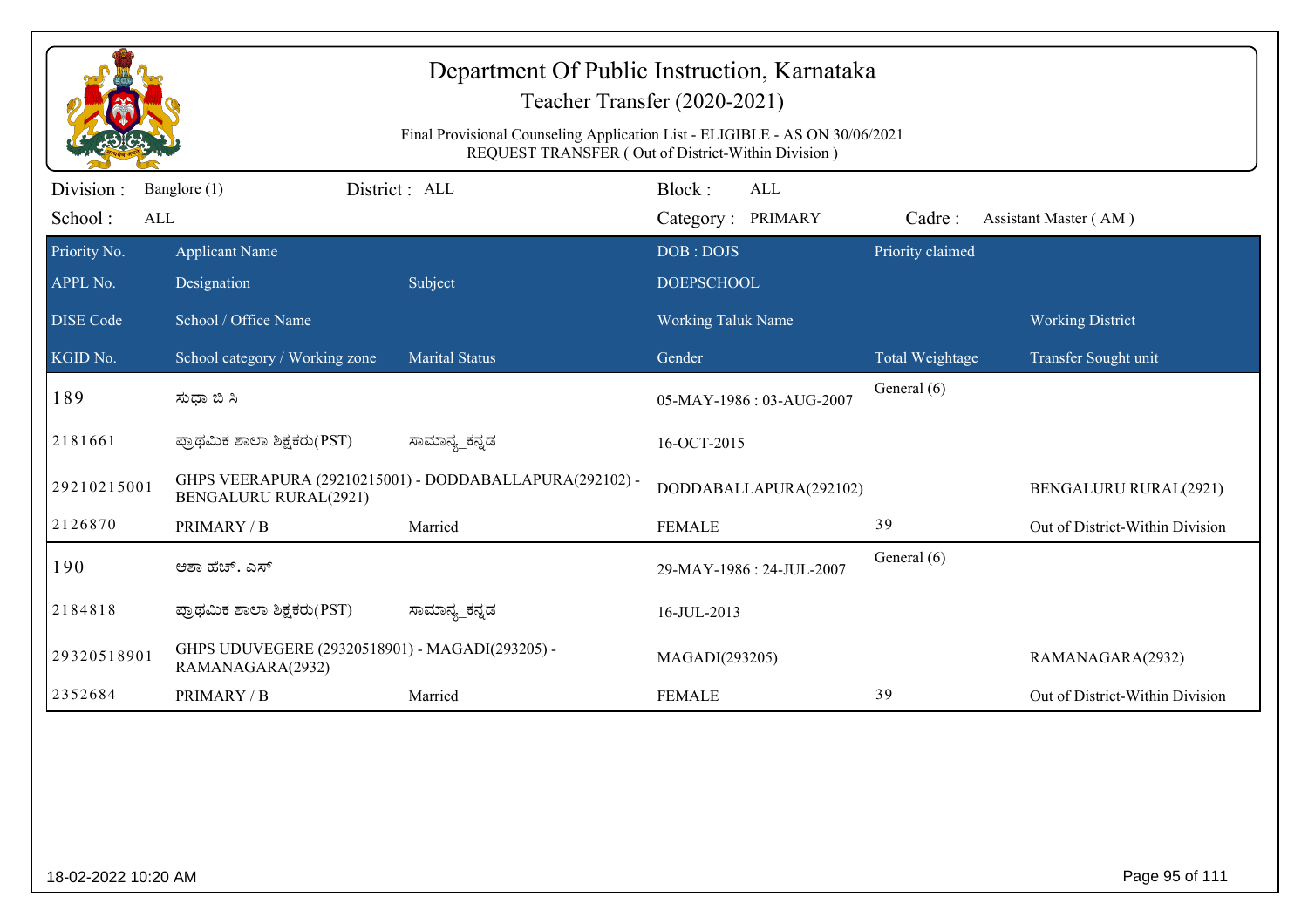# Department Of Public Instruction, Karnataka

## Teacher Transfer (2020-2021)

Final Provisional Counseling Application List - ELIGIBLE - AS ON 30/06/2021
REQUEST TRANSFER ( Out of District-Within Division )

Division : Banglore (1) District : ALL Block : ALL
School : ALL Category : PRIMARY Cadre : Assistant Master ( AM )

| Priority No. / APPL No. / DISE Code / KGID No. | Applicant Name / Designation / School / Office Name / School category / Working zone | Subject / Marital Status | DOB : DOJS / DOEPSCHOOL / Working Taluk Name / Gender | Priority claimed / Total Weightage | Working District / Transfer Sought unit |
|---|---|---|---|---|---|
| 189 | ಸುಧಾ ಬಿ ಸಿ | | 05-MAY-1986 : 03-AUG-2007 | General (6) | |
| 2181661 | ಪ್ರಾಥಮಿಕ ಶಾಲಾ ಶಿಕ್ಷಕರು(PST) | ಸಾಮಾನ್ಯ_ಕನ್ನಡ | 16-OCT-2015 | | |
| 29210215001 | GHPS VEERAPURA (29210215001) - DODDABALLAPURA(292102) - BENGALURU RURAL(2921) | | DODDABALLAPURA(292102) | | BENGALURU RURAL(2921) |
| 2126870 | PRIMARY / B | Married | FEMALE | 39 | Out of District-Within Division |
| 190 | ಆಶಾ ಹೆಚ್. ಎಸ್ | | 29-MAY-1986 : 24-JUL-2007 | General (6) | |
| 2184818 | ಪ್ರಾಥಮಿಕ ಶಾಲಾ ಶಿಕ್ಷಕರು(PST) | ಸಾಮಾನ್ಯ_ಕನ್ನಡ | 16-JUL-2013 | | |
| 29320518901 | GHPS UDUVEGERE (29320518901) - MAGADI(293205) - RAMANAGARA(2932) | | MAGADI(293205) | | RAMANAGARA(2932) |
| 2352684 | PRIMARY / B | Married | FEMALE | 39 | Out of District-Within Division |

18-02-2022 10:20 AM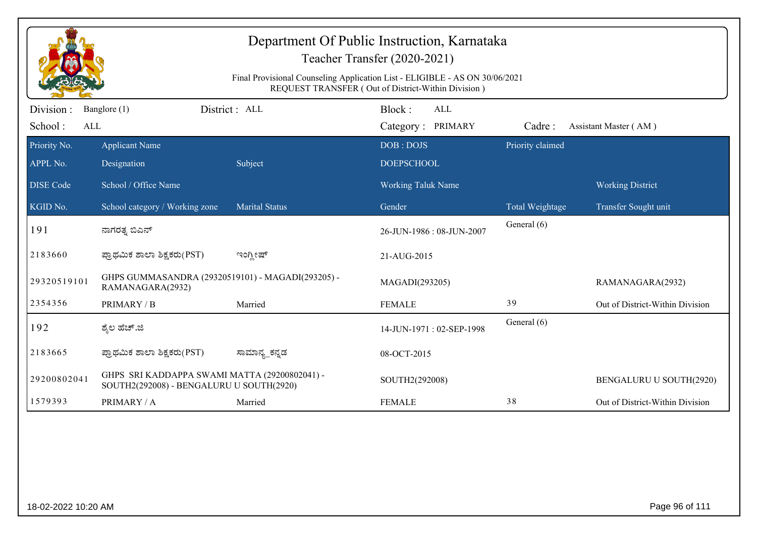# Department Of Public Instruction, Karnataka

## Teacher Transfer (2020-2021)

Final Provisional Counseling Application List - ELIGIBLE - AS ON 30/06/2021
REQUEST TRANSFER ( Out of District-Within Division )

Division : Banglore (1) | District : ALL | Block : ALL
School : ALL | Category : PRIMARY | Cadre : Assistant Master ( AM )

| Priority No. / APPL No. / DISE Code / KGID No. | Applicant Name / Designation / School / Office Name / School category / Working zone | Subject / Marital Status | DOB : DOJS / DOEPSCHOOL / Working Taluk Name / Gender | Priority claimed / Total Weightage | Working District / Transfer Sought unit |
|---|---|---|---|---|---|
| 191 | ನಾಗರತ್ನ ಬಿಎನ್ | | 26-JUN-1986 : 08-JUN-2007 | General (6) | |
| 2183660 | ಪ್ರಾಥಮಿಕ ಶಾಲಾ ಶಿಕ್ಷಕರು(PST) | ಇಂಗ್ಲೀಷ್ | 21-AUG-2015 | | |
| 29320519101 | GHPS GUMMASANDRA (29320519101) - MAGADI(293205) - RAMANAGARA(2932) | | MAGADI(293205) | | RAMANAGARA(2932) |
| 2354356 | PRIMARY / B | Married | FEMALE | 39 | Out of District-Within Division |
| 192 | ಶೈಲ ಹೆಚ್.ಜಿ | | 14-JUN-1971 : 02-SEP-1998 | General (6) | |
| 2183665 | ಪ್ರಾಥಮಿಕ ಶಾಲಾ ಶಿಕ್ಷಕರು(PST) | ಸಾಮಾನ್ಯ_ಕನ್ನಡ | 08-OCT-2015 | | |
| 29200802041 | GHPS SRI KADDAPPA SWAMI MATTA (29200802041) - SOUTH2(292008) - BENGALURU U SOUTH(2920) | | SOUTH2(292008) | | BENGALURU U SOUTH(2920) |
| 1579393 | PRIMARY / A | Married | FEMALE | 38 | Out of District-Within Division |

18-02-2022 10:20 AM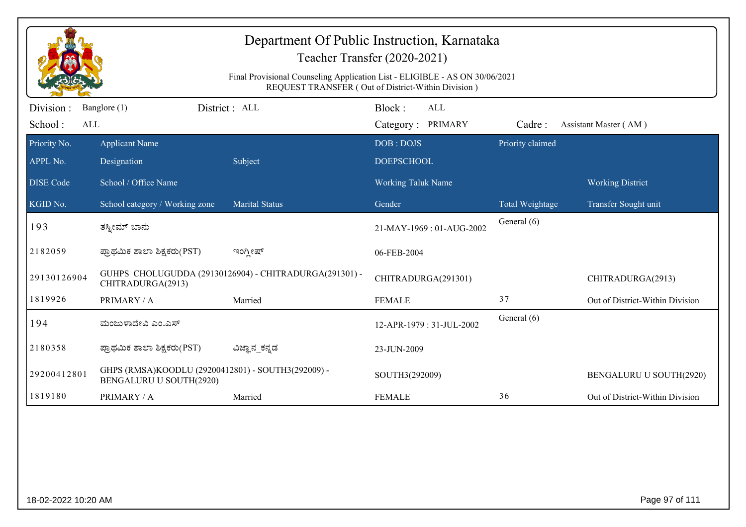# Department Of Public Instruction, Karnataka

## Teacher Transfer (2020-2021)

Final Provisional Counseling Application List - ELIGIBLE - AS ON 30/06/2021
REQUEST TRANSFER ( Out of District-Within Division )

Division : Banglore (1) District : ALL Block : ALL
School : ALL Category : PRIMARY Cadre : Assistant Master ( AM )

| Priority No. / APPL No. / DISE Code / KGID No. | Applicant Name / Designation / School / Office Name / School category / Working zone | Subject / Marital Status | DOB : DOJS / DOEPSCHOOL / Working Taluk Name / Gender | Priority claimed / Total Weightage | Working District / Transfer Sought unit |
|---|---|---|---|---|---|
| 193 | ತಸ್ನೀಮ್ ಬಾನು | | 21-MAY-1969 : 01-AUG-2002 | General (6) | |
| 2182059 | ಪ್ರಾಥಮಿಕ ಶಾಲಾ ಶಿಕ್ಷಕರು(PST) | ಇಂಗ್ಲೀಷ್ | 06-FEB-2004 | | |
| 29130126904 | GUHPS CHOLUGUDDA (29130126904) - CHITRADURGA(291301) - CHITRADURGA(2913) | | CHITRADURGA(291301) | | CHITRADURGA(2913) |
| 1819926 | PRIMARY / A | Married | FEMALE | 37 | Out of District-Within Division |
| 194 | ಮಂಜುಳಾದೇವಿ ಎಂ.ಎಸ್ | | 12-APR-1979 : 31-JUL-2002 | General (6) | |
| 2180358 | ಪ್ರಾಥಮಿಕ ಶಾಲಾ ಶಿಕ್ಷಕರು(PST) | ವಿಜ್ಞಾನ_ಕನ್ನಡ | 23-JUN-2009 | | |
| 29200412801 | GHPS (RMSA)KOODLU (29200412801) - SOUTH3(292009) - BENGALURU U SOUTH(2920) | | SOUTH3(292009) | | BENGALURU U SOUTH(2920) |
| 1819180 | PRIMARY / A | Married | FEMALE | 36 | Out of District-Within Division |

18-02-2022 10:20 AM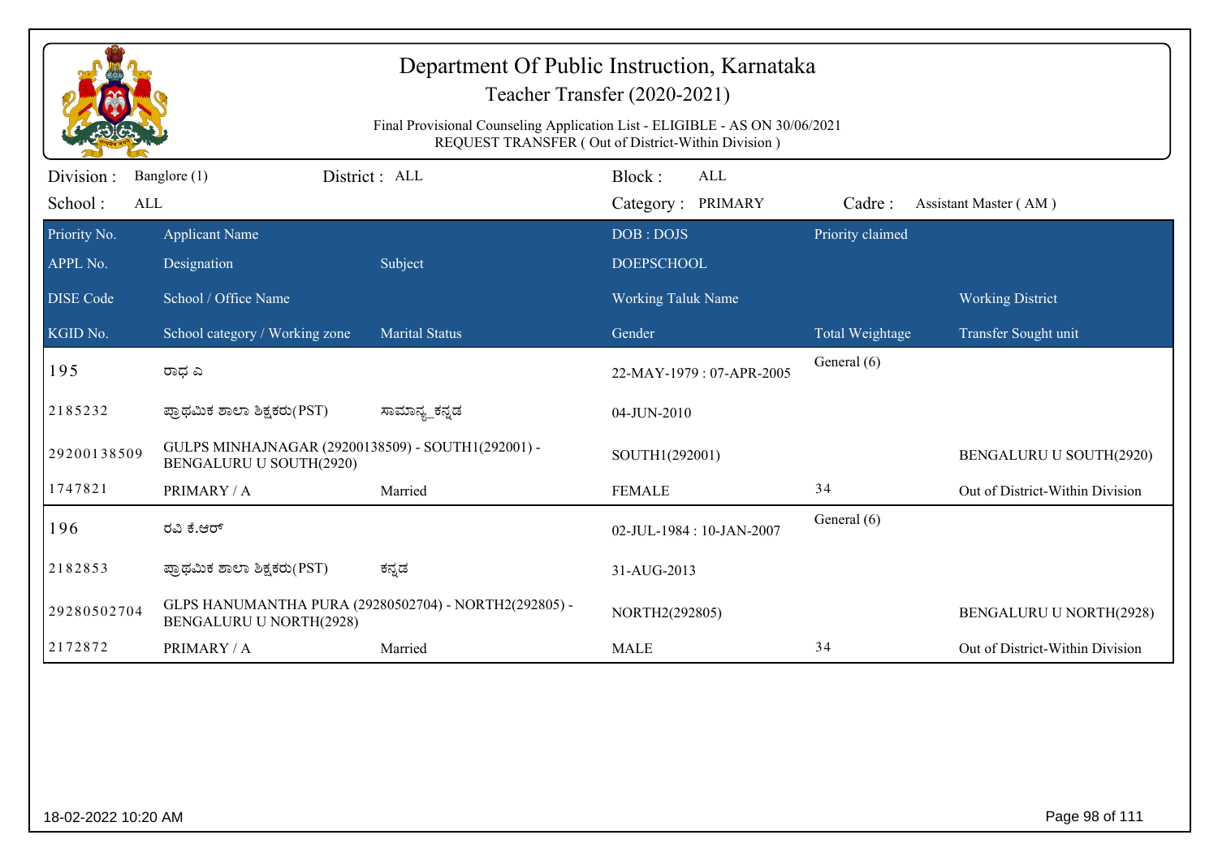# Department Of Public Instruction, Karnataka

Teacher Transfer (2020-2021)

Final Provisional Counseling Application List - ELIGIBLE - AS ON 30/06/2021

REQUEST TRANSFER ( Out of District-Within Division )

Division : Banglore (1) District : ALL Block : ALL

School : ALL Category : PRIMARY Cadre : Assistant Master ( AM )

| Priority No. / APPL No. / DISE Code / KGID No. | Applicant Name / Designation / School / Office Name / School category / Working zone | Subject / Marital Status | DOB : DOJS / DOEPSCHOOL / Working Taluk Name / Gender | Priority claimed / Total Weightage | Working District / Transfer Sought unit |
|---|---|---|---|---|---|
| 195 | ರಾಧ ಎ | | 22-MAY-1979 : 07-APR-2005 | General (6) | |
| 2185232 | ಪ್ರಾಥಮಿಕ ಶಾಲಾ ಶಿಕ್ಷಕರು(PST) | ಸಾಮಾನ್ಯ_ಕನ್ನಡ | 04-JUN-2010 | | |
| 29200138509 | GULPS MINHAJNAGAR (29200138509) - SOUTH1(292001) - BENGALURU U SOUTH(2920) | | SOUTH1(292001) | | BENGALURU U SOUTH(2920) |
| 1747821 | PRIMARY / A | Married | FEMALE | 34 | Out of District-Within Division |
| 196 | ರವಿ ಕೆ.ಆರ್ | | 02-JUL-1984 : 10-JAN-2007 | General (6) | |
| 2182853 | ಪ್ರಾಥಮಿಕ ಶಾಲಾ ಶಿಕ್ಷಕರು(PST) | ಕನ್ನಡ | 31-AUG-2013 | | |
| 29280502704 | GLPS HANUMANTHA PURA (29280502704) - NORTH2(292805) - BENGALURU U NORTH(2928) | | NORTH2(292805) | | BENGALURU U NORTH(2928) |
| 2172872 | PRIMARY / A | Married | MALE | 34 | Out of District-Within Division |

18-02-2022 10:20 AM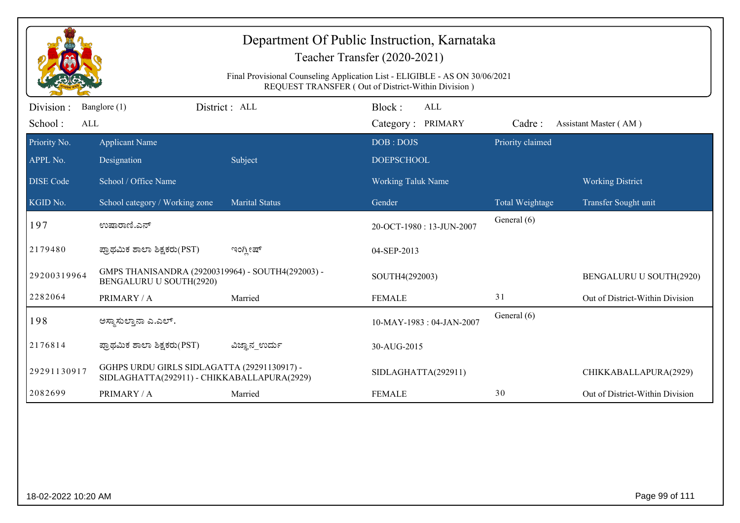# Department Of Public Instruction, Karnataka

## Teacher Transfer (2020-2021)

Final Provisional Counseling Application List - ELIGIBLE - AS ON 30/06/2021
REQUEST TRANSFER ( Out of District-Within Division )

Division : Banglore (1) District : ALL Block : ALL
School : ALL Category : PRIMARY Cadre : Assistant Master ( AM )

| Priority No. / APPL No. / DISE Code / KGID No. | Applicant Name / Designation / School / Office Name / School category / Working zone | Subject / Marital Status | DOB : DOJS / DOEPSCHOOL / Working Taluk Name / Gender | Priority claimed / Total Weightage | Working District / Transfer Sought unit |
|---|---|---|---|---|---|
| 197 | ಉಷಾರಾಣಿ.ಎನ್ | | 20-OCT-1980 : 13-JUN-2007 | General (6) | |
| 2179480 | ಪ್ರಾಥಮಿಕ ಶಾಲಾ ಶಿಕ್ಷಕರು(PST) | ಇಂಗ್ಲೀಷ್ | 04-SEP-2013 | | |
| 29200319964 | GMPS THANISANDRA (29200319964) - SOUTH4(292003) - BENGALURU U SOUTH(2920) | | SOUTH4(292003) | | BENGALURU U SOUTH(2920) |
| 2282064 | PRIMARY / A | Married | FEMALE | 31 | Out of District-Within Division |
| 198 | ಅಸ್ಮಾಸುಲ್ತಾನಾ ಎ.ಎಲ್. | | 10-MAY-1983 : 04-JAN-2007 | General (6) | |
| 2176814 | ಪ್ರಾಥಮಿಕ ಶಾಲಾ ಶಿಕ್ಷಕರು(PST) | ವಿಜ್ಞಾನ_ಉರ್ದು | 30-AUG-2015 | | |
| 29291130917 | GGHPS URDU GIRLS SIDLAGATTA (29291130917) - SIDLAGHATTA(292911) - CHIKKABALLAPURA(2929) | | SIDLAGHATTA(292911) | | CHIKKABALLAPURA(2929) |
| 2082699 | PRIMARY / A | Married | FEMALE | 30 | Out of District-Within Division |

18-02-2022 10:20 AM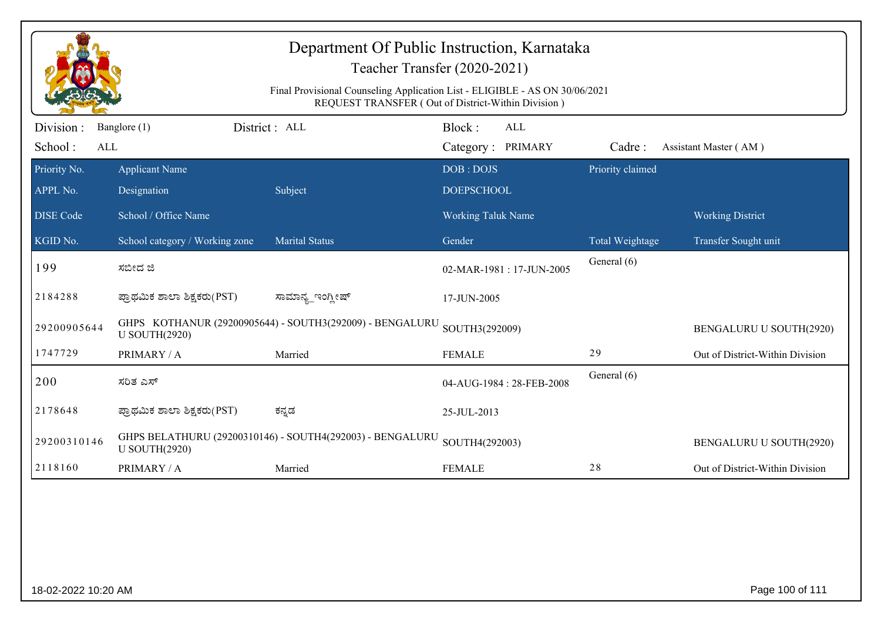# Department Of Public Instruction, Karnataka

Teacher Transfer (2020-2021)

Final Provisional Counseling Application List - ELIGIBLE - AS ON 30/06/2021
REQUEST TRANSFER ( Out of District-Within Division )

Division : Banglore (1) | District : ALL | Block : ALL
School : ALL | Category : PRIMARY | Cadre : Assistant Master ( AM )

| Priority No. / APPL No. / DISE Code / KGID No. | Applicant Name / Designation / School / Office Name / School category / Working zone | Subject / Marital Status | DOB : DOJS / DOEPSCHOOL / Working Taluk Name / Gender | Priority claimed / Total Weightage | Working District / Transfer Sought unit |
|---|---|---|---|---|---|
| 199 | ಸಬೀದ ಜಿ | | 02-MAR-1981 : 17-JUN-2005 | General (6) | |
| 2184288 | ಪ್ರಾಥಮಿಕ ಶಾಲಾ ಶಿಕ್ಷಕರು(PST) | ಸಾಮಾನ್ಯ_ಇಂಗ್ಲೀಷ್ | 17-JUN-2005 | | |
| 29200905644 | GHPS KOTHANUR (29200905644) - SOUTH3(292009) - BENGALURU U SOUTH(2920) | | SOUTH3(292009) | | BENGALURU U SOUTH(2920) |
| 1747729 | PRIMARY / A | Married | FEMALE | 29 | Out of District-Within Division |
| 200 | ಸರಿತ ಎಸ್ | | 04-AUG-1984 : 28-FEB-2008 | General (6) | |
| 2178648 | ಪ್ರಾಥಮಿಕ ಶಾಲಾ ಶಿಕ್ಷಕರು(PST) | ಕನ್ನಡ | 25-JUL-2013 | | |
| 29200310146 | GHPS BELATHURU (29200310146) - SOUTH4(292003) - BENGALURU U SOUTH(2920) | | SOUTH4(292003) | | BENGALURU U SOUTH(2920) |
| 2118160 | PRIMARY / A | Married | FEMALE | 28 | Out of District-Within Division |

18-02-2022 10:20 AM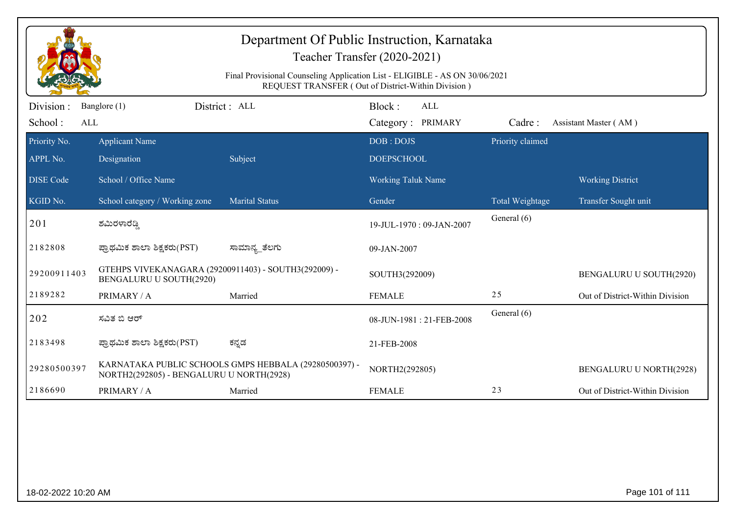# Department Of Public Instruction, Karnataka

Teacher Transfer (2020-2021)

Final Provisional Counseling Application List - ELIGIBLE - AS ON 30/06/2021
REQUEST TRANSFER ( Out of District-Within Division )

Division : Banglore (1) District : ALL Block : ALL
School : ALL Category : PRIMARY Cadre : Assistant Master ( AM )

| Priority No. / APPL No. / DISE Code / KGID No. | Applicant Name / Designation / School / Office Name / School category / Working zone | Subject / Marital Status | DOB : DOJS / DOEPSCHOOL / Working Taluk Name / Gender | Priority claimed / Total Weightage | Working District / Transfer Sought unit |
|---|---|---|---|---|---|
| 201 | ಶಮಿರಅರೆಡ್ಡಿ | | 19-JUL-1970 : 09-JAN-2007 | General (6) | |
| 2182808 | ಪ್ರಾಥಮಿಕ ಶಾಲಾ ಶಿಕ್ಷಕರು(PST) | ಸಾಮಾನ್ಯ_ತೆಲಗು | 09-JAN-2007 | | |
| 29200911403 | GTEHPS VIVEKANAGARA (29200911403) - SOUTH3(292009) - BENGALURU U SOUTH(2920) | | SOUTH3(292009) | | BENGALURU U SOUTH(2920) |
| 2189282 | PRIMARY / A | Married | FEMALE | 25 | Out of District-Within Division |
| 202 | ಸವಿತ ಬಿ ಆರ್ | | 08-JUN-1981 : 21-FEB-2008 | General (6) | |
| 2183498 | ಪ್ರಾಥಮಿಕ ಶಾಲಾ ಶಿಕ್ಷಕರು(PST) | ಕನ್ನಡ | 21-FEB-2008 | | |
| 29280500397 | KARNATAKA PUBLIC SCHOOLS GMPS HEBBALA (29280500397) - NORTH2(292805) - BENGALURU U NORTH(2928) | | NORTH2(292805) | | BENGALURU U NORTH(2928) |
| 2186690 | PRIMARY / A | Married | FEMALE | 23 | Out of District-Within Division |

18-02-2022 10:20 AM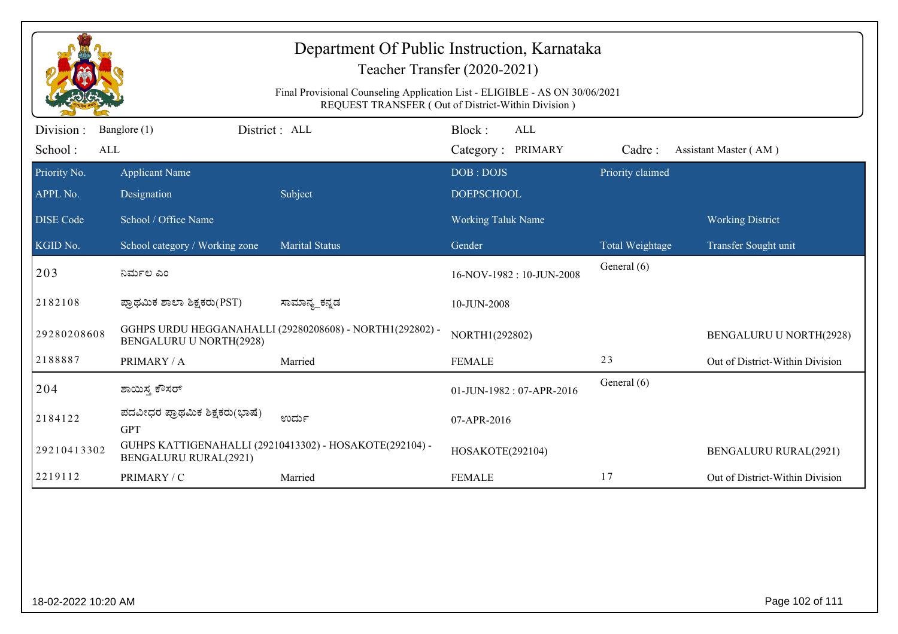# Department Of Public Instruction, Karnataka

## Teacher Transfer (2020-2021)

Final Provisional Counseling Application List - ELIGIBLE - AS ON 30/06/2021
REQUEST TRANSFER ( Out of District-Within Division )

Division : Banglore (1) District : ALL Block : ALL
School : ALL Category : PRIMARY Cadre : Assistant Master ( AM )

| Priority No. / APPL No. / DISE Code / KGID No. | Applicant Name / Designation / School / Office Name / School category / Working zone | Subject / Marital Status | DOB : DOJS / DOEPSCHOOL / Working Taluk Name / Gender | Priority claimed / Total Weightage | Working District / Transfer Sought unit |
|---|---|---|---|---|---|
| 203 | ನಿರ್ಮಲ ಎಂ | | 16-NOV-1982 : 10-JUN-2008 | General (6) | |
| 2182108 | ಪ್ರಾಥಮಿಕ ಶಾಲಾ ಶಿಕ್ಷಕರು(PST) | ಸಾಮಾನ್ಯ_ಕನ್ನಡ | 10-JUN-2008 | | |
| 29280208608 | GGHPS URDU HEGGANAHALLI (29280208608) - NORTH1(292802) - BENGALURU U NORTH(2928) | | NORTH1(292802) | | BENGALURU U NORTH(2928) |
| 2188887 | PRIMARY / A | Married | FEMALE | 23 | Out of District-Within Division |
| 204 | ಶಾಯಿಸ್ತ ಕೌಸರ್ | | 01-JUN-1982 : 07-APR-2016 | General (6) | |
| 2184122 | ಪದವೀಧರ ಪ್ರಾಥಮಿಕ ಶಿಕ್ಷಕರು(ಭಾಷೆ) GPT | ಉರ್ದು | 07-APR-2016 | | |
| 29210413302 | GUHPS KATTIGENAHALLI (29210413302) - HOSAKOTE(292104) - BENGALURU RURAL(2921) | | HOSAKOTE(292104) | | BENGALURU RURAL(2921) |
| 2219112 | PRIMARY / C | Married | FEMALE | 17 | Out of District-Within Division |

18-02-2022 10:20 AM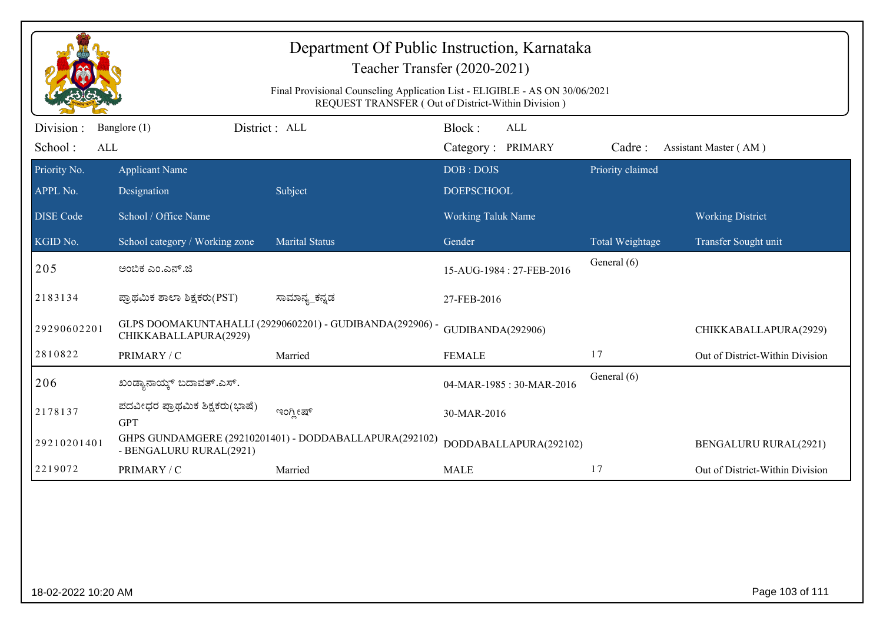# Department Of Public Instruction, Karnataka

## Teacher Transfer (2020-2021)

Final Provisional Counseling Application List - ELIGIBLE - AS ON 30/06/2021
REQUEST TRANSFER ( Out of District-Within Division )

Division : Banglore (1) | District : ALL | Block : ALL
School : ALL | Category : PRIMARY | Cadre : Assistant Master ( AM )

| Priority No. / APPL No. / DISE Code / KGID No. | Applicant Name / Designation / School / Office Name / School category / Working zone | Subject / Marital Status | DOB : DOJS / DOEPSCHOOL / Working Taluk Name / Gender | Priority claimed / Total Weightage | Working District / Transfer Sought unit |
|---|---|---|---|---|---|
| 205 | ಅಂಬಿಕ ಎಂ.ಎನ್.ಜಿ | | 15-AUG-1984 : 27-FEB-2016 | General (6) | |
| 2183134 | ಪ್ರಾಥಮಿಕ ಶಾಲಾ ಶಿಕ್ಷಕರು(PST) | ಸಾಮಾನ್ಯ_ಕನ್ನಡ | 27-FEB-2016 | | |
| 29290602201 | GLPS DOOMAKUNTAHALLI (29290602201) - GUDIBANDA(292906) - CHIKKABALLAPURA(2929) | | GUDIBANDA(292906) | | CHIKKABALLAPURA(2929) |
| 2810822 | PRIMARY / C | Married | FEMALE | 17 | Out of District-Within Division |
| 206 | ಖಂಡ್ಯಾನಾಯ್ಕ್ ಬದಾವತ್.ಎಸ್. | | 04-MAR-1985 : 30-MAR-2016 | General (6) | |
| 2178137 | ಪದವೀಧರ ಪ್ರಾಥಮಿಕ ಶಿಕ್ಷಕರು(ಭಾಷೆ) GPT | ಇಂಗ್ಲೀಷ್ | 30-MAR-2016 | | |
| 29210201401 | GHPS GUNDAMGERE (29210201401) - DODDABALLAPURA(292102) - BENGALURU RURAL(2921) | | DODDABALLAPURA(292102) | | BENGALURU RURAL(2921) |
| 2219072 | PRIMARY / C | Married | MALE | 17 | Out of District-Within Division |

18-02-2022 10:20 AM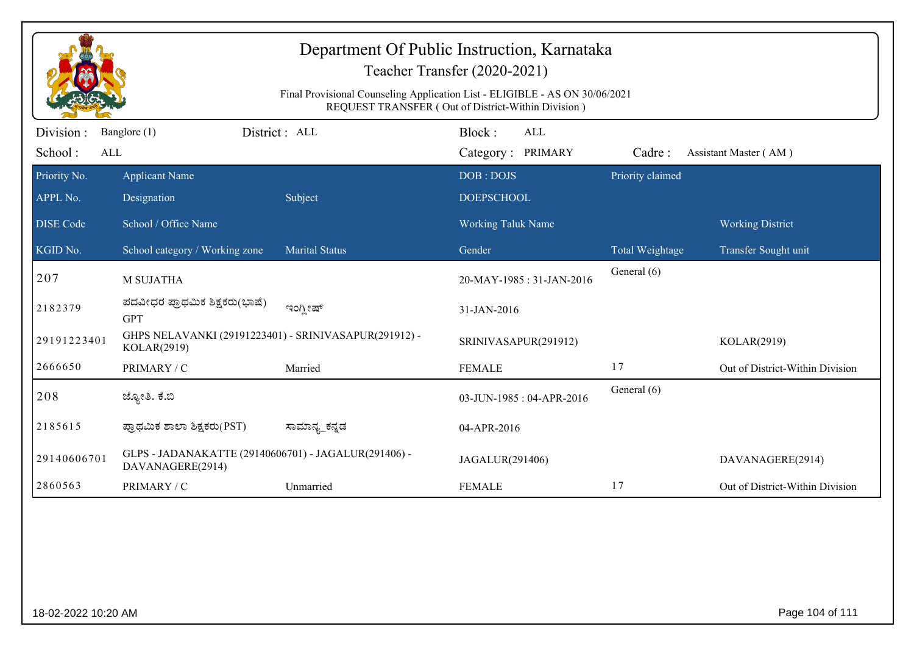# Department Of Public Instruction, Karnataka

## Teacher Transfer (2020-2021)

Final Provisional Counseling Application List - ELIGIBLE - AS ON 30/06/2021
REQUEST TRANSFER ( Out of District-Within Division )

Division : Banglore (1) District : ALL Block : ALL
School : ALL Category : PRIMARY Cadre : Assistant Master ( AM )

| Priority No. / APPL No. / DISE Code / KGID No. | Applicant Name / Designation / School / Office Name / School category / Working zone | Subject / Marital Status | DOB : DOJS / DOEPSCHOOL / Working Taluk Name / Gender | Priority claimed / Total Weightage | Working District / Transfer Sought unit |
|---|---|---|---|---|---|
| 207 | M SUJATHA | | 20-MAY-1985 : 31-JAN-2016 | General (6) | |
| 2182379 | ಪದವೀಧರ ಪ್ರಾಥಮಿಕ ಶಿಕ್ಷಕರು(ಭಾಷೆ) GPT | ಇಂಗ್ಲೀಷ್ | 31-JAN-2016 | | |
| 29191223401 | GHPS NELAVANKI (29191223401) - SRINIVASAPUR(291912) - KOLAR(2919) | | SRINIVASAPUR(291912) | | KOLAR(2919) |
| 2666650 | PRIMARY / C | Married | FEMALE | 17 | Out of District-Within Division |
| 208 | ಜ್ಯೋತಿ. ಕೆ.ಬಿ | | 03-JUN-1985 : 04-APR-2016 | General (6) | |
| 2185615 | ಪ್ರಾಥಮಿಕ ಶಾಲಾ ಶಿಕ್ಷಕರು(PST) | ಸಾಮಾನ್ಯ_ಕನ್ನಡ | 04-APR-2016 | | |
| 29140606701 | GLPS - JADANAKATTE (29140606701) - JAGALUR(291406) - DAVANAGERE(2914) | | JAGALUR(291406) | | DAVANAGERE(2914) |
| 2860563 | PRIMARY / C | Unmarried | FEMALE | 17 | Out of District-Within Division |

18-02-2022 10:20 AM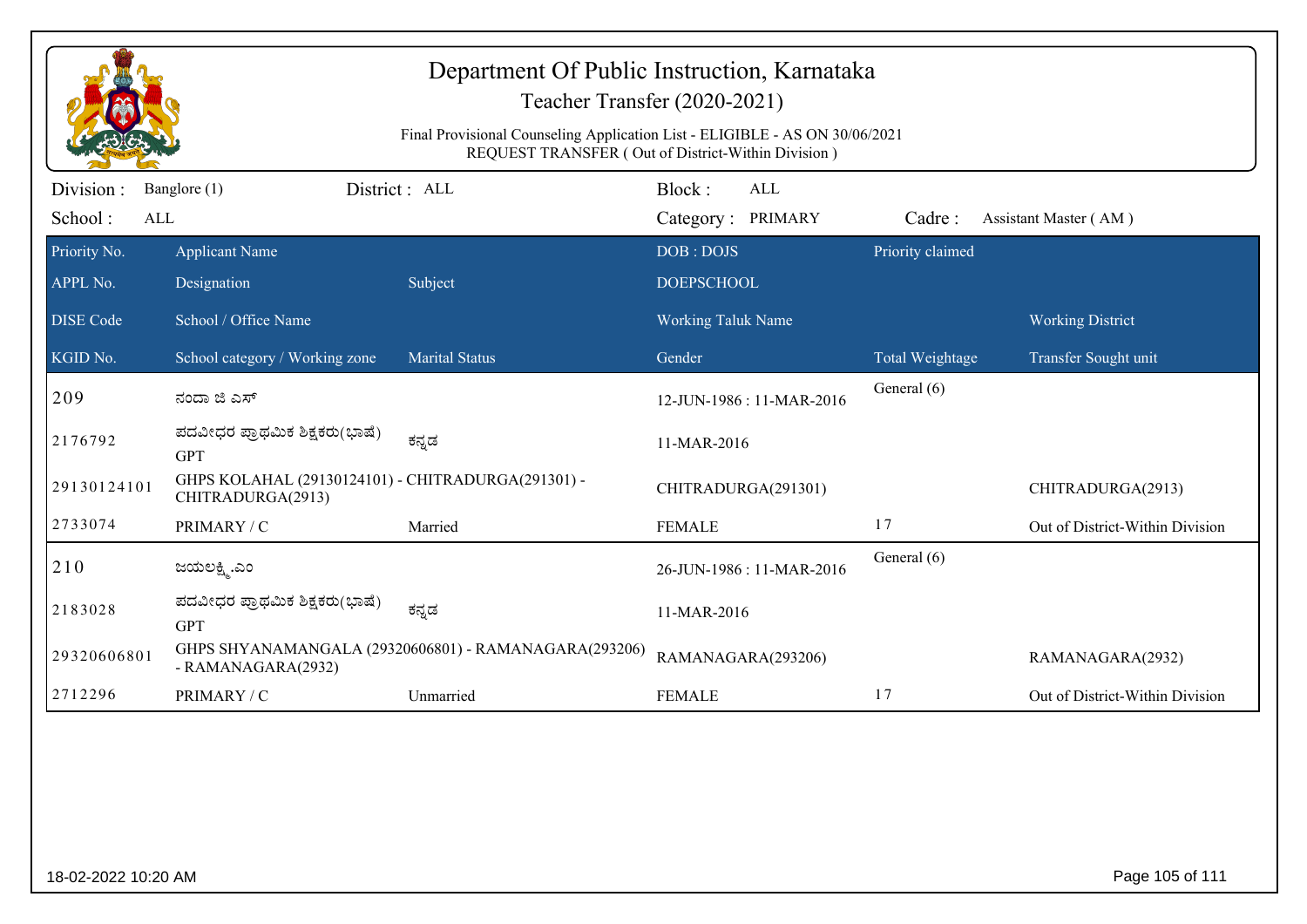# Department Of Public Instruction, Karnataka

Teacher Transfer (2020-2021)

Final Provisional Counseling Application List - ELIGIBLE - AS ON 30/06/2021
REQUEST TRANSFER ( Out of District-Within Division )

Division : Banglore (1) District : ALL Block : ALL

School : ALL Category : PRIMARY Cadre : Assistant Master ( AM )

| Priority No. | Applicant Name | | DOB : DOJS | Priority claimed | |
|---|---|---|---|---|---|
| APPL No. | Designation | Subject | DOEPSCHOOL | | |
| DISE Code | School / Office Name | | Working Taluk Name | | Working District |
| KGID No. | School category / Working zone | Marital Status | Gender | Total Weightage | Transfer Sought unit |
| 209 | ನಂದಾ ಜಿ ಎಸ್ | | 12-JUN-1986 : 11-MAR-2016 | General (6) | |
| 2176792 | ಪದವೀಧರ ಪ್ರಾಥಮಿಕ ಶಿಕ್ಷಕರು(ಭಾಷೆ) GPT | ಕನ್ನಡ | 11-MAR-2016 | | |
| 29130124101 | GHPS KOLAHAL (29130124101) - CHITRADURGA(291301) - CHITRADURGA(2913) | | CHITRADURGA(291301) | | CHITRADURGA(2913) |
| 2733074 | PRIMARY / C | Married | FEMALE | 17 | Out of District-Within Division |
| 210 | ಜಯಲಕ್ಷ್ಮಿ.ಎಂ | | 26-JUN-1986 : 11-MAR-2016 | General (6) | |
| 2183028 | ಪದವೀಧರ ಪ್ರಾಥಮಿಕ ಶಿಕ್ಷಕರು(ಭಾಷೆ) GPT | ಕನ್ನಡ | 11-MAR-2016 | | |
| 29320606801 | GHPS SHYANAMANGALA (29320606801) - RAMANAGARA(293206) - RAMANAGARA(2932) | | RAMANAGARA(293206) | | RAMANAGARA(2932) |
| 2712296 | PRIMARY / C | Unmarried | FEMALE | 17 | Out of District-Within Division |

18-02-2022 10:20 AM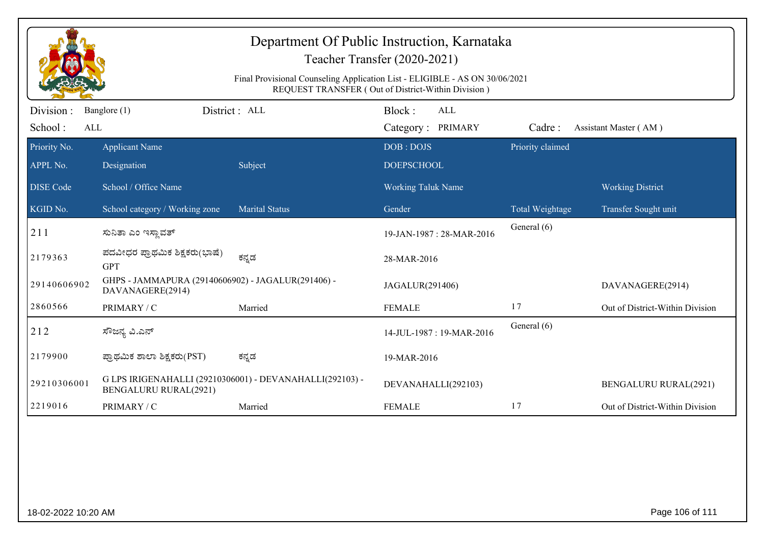# Department Of Public Instruction, Karnataka

Teacher Transfer (2020-2021)

Final Provisional Counseling Application List - ELIGIBLE - AS ON 30/06/2021
REQUEST TRANSFER ( Out of District-Within Division )

Division : Banglore (1) District : ALL Block : ALL
School : ALL Category : PRIMARY Cadre : Assistant Master ( AM )

| Priority No. / APPL No. / DISE Code / KGID No. | Applicant Name / Designation / School / Office Name / School category / Working zone | Subject / Marital Status | DOB : DOJS / DOEPSCHOOL / Working Taluk Name / Gender | Priority claimed / Total Weightage | Working District / Transfer Sought unit |
|---|---|---|---|---|---|
| 211 | ಸುನಿತಾ ಎಂ ಇಸ್ಲಾವತ್ | | 19-JAN-1987 : 28-MAR-2016 | General (6) | |
| 2179363 | ಪದವೀಧರ ಪ್ರಾಥಮಿಕ ಶಿಕ್ಷಕರು(ಭಾಷೆ) GPT | ಕನ್ನಡ | 28-MAR-2016 | | |
| 29140606902 | GHPS - JAMMAPURA (29140606902) - JAGALUR(291406) - DAVANAGERE(2914) | | JAGALUR(291406) | | DAVANAGERE(2914) |
| 2860566 | PRIMARY / C | Married | FEMALE | 17 | Out of District-Within Division |
| 212 | ಸೌಜನ್ಯ ವಿ.ಎನ್ | | 14-JUL-1987 : 19-MAR-2016 | General (6) | |
| 2179900 | ಪ್ರಾಥಮಿಕ ಶಾಲಾ ಶಿಕ್ಷಕರು(PST) | ಕನ್ನಡ | 19-MAR-2016 | | |
| 29210306001 | G LPS IRIGENAHALLI (29210306001) - DEVANAHALLI(292103) - BENGALURU RURAL(2921) | | DEVANAHALLI(292103) | | BENGALURU RURAL(2921) |
| 2219016 | PRIMARY / C | Married | FEMALE | 17 | Out of District-Within Division |

18-02-2022 10:20 AM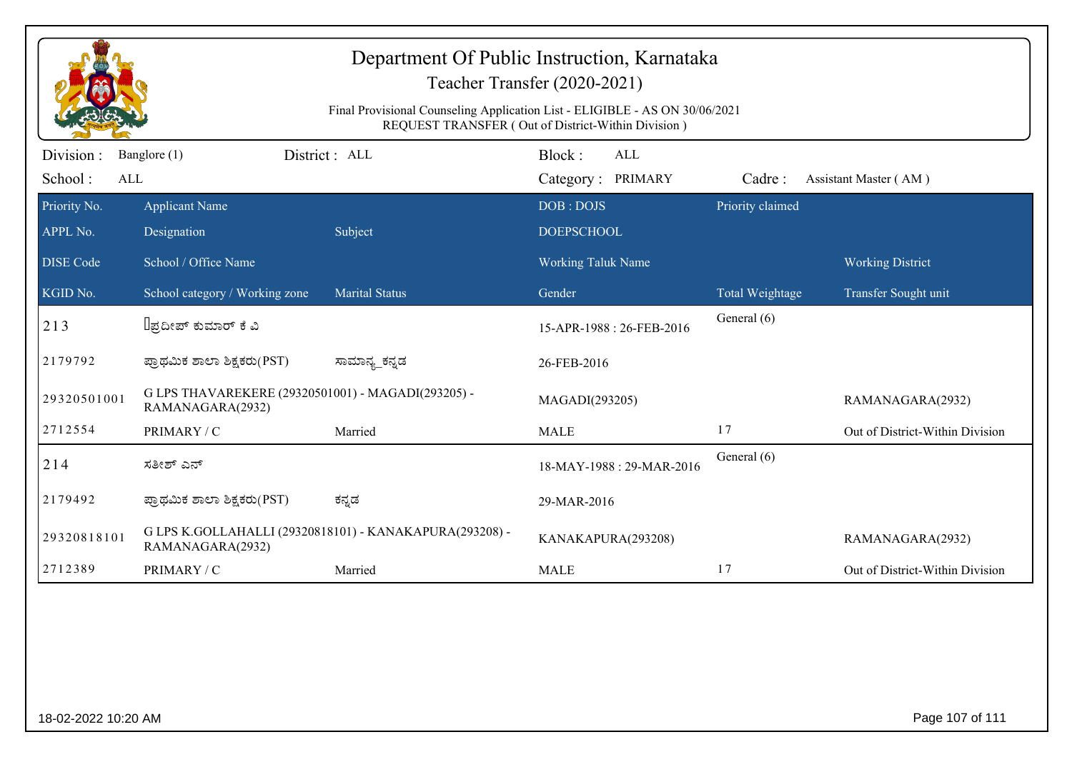# Department Of Public Instruction, Karnataka

## Teacher Transfer (2020-2021)

Final Provisional Counseling Application List - ELIGIBLE - AS ON 30/06/2021
REQUEST TRANSFER ( Out of District-Within Division )

Division : Banglore (1) District : ALL Block : ALL
School : ALL Category : PRIMARY Cadre : Assistant Master ( AM )

| Priority No. / APPL No. / DISE Code / KGID No. | Applicant Name / Designation / School / Office Name / School category / Working zone | Subject / Marital Status | DOB : DOJS / DOEPSCHOOL / Working Taluk Name / Gender | Priority claimed / Total Weightage | Working District / Transfer Sought unit |
|---|---|---|---|---|---|
| 213 | ಪ್ರದೀಪ್ ಕುಮಾರ್ ಕೆ ವಿ | | 15-APR-1988 : 26-FEB-2016 | General (6) | |
| 2179792 | ಪ್ರಾಥಮಿಕ ಶಾಲಾ ಶಿಕ್ಷಕರು(PST) | ಸಾಮಾನ್ಯ_ಕನ್ನಡ | 26-FEB-2016 | | |
| 29320501001 | G LPS THAVAREKERE (29320501001) - MAGADI(293205) - RAMANAGARA(2932) | | MAGADI(293205) | | RAMANAGARA(2932) |
| 2712554 | PRIMARY / C | Married | MALE | 17 | Out of District-Within Division |
| 214 | ಸತೀಶ್ ಎನ್ | | 18-MAY-1988 : 29-MAR-2016 | General (6) | |
| 2179492 | ಪ್ರಾಥಮಿಕ ಶಾಲಾ ಶಿಕ್ಷಕರು(PST) | ಕನ್ನಡ | 29-MAR-2016 | | |
| 29320818101 | G LPS K.GOLLAHALLI (29320818101) - KANAKAPURA(293208) - RAMANAGARA(2932) | | KANAKAPURA(293208) | | RAMANAGARA(2932) |
| 2712389 | PRIMARY / C | Married | MALE | 17 | Out of District-Within Division |

18-02-2022 10:20 AM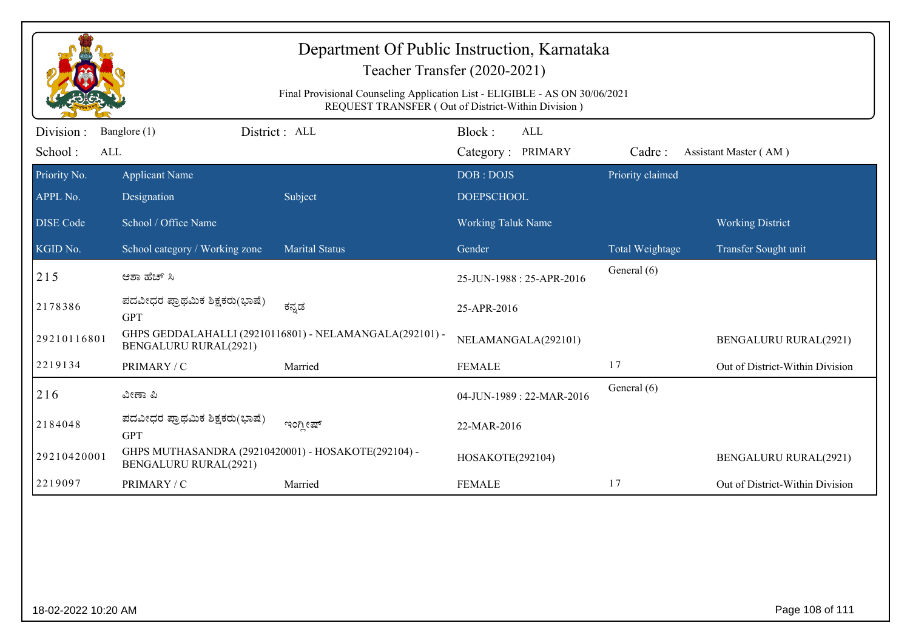# Department Of Public Instruction, Karnataka

## Teacher Transfer (2020-2021)

Final Provisional Counseling Application List - ELIGIBLE - AS ON 30/06/2021
REQUEST TRANSFER ( Out of District-Within Division )

| Division : | Banglore (1) | District : ALL | Block : ALL | | |
|---|---|---|---|---|---|
| School : | ALL | | Category : PRIMARY | Cadre : | Assistant Master ( AM ) |

| Priority No. / APPL No. / DISE Code / KGID No. | Applicant Name / Designation / School / Office Name / School category / Working zone | Subject / Marital Status | DOB : DOJS / DOEPSCHOOL / Working Taluk Name / Gender | Priority claimed / Total Weightage | Working District / Transfer Sought unit |
|---|---|---|---|---|---|
| 215 | ಆಶಾ ಹೆಚ್ ಸಿ | | 25-JUN-1988 : 25-APR-2016 | General (6) | |
| 2178386 | ಪದವೀಧರ ಪ್ರಾಥಮಿಕ ಶಿಕ್ಷಕರು(ಭಾಷೆ) GPT | ಕನ್ನಡ | 25-APR-2016 | | |
| 29210116801 | GHPS GEDDALAHALLI (29210116801) - NELAMANGALA(292101) - BENGALURU RURAL(2921) | | NELAMANGALA(292101) | | BENGALURU RURAL(2921) |
| 2219134 | PRIMARY / C | Married | FEMALE | 17 | Out of District-Within Division |
| 216 | ವೀಣಾ ಪಿ | | 04-JUN-1989 : 22-MAR-2016 | General (6) | |
| 2184048 | ಪದವೀಧರ ಪ್ರಾಥಮಿಕ ಶಿಕ್ಷಕರು(ಭಾಷೆ) GPT | ಇಂಗ್ಲೀಷ್ | 22-MAR-2016 | | |
| 29210420001 | GHPS MUTHASANDRA (29210420001) - HOSAKOTE(292104) - BENGALURU RURAL(2921) | | HOSAKOTE(292104) | | BENGALURU RURAL(2921) |
| 2219097 | PRIMARY / C | Married | FEMALE | 17 | Out of District-Within Division |

18-02-2022 10:20 AM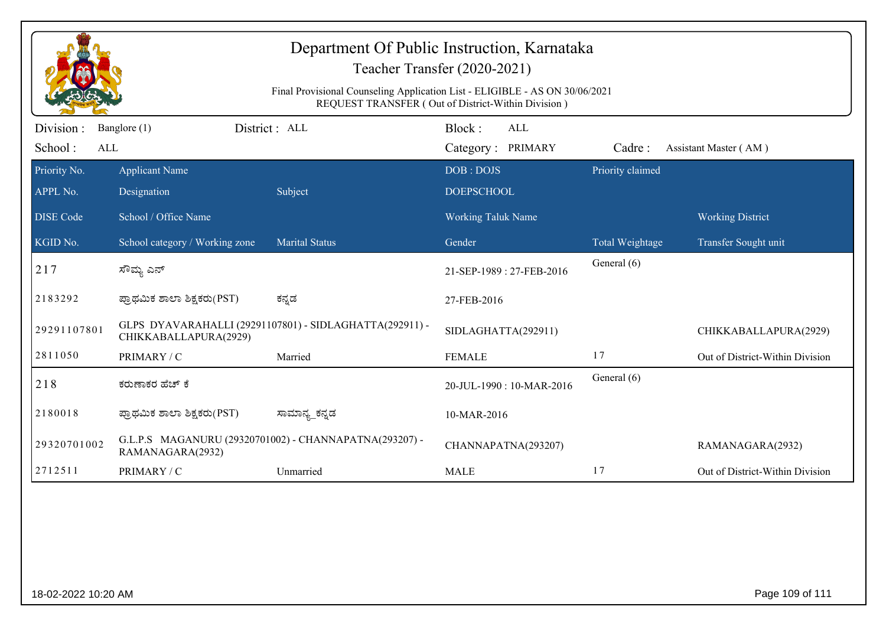# Department Of Public Instruction, Karnataka

## Teacher Transfer (2020-2021)

Final Provisional Counseling Application List - ELIGIBLE - AS ON 30/06/2021
REQUEST TRANSFER ( Out of District-Within Division )

Division : Banglore (1) District : ALL Block : ALL
School : ALL Category : PRIMARY Cadre : Assistant Master ( AM )

| Priority No. / APPL No. / DISE Code / KGID No. | Applicant Name / Designation / School / Office Name / School category / Working zone | Subject / Marital Status | DOB : DOJS / DOEPSCHOOL / Working Taluk Name / Gender | Priority claimed / Total Weightage | Working District / Transfer Sought unit |
|---|---|---|---|---|---|
| 217 | ಸೌಮ್ಯ ಎನ್ | | 21-SEP-1989 : 27-FEB-2016 | General (6) | |
| 2183292 | ಪ್ರಾಥಮಿಕ ಶಾಲಾ ಶಿಕ್ಷಕರು(PST) | ಕನ್ನಡ | 27-FEB-2016 | | |
| 29291107801 | GLPS DYAVARAHALLI (29291107801) - SIDLAGHATTA(292911) - CHIKKABALLAPURA(2929) | | SIDLAGHATTA(292911) | | CHIKKABALLAPURA(2929) |
| 2811050 | PRIMARY / C | Married | FEMALE | 17 | Out of District-Within Division |
| 218 | ಕರುಣಾಕರ ಹೆಚ್ ಕೆ | | 20-JUL-1990 : 10-MAR-2016 | General (6) | |
| 2180018 | ಪ್ರಾಥಮಿಕ ಶಾಲಾ ಶಿಕ್ಷಕರು(PST) | ಸಾಮಾನ್ಯ_ಕನ್ನಡ | 10-MAR-2016 | | |
| 29320701002 | G.L.P.S MAGANURU (29320701002) - CHANNAPATNA(293207) - RAMANAGARA(2932) | | CHANNAPATNA(293207) | | RAMANAGARA(2932) |
| 2712511 | PRIMARY / C | Unmarried | MALE | 17 | Out of District-Within Division |

18-02-2022 10:20 AM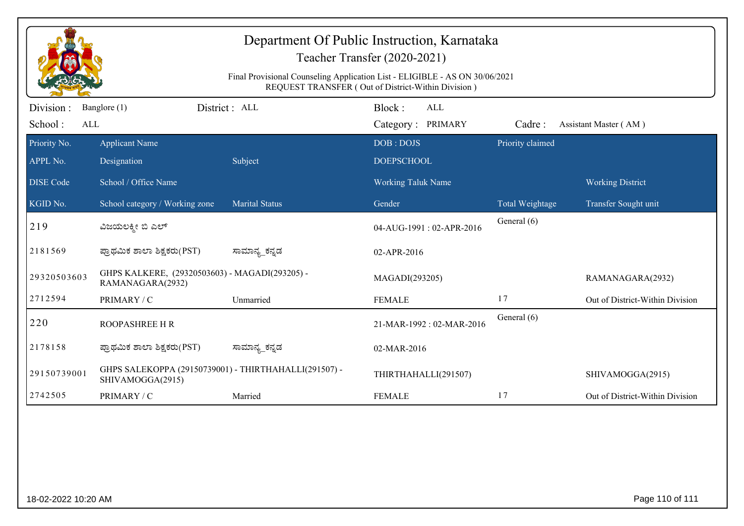# Department Of Public Instruction, Karnataka

## Teacher Transfer (2020-2021)

Final Provisional Counseling Application List - ELIGIBLE - AS ON 30/06/2021
REQUEST TRANSFER ( Out of District-Within Division )

| Division : | Banglore (1) | District : ALL | Block : ALL | | |
|---|---|---|---|---|---|
| School : | ALL | | Category : PRIMARY | Cadre : | Assistant Master ( AM ) |

| Priority No. / APPL No. / DISE Code / KGID No. | Applicant Name / Designation / School / Office Name / School category / Working zone | Subject / Marital Status | DOB : DOJS / DOEPSCHOOL / Working Taluk Name / Gender | Priority claimed / Total Weightage | Working District / Transfer Sought unit |
|---|---|---|---|---|---|
| 219 | ವಿಜಯಲಕ್ಷ್ಮೀ ಬಿ ಎಲ್ | | 04-AUG-1991 : 02-APR-2016 | General (6) | |
| 2181569 | ಪ್ರಾಥಮಿಕ ಶಾಲಾ ಶಿಕ್ಷಕರು(PST) | ಸಾಮಾನ್ಯ_ಕನ್ನಡ | 02-APR-2016 | | |
| 29320503603 | GHPS KALKERE, (29320503603) - MAGADI(293205) - RAMANAGARA(2932) | | MAGADI(293205) | | RAMANAGARA(2932) |
| 2712594 | PRIMARY / C | Unmarried | FEMALE | 17 | Out of District-Within Division |
| 220 | ROOPASHREE H R | | 21-MAR-1992 : 02-MAR-2016 | General (6) | |
| 2178158 | ಪ್ರಾಥಮಿಕ ಶಾಲಾ ಶಿಕ್ಷಕರು(PST) | ಸಾಮಾನ್ಯ_ಕನ್ನಡ | 02-MAR-2016 | | |
| 29150739001 | GHPS SALEKOPPA (29150739001) - THIRTHAHALLI(291507) - SHIVAMOGGA(2915) | | THIRTHAHALLI(291507) | | SHIVAMOGGA(2915) |
| 2742505 | PRIMARY / C | Married | FEMALE | 17 | Out of District-Within Division |

18-02-2022 10:20 AM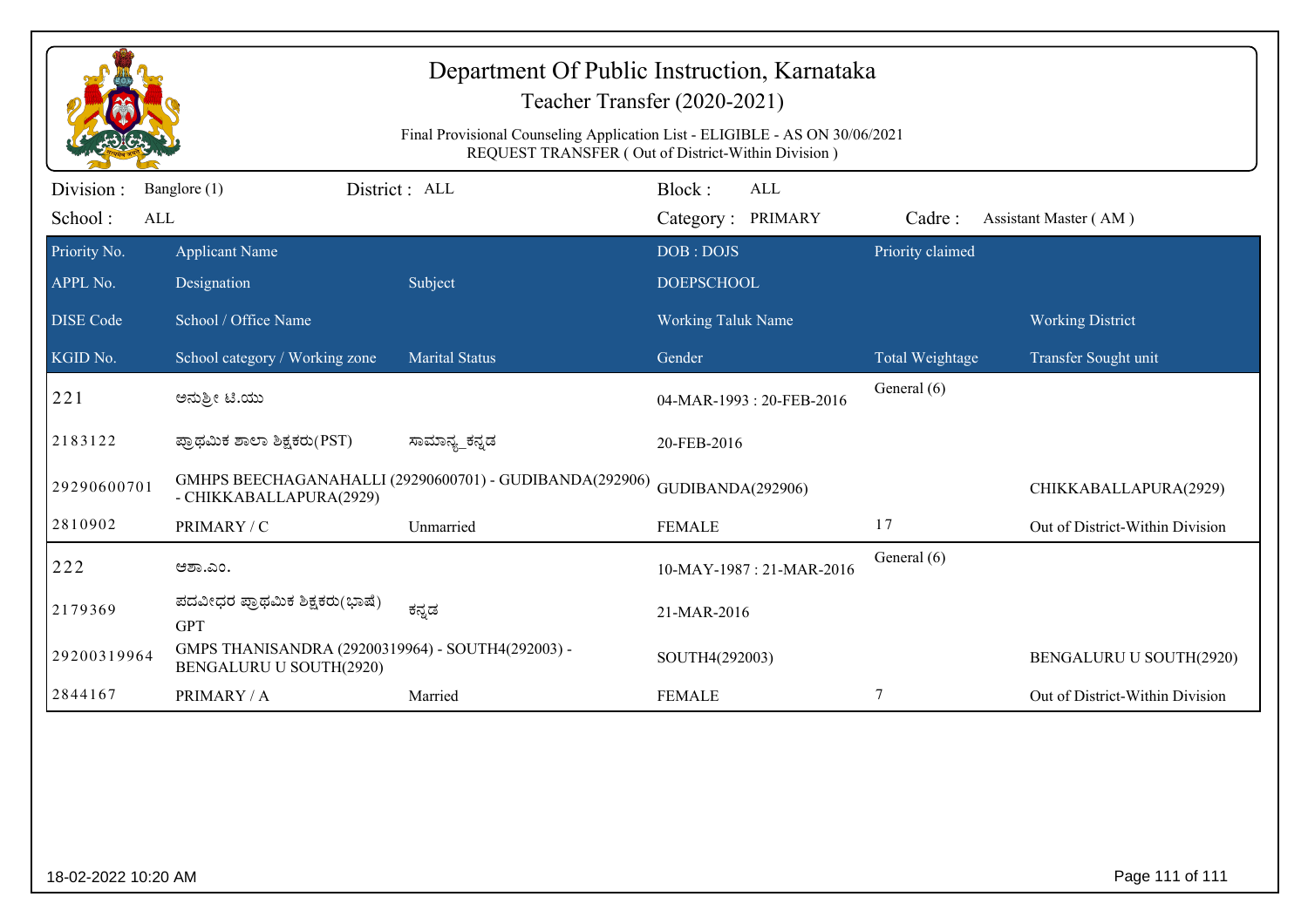# Department Of Public Instruction, Karnataka

## Teacher Transfer (2020-2021)

Final Provisional Counseling Application List - ELIGIBLE - AS ON 30/06/2021
REQUEST TRANSFER ( Out of District-Within Division )

Division : Banglore (1) District : ALL Block : ALL
School : ALL Category : PRIMARY Cadre : Assistant Master ( AM )

| Priority No. / APPL No. / DISE Code / KGID No. | Applicant Name / Designation / School / Office Name / School category / Working zone | Subject / Marital Status | DOB : DOJS / DOEPSCHOOL / Working Taluk Name / Gender | Priority claimed / Total Weightage | Working District / Transfer Sought unit |
|---|---|---|---|---|---|
| 221 | ಅನುಶ್ರೀ ಟಿ.ಯು | | 04-MAR-1993 : 20-FEB-2016 | General (6) | |
| 2183122 | ಪ್ರಾಥಮಿಕ ಶಾಲಾ ಶಿಕ್ಷಕರು(PST) | ಸಾಮಾನ್ಯ_ಕನ್ನಡ | 20-FEB-2016 | | |
| 29290600701 | GMHPS BEECHAGANAHALLI (29290600701) - GUDIBANDA(292906) - CHIKKABALLAPURA(2929) | | GUDIBANDA(292906) | | CHIKKABALLAPURA(2929) |
| 2810902 | PRIMARY / C | Unmarried | FEMALE | 17 | Out of District-Within Division |
| 222 | ಆಶಾ.ಎಂ. | | 10-MAY-1987 : 21-MAR-2016 | General (6) | |
| 2179369 | ಪದವೀಧರ ಪ್ರಾಥಮಿಕ ಶಿಕ್ಷಕರು(ಭಾಷೆ) GPT | ಕನ್ನಡ | 21-MAR-2016 | | |
| 29200319964 | GMPS THANISANDRA (29200319964) - SOUTH4(292003) - BENGALURU U SOUTH(2920) | | SOUTH4(292003) | | BENGALURU U SOUTH(2920) |
| 2844167 | PRIMARY / A | Married | FEMALE | 7 | Out of District-Within Division |

18-02-2022 10:20 AM